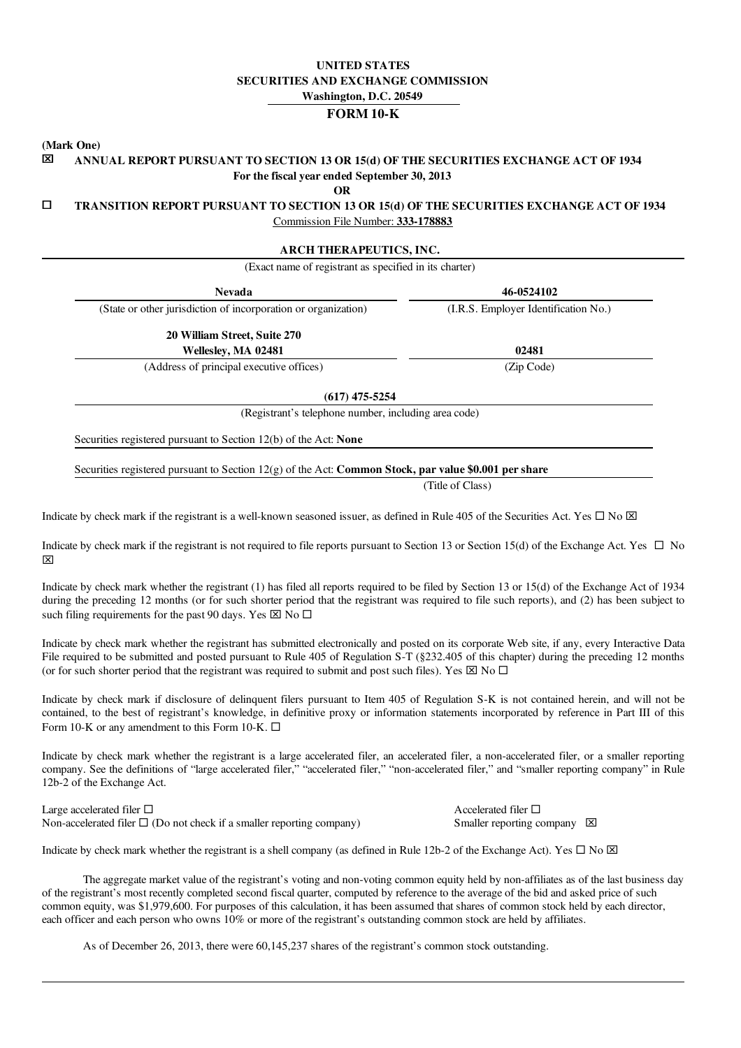**UNITED STATES**
**SECURITIES AND EXCHANGE COMMISSION**
**Washington, D.C. 20549**

# FORM 10-K

**(Mark One)**

☒ **ANNUAL REPORT PURSUANT TO SECTION 13 OR 15(d) OF THE SECURITIES EXCHANGE ACT OF 1934**
**For the fiscal year ended September 30, 2013**

**OR**

☐ **TRANSITION REPORT PURSUANT TO SECTION 13 OR 15(d) OF THE SECURITIES EXCHANGE ACT OF 1934**

Commission File Number: **333-178883**

**ARCH THERAPEUTICS, INC.**
(Exact name of registrant as specified in its charter)

| **Nevada** | **46-0524102** |
|---|---|
| (State or other jurisdiction of incorporation or organization) | (I.R.S. Employer Identification No.) |
| **20 William Street, Suite 270** **Wellesley, MA 02481** | **02481** |
| (Address of principal executive offices) | (Zip Code) |

**(617) 475-5254**
(Registrant's telephone number, including area code)

Securities registered pursuant to Section 12(b) of the Act: **None**

Securities registered pursuant to Section 12(g) of the Act: **Common Stock, par value $0.001 per share**
(Title of Class)

Indicate by check mark if the registrant is a well-known seasoned issuer, as defined in Rule 405 of the Securities Act. Yes ☐ No ☒

Indicate by check mark if the registrant is not required to file reports pursuant to Section 13 or Section 15(d) of the Exchange Act. Yes ☐ No ☒

Indicate by check mark whether the registrant (1) has filed all reports required to be filed by Section 13 or 15(d) of the Exchange Act of 1934 during the preceding 12 months (or for such shorter period that the registrant was required to file such reports), and (2) has been subject to such filing requirements for the past 90 days. Yes ☒ No ☐

Indicate by check mark whether the registrant has submitted electronically and posted on its corporate Web site, if any, every Interactive Data File required to be submitted and posted pursuant to Rule 405 of Regulation S-T (§232.405 of this chapter) during the preceding 12 months (or for such shorter period that the registrant was required to submit and post such files). Yes ☒ No ☐

Indicate by check mark if disclosure of delinquent filers pursuant to Item 405 of Regulation S-K is not contained herein, and will not be contained, to the best of registrant's knowledge, in definitive proxy or information statements incorporated by reference in Part III of this Form 10-K or any amendment to this Form 10-K. ☐

Indicate by check mark whether the registrant is a large accelerated filer, an accelerated filer, a non-accelerated filer, or a smaller reporting company. See the definitions of "large accelerated filer," "accelerated filer," "non-accelerated filer," and "smaller reporting company" in Rule 12b-2 of the Exchange Act.

| | |
|---|---|
| Large accelerated filer ☐ | Accelerated filer ☐ |
| Non-accelerated filer ☐ (Do not check if a smaller reporting company) | Smaller reporting company ☒ |

Indicate by check mark whether the registrant is a shell company (as defined in Rule 12b-2 of the Exchange Act). Yes ☐ No ☒

The aggregate market value of the registrant's voting and non-voting common equity held by non-affiliates as of the last business day of the registrant's most recently completed second fiscal quarter, computed by reference to the average of the bid and asked price of such common equity, was $1,979,600. For purposes of this calculation, it has been assumed that shares of common stock held by each director, each officer and each person who owns 10% or more of the registrant's outstanding common stock are held by affiliates.

As of December 26, 2013, there were 60,145,237 shares of the registrant's common stock outstanding.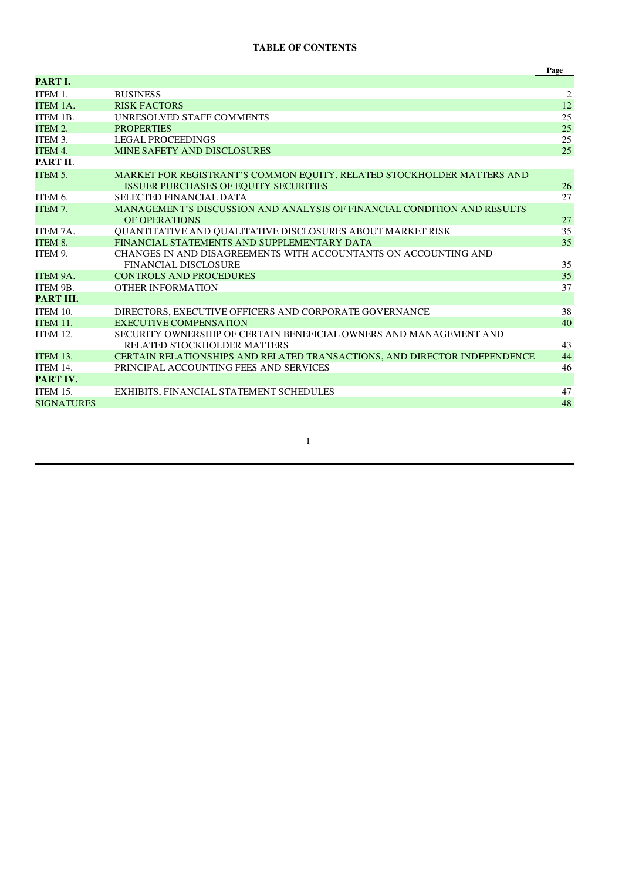**TABLE OF CONTENTS**

| | | Page |
|---|---|---|
| **PART I.** | | |
| ITEM 1. | BUSINESS | 2 |
| ITEM 1A. | RISK FACTORS | 12 |
| ITEM 1B. | UNRESOLVED STAFF COMMENTS | 25 |
| ITEM 2. | PROPERTIES | 25 |
| ITEM 3. | LEGAL PROCEEDINGS | 25 |
| ITEM 4. | MINE SAFETY AND DISCLOSURES | 25 |
| **PART II**. | | |
| ITEM 5. | MARKET FOR REGISTRANT'S COMMON EQUITY, RELATED STOCKHOLDER MATTERS AND ISSUER PURCHASES OF EQUITY SECURITIES | 26 |
| ITEM 6. | SELECTED FINANCIAL DATA | 27 |
| ITEM 7. | MANAGEMENT'S DISCUSSION AND ANALYSIS OF FINANCIAL CONDITION AND RESULTS OF OPERATIONS | 27 |
| ITEM 7A. | QUANTITATIVE AND QUALITATIVE DISCLOSURES ABOUT MARKET RISK | 35 |
| ITEM 8. | FINANCIAL STATEMENTS AND SUPPLEMENTARY DATA | 35 |
| ITEM 9. | CHANGES IN AND DISAGREEMENTS WITH ACCOUNTANTS ON ACCOUNTING AND FINANCIAL DISCLOSURE | 35 |
| ITEM 9A. | CONTROLS AND PROCEDURES | 35 |
| ITEM 9B. | OTHER INFORMATION | 37 |
| **PART III.** | | |
| ITEM 10. | DIRECTORS, EXECUTIVE OFFICERS AND CORPORATE GOVERNANCE | 38 |
| ITEM 11. | EXECUTIVE COMPENSATION | 40 |
| ITEM 12. | SECURITY OWNERSHIP OF CERTAIN BENEFICIAL OWNERS AND MANAGEMENT AND RELATED STOCKHOLDER MATTERS | 43 |
| ITEM 13. | CERTAIN RELATIONSHIPS AND RELATED TRANSACTIONS, AND DIRECTOR INDEPENDENCE | 44 |
| ITEM 14. | PRINCIPAL ACCOUNTING FEES AND SERVICES | 46 |
| **PART IV.** | | |
| ITEM 15. | EXHIBITS, FINANCIAL STATEMENT SCHEDULES | 47 |
| SIGNATURES | | 48 |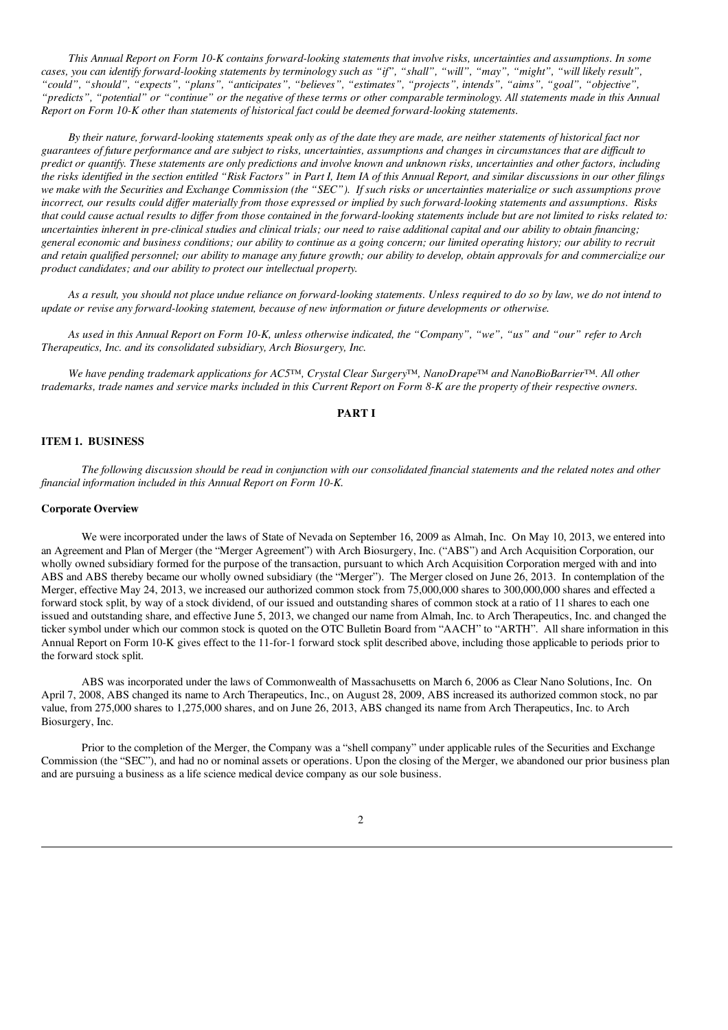*This Annual Report on Form 10-K contains forward-looking statements that involve risks, uncertainties and assumptions. In some cases, you can identify forward-looking statements by terminology such as "if", "shall", "will", "may", "might", "will likely result", "could", "should", "expects", "plans", "anticipates", "believes", "estimates", "projects", intends", "aims", "goal", "objective", "predicts", "potential" or "continue" or the negative of these terms or other comparable terminology. All statements made in this Annual Report on Form 10-K other than statements of historical fact could be deemed forward-looking statements.*

*By their nature, forward-looking statements speak only as of the date they are made, are neither statements of historical fact nor guarantees of future performance and are subject to risks, uncertainties, assumptions and changes in circumstances that are difficult to predict or quantify. These statements are only predictions and involve known and unknown risks, uncertainties and other factors, including the risks identified in the section entitled "Risk Factors" in Part I, Item IA of this Annual Report, and similar discussions in our other filings we make with the Securities and Exchange Commission (the "SEC"). If such risks or uncertainties materialize or such assumptions prove incorrect, our results could differ materially from those expressed or implied by such forward-looking statements and assumptions. Risks that could cause actual results to differ from those contained in the forward-looking statements include but are not limited to risks related to: uncertainties inherent in pre-clinical studies and clinical trials; our need to raise additional capital and our ability to obtain financing; general economic and business conditions; our ability to continue as a going concern; our limited operating history; our ability to recruit and retain qualified personnel; our ability to manage any future growth; our ability to develop, obtain approvals for and commercialize our product candidates; and our ability to protect our intellectual property.*

*As a result, you should not place undue reliance on forward-looking statements. Unless required to do so by law, we do not intend to update or revise any forward-looking statement, because of new information or future developments or otherwise.*

*As used in this Annual Report on Form 10-K, unless otherwise indicated, the "Company", "we", "us" and "our" refer to Arch Therapeutics, Inc. and its consolidated subsidiary, Arch Biosurgery, Inc.*

*We have pending trademark applications for AC5™, Crystal Clear Surgery™, NanoDrape™ and NanoBioBarrier™. All other trademarks, trade names and service marks included in this Current Report on Form 8-K are the property of their respective owners.*

## PART I

### ITEM 1. BUSINESS

*The following discussion should be read in conjunction with our consolidated financial statements and the related notes and other financial information included in this Annual Report on Form 10-K.*

#### Corporate Overview

We were incorporated under the laws of State of Nevada on September 16, 2009 as Almah, Inc. On May 10, 2013, we entered into an Agreement and Plan of Merger (the "Merger Agreement") with Arch Biosurgery, Inc. ("ABS") and Arch Acquisition Corporation, our wholly owned subsidiary formed for the purpose of the transaction, pursuant to which Arch Acquisition Corporation merged with and into ABS and ABS thereby became our wholly owned subsidiary (the "Merger"). The Merger closed on June 26, 2013. In contemplation of the Merger, effective May 24, 2013, we increased our authorized common stock from 75,000,000 shares to 300,000,000 shares and effected a forward stock split, by way of a stock dividend, of our issued and outstanding shares of common stock at a ratio of 11 shares to each one issued and outstanding share, and effective June 5, 2013, we changed our name from Almah, Inc. to Arch Therapeutics, Inc. and changed the ticker symbol under which our common stock is quoted on the OTC Bulletin Board from "AACH" to "ARTH". All share information in this Annual Report on Form 10-K gives effect to the 11-for-1 forward stock split described above, including those applicable to periods prior to the forward stock split.

ABS was incorporated under the laws of Commonwealth of Massachusetts on March 6, 2006 as Clear Nano Solutions, Inc. On April 7, 2008, ABS changed its name to Arch Therapeutics, Inc., on August 28, 2009, ABS increased its authorized common stock, no par value, from 275,000 shares to 1,275,000 shares, and on June 26, 2013, ABS changed its name from Arch Therapeutics, Inc. to Arch Biosurgery, Inc.

Prior to the completion of the Merger, the Company was a "shell company" under applicable rules of the Securities and Exchange Commission (the "SEC"), and had no or nominal assets or operations. Upon the closing of the Merger, we abandoned our prior business plan and are pursuing a business as a life science medical device company as our sole business.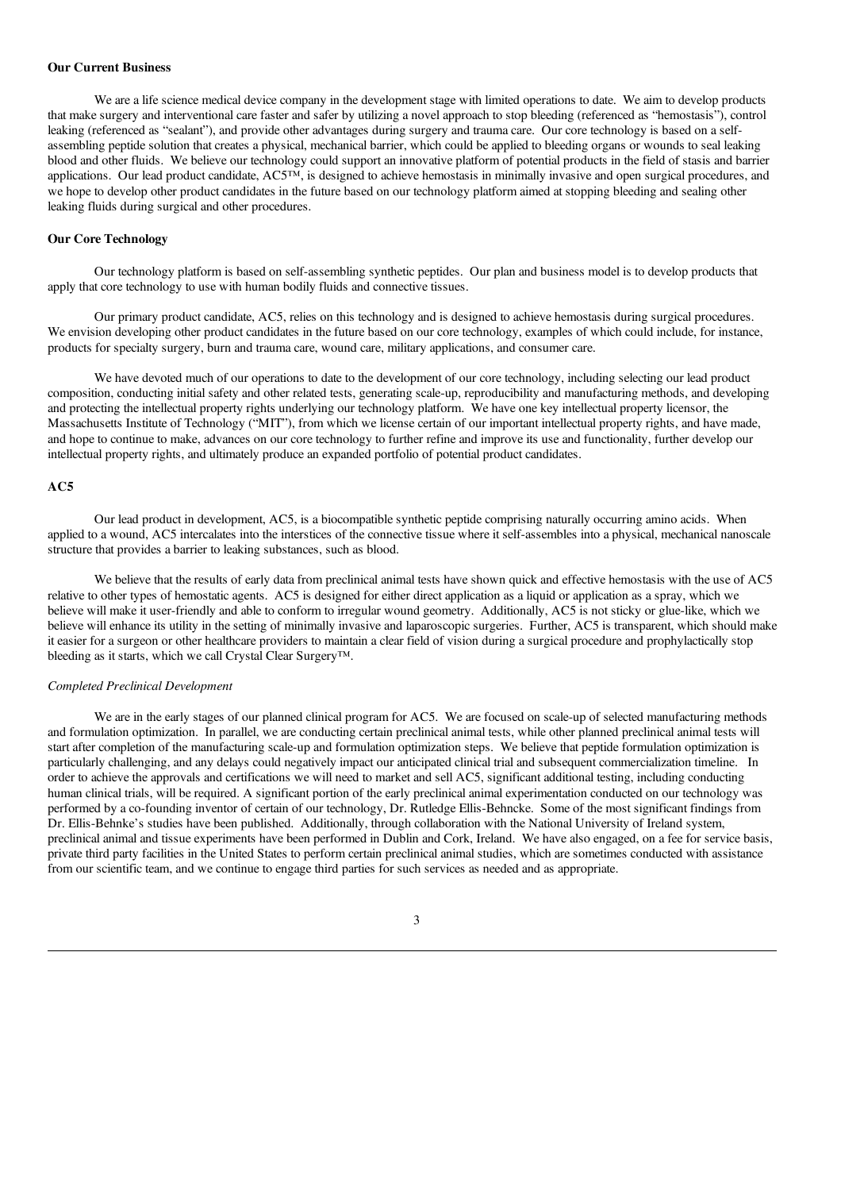**Our Current Business**

We are a life science medical device company in the development stage with limited operations to date. We aim to develop products that make surgery and interventional care faster and safer by utilizing a novel approach to stop bleeding (referenced as "hemostasis"), control leaking (referenced as "sealant"), and provide other advantages during surgery and trauma care. Our core technology is based on a self-assembling peptide solution that creates a physical, mechanical barrier, which could be applied to bleeding organs or wounds to seal leaking blood and other fluids. We believe our technology could support an innovative platform of potential products in the field of stasis and barrier applications. Our lead product candidate, AC5™, is designed to achieve hemostasis in minimally invasive and open surgical procedures, and we hope to develop other product candidates in the future based on our technology platform aimed at stopping bleeding and sealing other leaking fluids during surgical and other procedures.

**Our Core Technology**

Our technology platform is based on self-assembling synthetic peptides. Our plan and business model is to develop products that apply that core technology to use with human bodily fluids and connective tissues.

Our primary product candidate, AC5, relies on this technology and is designed to achieve hemostasis during surgical procedures. We envision developing other product candidates in the future based on our core technology, examples of which could include, for instance, products for specialty surgery, burn and trauma care, wound care, military applications, and consumer care.

We have devoted much of our operations to date to the development of our core technology, including selecting our lead product composition, conducting initial safety and other related tests, generating scale-up, reproducibility and manufacturing methods, and developing and protecting the intellectual property rights underlying our technology platform. We have one key intellectual property licensor, the Massachusetts Institute of Technology ("MIT"), from which we license certain of our important intellectual property rights, and have made, and hope to continue to make, advances on our core technology to further refine and improve its use and functionality, further develop our intellectual property rights, and ultimately produce an expanded portfolio of potential product candidates.

**AC5**

Our lead product in development, AC5, is a biocompatible synthetic peptide comprising naturally occurring amino acids. When applied to a wound, AC5 intercalates into the interstices of the connective tissue where it self-assembles into a physical, mechanical nanoscale structure that provides a barrier to leaking substances, such as blood.

We believe that the results of early data from preclinical animal tests have shown quick and effective hemostasis with the use of AC5 relative to other types of hemostatic agents. AC5 is designed for either direct application as a liquid or application as a spray, which we believe will make it user-friendly and able to conform to irregular wound geometry. Additionally, AC5 is not sticky or glue-like, which we believe will enhance its utility in the setting of minimally invasive and laparoscopic surgeries. Further, AC5 is transparent, which should make it easier for a surgeon or other healthcare providers to maintain a clear field of vision during a surgical procedure and prophylactically stop bleeding as it starts, which we call Crystal Clear Surgery™.

*Completed Preclinical Development*

We are in the early stages of our planned clinical program for AC5. We are focused on scale-up of selected manufacturing methods and formulation optimization. In parallel, we are conducting certain preclinical animal tests, while other planned preclinical animal tests will start after completion of the manufacturing scale-up and formulation optimization steps. We believe that peptide formulation optimization is particularly challenging, and any delays could negatively impact our anticipated clinical trial and subsequent commercialization timeline. In order to achieve the approvals and certifications we will need to market and sell AC5, significant additional testing, including conducting human clinical trials, will be required. A significant portion of the early preclinical animal experimentation conducted on our technology was performed by a co-founding inventor of certain of our technology, Dr. Rutledge Ellis-Behnke. Some of the most significant findings from Dr. Ellis-Behnke's studies have been published. Additionally, through collaboration with the National University of Ireland system, preclinical animal and tissue experiments have been performed in Dublin and Cork, Ireland. We have also engaged, on a fee for service basis, private third party facilities in the United States to perform certain preclinical animal studies, which are sometimes conducted with assistance from our scientific team, and we continue to engage third parties for such services as needed and as appropriate.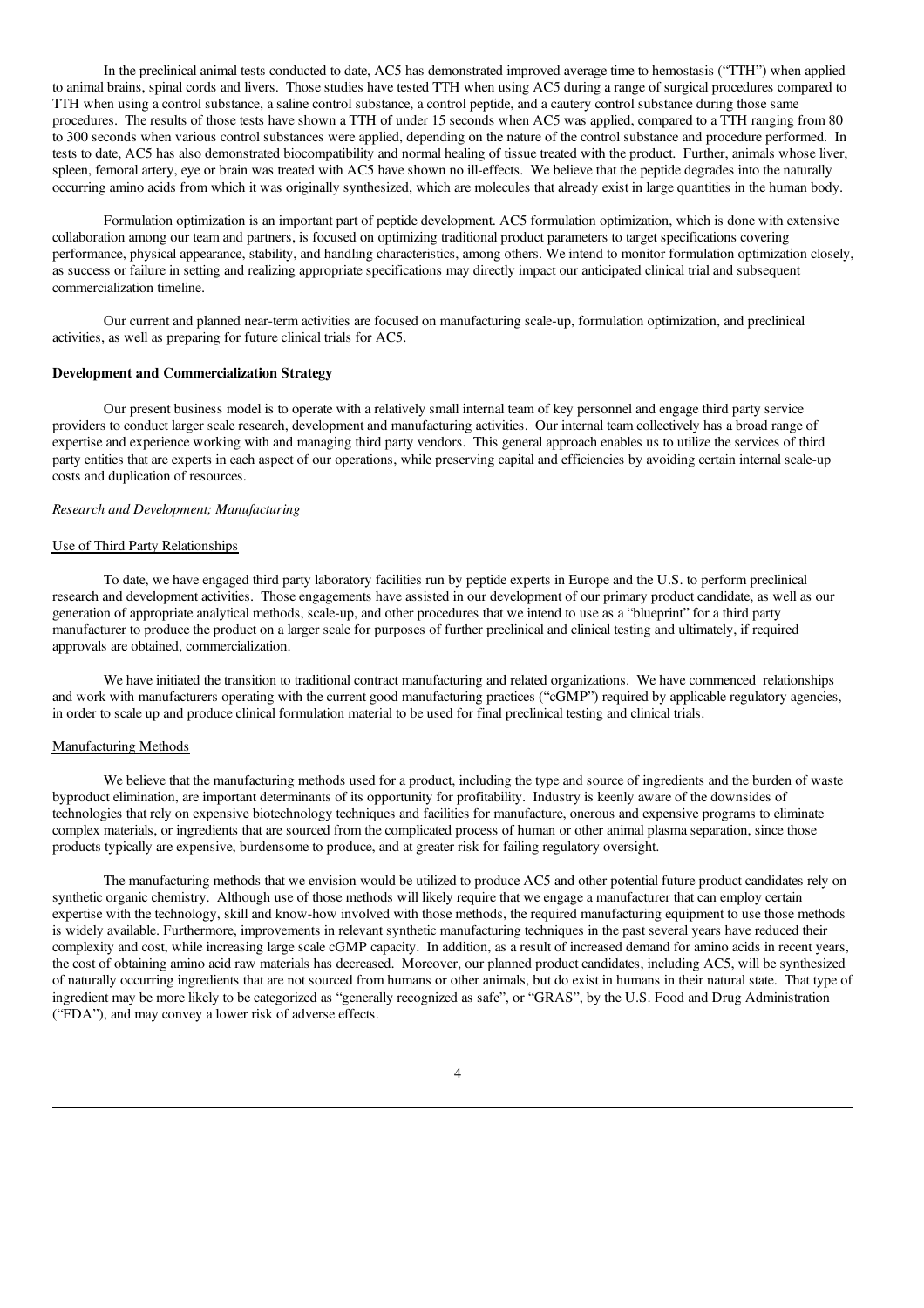In the preclinical animal tests conducted to date, AC5 has demonstrated improved average time to hemostasis ("TTH") when applied to animal brains, spinal cords and livers. Those studies have tested TTH when using AC5 during a range of surgical procedures compared to TTH when using a control substance, a saline control substance, a control peptide, and a cautery control substance during those same procedures. The results of those tests have shown a TTH of under 15 seconds when AC5 was applied, compared to a TTH ranging from 80 to 300 seconds when various control substances were applied, depending on the nature of the control substance and procedure performed. In tests to date, AC5 has also demonstrated biocompatibility and normal healing of tissue treated with the product. Further, animals whose liver, spleen, femoral artery, eye or brain was treated with AC5 have shown no ill-effects. We believe that the peptide degrades into the naturally occurring amino acids from which it was originally synthesized, which are molecules that already exist in large quantities in the human body.

Formulation optimization is an important part of peptide development. AC5 formulation optimization, which is done with extensive collaboration among our team and partners, is focused on optimizing traditional product parameters to target specifications covering performance, physical appearance, stability, and handling characteristics, among others. We intend to monitor formulation optimization closely, as success or failure in setting and realizing appropriate specifications may directly impact our anticipated clinical trial and subsequent commercialization timeline.

Our current and planned near-term activities are focused on manufacturing scale-up, formulation optimization, and preclinical activities, as well as preparing for future clinical trials for AC5.

**Development and Commercialization Strategy**

Our present business model is to operate with a relatively small internal team of key personnel and engage third party service providers to conduct larger scale research, development and manufacturing activities. Our internal team collectively has a broad range of expertise and experience working with and managing third party vendors. This general approach enables us to utilize the services of third party entities that are experts in each aspect of our operations, while preserving capital and efficiencies by avoiding certain internal scale-up costs and duplication of resources.

*Research and Development; Manufacturing*

Use of Third Party Relationships

To date, we have engaged third party laboratory facilities run by peptide experts in Europe and the U.S. to perform preclinical research and development activities. Those engagements have assisted in our development of our primary product candidate, as well as our generation of appropriate analytical methods, scale-up, and other procedures that we intend to use as a "blueprint" for a third party manufacturer to produce the product on a larger scale for purposes of further preclinical and clinical testing and ultimately, if required approvals are obtained, commercialization.

We have initiated the transition to traditional contract manufacturing and related organizations. We have commenced relationships and work with manufacturers operating with the current good manufacturing practices ("cGMP") required by applicable regulatory agencies, in order to scale up and produce clinical formulation material to be used for final preclinical testing and clinical trials.

Manufacturing Methods

We believe that the manufacturing methods used for a product, including the type and source of ingredients and the burden of waste byproduct elimination, are important determinants of its opportunity for profitability. Industry is keenly aware of the downsides of technologies that rely on expensive biotechnology techniques and facilities for manufacture, onerous and expensive programs to eliminate complex materials, or ingredients that are sourced from the complicated process of human or other animal plasma separation, since those products typically are expensive, burdensome to produce, and at greater risk for failing regulatory oversight.

The manufacturing methods that we envision would be utilized to produce AC5 and other potential future product candidates rely on synthetic organic chemistry. Although use of those methods will likely require that we engage a manufacturer that can employ certain expertise with the technology, skill and know-how involved with those methods, the required manufacturing equipment to use those methods is widely available. Furthermore, improvements in relevant synthetic manufacturing techniques in the past several years have reduced their complexity and cost, while increasing large scale cGMP capacity. In addition, as a result of increased demand for amino acids in recent years, the cost of obtaining amino acid raw materials has decreased. Moreover, our planned product candidates, including AC5, will be synthesized of naturally occurring ingredients that are not sourced from humans or other animals, but do exist in humans in their natural state. That type of ingredient may be more likely to be categorized as "generally recognized as safe", or "GRAS", by the U.S. Food and Drug Administration ("FDA"), and may convey a lower risk of adverse effects.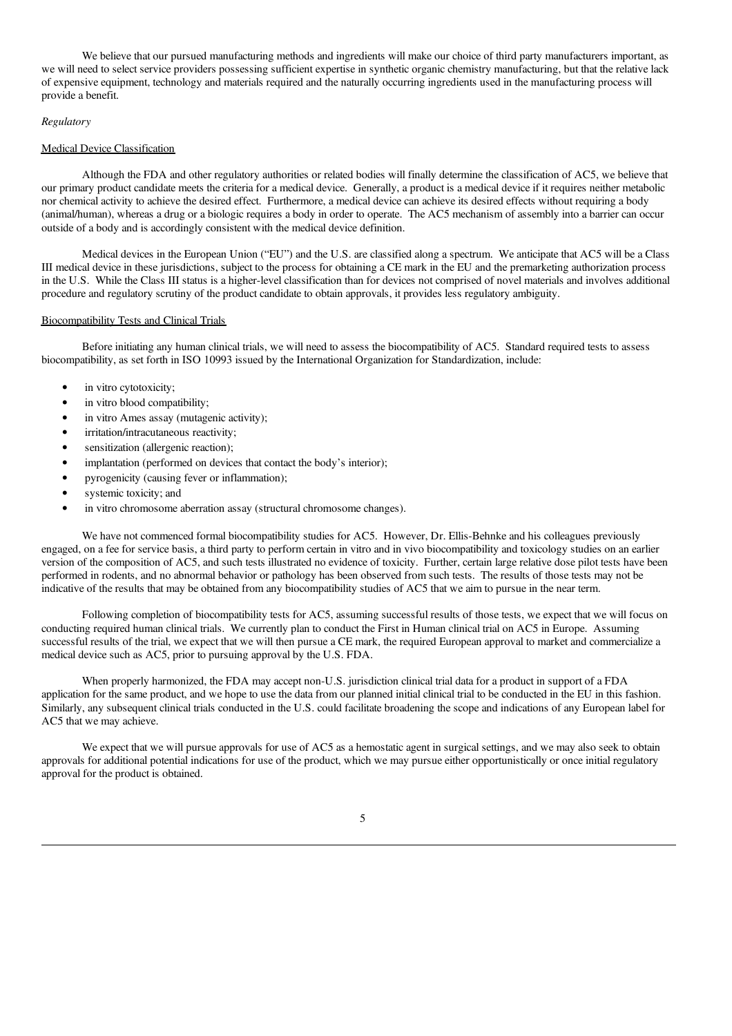We believe that our pursued manufacturing methods and ingredients will make our choice of third party manufacturers important, as we will need to select service providers possessing sufficient expertise in synthetic organic chemistry manufacturing, but that the relative lack of expensive equipment, technology and materials required and the naturally occurring ingredients used in the manufacturing process will provide a benefit.

*Regulatory*

<u>Medical Device Classification</u>

Although the FDA and other regulatory authorities or related bodies will finally determine the classification of AC5, we believe that our primary product candidate meets the criteria for a medical device. Generally, a product is a medical device if it requires neither metabolic nor chemical activity to achieve the desired effect. Furthermore, a medical device can achieve its desired effects without requiring a body (animal/human), whereas a drug or a biologic requires a body in order to operate. The AC5 mechanism of assembly into a barrier can occur outside of a body and is accordingly consistent with the medical device definition.

Medical devices in the European Union ("EU") and the U.S. are classified along a spectrum. We anticipate that AC5 will be a Class III medical device in these jurisdictions, subject to the process for obtaining a CE mark in the EU and the premarketing authorization process in the U.S. While the Class III status is a higher-level classification than for devices not comprised of novel materials and involves additional procedure and regulatory scrutiny of the product candidate to obtain approvals, it provides less regulatory ambiguity.

<u>Biocompatibility Tests and Clinical Trials</u>

Before initiating any human clinical trials, we will need to assess the biocompatibility of AC5. Standard required tests to assess biocompatibility, as set forth in ISO 10993 issued by the International Organization for Standardization, include:

- in vitro cytotoxicity;
- in vitro blood compatibility;
- in vitro Ames assay (mutagenic activity);
- irritation/intracutaneous reactivity;
- sensitization (allergenic reaction);
- implantation (performed on devices that contact the body's interior);
- pyrogenicity (causing fever or inflammation);
- systemic toxicity; and
- in vitro chromosome aberration assay (structural chromosome changes).

We have not commenced formal biocompatibility studies for AC5. However, Dr. Ellis-Behnke and his colleagues previously engaged, on a fee for service basis, a third party to perform certain in vitro and in vivo biocompatibility and toxicology studies on an earlier version of the composition of AC5, and such tests illustrated no evidence of toxicity. Further, certain large relative dose pilot tests have been performed in rodents, and no abnormal behavior or pathology has been observed from such tests. The results of those tests may not be indicative of the results that may be obtained from any biocompatibility studies of AC5 that we aim to pursue in the near term.

Following completion of biocompatibility tests for AC5, assuming successful results of those tests, we expect that we will focus on conducting required human clinical trials. We currently plan to conduct the First in Human clinical trial on AC5 in Europe. Assuming successful results of the trial, we expect that we will then pursue a CE mark, the required European approval to market and commercialize a medical device such as AC5, prior to pursuing approval by the U.S. FDA.

When properly harmonized, the FDA may accept non-U.S. jurisdiction clinical trial data for a product in support of a FDA application for the same product, and we hope to use the data from our planned initial clinical trial to be conducted in the EU in this fashion. Similarly, any subsequent clinical trials conducted in the U.S. could facilitate broadening the scope and indications of any European label for AC5 that we may achieve.

We expect that we will pursue approvals for use of AC5 as a hemostatic agent in surgical settings, and we may also seek to obtain approvals for additional potential indications for use of the product, which we may pursue either opportunistically or once initial regulatory approval for the product is obtained.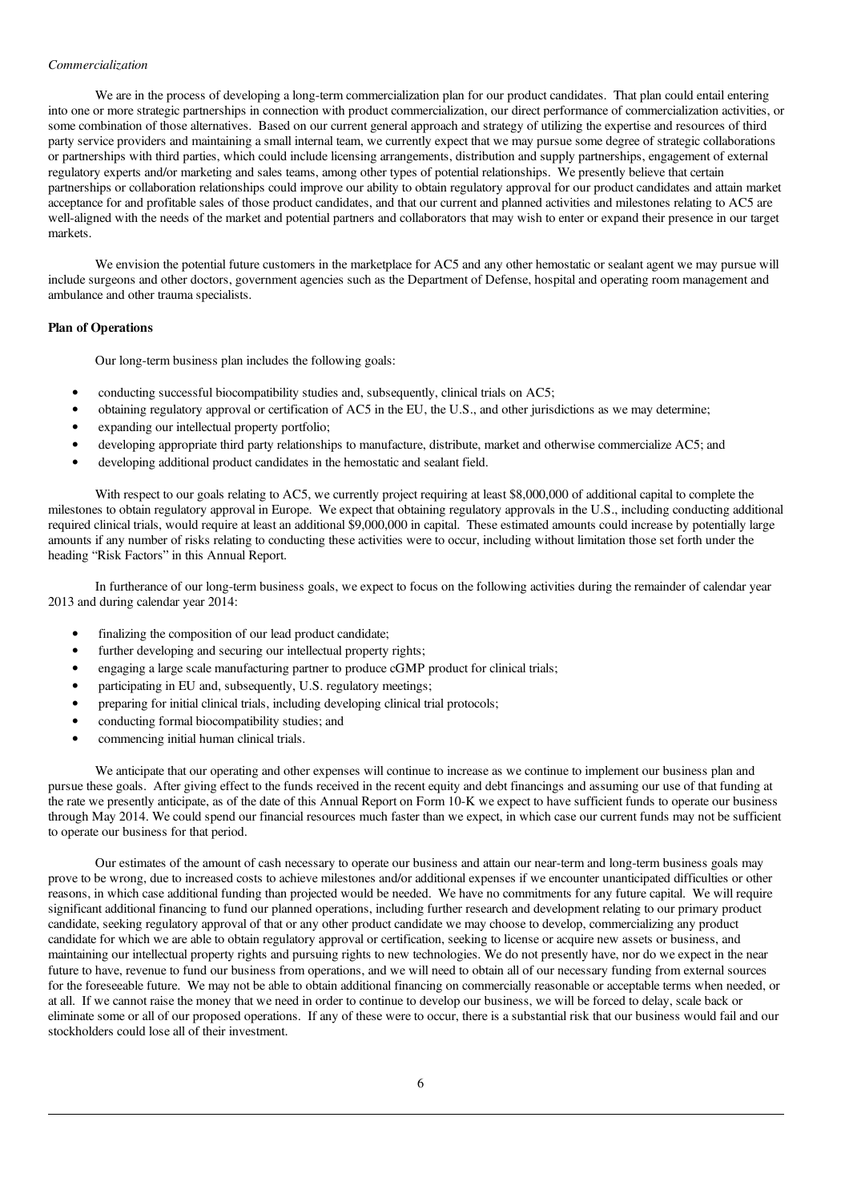*Commercialization*

We are in the process of developing a long-term commercialization plan for our product candidates. That plan could entail entering into one or more strategic partnerships in connection with product commercialization, our direct performance of commercialization activities, or some combination of those alternatives. Based on our current general approach and strategy of utilizing the expertise and resources of third party service providers and maintaining a small internal team, we currently expect that we may pursue some degree of strategic collaborations or partnerships with third parties, which could include licensing arrangements, distribution and supply partnerships, engagement of external regulatory experts and/or marketing and sales teams, among other types of potential relationships. We presently believe that certain partnerships or collaboration relationships could improve our ability to obtain regulatory approval for our product candidates and attain market acceptance for and profitable sales of those product candidates, and that our current and planned activities and milestones relating to AC5 are well-aligned with the needs of the market and potential partners and collaborators that may wish to enter or expand their presence in our target markets.

We envision the potential future customers in the marketplace for AC5 and any other hemostatic or sealant agent we may pursue will include surgeons and other doctors, government agencies such as the Department of Defense, hospital and operating room management and ambulance and other trauma specialists.

**Plan of Operations**

Our long-term business plan includes the following goals:

- conducting successful biocompatibility studies and, subsequently, clinical trials on AC5;
- obtaining regulatory approval or certification of AC5 in the EU, the U.S., and other jurisdictions as we may determine;
- expanding our intellectual property portfolio;
- developing appropriate third party relationships to manufacture, distribute, market and otherwise commercialize AC5; and
- developing additional product candidates in the hemostatic and sealant field.

With respect to our goals relating to AC5, we currently project requiring at least $8,000,000 of additional capital to complete the milestones to obtain regulatory approval in Europe. We expect that obtaining regulatory approvals in the U.S., including conducting additional required clinical trials, would require at least an additional $9,000,000 in capital. These estimated amounts could increase by potentially large amounts if any number of risks relating to conducting these activities were to occur, including without limitation those set forth under the heading "Risk Factors" in this Annual Report.

In furtherance of our long-term business goals, we expect to focus on the following activities during the remainder of calendar year 2013 and during calendar year 2014:

- finalizing the composition of our lead product candidate;
- further developing and securing our intellectual property rights;
- engaging a large scale manufacturing partner to produce cGMP product for clinical trials;
- participating in EU and, subsequently, U.S. regulatory meetings;
- preparing for initial clinical trials, including developing clinical trial protocols;
- conducting formal biocompatibility studies; and
- commencing initial human clinical trials.

We anticipate that our operating and other expenses will continue to increase as we continue to implement our business plan and pursue these goals. After giving effect to the funds received in the recent equity and debt financings and assuming our use of that funding at the rate we presently anticipate, as of the date of this Annual Report on Form 10-K we expect to have sufficient funds to operate our business through May 2014. We could spend our financial resources much faster than we expect, in which case our current funds may not be sufficient to operate our business for that period.

Our estimates of the amount of cash necessary to operate our business and attain our near-term and long-term business goals may prove to be wrong, due to increased costs to achieve milestones and/or additional expenses if we encounter unanticipated difficulties or other reasons, in which case additional funding than projected would be needed. We have no commitments for any future capital. We will require significant additional financing to fund our planned operations, including further research and development relating to our primary product candidate, seeking regulatory approval of that or any other product candidate we may choose to develop, commercializing any product candidate for which we are able to obtain regulatory approval or certification, seeking to license or acquire new assets or business, and maintaining our intellectual property rights and pursuing rights to new technologies. We do not presently have, nor do we expect in the near future to have, revenue to fund our business from operations, and we will need to obtain all of our necessary funding from external sources for the foreseeable future. We may not be able to obtain additional financing on commercially reasonable or acceptable terms when needed, or at all. If we cannot raise the money that we need in order to continue to develop our business, we will be forced to delay, scale back or eliminate some or all of our proposed operations. If any of these were to occur, there is a substantial risk that our business would fail and our stockholders could lose all of their investment.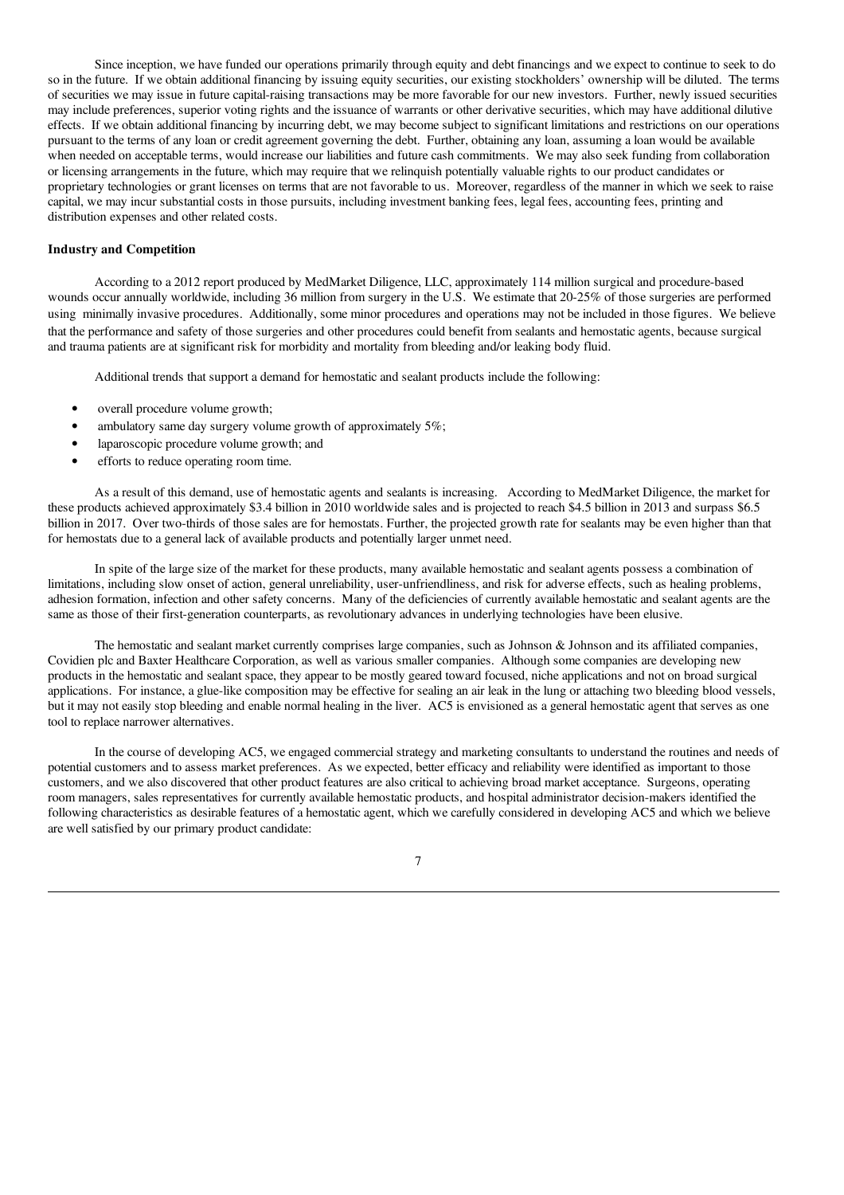Since inception, we have funded our operations primarily through equity and debt financings and we expect to continue to seek to do so in the future. If we obtain additional financing by issuing equity securities, our existing stockholders' ownership will be diluted. The terms of securities we may issue in future capital-raising transactions may be more favorable for our new investors. Further, newly issued securities may include preferences, superior voting rights and the issuance of warrants or other derivative securities, which may have additional dilutive effects. If we obtain additional financing by incurring debt, we may become subject to significant limitations and restrictions on our operations pursuant to the terms of any loan or credit agreement governing the debt. Further, obtaining any loan, assuming a loan would be available when needed on acceptable terms, would increase our liabilities and future cash commitments. We may also seek funding from collaboration or licensing arrangements in the future, which may require that we relinquish potentially valuable rights to our product candidates or proprietary technologies or grant licenses on terms that are not favorable to us. Moreover, regardless of the manner in which we seek to raise capital, we may incur substantial costs in those pursuits, including investment banking fees, legal fees, accounting fees, printing and distribution expenses and other related costs.

**Industry and Competition**

According to a 2012 report produced by MedMarket Diligence, LLC, approximately 114 million surgical and procedure-based wounds occur annually worldwide, including 36 million from surgery in the U.S. We estimate that 20-25% of those surgeries are performed using minimally invasive procedures. Additionally, some minor procedures and operations may not be included in those figures. We believe that the performance and safety of those surgeries and other procedures could benefit from sealants and hemostatic agents, because surgical and trauma patients are at significant risk for morbidity and mortality from bleeding and/or leaking body fluid.

Additional trends that support a demand for hemostatic and sealant products include the following:

- overall procedure volume growth;
- ambulatory same day surgery volume growth of approximately 5%;
- laparoscopic procedure volume growth; and
- efforts to reduce operating room time.

As a result of this demand, use of hemostatic agents and sealants is increasing. According to MedMarket Diligence, the market for these products achieved approximately $3.4 billion in 2010 worldwide sales and is projected to reach $4.5 billion in 2013 and surpass $6.5 billion in 2017. Over two-thirds of those sales are for hemostats. Further, the projected growth rate for sealants may be even higher than that for hemostats due to a general lack of available products and potentially larger unmet need.

In spite of the large size of the market for these products, many available hemostatic and sealant agents possess a combination of limitations, including slow onset of action, general unreliability, user-unfriendliness, and risk for adverse effects, such as healing problems, adhesion formation, infection and other safety concerns. Many of the deficiencies of currently available hemostatic and sealant agents are the same as those of their first-generation counterparts, as revolutionary advances in underlying technologies have been elusive.

The hemostatic and sealant market currently comprises large companies, such as Johnson & Johnson and its affiliated companies, Covidien plc and Baxter Healthcare Corporation, as well as various smaller companies. Although some companies are developing new products in the hemostatic and sealant space, they appear to be mostly geared toward focused, niche applications and not on broad surgical applications. For instance, a glue-like composition may be effective for sealing an air leak in the lung or attaching two bleeding blood vessels, but it may not easily stop bleeding and enable normal healing in the liver. AC5 is envisioned as a general hemostatic agent that serves as one tool to replace narrower alternatives.

In the course of developing AC5, we engaged commercial strategy and marketing consultants to understand the routines and needs of potential customers and to assess market preferences. As we expected, better efficacy and reliability were identified as important to those customers, and we also discovered that other product features are also critical to achieving broad market acceptance. Surgeons, operating room managers, sales representatives for currently available hemostatic products, and hospital administrator decision-makers identified the following characteristics as desirable features of a hemostatic agent, which we carefully considered in developing AC5 and which we believe are well satisfied by our primary product candidate: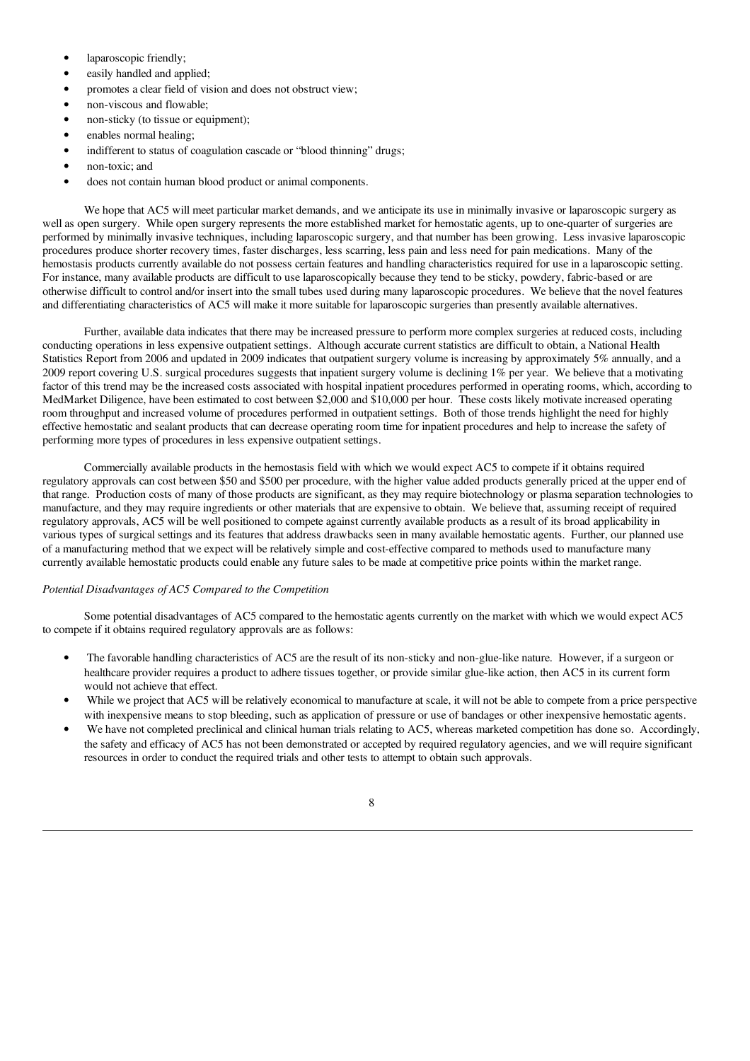- laparoscopic friendly;
- easily handled and applied;
- promotes a clear field of vision and does not obstruct view;
- non-viscous and flowable;
- non-sticky (to tissue or equipment);
- enables normal healing;
- indifferent to status of coagulation cascade or "blood thinning" drugs;
- non-toxic; and
- does not contain human blood product or animal components.

We hope that AC5 will meet particular market demands, and we anticipate its use in minimally invasive or laparoscopic surgery as well as open surgery. While open surgery represents the more established market for hemostatic agents, up to one-quarter of surgeries are performed by minimally invasive techniques, including laparoscopic surgery, and that number has been growing. Less invasive laparoscopic procedures produce shorter recovery times, faster discharges, less scarring, less pain and less need for pain medications. Many of the hemostasis products currently available do not possess certain features and handling characteristics required for use in a laparoscopic setting. For instance, many available products are difficult to use laparoscopically because they tend to be sticky, powdery, fabric-based or are otherwise difficult to control and/or insert into the small tubes used during many laparoscopic procedures. We believe that the novel features and differentiating characteristics of AC5 will make it more suitable for laparoscopic surgeries than presently available alternatives.

Further, available data indicates that there may be increased pressure to perform more complex surgeries at reduced costs, including conducting operations in less expensive outpatient settings. Although accurate current statistics are difficult to obtain, a National Health Statistics Report from 2006 and updated in 2009 indicates that outpatient surgery volume is increasing by approximately 5% annually, and a 2009 report covering U.S. surgical procedures suggests that inpatient surgery volume is declining 1% per year. We believe that a motivating factor of this trend may be the increased costs associated with hospital inpatient procedures performed in operating rooms, which, according to MedMarket Diligence, have been estimated to cost between $2,000 and $10,000 per hour. These costs likely motivate increased operating room throughput and increased volume of procedures performed in outpatient settings. Both of those trends highlight the need for highly effective hemostatic and sealant products that can decrease operating room time for inpatient procedures and help to increase the safety of performing more types of procedures in less expensive outpatient settings.

Commercially available products in the hemostasis field with which we would expect AC5 to compete if it obtains required regulatory approvals can cost between $50 and $500 per procedure, with the higher value added products generally priced at the upper end of that range. Production costs of many of those products are significant, as they may require biotechnology or plasma separation technologies to manufacture, and they may require ingredients or other materials that are expensive to obtain. We believe that, assuming receipt of required regulatory approvals, AC5 will be well positioned to compete against currently available products as a result of its broad applicability in various types of surgical settings and its features that address drawbacks seen in many available hemostatic agents. Further, our planned use of a manufacturing method that we expect will be relatively simple and cost-effective compared to methods used to manufacture many currently available hemostatic products could enable any future sales to be made at competitive price points within the market range.

*Potential Disadvantages of AC5 Compared to the Competition*

Some potential disadvantages of AC5 compared to the hemostatic agents currently on the market with which we would expect AC5 to compete if it obtains required regulatory approvals are as follows:

- The favorable handling characteristics of AC5 are the result of its non-sticky and non-glue-like nature. However, if a surgeon or healthcare provider requires a product to adhere tissues together, or provide similar glue-like action, then AC5 in its current form would not achieve that effect.
- While we project that AC5 will be relatively economical to manufacture at scale, it will not be able to compete from a price perspective with inexpensive means to stop bleeding, such as application of pressure or use of bandages or other inexpensive hemostatic agents.
- We have not completed preclinical and clinical human trials relating to AC5, whereas marketed competition has done so. Accordingly, the safety and efficacy of AC5 has not been demonstrated or accepted by required regulatory agencies, and we will require significant resources in order to conduct the required trials and other tests to attempt to obtain such approvals.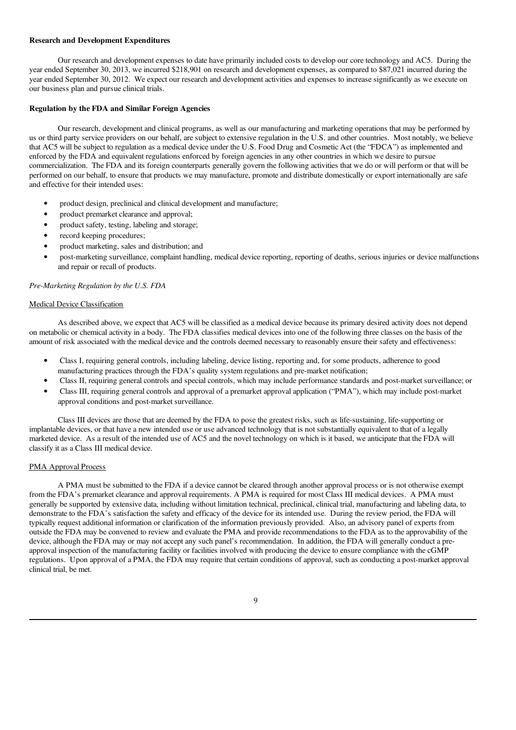**Research and Development Expenditures**

Our research and development expenses to date have primarily included costs to develop our core technology and AC5. During the year ended September 30, 2013, we incurred $218,901 on research and development expenses, as compared to $87,021 incurred during the year ended September 30, 2012. We expect our research and development activities and expenses to increase significantly as we execute on our business plan and pursue clinical trials.

**Regulation by the FDA and Similar Foreign Agencies**

Our research, development and clinical programs, as well as our manufacturing and marketing operations that may be performed by us or third party service providers on our behalf, are subject to extensive regulation in the U.S. and other countries. Most notably, we believe that AC5 will be subject to regulation as a medical device under the U.S. Food Drug and Cosmetic Act (the "FDCA") as implemented and enforced by the FDA and equivalent regulations enforced by foreign agencies in any other countries in which we desire to pursue commercialization. The FDA and its foreign counterparts generally govern the following activities that we do or will perform or that will be performed on our behalf, to ensure that products we may manufacture, promote and distribute domestically or export internationally are safe and effective for their intended uses:

- product design, preclinical and clinical development and manufacture;
- product premarket clearance and approval;
- product safety, testing, labeling and storage;
- record keeping procedures;
- product marketing, sales and distribution; and
- post-marketing surveillance, complaint handling, medical device reporting, reporting of deaths, serious injuries or device malfunctions and repair or recall of products.

*Pre-Marketing Regulation by the U.S. FDA*

Medical Device Classification

As described above, we expect that AC5 will be classified as a medical device because its primary desired activity does not depend on metabolic or chemical activity in a body. The FDA classifies medical devices into one of the following three classes on the basis of the amount of risk associated with the medical device and the controls deemed necessary to reasonably ensure their safety and effectiveness:

- Class I, requiring general controls, including labeling, device listing, reporting and, for some products, adherence to good manufacturing practices through the FDA's quality system regulations and pre-market notification;
- Class II, requiring general controls and special controls, which may include performance standards and post-market surveillance; or
- Class III, requiring general controls and approval of a premarket approval application ("PMA"), which may include post-market approval conditions and post-market surveillance.

Class III devices are those that are deemed by the FDA to pose the greatest risks, such as life-sustaining, life-supporting or implantable devices, or that have a new intended use or use advanced technology that is not substantially equivalent to that of a legally marketed device. As a result of the intended use of AC5 and the novel technology on which is it based, we anticipate that the FDA will classify it as a Class III medical device.

PMA Approval Process

A PMA must be submitted to the FDA if a device cannot be cleared through another approval process or is not otherwise exempt from the FDA's premarket clearance and approval requirements. A PMA is required for most Class III medical devices. A PMA must generally be supported by extensive data, including without limitation technical, preclinical, clinical trial, manufacturing and labeling data, to demonstrate to the FDA's satisfaction the safety and efficacy of the device for its intended use. During the review period, the FDA will typically request additional information or clarification of the information previously provided. Also, an advisory panel of experts from outside the FDA may be convened to review and evaluate the PMA and provide recommendations to the FDA as to the approvability of the device, although the FDA may or may not accept any such panel's recommendation. In addition, the FDA will generally conduct a pre-approval inspection of the manufacturing facility or facilities involved with producing the device to ensure compliance with the cGMP regulations. Upon approval of a PMA, the FDA may require that certain conditions of approval, such as conducting a post-market approval clinical trial, be met.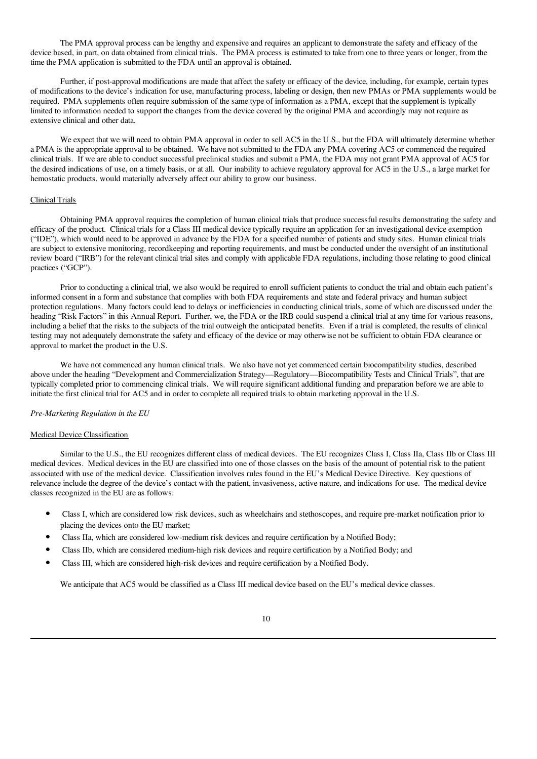The PMA approval process can be lengthy and expensive and requires an applicant to demonstrate the safety and efficacy of the device based, in part, on data obtained from clinical trials. The PMA process is estimated to take from one to three years or longer, from the time the PMA application is submitted to the FDA until an approval is obtained.

Further, if post-approval modifications are made that affect the safety or efficacy of the device, including, for example, certain types of modifications to the device's indication for use, manufacturing process, labeling or design, then new PMAs or PMA supplements would be required. PMA supplements often require submission of the same type of information as a PMA, except that the supplement is typically limited to information needed to support the changes from the device covered by the original PMA and accordingly may not require as extensive clinical and other data.

We expect that we will need to obtain PMA approval in order to sell AC5 in the U.S., but the FDA will ultimately determine whether a PMA is the appropriate approval to be obtained. We have not submitted to the FDA any PMA covering AC5 or commenced the required clinical trials. If we are able to conduct successful preclinical studies and submit a PMA, the FDA may not grant PMA approval of AC5 for the desired indications of use, on a timely basis, or at all. Our inability to achieve regulatory approval for AC5 in the U.S., a large market for hemostatic products, would materially adversely affect our ability to grow our business.

Clinical Trials

Obtaining PMA approval requires the completion of human clinical trials that produce successful results demonstrating the safety and efficacy of the product. Clinical trials for a Class III medical device typically require an application for an investigational device exemption ("IDE"), which would need to be approved in advance by the FDA for a specified number of patients and study sites. Human clinical trials are subject to extensive monitoring, recordkeeping and reporting requirements, and must be conducted under the oversight of an institutional review board ("IRB") for the relevant clinical trial sites and comply with applicable FDA regulations, including those relating to good clinical practices ("GCP").

Prior to conducting a clinical trial, we also would be required to enroll sufficient patients to conduct the trial and obtain each patient's informed consent in a form and substance that complies with both FDA requirements and state and federal privacy and human subject protection regulations. Many factors could lead to delays or inefficiencies in conducting clinical trials, some of which are discussed under the heading "Risk Factors" in this Annual Report. Further, we, the FDA or the IRB could suspend a clinical trial at any time for various reasons, including a belief that the risks to the subjects of the trial outweigh the anticipated benefits. Even if a trial is completed, the results of clinical testing may not adequately demonstrate the safety and efficacy of the device or may otherwise not be sufficient to obtain FDA clearance or approval to market the product in the U.S.

We have not commenced any human clinical trials. We also have not yet commenced certain biocompatibility studies, described above under the heading "Development and Commercialization Strategy—Regulatory—Biocompatibility Tests and Clinical Trials", that are typically completed prior to commencing clinical trials. We will require significant additional funding and preparation before we are able to initiate the first clinical trial for AC5 and in order to complete all required trials to obtain marketing approval in the U.S.

*Pre-Marketing Regulation in the EU*

Medical Device Classification

Similar to the U.S., the EU recognizes different class of medical devices. The EU recognizes Class I, Class IIa, Class IIb or Class III medical devices. Medical devices in the EU are classified into one of those classes on the basis of the amount of potential risk to the patient associated with use of the medical device. Classification involves rules found in the EU's Medical Device Directive. Key questions of relevance include the degree of the device's contact with the patient, invasiveness, active nature, and indications for use. The medical device classes recognized in the EU are as follows:

- Class I, which are considered low risk devices, such as wheelchairs and stethoscopes, and require pre-market notification prior to placing the devices onto the EU market;
- Class IIa, which are considered low-medium risk devices and require certification by a Notified Body;
- Class IIb, which are considered medium-high risk devices and require certification by a Notified Body; and
- Class III, which are considered high-risk devices and require certification by a Notified Body.

We anticipate that AC5 would be classified as a Class III medical device based on the EU's medical device classes.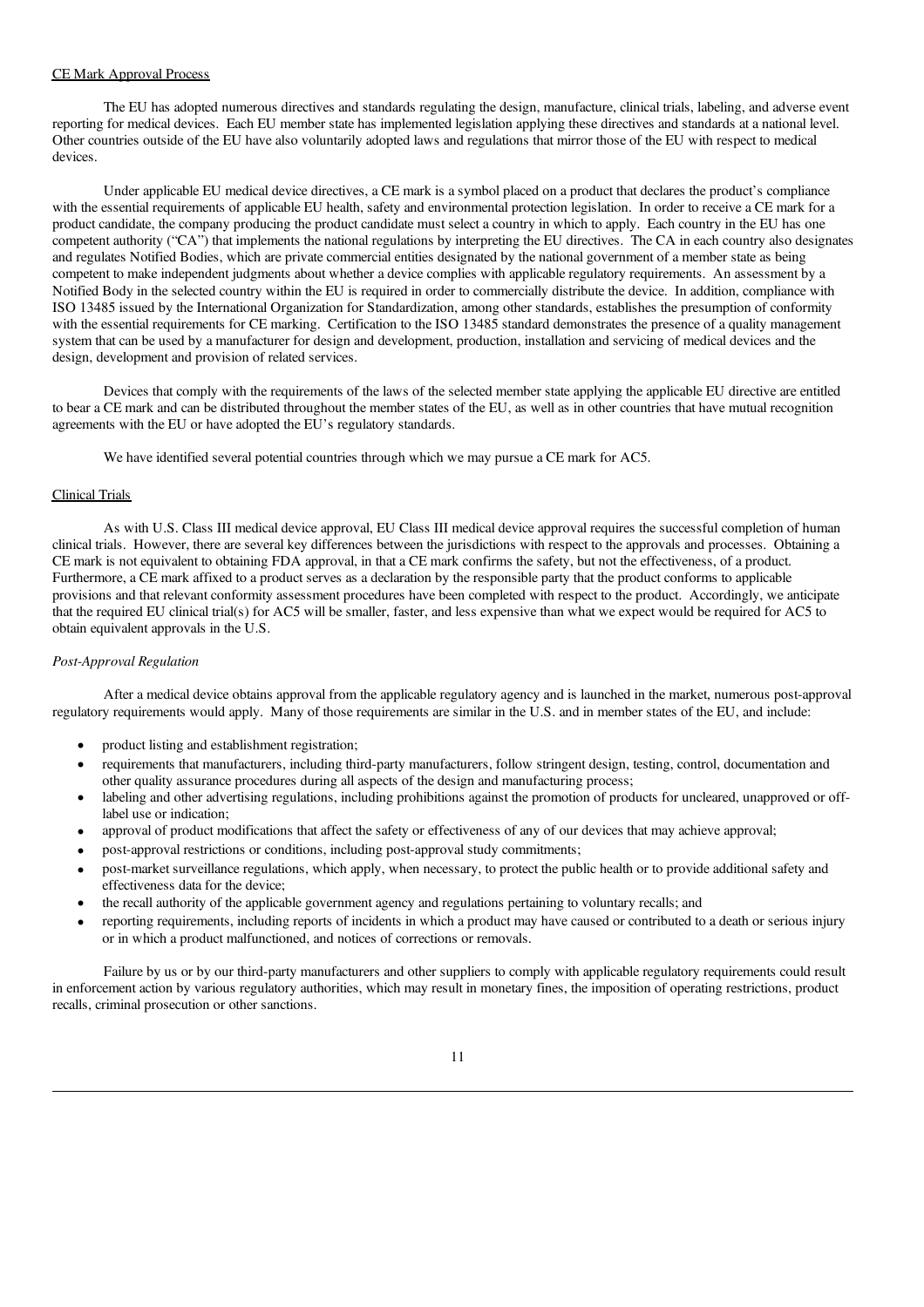CE Mark Approval Process

The EU has adopted numerous directives and standards regulating the design, manufacture, clinical trials, labeling, and adverse event reporting for medical devices. Each EU member state has implemented legislation applying these directives and standards at a national level. Other countries outside of the EU have also voluntarily adopted laws and regulations that mirror those of the EU with respect to medical devices.

Under applicable EU medical device directives, a CE mark is a symbol placed on a product that declares the product's compliance with the essential requirements of applicable EU health, safety and environmental protection legislation. In order to receive a CE mark for a product candidate, the company producing the product candidate must select a country in which to apply. Each country in the EU has one competent authority ("CA") that implements the national regulations by interpreting the EU directives. The CA in each country also designates and regulates Notified Bodies, which are private commercial entities designated by the national government of a member state as being competent to make independent judgments about whether a device complies with applicable regulatory requirements. An assessment by a Notified Body in the selected country within the EU is required in order to commercially distribute the device. In addition, compliance with ISO 13485 issued by the International Organization for Standardization, among other standards, establishes the presumption of conformity with the essential requirements for CE marking. Certification to the ISO 13485 standard demonstrates the presence of a quality management system that can be used by a manufacturer for design and development, production, installation and servicing of medical devices and the design, development and provision of related services.

Devices that comply with the requirements of the laws of the selected member state applying the applicable EU directive are entitled to bear a CE mark and can be distributed throughout the member states of the EU, as well as in other countries that have mutual recognition agreements with the EU or have adopted the EU's regulatory standards.

We have identified several potential countries through which we may pursue a CE mark for AC5.

Clinical Trials

As with U.S. Class III medical device approval, EU Class III medical device approval requires the successful completion of human clinical trials. However, there are several key differences between the jurisdictions with respect to the approvals and processes. Obtaining a CE mark is not equivalent to obtaining FDA approval, in that a CE mark confirms the safety, but not the effectiveness, of a product. Furthermore, a CE mark affixed to a product serves as a declaration by the responsible party that the product conforms to applicable provisions and that relevant conformity assessment procedures have been completed with respect to the product. Accordingly, we anticipate that the required EU clinical trial(s) for AC5 will be smaller, faster, and less expensive than what we expect would be required for AC5 to obtain equivalent approvals in the U.S.

*Post-Approval Regulation*

After a medical device obtains approval from the applicable regulatory agency and is launched in the market, numerous post-approval regulatory requirements would apply. Many of those requirements are similar in the U.S. and in member states of the EU, and include:

- product listing and establishment registration;
- requirements that manufacturers, including third-party manufacturers, follow stringent design, testing, control, documentation and other quality assurance procedures during all aspects of the design and manufacturing process;
- labeling and other advertising regulations, including prohibitions against the promotion of products for uncleared, unapproved or off-label use or indication;
- approval of product modifications that affect the safety or effectiveness of any of our devices that may achieve approval;
- post-approval restrictions or conditions, including post-approval study commitments;
- post-market surveillance regulations, which apply, when necessary, to protect the public health or to provide additional safety and effectiveness data for the device;
- the recall authority of the applicable government agency and regulations pertaining to voluntary recalls; and
- reporting requirements, including reports of incidents in which a product may have caused or contributed to a death or serious injury or in which a product malfunctioned, and notices of corrections or removals.

Failure by us or by our third-party manufacturers and other suppliers to comply with applicable regulatory requirements could result in enforcement action by various regulatory authorities, which may result in monetary fines, the imposition of operating restrictions, product recalls, criminal prosecution or other sanctions.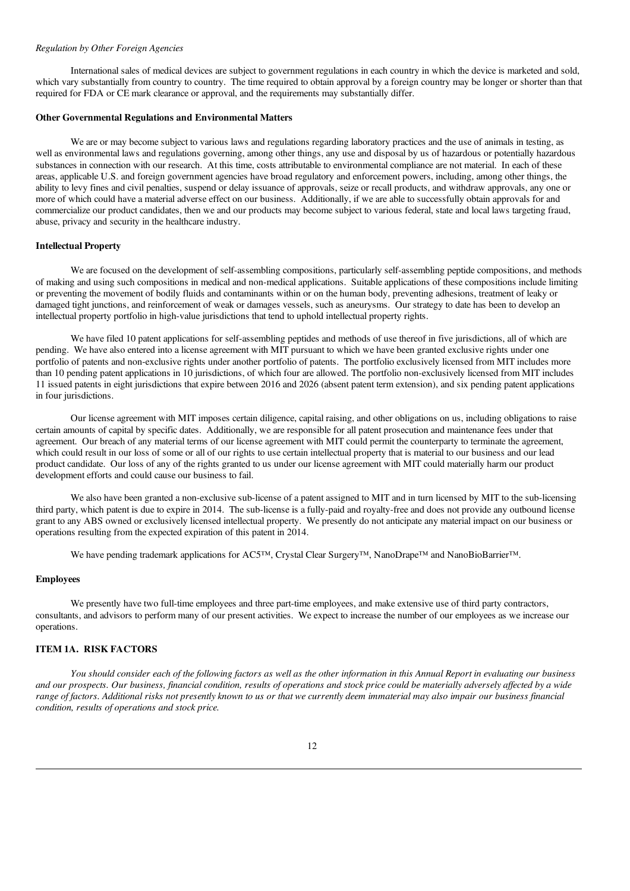*Regulation by Other Foreign Agencies*

International sales of medical devices are subject to government regulations in each country in which the device is marketed and sold, which vary substantially from country to country. The time required to obtain approval by a foreign country may be longer or shorter than that required for FDA or CE mark clearance or approval, and the requirements may substantially differ.

**Other Governmental Regulations and Environmental Matters**

We are or may become subject to various laws and regulations regarding laboratory practices and the use of animals in testing, as well as environmental laws and regulations governing, among other things, any use and disposal by us of hazardous or potentially hazardous substances in connection with our research. At this time, costs attributable to environmental compliance are not material. In each of these areas, applicable U.S. and foreign government agencies have broad regulatory and enforcement powers, including, among other things, the ability to levy fines and civil penalties, suspend or delay issuance of approvals, seize or recall products, and withdraw approvals, any one or more of which could have a material adverse effect on our business. Additionally, if we are able to successfully obtain approvals for and commercialize our product candidates, then we and our products may become subject to various federal, state and local laws targeting fraud, abuse, privacy and security in the healthcare industry.

**Intellectual Property**

We are focused on the development of self-assembling compositions, particularly self-assembling peptide compositions, and methods of making and using such compositions in medical and non-medical applications. Suitable applications of these compositions include limiting or preventing the movement of bodily fluids and contaminants within or on the human body, preventing adhesions, treatment of leaky or damaged tight junctions, and reinforcement of weak or damages vessels, such as aneurysms. Our strategy to date has been to develop an intellectual property portfolio in high-value jurisdictions that tend to uphold intellectual property rights.

We have filed 10 patent applications for self-assembling peptides and methods of use thereof in five jurisdictions, all of which are pending. We have also entered into a license agreement with MIT pursuant to which we have been granted exclusive rights under one portfolio of patents and non-exclusive rights under another portfolio of patents. The portfolio exclusively licensed from MIT includes more than 10 pending patent applications in 10 jurisdictions, of which four are allowed. The portfolio non-exclusively licensed from MIT includes 11 issued patents in eight jurisdictions that expire between 2016 and 2026 (absent patent term extension), and six pending patent applications in four jurisdictions.

Our license agreement with MIT imposes certain diligence, capital raising, and other obligations on us, including obligations to raise certain amounts of capital by specific dates. Additionally, we are responsible for all patent prosecution and maintenance fees under that agreement. Our breach of any material terms of our license agreement with MIT could permit the counterparty to terminate the agreement, which could result in our loss of some or all of our rights to use certain intellectual property that is material to our business and our lead product candidate. Our loss of any of the rights granted to us under our license agreement with MIT could materially harm our product development efforts and could cause our business to fail.

We also have been granted a non-exclusive sub-license of a patent assigned to MIT and in turn licensed by MIT to the sub-licensing third party, which patent is due to expire in 2014. The sub-license is a fully-paid and royalty-free and does not provide any outbound license grant to any ABS owned or exclusively licensed intellectual property. We presently do not anticipate any material impact on our business or operations resulting from the expected expiration of this patent in 2014.

We have pending trademark applications for AC5™, Crystal Clear Surgery™, NanoDrape™ and NanoBioBarrier™.

**Employees**

We presently have two full-time employees and three part-time employees, and make extensive use of third party contractors, consultants, and advisors to perform many of our present activities. We expect to increase the number of our employees as we increase our operations.

## ITEM 1A. RISK FACTORS

*You should consider each of the following factors as well as the other information in this Annual Report in evaluating our business and our prospects. Our business, financial condition, results of operations and stock price could be materially adversely affected by a wide range of factors. Additional risks not presently known to us or that we currently deem immaterial may also impair our business financial condition, results of operations and stock price.*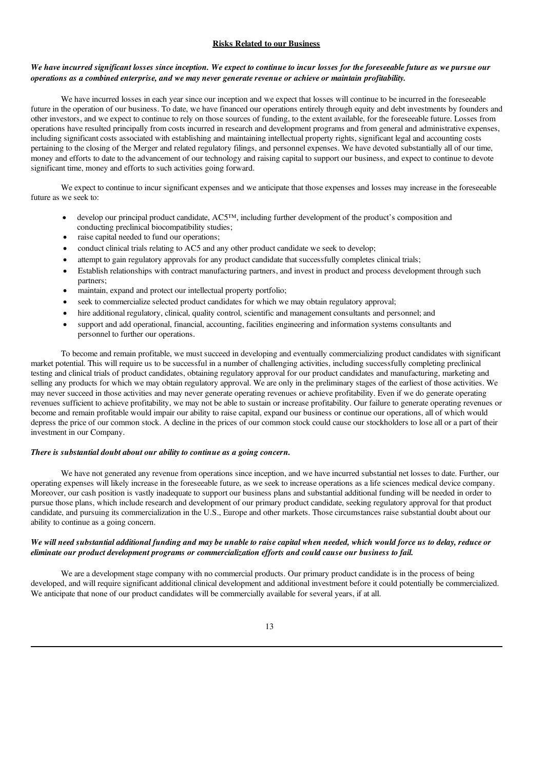## Risks Related to our Business

***We have incurred significant losses since inception. We expect to continue to incur losses for the foreseeable future as we pursue our operations as a combined enterprise, and we may never generate revenue or achieve or maintain profitability.***

We have incurred losses in each year since our inception and we expect that losses will continue to be incurred in the foreseeable future in the operation of our business. To date, we have financed our operations entirely through equity and debt investments by founders and other investors, and we expect to continue to rely on those sources of funding, to the extent available, for the foreseeable future. Losses from operations have resulted principally from costs incurred in research and development programs and from general and administrative expenses, including significant costs associated with establishing and maintaining intellectual property rights, significant legal and accounting costs pertaining to the closing of the Merger and related regulatory filings, and personnel expenses. We have devoted substantially all of our time, money and efforts to date to the advancement of our technology and raising capital to support our business, and expect to continue to devote significant time, money and efforts to such activities going forward.

We expect to continue to incur significant expenses and we anticipate that those expenses and losses may increase in the foreseeable future as we seek to:

- develop our principal product candidate, AC5™, including further development of the product's composition and conducting preclinical biocompatibility studies;
- raise capital needed to fund our operations;
- conduct clinical trials relating to AC5 and any other product candidate we seek to develop;
- attempt to gain regulatory approvals for any product candidate that successfully completes clinical trials;
- Establish relationships with contract manufacturing partners, and invest in product and process development through such partners;
- maintain, expand and protect our intellectual property portfolio;
- seek to commercialize selected product candidates for which we may obtain regulatory approval;
- hire additional regulatory, clinical, quality control, scientific and management consultants and personnel; and
- support and add operational, financial, accounting, facilities engineering and information systems consultants and personnel to further our operations.

To become and remain profitable, we must succeed in developing and eventually commercializing product candidates with significant market potential. This will require us to be successful in a number of challenging activities, including successfully completing preclinical testing and clinical trials of product candidates, obtaining regulatory approval for our product candidates and manufacturing, marketing and selling any products for which we may obtain regulatory approval. We are only in the preliminary stages of the earliest of those activities. We may never succeed in those activities and may never generate operating revenues or achieve profitability. Even if we do generate operating revenues sufficient to achieve profitability, we may not be able to sustain or increase profitability. Our failure to generate operating revenues or become and remain profitable would impair our ability to raise capital, expand our business or continue our operations, all of which would depress the price of our common stock. A decline in the prices of our common stock could cause our stockholders to lose all or a part of their investment in our Company.

***There is substantial doubt about our ability to continue as a going concern.***

We have not generated any revenue from operations since inception, and we have incurred substantial net losses to date. Further, our operating expenses will likely increase in the foreseeable future, as we seek to increase operations as a life sciences medical device company. Moreover, our cash position is vastly inadequate to support our business plans and substantial additional funding will be needed in order to pursue those plans, which include research and development of our primary product candidate, seeking regulatory approval for that product candidate, and pursuing its commercialization in the U.S., Europe and other markets. Those circumstances raise substantial doubt about our ability to continue as a going concern.

***We will need substantial additional funding and may be unable to raise capital when needed, which would force us to delay, reduce or eliminate our product development programs or commercialization efforts and could cause our business to fail.***

We are a development stage company with no commercial products. Our primary product candidate is in the process of being developed, and will require significant additional clinical development and additional investment before it could potentially be commercialized. We anticipate that none of our product candidates will be commercially available for several years, if at all.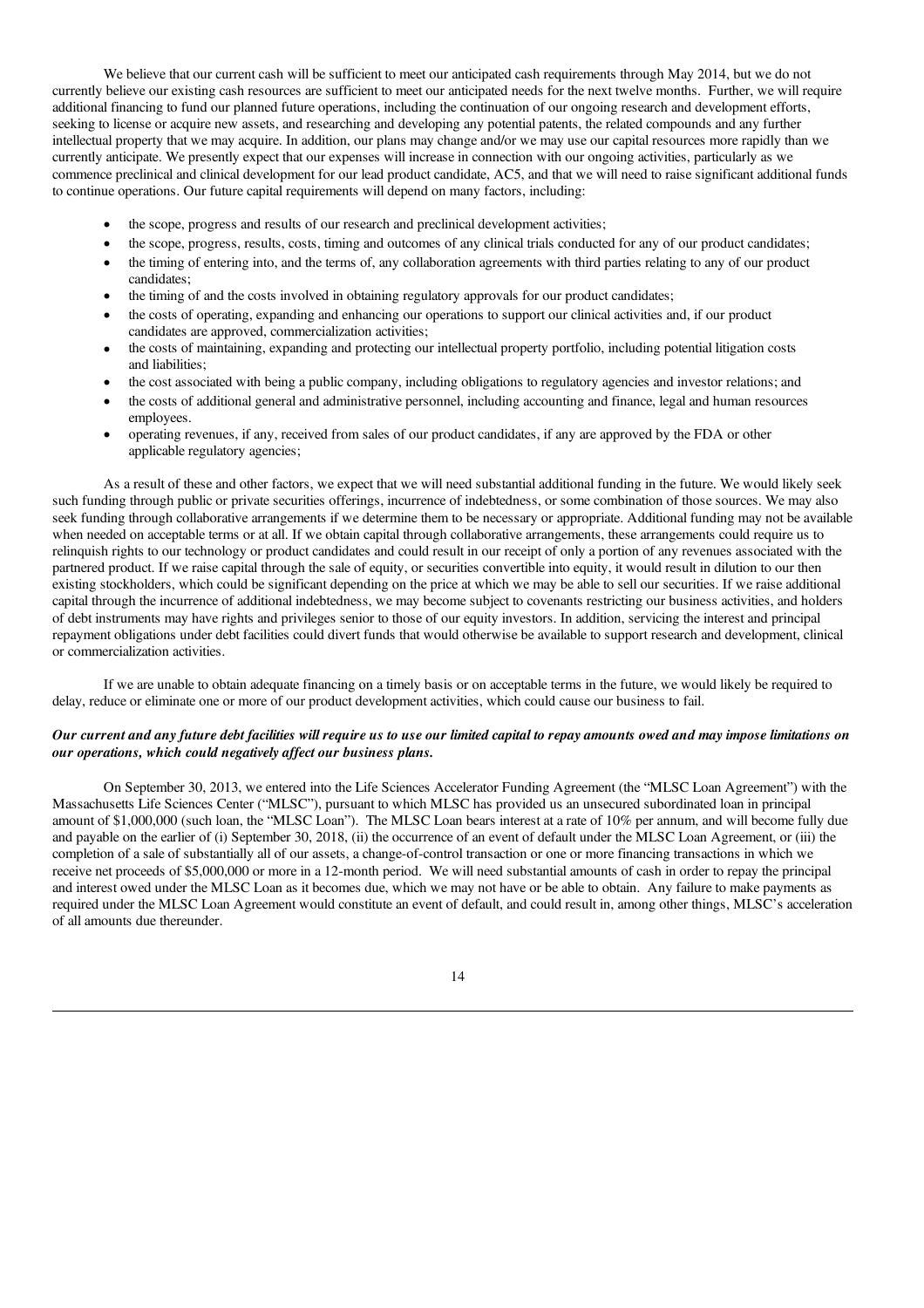We believe that our current cash will be sufficient to meet our anticipated cash requirements through May 2014, but we do not currently believe our existing cash resources are sufficient to meet our anticipated needs for the next twelve months. Further, we will require additional financing to fund our planned future operations, including the continuation of our ongoing research and development efforts, seeking to license or acquire new assets, and researching and developing any potential patents, the related compounds and any further intellectual property that we may acquire. In addition, our plans may change and/or we may use our capital resources more rapidly than we currently anticipate. We presently expect that our expenses will increase in connection with our ongoing activities, particularly as we commence preclinical and clinical development for our lead product candidate, AC5, and that we will need to raise significant additional funds to continue operations. Our future capital requirements will depend on many factors, including:

- the scope, progress and results of our research and preclinical development activities;
- the scope, progress, results, costs, timing and outcomes of any clinical trials conducted for any of our product candidates;
- the timing of entering into, and the terms of, any collaboration agreements with third parties relating to any of our product candidates;
- the timing of and the costs involved in obtaining regulatory approvals for our product candidates;
- the costs of operating, expanding and enhancing our operations to support our clinical activities and, if our product candidates are approved, commercialization activities;
- the costs of maintaining, expanding and protecting our intellectual property portfolio, including potential litigation costs and liabilities;
- the cost associated with being a public company, including obligations to regulatory agencies and investor relations; and
- the costs of additional general and administrative personnel, including accounting and finance, legal and human resources employees.
- operating revenues, if any, received from sales of our product candidates, if any are approved by the FDA or other applicable regulatory agencies;

As a result of these and other factors, we expect that we will need substantial additional funding in the future. We would likely seek such funding through public or private securities offerings, incurrence of indebtedness, or some combination of those sources. We may also seek funding through collaborative arrangements if we determine them to be necessary or appropriate. Additional funding may not be available when needed on acceptable terms or at all. If we obtain capital through collaborative arrangements, these arrangements could require us to relinquish rights to our technology or product candidates and could result in our receipt of only a portion of any revenues associated with the partnered product. If we raise capital through the sale of equity, or securities convertible into equity, it would result in dilution to our then existing stockholders, which could be significant depending on the price at which we may be able to sell our securities. If we raise additional capital through the incurrence of additional indebtedness, we may become subject to covenants restricting our business activities, and holders of debt instruments may have rights and privileges senior to those of our equity investors. In addition, servicing the interest and principal repayment obligations under debt facilities could divert funds that would otherwise be available to support research and development, clinical or commercialization activities.

If we are unable to obtain adequate financing on a timely basis or on acceptable terms in the future, we would likely be required to delay, reduce or eliminate one or more of our product development activities, which could cause our business to fail.

***Our current and any future debt facilities will require us to use our limited capital to repay amounts owed and may impose limitations on our operations, which could negatively affect our business plans.***

On September 30, 2013, we entered into the Life Sciences Accelerator Funding Agreement (the "MLSC Loan Agreement") with the Massachusetts Life Sciences Center ("MLSC"), pursuant to which MLSC has provided us an unsecured subordinated loan in principal amount of $1,000,000 (such loan, the "MLSC Loan"). The MLSC Loan bears interest at a rate of 10% per annum, and will become fully due and payable on the earlier of (i) September 30, 2018, (ii) the occurrence of an event of default under the MLSC Loan Agreement, or (iii) the completion of a sale of substantially all of our assets, a change-of-control transaction or one or more financing transactions in which we receive net proceeds of $5,000,000 or more in a 12-month period. We will need substantial amounts of cash in order to repay the principal and interest owed under the MLSC Loan as it becomes due, which we may not have or be able to obtain. Any failure to make payments as required under the MLSC Loan Agreement would constitute an event of default, and could result in, among other things, MLSC's acceleration of all amounts due thereunder.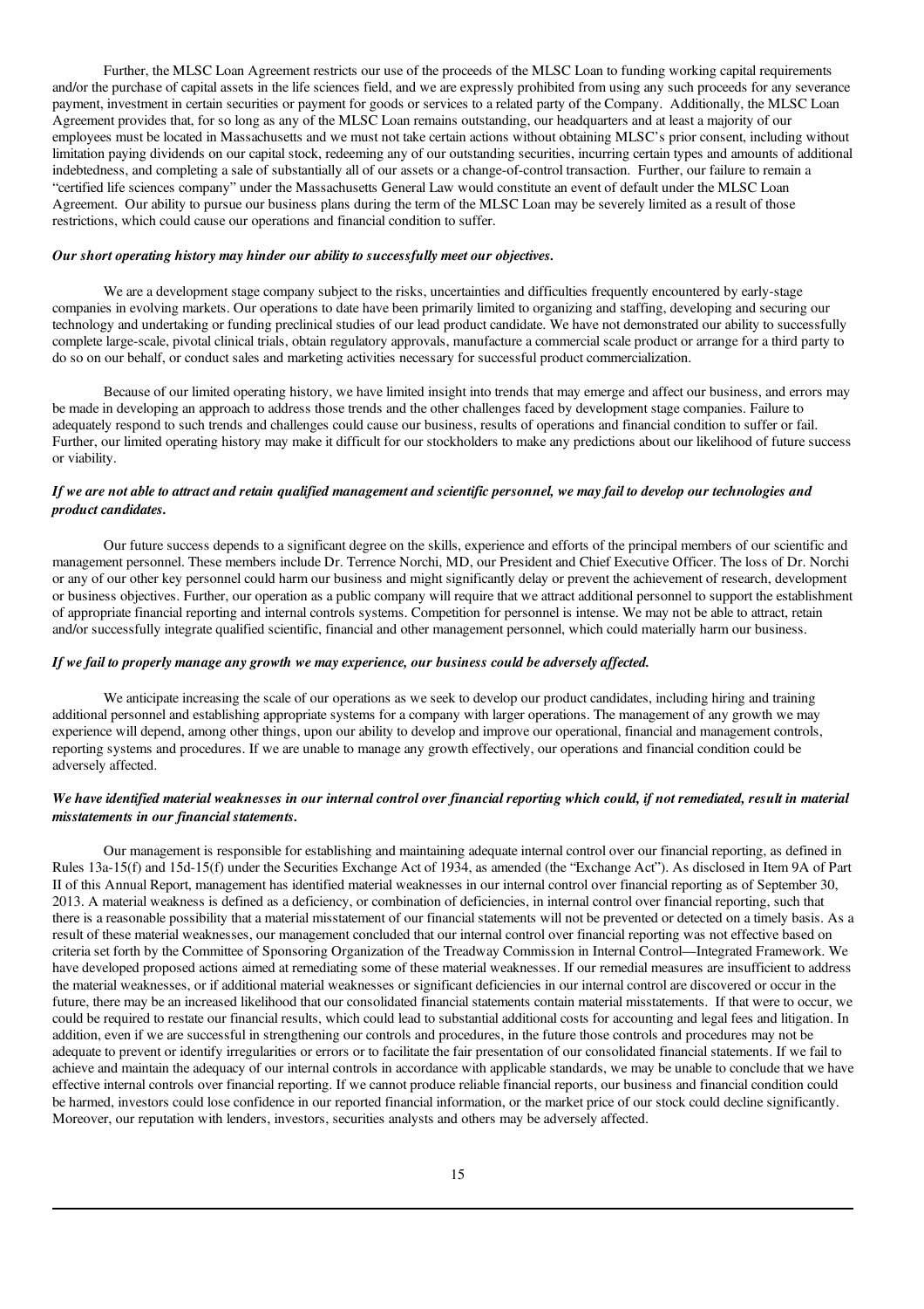Further, the MLSC Loan Agreement restricts our use of the proceeds of the MLSC Loan to funding working capital requirements and/or the purchase of capital assets in the life sciences field, and we are expressly prohibited from using any such proceeds for any severance payment, investment in certain securities or payment for goods or services to a related party of the Company. Additionally, the MLSC Loan Agreement provides that, for so long as any of the MLSC Loan remains outstanding, our headquarters and at least a majority of our employees must be located in Massachusetts and we must not take certain actions without obtaining MLSC's prior consent, including without limitation paying dividends on our capital stock, redeeming any of our outstanding securities, incurring certain types and amounts of additional indebtedness, and completing a sale of substantially all of our assets or a change-of-control transaction. Further, our failure to remain a "certified life sciences company" under the Massachusetts General Law would constitute an event of default under the MLSC Loan Agreement. Our ability to pursue our business plans during the term of the MLSC Loan may be severely limited as a result of those restrictions, which could cause our operations and financial condition to suffer.

***Our short operating history may hinder our ability to successfully meet our objectives.***

We are a development stage company subject to the risks, uncertainties and difficulties frequently encountered by early-stage companies in evolving markets. Our operations to date have been primarily limited to organizing and staffing, developing and securing our technology and undertaking or funding preclinical studies of our lead product candidate. We have not demonstrated our ability to successfully complete large-scale, pivotal clinical trials, obtain regulatory approvals, manufacture a commercial scale product or arrange for a third party to do so on our behalf, or conduct sales and marketing activities necessary for successful product commercialization.

Because of our limited operating history, we have limited insight into trends that may emerge and affect our business, and errors may be made in developing an approach to address those trends and the other challenges faced by development stage companies. Failure to adequately respond to such trends and challenges could cause our business, results of operations and financial condition to suffer or fail. Further, our limited operating history may make it difficult for our stockholders to make any predictions about our likelihood of future success or viability.

***If we are not able to attract and retain qualified management and scientific personnel, we may fail to develop our technologies and product candidates.***

Our future success depends to a significant degree on the skills, experience and efforts of the principal members of our scientific and management personnel. These members include Dr. Terrence Norchi, MD, our President and Chief Executive Officer. The loss of Dr. Norchi or any of our other key personnel could harm our business and might significantly delay or prevent the achievement of research, development or business objectives. Further, our operation as a public company will require that we attract additional personnel to support the establishment of appropriate financial reporting and internal controls systems. Competition for personnel is intense. We may not be able to attract, retain and/or successfully integrate qualified scientific, financial and other management personnel, which could materially harm our business.

***If we fail to properly manage any growth we may experience, our business could be adversely affected.***

We anticipate increasing the scale of our operations as we seek to develop our product candidates, including hiring and training additional personnel and establishing appropriate systems for a company with larger operations. The management of any growth we may experience will depend, among other things, upon our ability to develop and improve our operational, financial and management controls, reporting systems and procedures. If we are unable to manage any growth effectively, our operations and financial condition could be adversely affected.

***We have identified material weaknesses in our internal control over financial reporting which could, if not remediated, result in material misstatements in our financial statements.***

Our management is responsible for establishing and maintaining adequate internal control over our financial reporting, as defined in Rules 13a-15(f) and 15d-15(f) under the Securities Exchange Act of 1934, as amended (the "Exchange Act"). As disclosed in Item 9A of Part II of this Annual Report, management has identified material weaknesses in our internal control over financial reporting as of September 30, 2013. A material weakness is defined as a deficiency, or combination of deficiencies, in internal control over financial reporting, such that there is a reasonable possibility that a material misstatement of our financial statements will not be prevented or detected on a timely basis. As a result of these material weaknesses, our management concluded that our internal control over financial reporting was not effective based on criteria set forth by the Committee of Sponsoring Organization of the Treadway Commission in Internal Control—Integrated Framework. We have developed proposed actions aimed at remediating some of these material weaknesses. If our remedial measures are insufficient to address the material weaknesses, or if additional material weaknesses or significant deficiencies in our internal control are discovered or occur in the future, there may be an increased likelihood that our consolidated financial statements contain material misstatements. If that were to occur, we could be required to restate our financial results, which could lead to substantial additional costs for accounting and legal fees and litigation. In addition, even if we are successful in strengthening our controls and procedures, in the future those controls and procedures may not be adequate to prevent or identify irregularities or errors or to facilitate the fair presentation of our consolidated financial statements. If we fail to achieve and maintain the adequacy of our internal controls in accordance with applicable standards, we may be unable to conclude that we have effective internal controls over financial reporting. If we cannot produce reliable financial reports, our business and financial condition could be harmed, investors could lose confidence in our reported financial information, or the market price of our stock could decline significantly. Moreover, our reputation with lenders, investors, securities analysts and others may be adversely affected.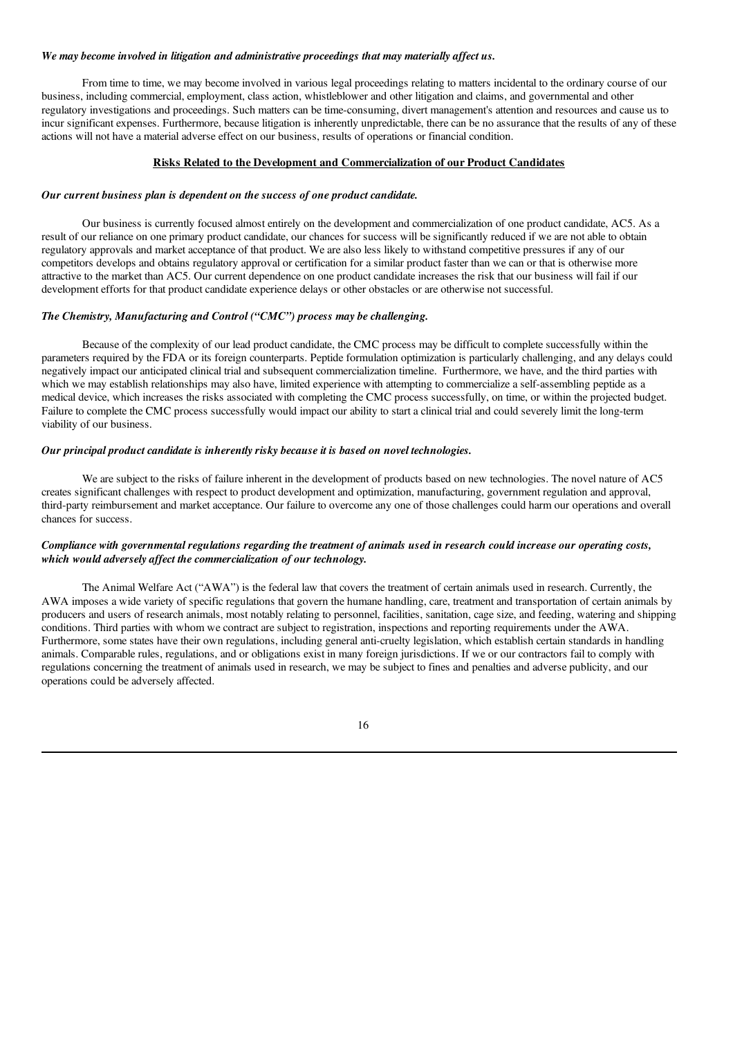***We may become involved in litigation and administrative proceedings that may materially affect us.***

From time to time, we may become involved in various legal proceedings relating to matters incidental to the ordinary course of our business, including commercial, employment, class action, whistleblower and other litigation and claims, and governmental and other regulatory investigations and proceedings. Such matters can be time-consuming, divert management's attention and resources and cause us to incur significant expenses. Furthermore, because litigation is inherently unpredictable, there can be no assurance that the results of any of these actions will not have a material adverse effect on our business, results of operations or financial condition.

## Risks Related to the Development and Commercialization of our Product Candidates

***Our current business plan is dependent on the success of one product candidate.***

Our business is currently focused almost entirely on the development and commercialization of one product candidate, AC5. As a result of our reliance on one primary product candidate, our chances for success will be significantly reduced if we are not able to obtain regulatory approvals and market acceptance of that product. We are also less likely to withstand competitive pressures if any of our competitors develops and obtains regulatory approval or certification for a similar product faster than we can or that is otherwise more attractive to the market than AC5. Our current dependence on one product candidate increases the risk that our business will fail if our development efforts for that product candidate experience delays or other obstacles or are otherwise not successful.

***The Chemistry, Manufacturing and Control ("CMC") process may be challenging.***

Because of the complexity of our lead product candidate, the CMC process may be difficult to complete successfully within the parameters required by the FDA or its foreign counterparts. Peptide formulation optimization is particularly challenging, and any delays could negatively impact our anticipated clinical trial and subsequent commercialization timeline. Furthermore, we have, and the third parties with which we may establish relationships may also have, limited experience with attempting to commercialize a self-assembling peptide as a medical device, which increases the risks associated with completing the CMC process successfully, on time, or within the projected budget. Failure to complete the CMC process successfully would impact our ability to start a clinical trial and could severely limit the long-term viability of our business.

***Our principal product candidate is inherently risky because it is based on novel technologies.***

We are subject to the risks of failure inherent in the development of products based on new technologies. The novel nature of AC5 creates significant challenges with respect to product development and optimization, manufacturing, government regulation and approval, third-party reimbursement and market acceptance. Our failure to overcome any one of those challenges could harm our operations and overall chances for success.

***Compliance with governmental regulations regarding the treatment of animals used in research could increase our operating costs, which would adversely affect the commercialization of our technology.***

The Animal Welfare Act ("AWA") is the federal law that covers the treatment of certain animals used in research. Currently, the AWA imposes a wide variety of specific regulations that govern the humane handling, care, treatment and transportation of certain animals by producers and users of research animals, most notably relating to personnel, facilities, sanitation, cage size, and feeding, watering and shipping conditions. Third parties with whom we contract are subject to registration, inspections and reporting requirements under the AWA. Furthermore, some states have their own regulations, including general anti-cruelty legislation, which establish certain standards in handling animals. Comparable rules, regulations, and or obligations exist in many foreign jurisdictions. If we or our contractors fail to comply with regulations concerning the treatment of animals used in research, we may be subject to fines and penalties and adverse publicity, and our operations could be adversely affected.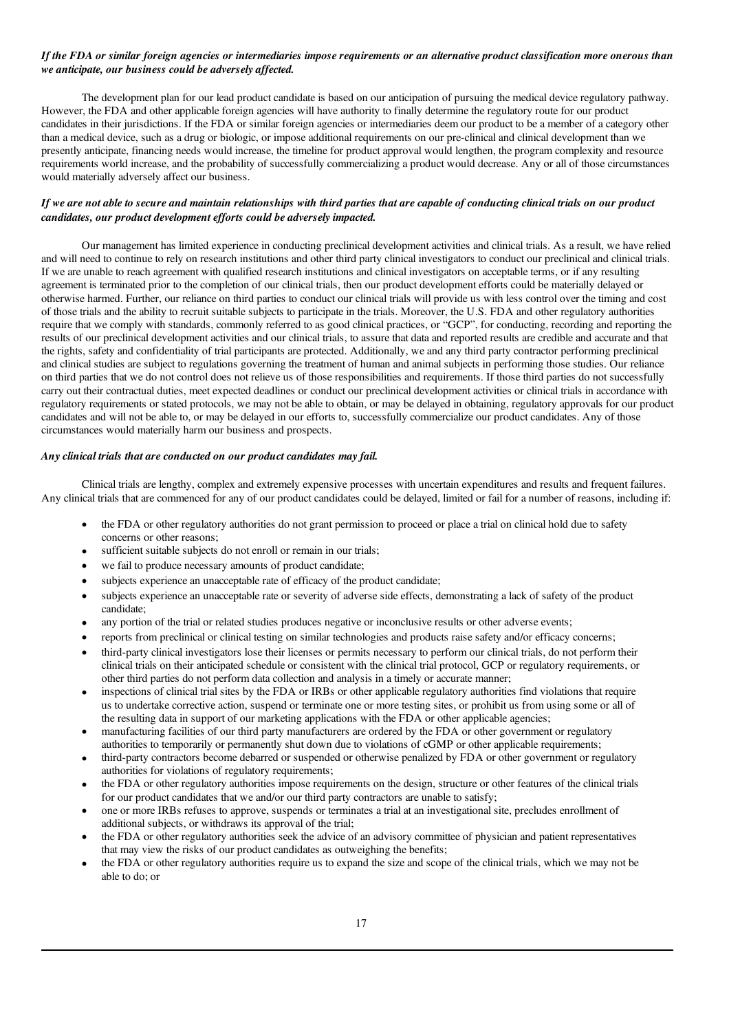***If the FDA or similar foreign agencies or intermediaries impose requirements or an alternative product classification more onerous than we anticipate, our business could be adversely affected.***

The development plan for our lead product candidate is based on our anticipation of pursuing the medical device regulatory pathway. However, the FDA and other applicable foreign agencies will have authority to finally determine the regulatory route for our product candidates in their jurisdictions. If the FDA or similar foreign agencies or intermediaries deem our product to be a member of a category other than a medical device, such as a drug or biologic, or impose additional requirements on our pre-clinical and clinical development than we presently anticipate, financing needs would increase, the timeline for product approval would lengthen, the program complexity and resource requirements world increase, and the probability of successfully commercializing a product would decrease. Any or all of those circumstances would materially adversely affect our business.

***If we are not able to secure and maintain relationships with third parties that are capable of conducting clinical trials on our product candidates, our product development efforts could be adversely impacted.***

Our management has limited experience in conducting preclinical development activities and clinical trials. As a result, we have relied and will need to continue to rely on research institutions and other third party clinical investigators to conduct our preclinical and clinical trials. If we are unable to reach agreement with qualified research institutions and clinical investigators on acceptable terms, or if any resulting agreement is terminated prior to the completion of our clinical trials, then our product development efforts could be materially delayed or otherwise harmed. Further, our reliance on third parties to conduct our clinical trials will provide us with less control over the timing and cost of those trials and the ability to recruit suitable subjects to participate in the trials. Moreover, the U.S. FDA and other regulatory authorities require that we comply with standards, commonly referred to as good clinical practices, or "GCP", for conducting, recording and reporting the results of our preclinical development activities and our clinical trials, to assure that data and reported results are credible and accurate and that the rights, safety and confidentiality of trial participants are protected. Additionally, we and any third party contractor performing preclinical and clinical studies are subject to regulations governing the treatment of human and animal subjects in performing those studies. Our reliance on third parties that we do not control does not relieve us of those responsibilities and requirements. If those third parties do not successfully carry out their contractual duties, meet expected deadlines or conduct our preclinical development activities or clinical trials in accordance with regulatory requirements or stated protocols, we may not be able to obtain, or may be delayed in obtaining, regulatory approvals for our product candidates and will not be able to, or may be delayed in our efforts to, successfully commercialize our product candidates. Any of those circumstances would materially harm our business and prospects.

***Any clinical trials that are conducted on our product candidates may fail.***

Clinical trials are lengthy, complex and extremely expensive processes with uncertain expenditures and results and frequent failures. Any clinical trials that are commenced for any of our product candidates could be delayed, limited or fail for a number of reasons, including if:

- the FDA or other regulatory authorities do not grant permission to proceed or place a trial on clinical hold due to safety concerns or other reasons;
- sufficient suitable subjects do not enroll or remain in our trials;
- we fail to produce necessary amounts of product candidate;
- subjects experience an unacceptable rate of efficacy of the product candidate;
- subjects experience an unacceptable rate or severity of adverse side effects, demonstrating a lack of safety of the product candidate;
- any portion of the trial or related studies produces negative or inconclusive results or other adverse events;
- reports from preclinical or clinical testing on similar technologies and products raise safety and/or efficacy concerns;
- third-party clinical investigators lose their licenses or permits necessary to perform our clinical trials, do not perform their clinical trials on their anticipated schedule or consistent with the clinical trial protocol, GCP or regulatory requirements, or other third parties do not perform data collection and analysis in a timely or accurate manner;
- inspections of clinical trial sites by the FDA or IRBs or other applicable regulatory authorities find violations that require us to undertake corrective action, suspend or terminate one or more testing sites, or prohibit us from using some or all of the resulting data in support of our marketing applications with the FDA or other applicable agencies;
- manufacturing facilities of our third party manufacturers are ordered by the FDA or other government or regulatory authorities to temporarily or permanently shut down due to violations of cGMP or other applicable requirements;
- third-party contractors become debarred or suspended or otherwise penalized by FDA or other government or regulatory authorities for violations of regulatory requirements;
- the FDA or other regulatory authorities impose requirements on the design, structure or other features of the clinical trials for our product candidates that we and/or our third party contractors are unable to satisfy;
- one or more IRBs refuses to approve, suspends or terminates a trial at an investigational site, precludes enrollment of additional subjects, or withdraws its approval of the trial;
- the FDA or other regulatory authorities seek the advice of an advisory committee of physician and patient representatives that may view the risks of our product candidates as outweighing the benefits;
- the FDA or other regulatory authorities require us to expand the size and scope of the clinical trials, which we may not be able to do; or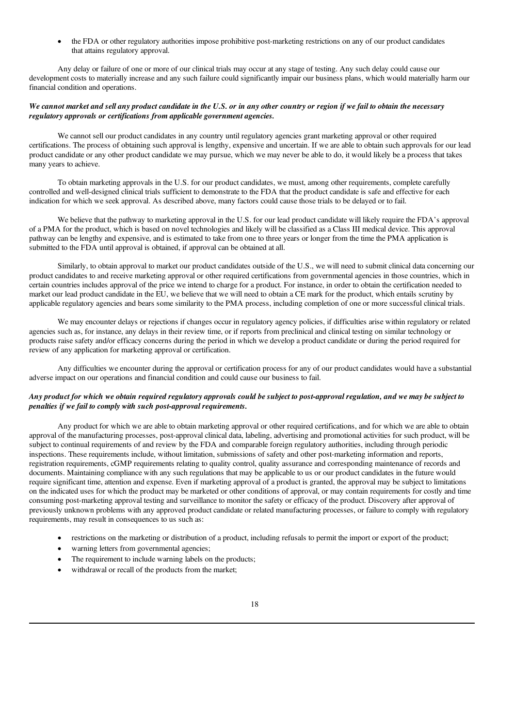- the FDA or other regulatory authorities impose prohibitive post-marketing restrictions on any of our product candidates that attains regulatory approval.

Any delay or failure of one or more of our clinical trials may occur at any stage of testing. Any such delay could cause our development costs to materially increase and any such failure could significantly impair our business plans, which would materially harm our financial condition and operations.

***We cannot market and sell any product candidate in the U.S. or in any other country or region if we fail to obtain the necessary regulatory approvals or certifications from applicable government agencies.***

We cannot sell our product candidates in any country until regulatory agencies grant marketing approval or other required certifications. The process of obtaining such approval is lengthy, expensive and uncertain. If we are able to obtain such approvals for our lead product candidate or any other product candidate we may pursue, which we may never be able to do, it would likely be a process that takes many years to achieve.

To obtain marketing approvals in the U.S. for our product candidates, we must, among other requirements, complete carefully controlled and well-designed clinical trials sufficient to demonstrate to the FDA that the product candidate is safe and effective for each indication for which we seek approval. As described above, many factors could cause those trials to be delayed or to fail.

We believe that the pathway to marketing approval in the U.S. for our lead product candidate will likely require the FDA's approval of a PMA for the product, which is based on novel technologies and likely will be classified as a Class III medical device. This approval pathway can be lengthy and expensive, and is estimated to take from one to three years or longer from the time the PMA application is submitted to the FDA until approval is obtained, if approval can be obtained at all.

Similarly, to obtain approval to market our product candidates outside of the U.S., we will need to submit clinical data concerning our product candidates to and receive marketing approval or other required certifications from governmental agencies in those countries, which in certain countries includes approval of the price we intend to charge for a product. For instance, in order to obtain the certification needed to market our lead product candidate in the EU, we believe that we will need to obtain a CE mark for the product, which entails scrutiny by applicable regulatory agencies and bears some similarity to the PMA process, including completion of one or more successful clinical trials.

We may encounter delays or rejections if changes occur in regulatory agency policies, if difficulties arise within regulatory or related agencies such as, for instance, any delays in their review time, or if reports from preclinical and clinical testing on similar technology or products raise safety and/or efficacy concerns during the period in which we develop a product candidate or during the period required for review of any application for marketing approval or certification.

Any difficulties we encounter during the approval or certification process for any of our product candidates would have a substantial adverse impact on our operations and financial condition and could cause our business to fail.

***Any product for which we obtain required regulatory approvals could be subject to post-approval regulation, and we may be subject to penalties if we fail to comply with such post-approval requirements.***

Any product for which we are able to obtain marketing approval or other required certifications, and for which we are able to obtain approval of the manufacturing processes, post-approval clinical data, labeling, advertising and promotional activities for such product, will be subject to continual requirements of and review by the FDA and comparable foreign regulatory authorities, including through periodic inspections. These requirements include, without limitation, submissions of safety and other post-marketing information and reports, registration requirements, cGMP requirements relating to quality control, quality assurance and corresponding maintenance of records and documents. Maintaining compliance with any such regulations that may be applicable to us or our product candidates in the future would require significant time, attention and expense. Even if marketing approval of a product is granted, the approval may be subject to limitations on the indicated uses for which the product may be marketed or other conditions of approval, or may contain requirements for costly and time consuming post-marketing approval testing and surveillance to monitor the safety or efficacy of the product. Discovery after approval of previously unknown problems with any approved product candidate or related manufacturing processes, or failure to comply with regulatory requirements, may result in consequences to us such as:

- restrictions on the marketing or distribution of a product, including refusals to permit the import or export of the product;
- warning letters from governmental agencies;
- The requirement to include warning labels on the products;
- withdrawal or recall of the products from the market;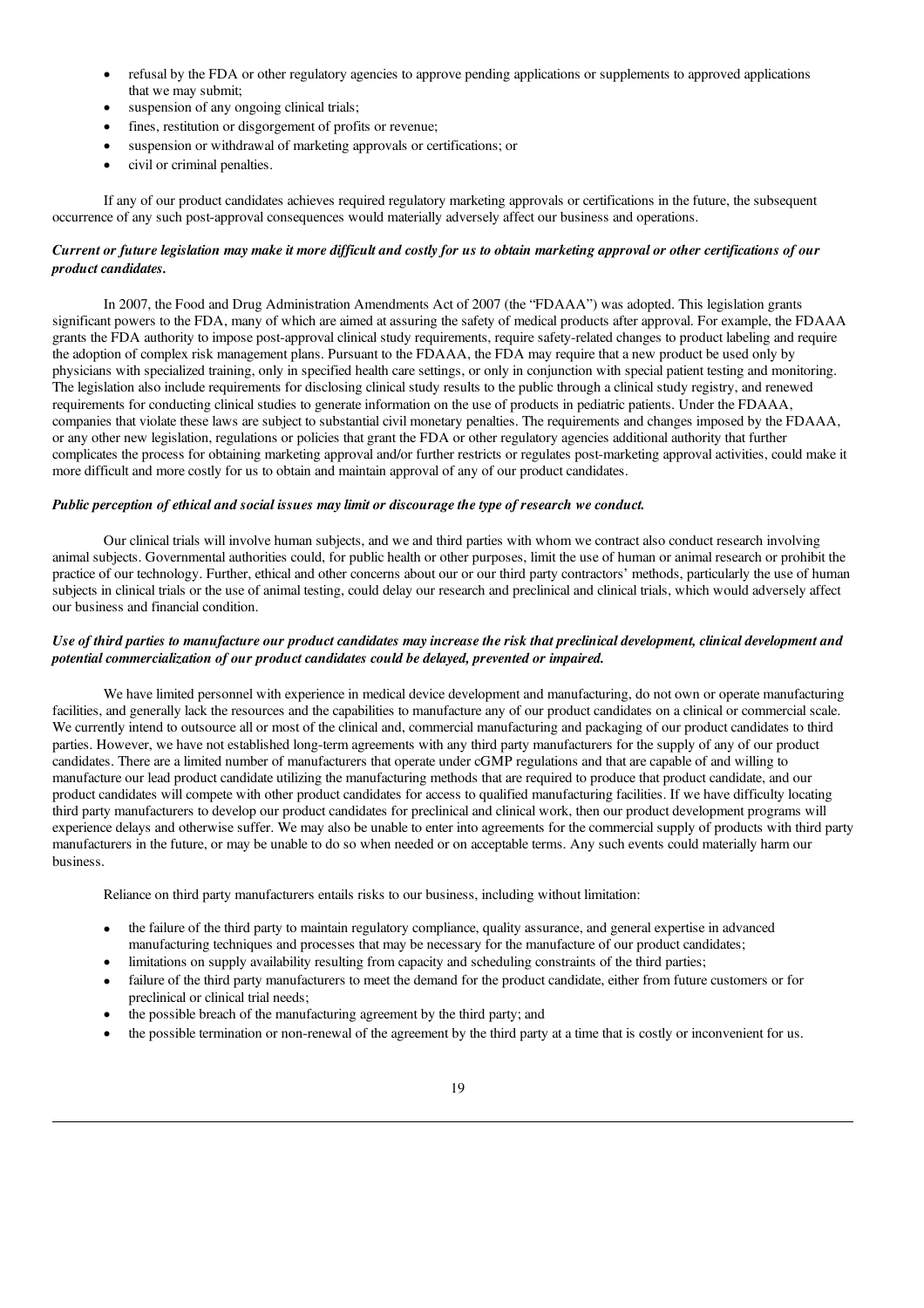- refusal by the FDA or other regulatory agencies to approve pending applications or supplements to approved applications that we may submit;
- suspension of any ongoing clinical trials;
- fines, restitution or disgorgement of profits or revenue;
- suspension or withdrawal of marketing approvals or certifications; or
- civil or criminal penalties.

If any of our product candidates achieves required regulatory marketing approvals or certifications in the future, the subsequent occurrence of any such post-approval consequences would materially adversely affect our business and operations.

***Current or future legislation may make it more difficult and costly for us to obtain marketing approval or other certifications of our product candidates.***

In 2007, the Food and Drug Administration Amendments Act of 2007 (the "FDAAA") was adopted. This legislation grants significant powers to the FDA, many of which are aimed at assuring the safety of medical products after approval. For example, the FDAAA grants the FDA authority to impose post-approval clinical study requirements, require safety-related changes to product labeling and require the adoption of complex risk management plans. Pursuant to the FDAAA, the FDA may require that a new product be used only by physicians with specialized training, only in specified health care settings, or only in conjunction with special patient testing and monitoring. The legislation also include requirements for disclosing clinical study results to the public through a clinical study registry, and renewed requirements for conducting clinical studies to generate information on the use of products in pediatric patients. Under the FDAAA, companies that violate these laws are subject to substantial civil monetary penalties. The requirements and changes imposed by the FDAAA, or any other new legislation, regulations or policies that grant the FDA or other regulatory agencies additional authority that further complicates the process for obtaining marketing approval and/or further restricts or regulates post-marketing approval activities, could make it more difficult and more costly for us to obtain and maintain approval of any of our product candidates.

***Public perception of ethical and social issues may limit or discourage the type of research we conduct.***

Our clinical trials will involve human subjects, and we and third parties with whom we contract also conduct research involving animal subjects. Governmental authorities could, for public health or other purposes, limit the use of human or animal research or prohibit the practice of our technology. Further, ethical and other concerns about our or our third party contractors' methods, particularly the use of human subjects in clinical trials or the use of animal testing, could delay our research and preclinical and clinical trials, which would adversely affect our business and financial condition.

***Use of third parties to manufacture our product candidates may increase the risk that preclinical development, clinical development and potential commercialization of our product candidates could be delayed, prevented or impaired.***

We have limited personnel with experience in medical device development and manufacturing, do not own or operate manufacturing facilities, and generally lack the resources and the capabilities to manufacture any of our product candidates on a clinical or commercial scale. We currently intend to outsource all or most of the clinical and, commercial manufacturing and packaging of our product candidates to third parties. However, we have not established long-term agreements with any third party manufacturers for the supply of any of our product candidates. There are a limited number of manufacturers that operate under cGMP regulations and that are capable of and willing to manufacture our lead product candidate utilizing the manufacturing methods that are required to produce that product candidate, and our product candidates will compete with other product candidates for access to qualified manufacturing facilities. If we have difficulty locating third party manufacturers to develop our product candidates for preclinical and clinical work, then our product development programs will experience delays and otherwise suffer. We may also be unable to enter into agreements for the commercial supply of products with third party manufacturers in the future, or may be unable to do so when needed or on acceptable terms. Any such events could materially harm our business.

Reliance on third party manufacturers entails risks to our business, including without limitation:

- the failure of the third party to maintain regulatory compliance, quality assurance, and general expertise in advanced manufacturing techniques and processes that may be necessary for the manufacture of our product candidates;
- limitations on supply availability resulting from capacity and scheduling constraints of the third parties;
- failure of the third party manufacturers to meet the demand for the product candidate, either from future customers or for preclinical or clinical trial needs;
- the possible breach of the manufacturing agreement by the third party; and
- the possible termination or non-renewal of the agreement by the third party at a time that is costly or inconvenient for us.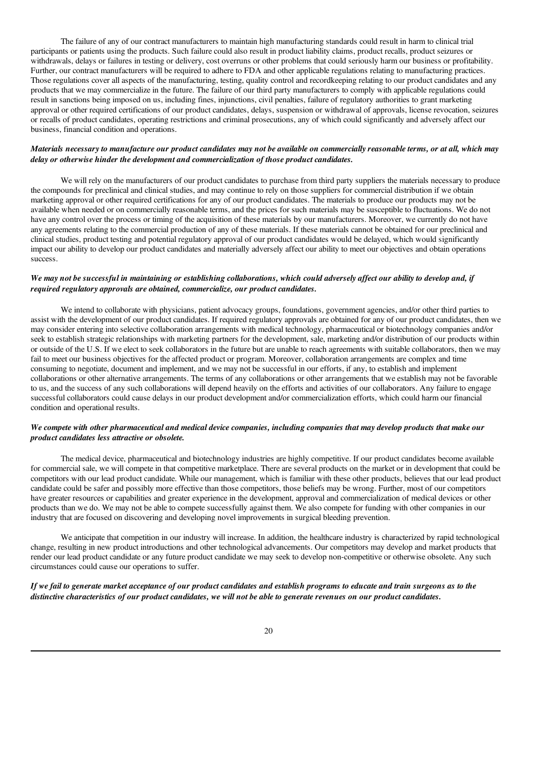The failure of any of our contract manufacturers to maintain high manufacturing standards could result in harm to clinical trial participants or patients using the products. Such failure could also result in product liability claims, product recalls, product seizures or withdrawals, delays or failures in testing or delivery, cost overruns or other problems that could seriously harm our business or profitability. Further, our contract manufacturers will be required to adhere to FDA and other applicable regulations relating to manufacturing practices. Those regulations cover all aspects of the manufacturing, testing, quality control and recordkeeping relating to our product candidates and any products that we may commercialize in the future. The failure of our third party manufacturers to comply with applicable regulations could result in sanctions being imposed on us, including fines, injunctions, civil penalties, failure of regulatory authorities to grant marketing approval or other required certifications of our product candidates, delays, suspension or withdrawal of approvals, license revocation, seizures or recalls of product candidates, operating restrictions and criminal prosecutions, any of which could significantly and adversely affect our business, financial condition and operations.

***Materials necessary to manufacture our product candidates may not be available on commercially reasonable terms, or at all, which may delay or otherwise hinder the development and commercialization of those product candidates.***

We will rely on the manufacturers of our product candidates to purchase from third party suppliers the materials necessary to produce the compounds for preclinical and clinical studies, and may continue to rely on those suppliers for commercial distribution if we obtain marketing approval or other required certifications for any of our product candidates. The materials to produce our products may not be available when needed or on commercially reasonable terms, and the prices for such materials may be susceptible to fluctuations. We do not have any control over the process or timing of the acquisition of these materials by our manufacturers. Moreover, we currently do not have any agreements relating to the commercial production of any of these materials. If these materials cannot be obtained for our preclinical and clinical studies, product testing and potential regulatory approval of our product candidates would be delayed, which would significantly impact our ability to develop our product candidates and materially adversely affect our ability to meet our objectives and obtain operations success.

***We may not be successful in maintaining or establishing collaborations, which could adversely affect our ability to develop and, if required regulatory approvals are obtained, commercialize, our product candidates.***

We intend to collaborate with physicians, patient advocacy groups, foundations, government agencies, and/or other third parties to assist with the development of our product candidates. If required regulatory approvals are obtained for any of our product candidates, then we may consider entering into selective collaboration arrangements with medical technology, pharmaceutical or biotechnology companies and/or seek to establish strategic relationships with marketing partners for the development, sale, marketing and/or distribution of our products within or outside of the U.S. If we elect to seek collaborators in the future but are unable to reach agreements with suitable collaborators, then we may fail to meet our business objectives for the affected product or program. Moreover, collaboration arrangements are complex and time consuming to negotiate, document and implement, and we may not be successful in our efforts, if any, to establish and implement collaborations or other alternative arrangements. The terms of any collaborations or other arrangements that we establish may not be favorable to us, and the success of any such collaborations will depend heavily on the efforts and activities of our collaborators. Any failure to engage successful collaborators could cause delays in our product development and/or commercialization efforts, which could harm our financial condition and operational results.

***We compete with other pharmaceutical and medical device companies, including companies that may develop products that make our product candidates less attractive or obsolete.***

The medical device, pharmaceutical and biotechnology industries are highly competitive. If our product candidates become available for commercial sale, we will compete in that competitive marketplace. There are several products on the market or in development that could be competitors with our lead product candidate. While our management, which is familiar with these other products, believes that our lead product candidate could be safer and possibly more effective than those competitors, those beliefs may be wrong. Further, most of our competitors have greater resources or capabilities and greater experience in the development, approval and commercialization of medical devices or other products than we do. We may not be able to compete successfully against them. We also compete for funding with other companies in our industry that are focused on discovering and developing novel improvements in surgical bleeding prevention.

We anticipate that competition in our industry will increase. In addition, the healthcare industry is characterized by rapid technological change, resulting in new product introductions and other technological advancements. Our competitors may develop and market products that render our lead product candidate or any future product candidate we may seek to develop non-competitive or otherwise obsolete. Any such circumstances could cause our operations to suffer.

***If we fail to generate market acceptance of our product candidates and establish programs to educate and train surgeons as to the distinctive characteristics of our product candidates, we will not be able to generate revenues on our product candidates.***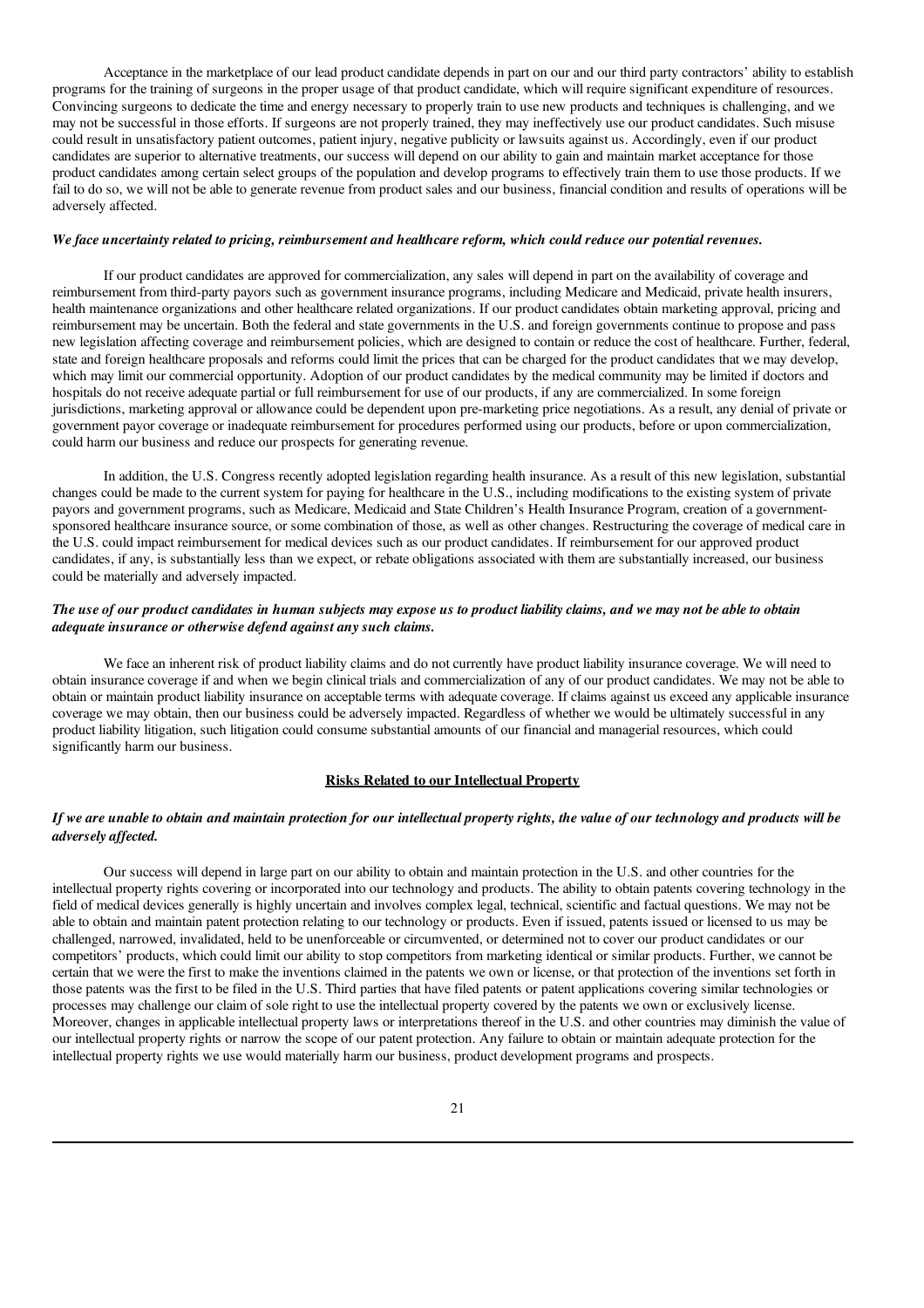Acceptance in the marketplace of our lead product candidate depends in part on our and our third party contractors' ability to establish programs for the training of surgeons in the proper usage of that product candidate, which will require significant expenditure of resources. Convincing surgeons to dedicate the time and energy necessary to properly train to use new products and techniques is challenging, and we may not be successful in those efforts. If surgeons are not properly trained, they may ineffectively use our product candidates. Such misuse could result in unsatisfactory patient outcomes, patient injury, negative publicity or lawsuits against us. Accordingly, even if our product candidates are superior to alternative treatments, our success will depend on our ability to gain and maintain market acceptance for those product candidates among certain select groups of the population and develop programs to effectively train them to use those products. If we fail to do so, we will not be able to generate revenue from product sales and our business, financial condition and results of operations will be adversely affected.

***We face uncertainty related to pricing, reimbursement and healthcare reform, which could reduce our potential revenues.***

If our product candidates are approved for commercialization, any sales will depend in part on the availability of coverage and reimbursement from third-party payors such as government insurance programs, including Medicare and Medicaid, private health insurers, health maintenance organizations and other healthcare related organizations. If our product candidates obtain marketing approval, pricing and reimbursement may be uncertain. Both the federal and state governments in the U.S. and foreign governments continue to propose and pass new legislation affecting coverage and reimbursement policies, which are designed to contain or reduce the cost of healthcare. Further, federal, state and foreign healthcare proposals and reforms could limit the prices that can be charged for the product candidates that we may develop, which may limit our commercial opportunity. Adoption of our product candidates by the medical community may be limited if doctors and hospitals do not receive adequate partial or full reimbursement for use of our products, if any are commercialized. In some foreign jurisdictions, marketing approval or allowance could be dependent upon pre-marketing price negotiations. As a result, any denial of private or government payor coverage or inadequate reimbursement for procedures performed using our products, before or upon commercialization, could harm our business and reduce our prospects for generating revenue.

In addition, the U.S. Congress recently adopted legislation regarding health insurance. As a result of this new legislation, substantial changes could be made to the current system for paying for healthcare in the U.S., including modifications to the existing system of private payors and government programs, such as Medicare, Medicaid and State Children's Health Insurance Program, creation of a government-sponsored healthcare insurance source, or some combination of those, as well as other changes. Restructuring the coverage of medical care in the U.S. could impact reimbursement for medical devices such as our product candidates. If reimbursement for our approved product candidates, if any, is substantially less than we expect, or rebate obligations associated with them are substantially increased, our business could be materially and adversely impacted.

***The use of our product candidates in human subjects may expose us to product liability claims, and we may not be able to obtain adequate insurance or otherwise defend against any such claims.***

We face an inherent risk of product liability claims and do not currently have product liability insurance coverage. We will need to obtain insurance coverage if and when we begin clinical trials and commercialization of any of our product candidates. We may not be able to obtain or maintain product liability insurance on acceptable terms with adequate coverage. If claims against us exceed any applicable insurance coverage we may obtain, then our business could be adversely impacted. Regardless of whether we would be ultimately successful in any product liability litigation, such litigation could consume substantial amounts of our financial and managerial resources, which could significantly harm our business.

## Risks Related to our Intellectual Property

***If we are unable to obtain and maintain protection for our intellectual property rights, the value of our technology and products will be adversely affected.***

Our success will depend in large part on our ability to obtain and maintain protection in the U.S. and other countries for the intellectual property rights covering or incorporated into our technology and products. The ability to obtain patents covering technology in the field of medical devices generally is highly uncertain and involves complex legal, technical, scientific and factual questions. We may not be able to obtain and maintain patent protection relating to our technology or products. Even if issued, patents issued or licensed to us may be challenged, narrowed, invalidated, held to be unenforceable or circumvented, or determined not to cover our product candidates or our competitors' products, which could limit our ability to stop competitors from marketing identical or similar products. Further, we cannot be certain that we were the first to make the inventions claimed in the patents we own or license, or that protection of the inventions set forth in those patents was the first to be filed in the U.S. Third parties that have filed patents or patent applications covering similar technologies or processes may challenge our claim of sole right to use the intellectual property covered by the patents we own or exclusively license. Moreover, changes in applicable intellectual property laws or interpretations thereof in the U.S. and other countries may diminish the value of our intellectual property rights or narrow the scope of our patent protection. Any failure to obtain or maintain adequate protection for the intellectual property rights we use would materially harm our business, product development programs and prospects.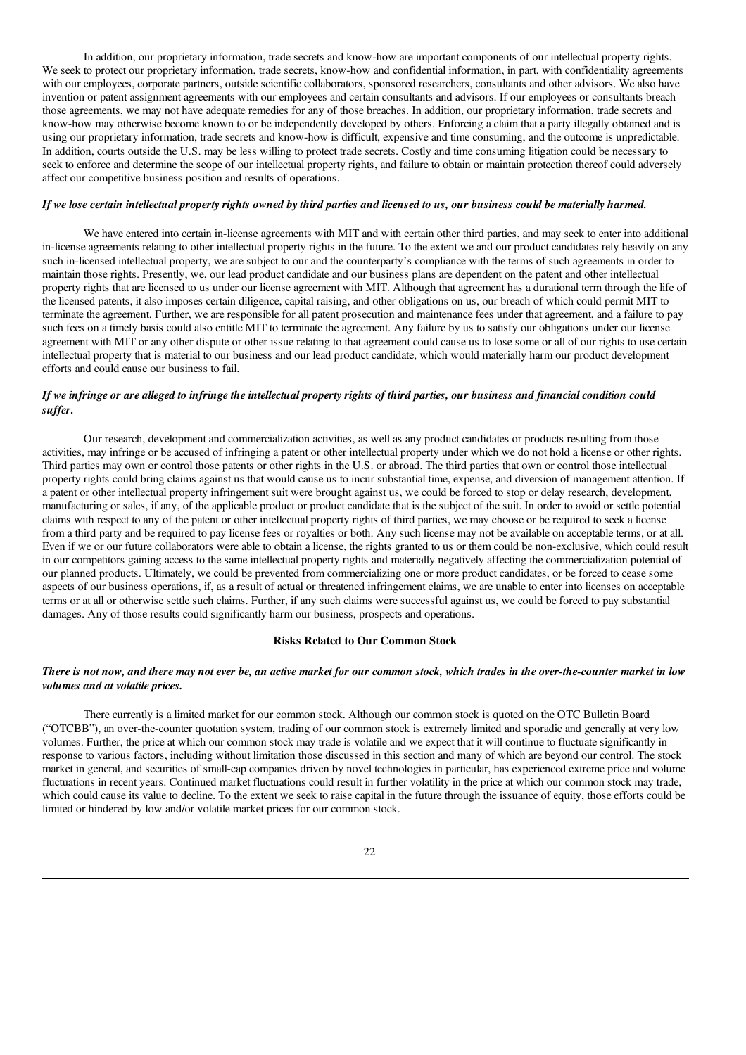In addition, our proprietary information, trade secrets and know-how are important components of our intellectual property rights. We seek to protect our proprietary information, trade secrets, know-how and confidential information, in part, with confidentiality agreements with our employees, corporate partners, outside scientific collaborators, sponsored researchers, consultants and other advisors. We also have invention or patent assignment agreements with our employees and certain consultants and advisors. If our employees or consultants breach those agreements, we may not have adequate remedies for any of those breaches. In addition, our proprietary information, trade secrets and know-how may otherwise become known to or be independently developed by others. Enforcing a claim that a party illegally obtained and is using our proprietary information, trade secrets and know-how is difficult, expensive and time consuming, and the outcome is unpredictable. In addition, courts outside the U.S. may be less willing to protect trade secrets. Costly and time consuming litigation could be necessary to seek to enforce and determine the scope of our intellectual property rights, and failure to obtain or maintain protection thereof could adversely affect our competitive business position and results of operations.

***If we lose certain intellectual property rights owned by third parties and licensed to us, our business could be materially harmed.***

We have entered into certain in-license agreements with MIT and with certain other third parties, and may seek to enter into additional in-license agreements relating to other intellectual property rights in the future. To the extent we and our product candidates rely heavily on any such in-licensed intellectual property, we are subject to our and the counterparty's compliance with the terms of such agreements in order to maintain those rights. Presently, we, our lead product candidate and our business plans are dependent on the patent and other intellectual property rights that are licensed to us under our license agreement with MIT. Although that agreement has a durational term through the life of the licensed patents, it also imposes certain diligence, capital raising, and other obligations on us, our breach of which could permit MIT to terminate the agreement. Further, we are responsible for all patent prosecution and maintenance fees under that agreement, and a failure to pay such fees on a timely basis could also entitle MIT to terminate the agreement. Any failure by us to satisfy our obligations under our license agreement with MIT or any other dispute or other issue relating to that agreement could cause us to lose some or all of our rights to use certain intellectual property that is material to our business and our lead product candidate, which would materially harm our product development efforts and could cause our business to fail.

***If we infringe or are alleged to infringe the intellectual property rights of third parties, our business and financial condition could suffer.***

Our research, development and commercialization activities, as well as any product candidates or products resulting from those activities, may infringe or be accused of infringing a patent or other intellectual property under which we do not hold a license or other rights. Third parties may own or control those patents or other rights in the U.S. or abroad. The third parties that own or control those intellectual property rights could bring claims against us that would cause us to incur substantial time, expense, and diversion of management attention. If a patent or other intellectual property infringement suit were brought against us, we could be forced to stop or delay research, development, manufacturing or sales, if any, of the applicable product or product candidate that is the subject of the suit. In order to avoid or settle potential claims with respect to any of the patent or other intellectual property rights of third parties, we may choose or be required to seek a license from a third party and be required to pay license fees or royalties or both. Any such license may not be available on acceptable terms, or at all. Even if we or our future collaborators were able to obtain a license, the rights granted to us or them could be non-exclusive, which could result in our competitors gaining access to the same intellectual property rights and materially negatively affecting the commercialization potential of our planned products. Ultimately, we could be prevented from commercializing one or more product candidates, or be forced to cease some aspects of our business operations, if, as a result of actual or threatened infringement claims, we are unable to enter into licenses on acceptable terms or at all or otherwise settle such claims. Further, if any such claims were successful against us, we could be forced to pay substantial damages. Any of those results could significantly harm our business, prospects and operations.

## Risks Related to Our Common Stock

***There is not now, and there may not ever be, an active market for our common stock, which trades in the over-the-counter market in low volumes and at volatile prices.***

There currently is a limited market for our common stock. Although our common stock is quoted on the OTC Bulletin Board ("OTCBB"), an over-the-counter quotation system, trading of our common stock is extremely limited and sporadic and generally at very low volumes. Further, the price at which our common stock may trade is volatile and we expect that it will continue to fluctuate significantly in response to various factors, including without limitation those discussed in this section and many of which are beyond our control. The stock market in general, and securities of small-cap companies driven by novel technologies in particular, has experienced extreme price and volume fluctuations in recent years. Continued market fluctuations could result in further volatility in the price at which our common stock may trade, which could cause its value to decline. To the extent we seek to raise capital in the future through the issuance of equity, those efforts could be limited or hindered by low and/or volatile market prices for our common stock.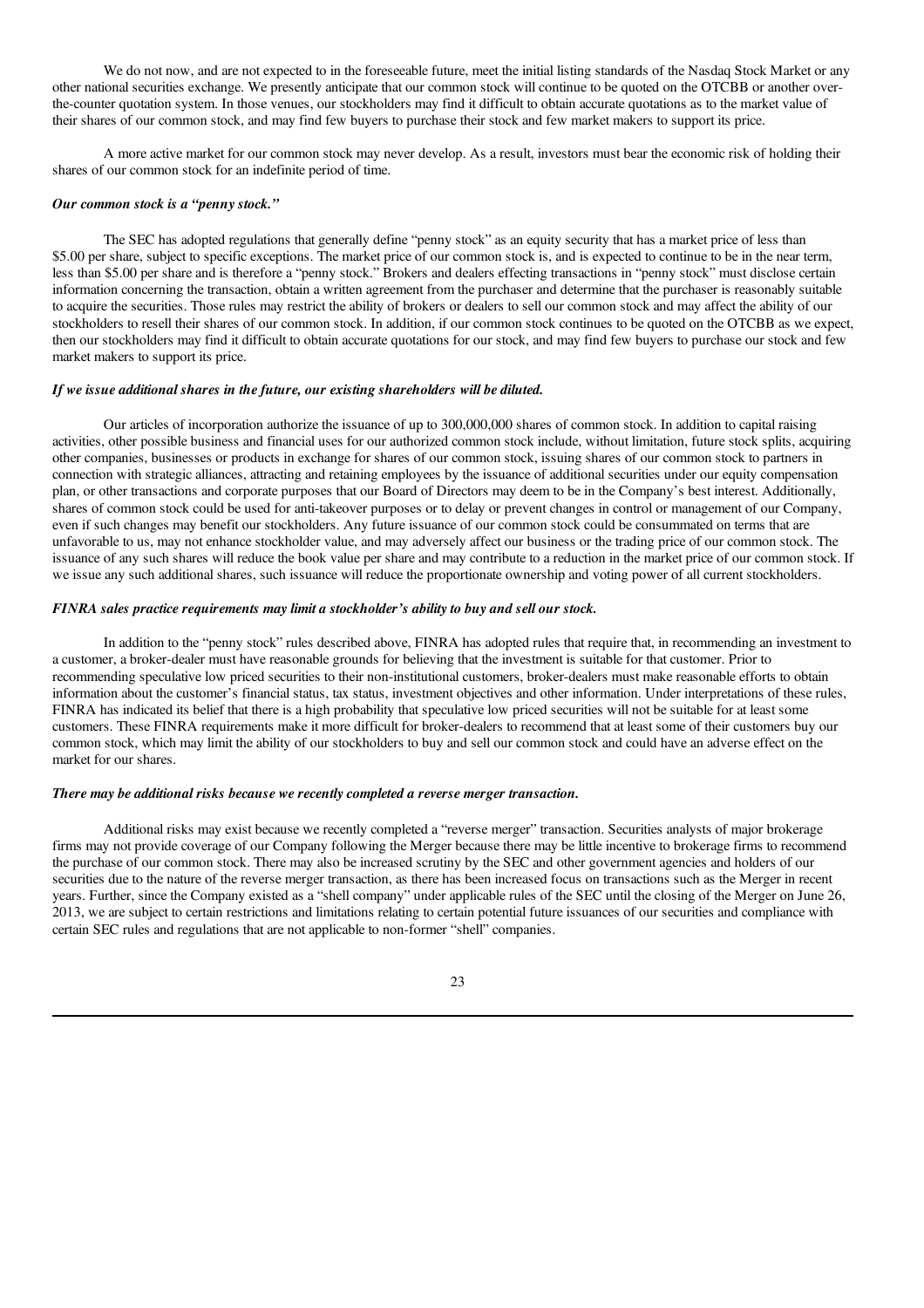We do not now, and are not expected to in the foreseeable future, meet the initial listing standards of the Nasdaq Stock Market or any other national securities exchange. We presently anticipate that our common stock will continue to be quoted on the OTCBB or another over-the-counter quotation system. In those venues, our stockholders may find it difficult to obtain accurate quotations as to the market value of their shares of our common stock, and may find few buyers to purchase their stock and few market makers to support its price.

A more active market for our common stock may never develop. As a result, investors must bear the economic risk of holding their shares of our common stock for an indefinite period of time.

***Our common stock is a "penny stock."***

The SEC has adopted regulations that generally define "penny stock" as an equity security that has a market price of less than $5.00 per share, subject to specific exceptions. The market price of our common stock is, and is expected to continue to be in the near term, less than $5.00 per share and is therefore a "penny stock." Brokers and dealers effecting transactions in "penny stock" must disclose certain information concerning the transaction, obtain a written agreement from the purchaser and determine that the purchaser is reasonably suitable to acquire the securities. Those rules may restrict the ability of brokers or dealers to sell our common stock and may affect the ability of our stockholders to resell their shares of our common stock. In addition, if our common stock continues to be quoted on the OTCBB as we expect, then our stockholders may find it difficult to obtain accurate quotations for our stock, and may find few buyers to purchase our stock and few market makers to support its price.

***If we issue additional shares in the future, our existing shareholders will be diluted.***

Our articles of incorporation authorize the issuance of up to 300,000,000 shares of common stock. In addition to capital raising activities, other possible business and financial uses for our authorized common stock include, without limitation, future stock splits, acquiring other companies, businesses or products in exchange for shares of our common stock, issuing shares of our common stock to partners in connection with strategic alliances, attracting and retaining employees by the issuance of additional securities under our equity compensation plan, or other transactions and corporate purposes that our Board of Directors may deem to be in the Company's best interest. Additionally, shares of common stock could be used for anti-takeover purposes or to delay or prevent changes in control or management of our Company, even if such changes may benefit our stockholders. Any future issuance of our common stock could be consummated on terms that are unfavorable to us, may not enhance stockholder value, and may adversely affect our business or the trading price of our common stock. The issuance of any such shares will reduce the book value per share and may contribute to a reduction in the market price of our common stock. If we issue any such additional shares, such issuance will reduce the proportionate ownership and voting power of all current stockholders.

***FINRA sales practice requirements may limit a stockholder's ability to buy and sell our stock.***

In addition to the "penny stock" rules described above, FINRA has adopted rules that require that, in recommending an investment to a customer, a broker-dealer must have reasonable grounds for believing that the investment is suitable for that customer. Prior to recommending speculative low priced securities to their non-institutional customers, broker-dealers must make reasonable efforts to obtain information about the customer's financial status, tax status, investment objectives and other information. Under interpretations of these rules, FINRA has indicated its belief that there is a high probability that speculative low priced securities will not be suitable for at least some customers. These FINRA requirements make it more difficult for broker-dealers to recommend that at least some of their customers buy our common stock, which may limit the ability of our stockholders to buy and sell our common stock and could have an adverse effect on the market for our shares.

***There may be additional risks because we recently completed a reverse merger transaction.***

Additional risks may exist because we recently completed a "reverse merger" transaction. Securities analysts of major brokerage firms may not provide coverage of our Company following the Merger because there may be little incentive to brokerage firms to recommend the purchase of our common stock. There may also be increased scrutiny by the SEC and other government agencies and holders of our securities due to the nature of the reverse merger transaction, as there has been increased focus on transactions such as the Merger in recent years. Further, since the Company existed as a "shell company" under applicable rules of the SEC until the closing of the Merger on June 26, 2013, we are subject to certain restrictions and limitations relating to certain potential future issuances of our securities and compliance with certain SEC rules and regulations that are not applicable to non-former "shell" companies.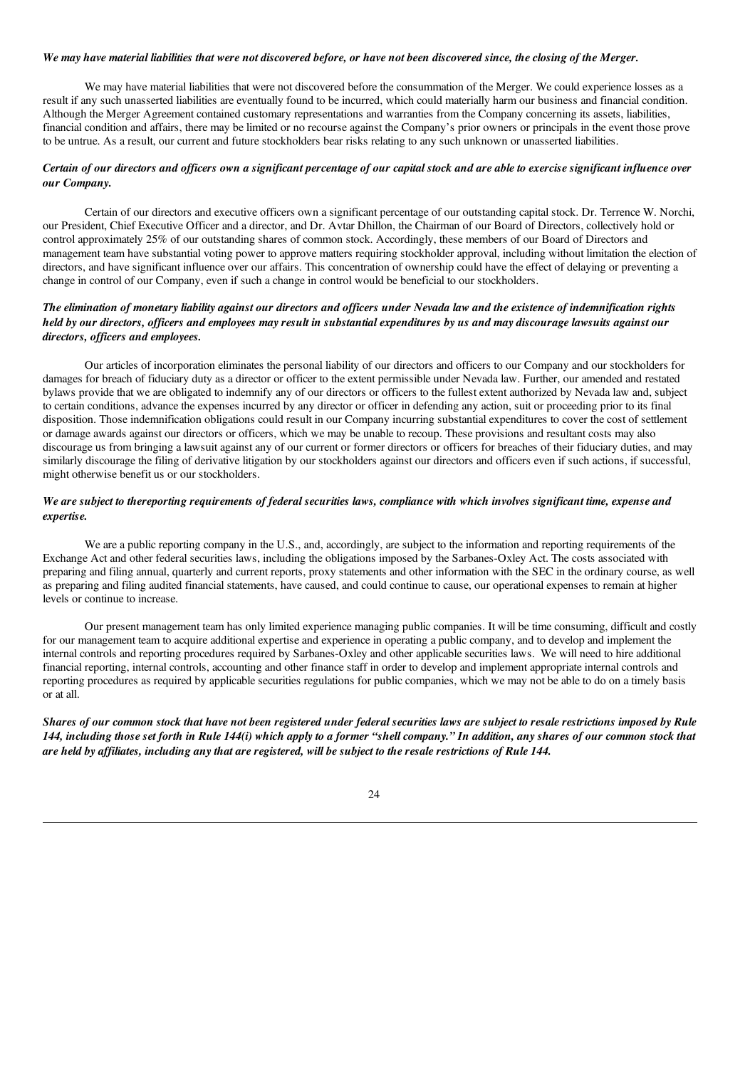***We may have material liabilities that were not discovered before, or have not been discovered since, the closing of the Merger.***

We may have material liabilities that were not discovered before the consummation of the Merger. We could experience losses as a result if any such unasserted liabilities are eventually found to be incurred, which could materially harm our business and financial condition. Although the Merger Agreement contained customary representations and warranties from the Company concerning its assets, liabilities, financial condition and affairs, there may be limited or no recourse against the Company's prior owners or principals in the event those prove to be untrue. As a result, our current and future stockholders bear risks relating to any such unknown or unasserted liabilities.

***Certain of our directors and officers own a significant percentage of our capital stock and are able to exercise significant influence over our Company.***

Certain of our directors and executive officers own a significant percentage of our outstanding capital stock. Dr. Terrence W. Norchi, our President, Chief Executive Officer and a director, and Dr. Avtar Dhillon, the Chairman of our Board of Directors, collectively hold or control approximately 25% of our outstanding shares of common stock. Accordingly, these members of our Board of Directors and management team have substantial voting power to approve matters requiring stockholder approval, including without limitation the election of directors, and have significant influence over our affairs. This concentration of ownership could have the effect of delaying or preventing a change in control of our Company, even if such a change in control would be beneficial to our stockholders.

***The elimination of monetary liability against our directors and officers under Nevada law and the existence of indemnification rights held by our directors, officers and employees may result in substantial expenditures by us and may discourage lawsuits against our directors, officers and employees.***

Our articles of incorporation eliminates the personal liability of our directors and officers to our Company and our stockholders for damages for breach of fiduciary duty as a director or officer to the extent permissible under Nevada law. Further, our amended and restated bylaws provide that we are obligated to indemnify any of our directors or officers to the fullest extent authorized by Nevada law and, subject to certain conditions, advance the expenses incurred by any director or officer in defending any action, suit or proceeding prior to its final disposition. Those indemnification obligations could result in our Company incurring substantial expenditures to cover the cost of settlement or damage awards against our directors or officers, which we may be unable to recoup. These provisions and resultant costs may also discourage us from bringing a lawsuit against any of our current or former directors or officers for breaches of their fiduciary duties, and may similarly discourage the filing of derivative litigation by our stockholders against our directors and officers even if such actions, if successful, might otherwise benefit us or our stockholders.

***We are subject to thereporting requirements of federal securities laws, compliance with which involves significant time, expense and expertise.***

We are a public reporting company in the U.S., and, accordingly, are subject to the information and reporting requirements of the Exchange Act and other federal securities laws, including the obligations imposed by the Sarbanes-Oxley Act. The costs associated with preparing and filing annual, quarterly and current reports, proxy statements and other information with the SEC in the ordinary course, as well as preparing and filing audited financial statements, have caused, and could continue to cause, our operational expenses to remain at higher levels or continue to increase.

Our present management team has only limited experience managing public companies. It will be time consuming, difficult and costly for our management team to acquire additional expertise and experience in operating a public company, and to develop and implement the internal controls and reporting procedures required by Sarbanes-Oxley and other applicable securities laws. We will need to hire additional financial reporting, internal controls, accounting and other finance staff in order to develop and implement appropriate internal controls and reporting procedures as required by applicable securities regulations for public companies, which we may not be able to do on a timely basis or at all.

***Shares of our common stock that have not been registered under federal securities laws are subject to resale restrictions imposed by Rule 144, including those set forth in Rule 144(i) which apply to a former "shell company." In addition, any shares of our common stock that are held by affiliates, including any that are registered, will be subject to the resale restrictions of Rule 144.***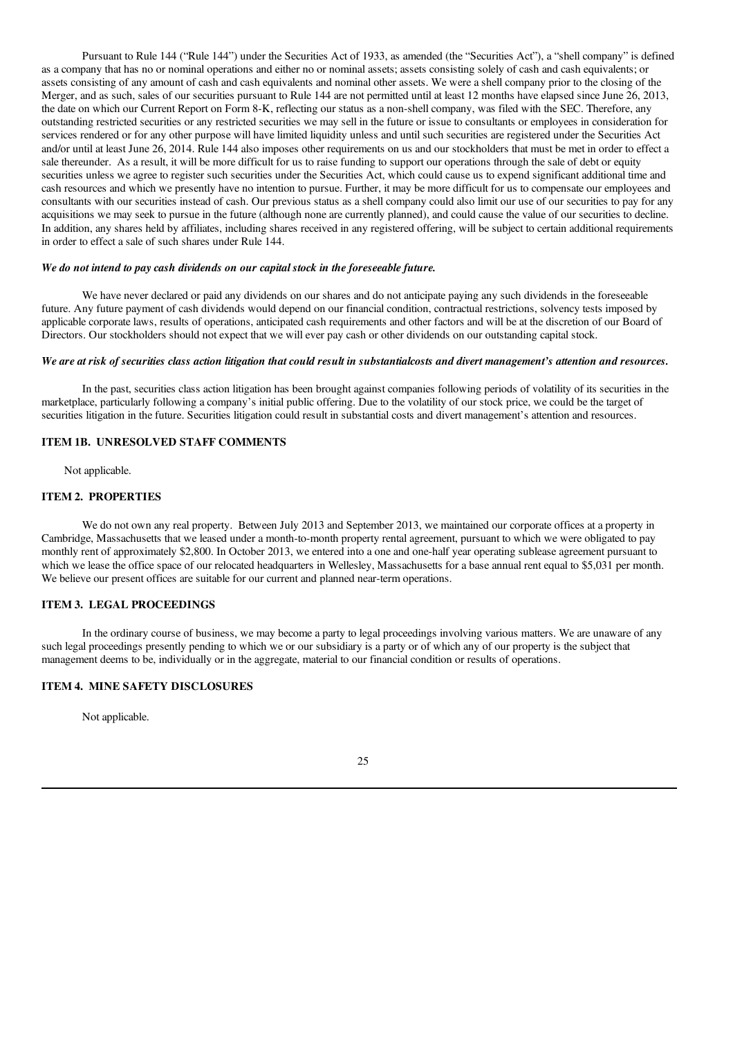Pursuant to Rule 144 ("Rule 144") under the Securities Act of 1933, as amended (the "Securities Act"), a "shell company" is defined as a company that has no or nominal operations and either no or nominal assets; assets consisting solely of cash and cash equivalents; or assets consisting of any amount of cash and cash equivalents and nominal other assets. We were a shell company prior to the closing of the Merger, and as such, sales of our securities pursuant to Rule 144 are not permitted until at least 12 months have elapsed since June 26, 2013, the date on which our Current Report on Form 8-K, reflecting our status as a non-shell company, was filed with the SEC. Therefore, any outstanding restricted securities or any restricted securities we may sell in the future or issue to consultants or employees in consideration for services rendered or for any other purpose will have limited liquidity unless and until such securities are registered under the Securities Act and/or until at least June 26, 2014. Rule 144 also imposes other requirements on us and our stockholders that must be met in order to effect a sale thereunder. As a result, it will be more difficult for us to raise funding to support our operations through the sale of debt or equity securities unless we agree to register such securities under the Securities Act, which could cause us to expend significant additional time and cash resources and which we presently have no intention to pursue. Further, it may be more difficult for us to compensate our employees and consultants with our securities instead of cash. Our previous status as a shell company could also limit our use of our securities to pay for any acquisitions we may seek to pursue in the future (although none are currently planned), and could cause the value of our securities to decline. In addition, any shares held by affiliates, including shares received in any registered offering, will be subject to certain additional requirements in order to effect a sale of such shares under Rule 144.

***We do not intend to pay cash dividends on our capital stock in the foreseeable future.***

We have never declared or paid any dividends on our shares and do not anticipate paying any such dividends in the foreseeable future. Any future payment of cash dividends would depend on our financial condition, contractual restrictions, solvency tests imposed by applicable corporate laws, results of operations, anticipated cash requirements and other factors and will be at the discretion of our Board of Directors. Our stockholders should not expect that we will ever pay cash or other dividends on our outstanding capital stock.

***We are at risk of securities class action litigation that could result in substantialcosts and divert management's attention and resources.***

In the past, securities class action litigation has been brought against companies following periods of volatility of its securities in the marketplace, particularly following a company's initial public offering. Due to the volatility of our stock price, we could be the target of securities litigation in the future. Securities litigation could result in substantial costs and divert management's attention and resources.

## ITEM 1B. UNRESOLVED STAFF COMMENTS

Not applicable.

## ITEM 2. PROPERTIES

We do not own any real property. Between July 2013 and September 2013, we maintained our corporate offices at a property in Cambridge, Massachusetts that we leased under a month-to-month property rental agreement, pursuant to which we were obligated to pay monthly rent of approximately $2,800. In October 2013, we entered into a one and one-half year operating sublease agreement pursuant to which we lease the office space of our relocated headquarters in Wellesley, Massachusetts for a base annual rent equal to $5,031 per month. We believe our present offices are suitable for our current and planned near-term operations.

## ITEM 3. LEGAL PROCEEDINGS

In the ordinary course of business, we may become a party to legal proceedings involving various matters. We are unaware of any such legal proceedings presently pending to which we or our subsidiary is a party or of which any of our property is the subject that management deems to be, individually or in the aggregate, material to our financial condition or results of operations.

## ITEM 4. MINE SAFETY DISCLOSURES

Not applicable.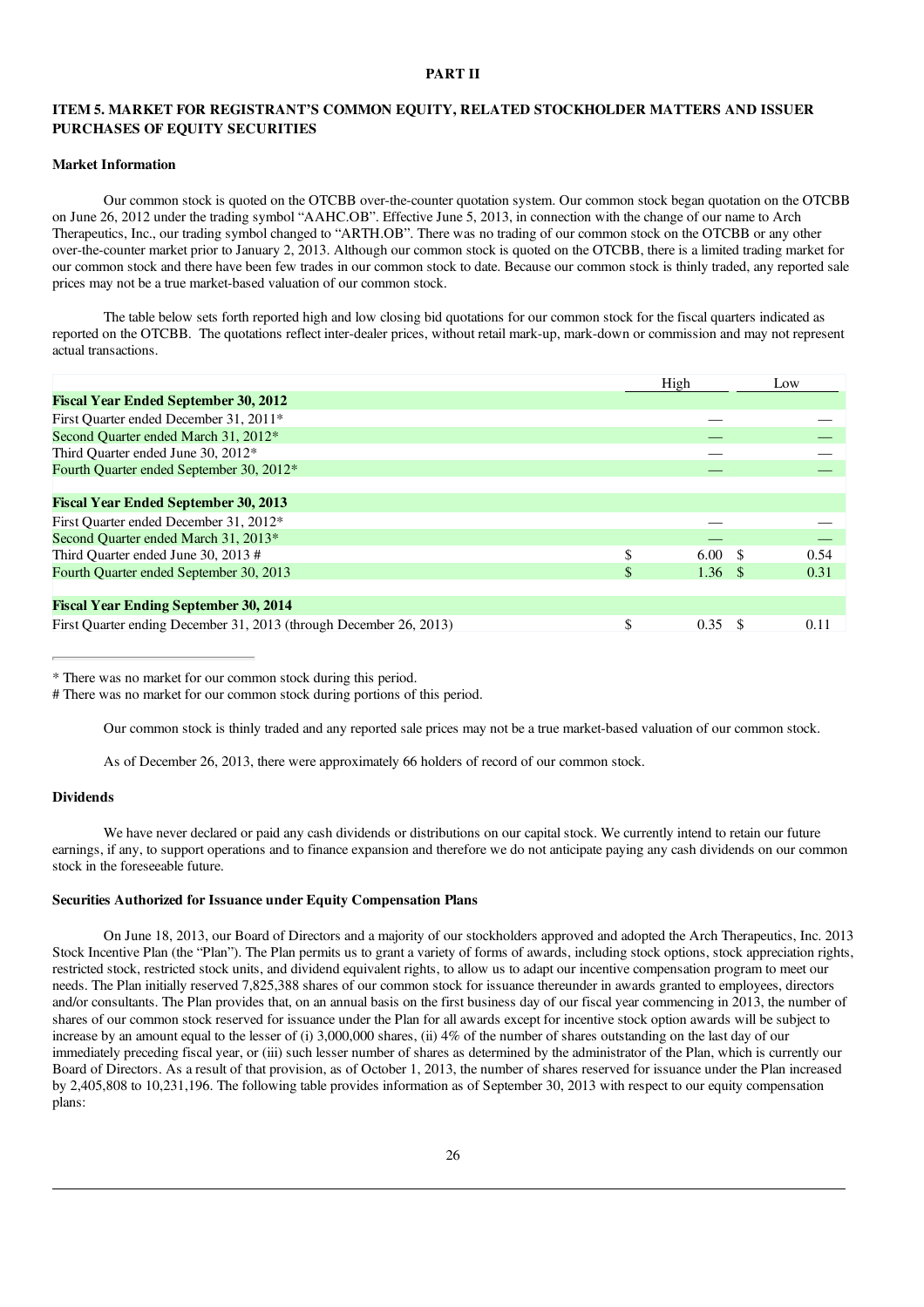## PART II

### ITEM 5. MARKET FOR REGISTRANT'S COMMON EQUITY, RELATED STOCKHOLDER MATTERS AND ISSUER PURCHASES OF EQUITY SECURITIES

**Market Information**

Our common stock is quoted on the OTCBB over-the-counter quotation system. Our common stock began quotation on the OTCBB on June 26, 2012 under the trading symbol "AAHC.OB". Effective June 5, 2013, in connection with the change of our name to Arch Therapeutics, Inc., our trading symbol changed to "ARTH.OB". There was no trading of our common stock on the OTCBB or any other over-the-counter market prior to January 2, 2013. Although our common stock is quoted on the OTCBB, there is a limited trading market for our common stock and there have been few trades in our common stock to date. Because our common stock is thinly traded, any reported sale prices may not be a true market-based valuation of our common stock.

The table below sets forth reported high and low closing bid quotations for our common stock for the fiscal quarters indicated as reported on the OTCBB. The quotations reflect inter-dealer prices, without retail mark-up, mark-down or commission and may not represent actual transactions.

| | High | Low |
|---|---|---|
| **Fiscal Year Ended September 30, 2012** | | |
| First Quarter ended December 31, 2011* | — | — |
| Second Quarter ended March 31, 2012* | — | — |
| Third Quarter ended June 30, 2012* | — | — |
| Fourth Quarter ended September 30, 2012* | — | — |
| **Fiscal Year Ended September 30, 2013** | | |
| First Quarter ended December 31, 2012* | — | — |
| Second Quarter ended March 31, 2013* | — | — |
| Third Quarter ended June 30, 2013 # | $ 6.00 | $ 0.54 |
| Fourth Quarter ended September 30, 2013 | $ 1.36 | $ 0.31 |
| **Fiscal Year Ending September 30, 2014** | | |
| First Quarter ending December 31, 2013 (through December 26, 2013) | $ 0.35 | $ 0.11 |

* There was no market for our common stock during this period.
# There was no market for our common stock during portions of this period.

Our common stock is thinly traded and any reported sale prices may not be a true market-based valuation of our common stock.

As of December 26, 2013, there were approximately 66 holders of record of our common stock.

**Dividends**

We have never declared or paid any cash dividends or distributions on our capital stock. We currently intend to retain our future earnings, if any, to support operations and to finance expansion and therefore we do not anticipate paying any cash dividends on our common stock in the foreseeable future.

**Securities Authorized for Issuance under Equity Compensation Plans**

On June 18, 2013, our Board of Directors and a majority of our stockholders approved and adopted the Arch Therapeutics, Inc. 2013 Stock Incentive Plan (the "Plan"). The Plan permits us to grant a variety of forms of awards, including stock options, stock appreciation rights, restricted stock, restricted stock units, and dividend equivalent rights, to allow us to adapt our incentive compensation program to meet our needs. The Plan initially reserved 7,825,388 shares of our common stock for issuance thereunder in awards granted to employees, directors and/or consultants. The Plan provides that, on an annual basis on the first business day of our fiscal year commencing in 2013, the number of shares of our common stock reserved for issuance under the Plan for all awards except for incentive stock option awards will be subject to increase by an amount equal to the lesser of (i) 3,000,000 shares, (ii) 4% of the number of shares outstanding on the last day of our immediately preceding fiscal year, or (iii) such lesser number of shares as determined by the administrator of the Plan, which is currently our Board of Directors. As a result of that provision, as of October 1, 2013, the number of shares reserved for issuance under the Plan increased by 2,405,808 to 10,231,196. The following table provides information as of September 30, 2013 with respect to our equity compensation plans: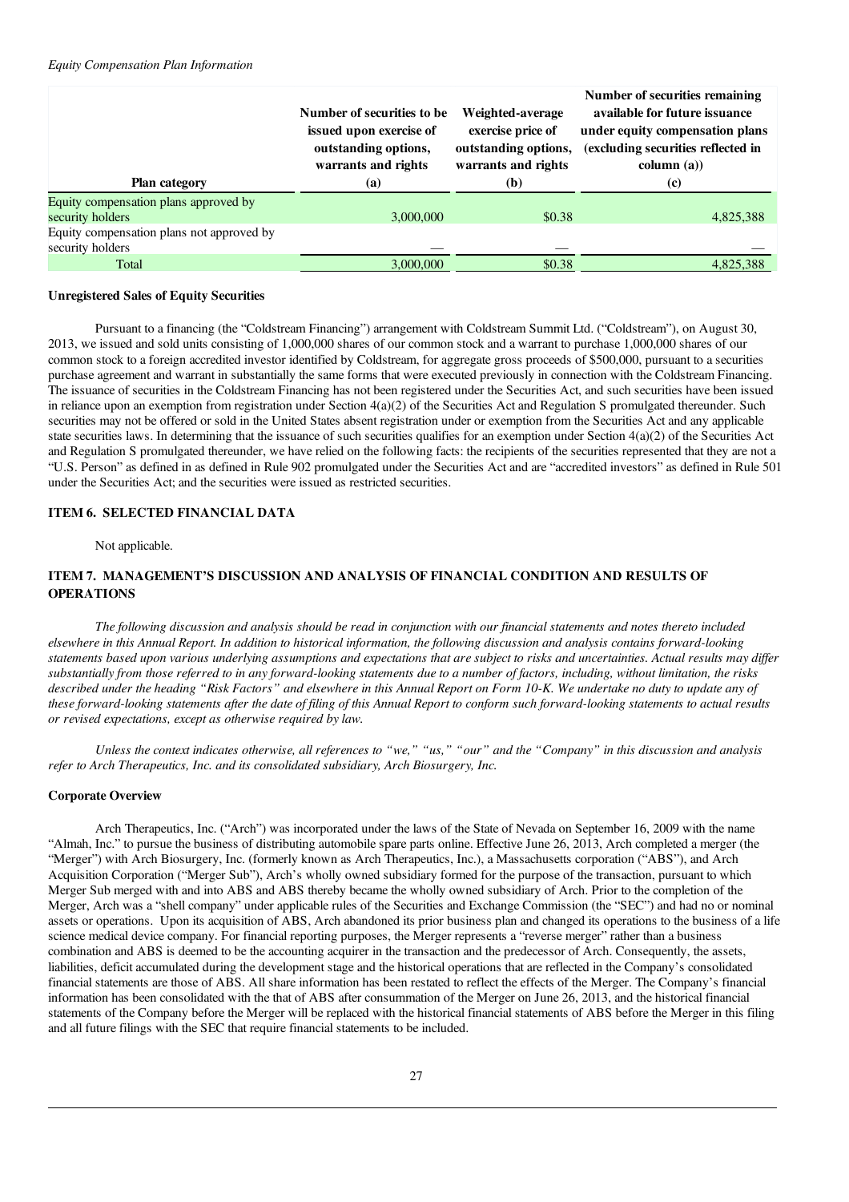*Equity Compensation Plan Information*

| Plan category | Number of securities to be issued upon exercise of outstanding options, warrants and rights (a) | Weighted-average exercise price of outstanding options, warrants and rights (b) | Number of securities remaining available for future issuance under equity compensation plans (excluding securities reflected in column (a)) (c) |
|---|---|---|---|
| Equity compensation plans approved by security holders | 3,000,000 | $0.38 | 4,825,388 |
| Equity compensation plans not approved by security holders | — | — | — |
| Total | 3,000,000 | $0.38 | 4,825,388 |

**Unregistered Sales of Equity Securities**

Pursuant to a financing (the "Coldstream Financing") arrangement with Coldstream Summit Ltd. ("Coldstream"), on August 30, 2013, we issued and sold units consisting of 1,000,000 shares of our common stock and a warrant to purchase 1,000,000 shares of our common stock to a foreign accredited investor identified by Coldstream, for aggregate gross proceeds of $500,000, pursuant to a securities purchase agreement and warrant in substantially the same forms that were executed previously in connection with the Coldstream Financing. The issuance of securities in the Coldstream Financing has not been registered under the Securities Act, and such securities have been issued in reliance upon an exemption from registration under Section 4(a)(2) of the Securities Act and Regulation S promulgated thereunder. Such securities may not be offered or sold in the United States absent registration under or exemption from the Securities Act and any applicable state securities laws. In determining that the issuance of such securities qualifies for an exemption under Section 4(a)(2) of the Securities Act and Regulation S promulgated thereunder, we have relied on the following facts: the recipients of the securities represented that they are not a "U.S. Person" as defined in as defined in Rule 902 promulgated under the Securities Act and are "accredited investors" as defined in Rule 501 under the Securities Act; and the securities were issued as restricted securities.

## ITEM 6. SELECTED FINANCIAL DATA

Not applicable.

## ITEM 7. MANAGEMENT'S DISCUSSION AND ANALYSIS OF FINANCIAL CONDITION AND RESULTS OF OPERATIONS

*The following discussion and analysis should be read in conjunction with our financial statements and notes thereto included elsewhere in this Annual Report. In addition to historical information, the following discussion and analysis contains forward-looking statements based upon various underlying assumptions and expectations that are subject to risks and uncertainties. Actual results may differ substantially from those referred to in any forward-looking statements due to a number of factors, including, without limitation, the risks described under the heading "Risk Factors" and elsewhere in this Annual Report on Form 10-K. We undertake no duty to update any of these forward-looking statements after the date of filing of this Annual Report to conform such forward-looking statements to actual results or revised expectations, except as otherwise required by law.*

*Unless the context indicates otherwise, all references to "we," "us," "our" and the "Company" in this discussion and analysis refer to Arch Therapeutics, Inc. and its consolidated subsidiary, Arch Biosurgery, Inc.*

**Corporate Overview**

Arch Therapeutics, Inc. ("Arch") was incorporated under the laws of the State of Nevada on September 16, 2009 with the name "Almah, Inc." to pursue the business of distributing automobile spare parts online. Effective June 26, 2013, Arch completed a merger (the "Merger") with Arch Biosurgery, Inc. (formerly known as Arch Therapeutics, Inc.), a Massachusetts corporation ("ABS"), and Arch Acquisition Corporation ("Merger Sub"), Arch's wholly owned subsidiary formed for the purpose of the transaction, pursuant to which Merger Sub merged with and into ABS and ABS thereby became the wholly owned subsidiary of Arch. Prior to the completion of the Merger, Arch was a "shell company" under applicable rules of the Securities and Exchange Commission (the "SEC") and had no or nominal assets or operations. Upon its acquisition of ABS, Arch abandoned its prior business plan and changed its operations to the business of a life science medical device company. For financial reporting purposes, the Merger represents a "reverse merger" rather than a business combination and ABS is deemed to be the accounting acquirer in the transaction and the predecessor of Arch. Consequently, the assets, liabilities, deficit accumulated during the development stage and the historical operations that are reflected in the Company's consolidated financial statements are those of ABS. All share information has been restated to reflect the effects of the Merger. The Company's financial information has been consolidated with the that of ABS after consummation of the Merger on June 26, 2013, and the historical financial statements of the Company before the Merger will be replaced with the historical financial statements of ABS before the Merger in this filing and all future filings with the SEC that require financial statements to be included.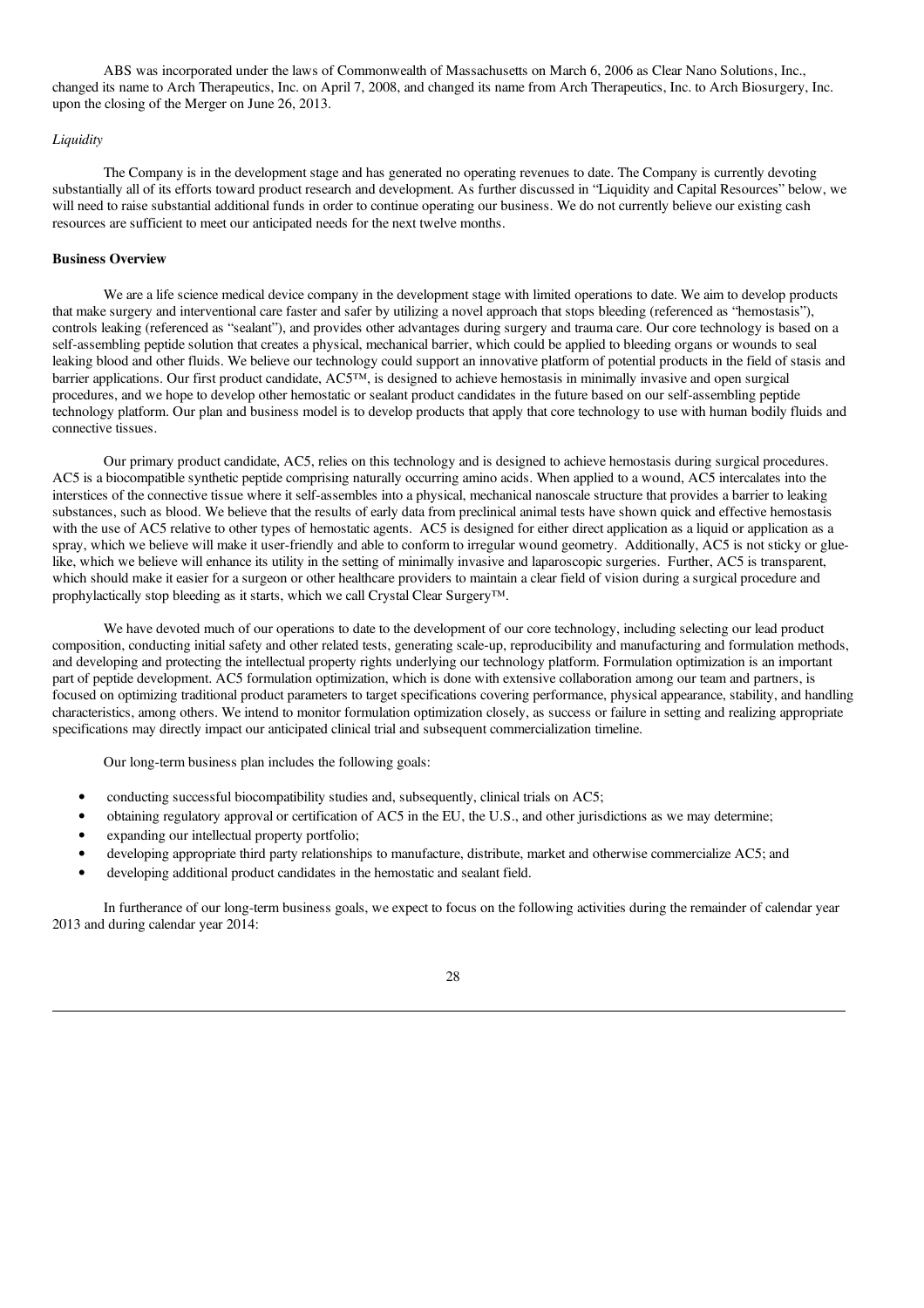ABS was incorporated under the laws of Commonwealth of Massachusetts on March 6, 2006 as Clear Nano Solutions, Inc., changed its name to Arch Therapeutics, Inc. on April 7, 2008, and changed its name from Arch Therapeutics, Inc. to Arch Biosurgery, Inc. upon the closing of the Merger on June 26, 2013.

*Liquidity*

The Company is in the development stage and has generated no operating revenues to date. The Company is currently devoting substantially all of its efforts toward product research and development. As further discussed in "Liquidity and Capital Resources" below, we will need to raise substantial additional funds in order to continue operating our business. We do not currently believe our existing cash resources are sufficient to meet our anticipated needs for the next twelve months.

**Business Overview**

We are a life science medical device company in the development stage with limited operations to date. We aim to develop products that make surgery and interventional care faster and safer by utilizing a novel approach that stops bleeding (referenced as "hemostasis"), controls leaking (referenced as "sealant"), and provides other advantages during surgery and trauma care. Our core technology is based on a self-assembling peptide solution that creates a physical, mechanical barrier, which could be applied to bleeding organs or wounds to seal leaking blood and other fluids. We believe our technology could support an innovative platform of potential products in the field of stasis and barrier applications. Our first product candidate, AC5™, is designed to achieve hemostasis in minimally invasive and open surgical procedures, and we hope to develop other hemostatic or sealant product candidates in the future based on our self-assembling peptide technology platform. Our plan and business model is to develop products that apply that core technology to use with human bodily fluids and connective tissues.

Our primary product candidate, AC5, relies on this technology and is designed to achieve hemostasis during surgical procedures. AC5 is a biocompatible synthetic peptide comprising naturally occurring amino acids. When applied to a wound, AC5 intercalates into the interstices of the connective tissue where it self-assembles into a physical, mechanical nanoscale structure that provides a barrier to leaking substances, such as blood. We believe that the results of early data from preclinical animal tests have shown quick and effective hemostasis with the use of AC5 relative to other types of hemostatic agents. AC5 is designed for either direct application as a liquid or application as a spray, which we believe will make it user-friendly and able to conform to irregular wound geometry. Additionally, AC5 is not sticky or glue-like, which we believe will enhance its utility in the setting of minimally invasive and laparoscopic surgeries. Further, AC5 is transparent, which should make it easier for a surgeon or other healthcare providers to maintain a clear field of vision during a surgical procedure and prophylactically stop bleeding as it starts, which we call Crystal Clear Surgery™.

We have devoted much of our operations to date to the development of our core technology, including selecting our lead product composition, conducting initial safety and other related tests, generating scale-up, reproducibility and manufacturing and formulation methods, and developing and protecting the intellectual property rights underlying our technology platform. Formulation optimization is an important part of peptide development. AC5 formulation optimization, which is done with extensive collaboration among our team and partners, is focused on optimizing traditional product parameters to target specifications covering performance, physical appearance, stability, and handling characteristics, among others. We intend to monitor formulation optimization closely, as success or failure in setting and realizing appropriate specifications may directly impact our anticipated clinical trial and subsequent commercialization timeline.

Our long-term business plan includes the following goals:

- conducting successful biocompatibility studies and, subsequently, clinical trials on AC5;
- obtaining regulatory approval or certification of AC5 in the EU, the U.S., and other jurisdictions as we may determine;
- expanding our intellectual property portfolio;
- developing appropriate third party relationships to manufacture, distribute, market and otherwise commercialize AC5; and
- developing additional product candidates in the hemostatic and sealant field.

In furtherance of our long-term business goals, we expect to focus on the following activities during the remainder of calendar year 2013 and during calendar year 2014: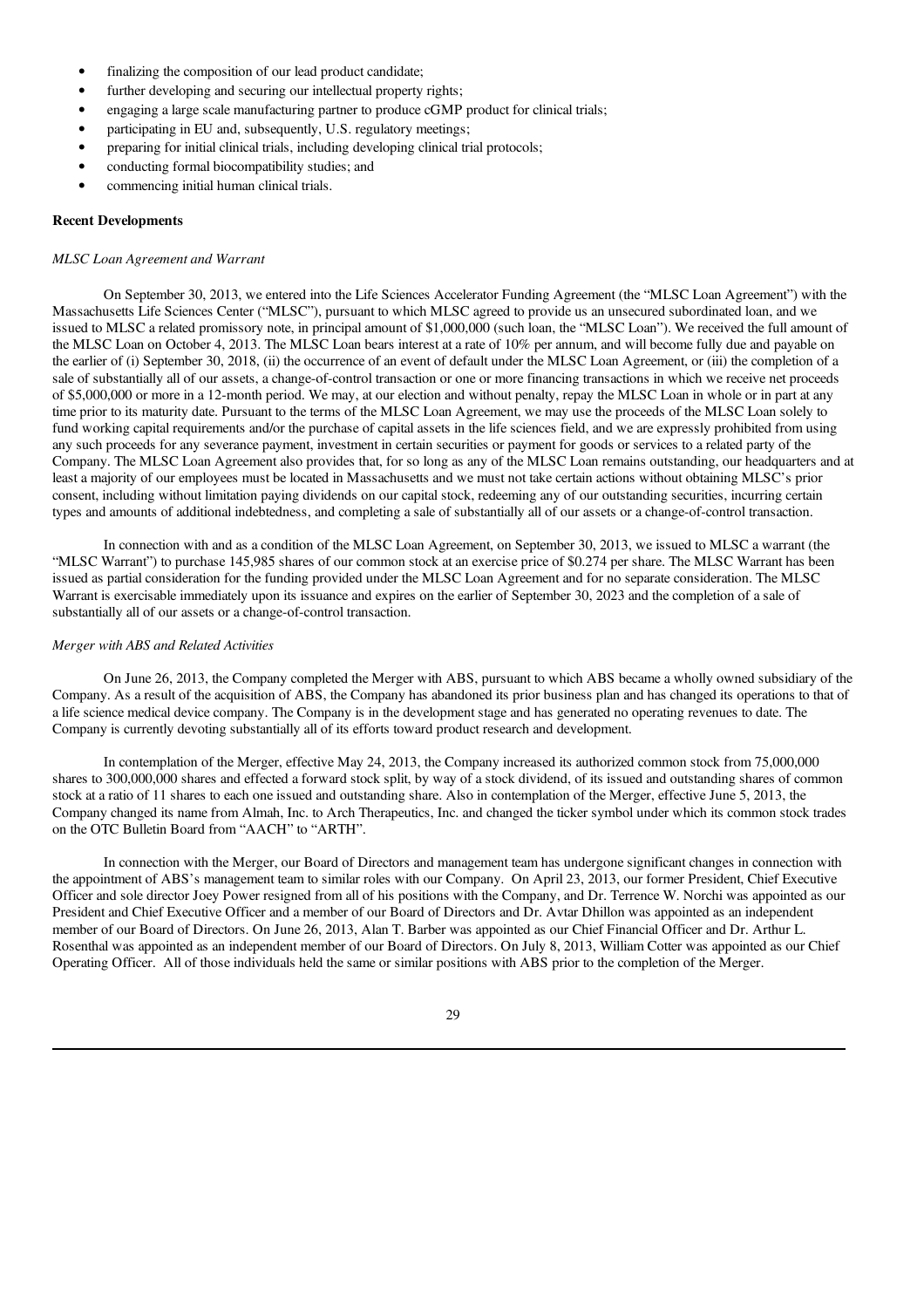- finalizing the composition of our lead product candidate;
- further developing and securing our intellectual property rights;
- engaging a large scale manufacturing partner to produce cGMP product for clinical trials;
- participating in EU and, subsequently, U.S. regulatory meetings;
- preparing for initial clinical trials, including developing clinical trial protocols;
- conducting formal biocompatibility studies; and
- commencing initial human clinical trials.

**Recent Developments**

*MLSC Loan Agreement and Warrant*

On September 30, 2013, we entered into the Life Sciences Accelerator Funding Agreement (the "MLSC Loan Agreement") with the Massachusetts Life Sciences Center ("MLSC"), pursuant to which MLSC agreed to provide us an unsecured subordinated loan, and we issued to MLSC a related promissory note, in principal amount of $1,000,000 (such loan, the "MLSC Loan"). We received the full amount of the MLSC Loan on October 4, 2013. The MLSC Loan bears interest at a rate of 10% per annum, and will become fully due and payable on the earlier of (i) September 30, 2018, (ii) the occurrence of an event of default under the MLSC Loan Agreement, or (iii) the completion of a sale of substantially all of our assets, a change-of-control transaction or one or more financing transactions in which we receive net proceeds of $5,000,000 or more in a 12-month period. We may, at our election and without penalty, repay the MLSC Loan in whole or in part at any time prior to its maturity date. Pursuant to the terms of the MLSC Loan Agreement, we may use the proceeds of the MLSC Loan solely to fund working capital requirements and/or the purchase of capital assets in the life sciences field, and we are expressly prohibited from using any such proceeds for any severance payment, investment in certain securities or payment for goods or services to a related party of the Company. The MLSC Loan Agreement also provides that, for so long as any of the MLSC Loan remains outstanding, our headquarters and at least a majority of our employees must be located in Massachusetts and we must not take certain actions without obtaining MLSC's prior consent, including without limitation paying dividends on our capital stock, redeeming any of our outstanding securities, incurring certain types and amounts of additional indebtedness, and completing a sale of substantially all of our assets or a change-of-control transaction.

In connection with and as a condition of the MLSC Loan Agreement, on September 30, 2013, we issued to MLSC a warrant (the "MLSC Warrant") to purchase 145,985 shares of our common stock at an exercise price of $0.274 per share. The MLSC Warrant has been issued as partial consideration for the funding provided under the MLSC Loan Agreement and for no separate consideration. The MLSC Warrant is exercisable immediately upon its issuance and expires on the earlier of September 30, 2023 and the completion of a sale of substantially all of our assets or a change-of-control transaction.

*Merger with ABS and Related Activities*

On June 26, 2013, the Company completed the Merger with ABS, pursuant to which ABS became a wholly owned subsidiary of the Company. As a result of the acquisition of ABS, the Company has abandoned its prior business plan and has changed its operations to that of a life science medical device company. The Company is in the development stage and has generated no operating revenues to date. The Company is currently devoting substantially all of its efforts toward product research and development.

In contemplation of the Merger, effective May 24, 2013, the Company increased its authorized common stock from 75,000,000 shares to 300,000,000 shares and effected a forward stock split, by way of a stock dividend, of its issued and outstanding shares of common stock at a ratio of 11 shares to each one issued and outstanding share. Also in contemplation of the Merger, effective June 5, 2013, the Company changed its name from Almah, Inc. to Arch Therapeutics, Inc. and changed the ticker symbol under which its common stock trades on the OTC Bulletin Board from "AACH" to "ARTH".

In connection with the Merger, our Board of Directors and management team has undergone significant changes in connection with the appointment of ABS's management team to similar roles with our Company. On April 23, 2013, our former President, Chief Executive Officer and sole director Joey Power resigned from all of his positions with the Company, and Dr. Terrence W. Norchi was appointed as our President and Chief Executive Officer and a member of our Board of Directors and Dr. Avtar Dhillon was appointed as an independent member of our Board of Directors. On June 26, 2013, Alan T. Barber was appointed as our Chief Financial Officer and Dr. Arthur L. Rosenthal was appointed as an independent member of our Board of Directors. On July 8, 2013, William Cotter was appointed as our Chief Operating Officer. All of those individuals held the same or similar positions with ABS prior to the completion of the Merger.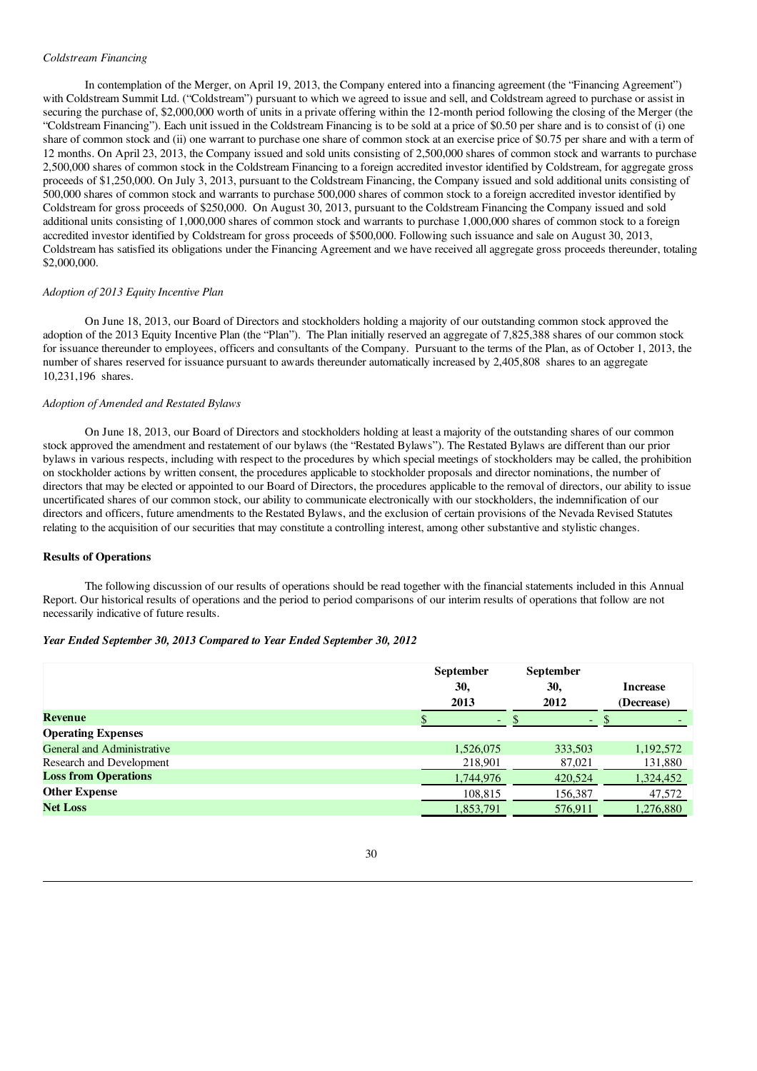*Coldstream Financing*

In contemplation of the Merger, on April 19, 2013, the Company entered into a financing agreement (the "Financing Agreement") with Coldstream Summit Ltd. ("Coldstream") pursuant to which we agreed to issue and sell, and Coldstream agreed to purchase or assist in securing the purchase of, $2,000,000 worth of units in a private offering within the 12-month period following the closing of the Merger (the "Coldstream Financing"). Each unit issued in the Coldstream Financing is to be sold at a price of $0.50 per share and is to consist of (i) one share of common stock and (ii) one warrant to purchase one share of common stock at an exercise price of $0.75 per share and with a term of 12 months. On April 23, 2013, the Company issued and sold units consisting of 2,500,000 shares of common stock and warrants to purchase 2,500,000 shares of common stock in the Coldstream Financing to a foreign accredited investor identified by Coldstream, for aggregate gross proceeds of $1,250,000. On July 3, 2013, pursuant to the Coldstream Financing, the Company issued and sold additional units consisting of 500,000 shares of common stock and warrants to purchase 500,000 shares of common stock to a foreign accredited investor identified by Coldstream for gross proceeds of $250,000. On August 30, 2013, pursuant to the Coldstream Financing the Company issued and sold additional units consisting of 1,000,000 shares of common stock and warrants to purchase 1,000,000 shares of common stock to a foreign accredited investor identified by Coldstream for gross proceeds of $500,000. Following such issuance and sale on August 30, 2013, Coldstream has satisfied its obligations under the Financing Agreement and we have received all aggregate gross proceeds thereunder, totaling $2,000,000.

*Adoption of 2013 Equity Incentive Plan*

On June 18, 2013, our Board of Directors and stockholders holding a majority of our outstanding common stock approved the adoption of the 2013 Equity Incentive Plan (the "Plan"). The Plan initially reserved an aggregate of 7,825,388 shares of our common stock for issuance thereunder to employees, officers and consultants of the Company. Pursuant to the terms of the Plan, as of October 1, 2013, the number of shares reserved for issuance pursuant to awards thereunder automatically increased by 2,405,808 shares to an aggregate 10,231,196 shares.

*Adoption of Amended and Restated Bylaws*

On June 18, 2013, our Board of Directors and stockholders holding at least a majority of the outstanding shares of our common stock approved the amendment and restatement of our bylaws (the "Restated Bylaws"). The Restated Bylaws are different than our prior bylaws in various respects, including with respect to the procedures by which special meetings of stockholders may be called, the prohibition on stockholder actions by written consent, the procedures applicable to stockholder proposals and director nominations, the number of directors that may be elected or appointed to our Board of Directors, the procedures applicable to the removal of directors, our ability to issue uncertificated shares of our common stock, our ability to communicate electronically with our stockholders, the indemnification of our directors and officers, future amendments to the Restated Bylaws, and the exclusion of certain provisions of the Nevada Revised Statutes relating to the acquisition of our securities that may constitute a controlling interest, among other substantive and stylistic changes.

**Results of Operations**

The following discussion of our results of operations should be read together with the financial statements included in this Annual Report. Our historical results of operations and the period to period comparisons of our interim results of operations that follow are not necessarily indicative of future results.

***Year Ended September 30, 2013 Compared to Year Ended September 30, 2012***

| | September 30, 2013 | September 30, 2012 | Increase (Decrease) |
|---|---|---|---|
| **Revenue** | $ - | $ - | $ - |
| **Operating Expenses** | | | |
| General and Administrative | 1,526,075 | 333,503 | 1,192,572 |
| Research and Development | 218,901 | 87,021 | 131,880 |
| **Loss from Operations** | 1,744,976 | 420,524 | 1,324,452 |
| **Other Expense** | 108,815 | 156,387 | 47,572 |
| **Net Loss** | 1,853,791 | 576,911 | 1,276,880 |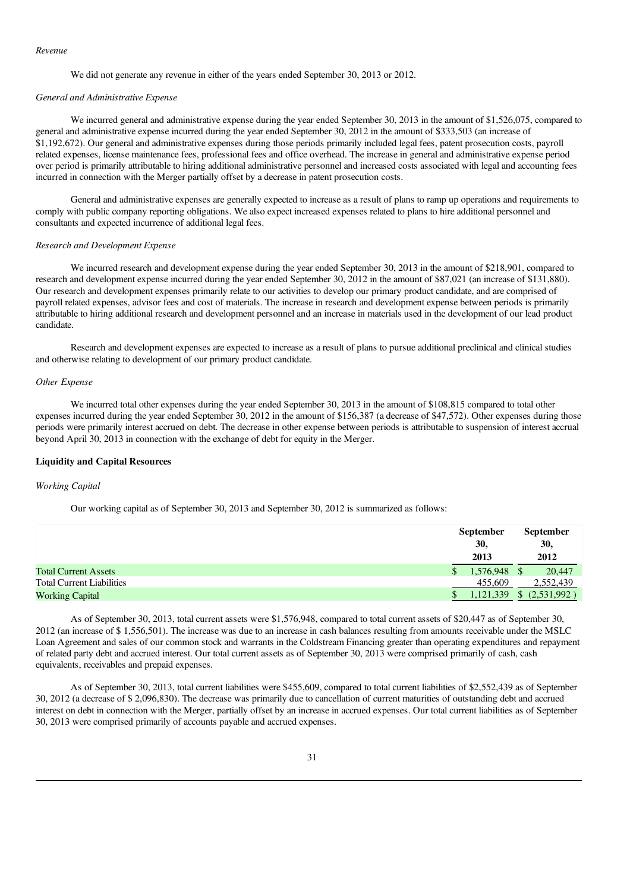*Revenue*

We did not generate any revenue in either of the years ended September 30, 2013 or 2012.

*General and Administrative Expense*

We incurred general and administrative expense during the year ended September 30, 2013 in the amount of $1,526,075, compared to general and administrative expense incurred during the year ended September 30, 2012 in the amount of $333,503 (an increase of $1,192,672). Our general and administrative expenses during those periods primarily included legal fees, patent prosecution costs, payroll related expenses, license maintenance fees, professional fees and office overhead. The increase in general and administrative expense period over period is primarily attributable to hiring additional administrative personnel and increased costs associated with legal and accounting fees incurred in connection with the Merger partially offset by a decrease in patent prosecution costs.

General and administrative expenses are generally expected to increase as a result of plans to ramp up operations and requirements to comply with public company reporting obligations. We also expect increased expenses related to plans to hire additional personnel and consultants and expected incurrence of additional legal fees.

*Research and Development Expense*

We incurred research and development expense during the year ended September 30, 2013 in the amount of $218,901, compared to research and development expense incurred during the year ended September 30, 2012 in the amount of $87,021 (an increase of $131,880). Our research and development expenses primarily relate to our activities to develop our primary product candidate, and are comprised of payroll related expenses, advisor fees and cost of materials. The increase in research and development expense between periods is primarily attributable to hiring additional research and development personnel and an increase in materials used in the development of our lead product candidate.

Research and development expenses are expected to increase as a result of plans to pursue additional preclinical and clinical studies and otherwise relating to development of our primary product candidate.

*Other Expense*

We incurred total other expenses during the year ended September 30, 2013 in the amount of $108,815 compared to total other expenses incurred during the year ended September 30, 2012 in the amount of $156,387 (a decrease of $47,572). Other expenses during those periods were primarily interest accrued on debt. The decrease in other expense between periods is attributable to suspension of interest accrual beyond April 30, 2013 in connection with the exchange of debt for equity in the Merger.

**Liquidity and Capital Resources**

*Working Capital*

Our working capital as of September 30, 2013 and September 30, 2012 is summarized as follows:

| | September 30, 2013 | September 30, 2012 |
|---|---|---|
| Total Current Assets | $ 1,576,948 | $ 20,447 |
| Total Current Liabilities | 455,609 | 2,552,439 |
| Working Capital | $ 1,121,339 | $ (2,531,992) |

As of September 30, 2013, total current assets were $1,576,948, compared to total current assets of $20,447 as of September 30, 2012 (an increase of $ 1,556,501). The increase was due to an increase in cash balances resulting from amounts receivable under the MSLC Loan Agreement and sales of our common stock and warrants in the Coldstream Financing greater than operating expenditures and repayment of related party debt and accrued interest. Our total current assets as of September 30, 2013 were comprised primarily of cash, cash equivalents, receivables and prepaid expenses.

As of September 30, 2013, total current liabilities were $455,609, compared to total current liabilities of $2,552,439 as of September 30, 2012 (a decrease of $ 2,096,830). The decrease was primarily due to cancellation of current maturities of outstanding debt and accrued interest on debt in connection with the Merger, partially offset by an increase in accrued expenses. Our total current liabilities as of September 30, 2013 were comprised primarily of accounts payable and accrued expenses.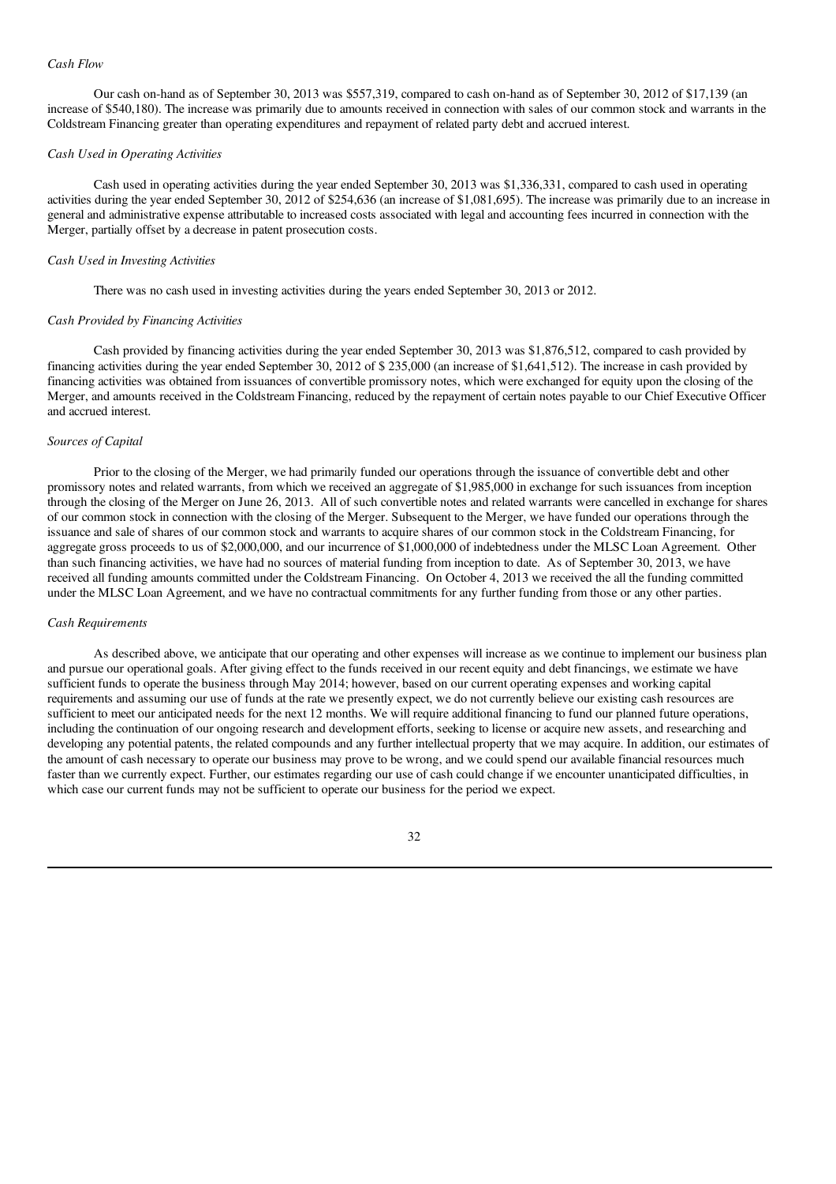*Cash Flow*

Our cash on-hand as of September 30, 2013 was $557,319, compared to cash on-hand as of September 30, 2012 of $17,139 (an increase of $540,180). The increase was primarily due to amounts received in connection with sales of our common stock and warrants in the Coldstream Financing greater than operating expenditures and repayment of related party debt and accrued interest.

*Cash Used in Operating Activities*

Cash used in operating activities during the year ended September 30, 2013 was $1,336,331, compared to cash used in operating activities during the year ended September 30, 2012 of $254,636 (an increase of $1,081,695). The increase was primarily due to an increase in general and administrative expense attributable to increased costs associated with legal and accounting fees incurred in connection with the Merger, partially offset by a decrease in patent prosecution costs.

*Cash Used in Investing Activities*

There was no cash used in investing activities during the years ended September 30, 2013 or 2012.

*Cash Provided by Financing Activities*

Cash provided by financing activities during the year ended September 30, 2013 was $1,876,512, compared to cash provided by financing activities during the year ended September 30, 2012 of $ 235,000 (an increase of $1,641,512). The increase in cash provided by financing activities was obtained from issuances of convertible promissory notes, which were exchanged for equity upon the closing of the Merger, and amounts received in the Coldstream Financing, reduced by the repayment of certain notes payable to our Chief Executive Officer and accrued interest.

*Sources of Capital*

Prior to the closing of the Merger, we had primarily funded our operations through the issuance of convertible debt and other promissory notes and related warrants, from which we received an aggregate of $1,985,000 in exchange for such issuances from inception through the closing of the Merger on June 26, 2013. All of such convertible notes and related warrants were cancelled in exchange for shares of our common stock in connection with the closing of the Merger. Subsequent to the Merger, we have funded our operations through the issuance and sale of shares of our common stock and warrants to acquire shares of our common stock in the Coldstream Financing, for aggregate gross proceeds to us of $2,000,000, and our incurrence of $1,000,000 of indebtedness under the MLSC Loan Agreement. Other than such financing activities, we have had no sources of material funding from inception to date. As of September 30, 2013, we have received all funding amounts committed under the Coldstream Financing. On October 4, 2013 we received the all the funding committed under the MLSC Loan Agreement, and we have no contractual commitments for any further funding from those or any other parties.

*Cash Requirements*

As described above, we anticipate that our operating and other expenses will increase as we continue to implement our business plan and pursue our operational goals. After giving effect to the funds received in our recent equity and debt financings, we estimate we have sufficient funds to operate the business through May 2014; however, based on our current operating expenses and working capital requirements and assuming our use of funds at the rate we presently expect, we do not currently believe our existing cash resources are sufficient to meet our anticipated needs for the next 12 months. We will require additional financing to fund our planned future operations, including the continuation of our ongoing research and development efforts, seeking to license or acquire new assets, and researching and developing any potential patents, the related compounds and any further intellectual property that we may acquire. In addition, our estimates of the amount of cash necessary to operate our business may prove to be wrong, and we could spend our available financial resources much faster than we currently expect. Further, our estimates regarding our use of cash could change if we encounter unanticipated difficulties, in which case our current funds may not be sufficient to operate our business for the period we expect.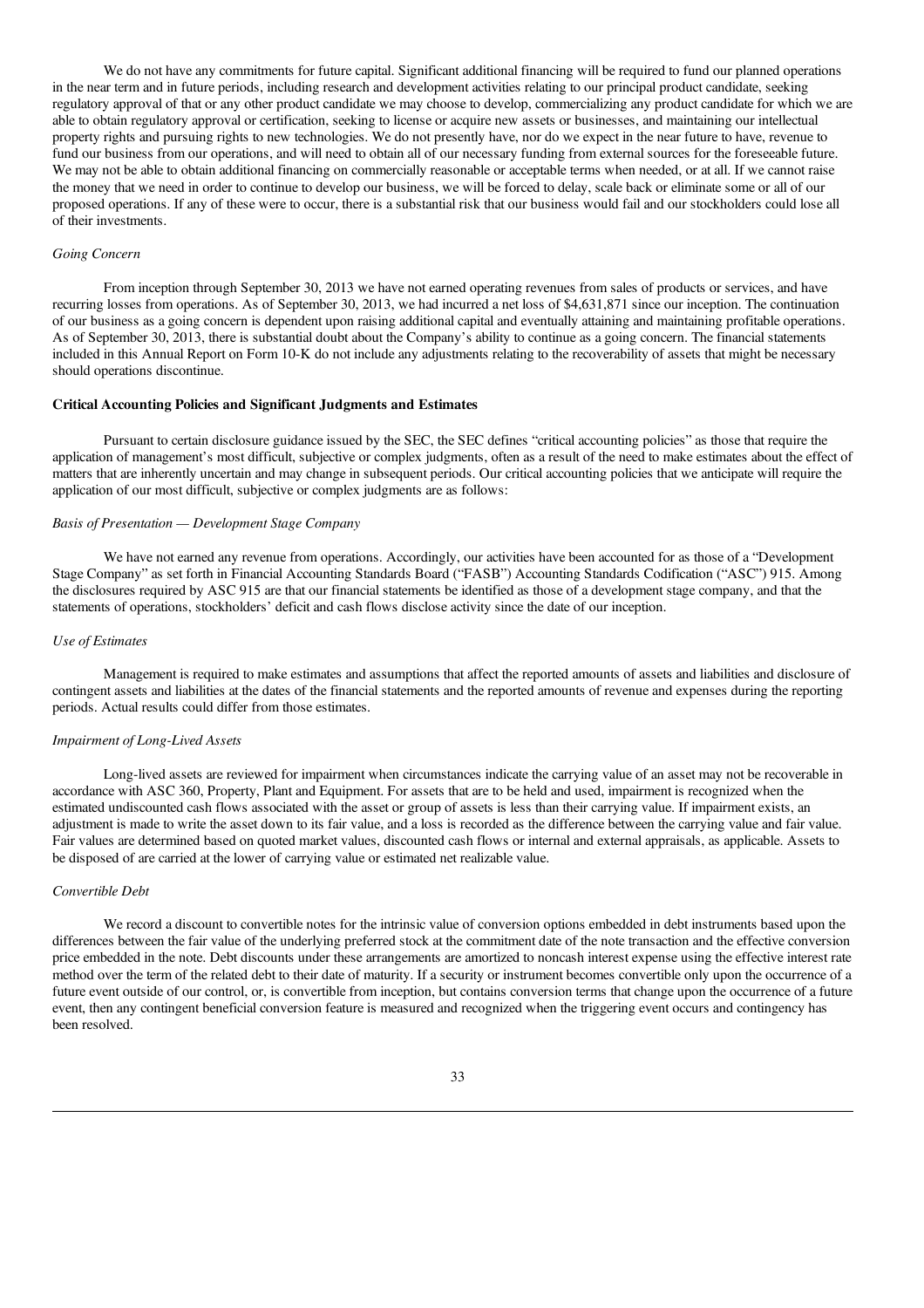We do not have any commitments for future capital. Significant additional financing will be required to fund our planned operations in the near term and in future periods, including research and development activities relating to our principal product candidate, seeking regulatory approval of that or any other product candidate we may choose to develop, commercializing any product candidate for which we are able to obtain regulatory approval or certification, seeking to license or acquire new assets or businesses, and maintaining our intellectual property rights and pursuing rights to new technologies. We do not presently have, nor do we expect in the near future to have, revenue to fund our business from our operations, and will need to obtain all of our necessary funding from external sources for the foreseeable future. We may not be able to obtain additional financing on commercially reasonable or acceptable terms when needed, or at all. If we cannot raise the money that we need in order to continue to develop our business, we will be forced to delay, scale back or eliminate some or all of our proposed operations. If any of these were to occur, there is a substantial risk that our business would fail and our stockholders could lose all of their investments.

*Going Concern*

From inception through September 30, 2013 we have not earned operating revenues from sales of products or services, and have recurring losses from operations. As of September 30, 2013, we had incurred a net loss of $4,631,871 since our inception. The continuation of our business as a going concern is dependent upon raising additional capital and eventually attaining and maintaining profitable operations. As of September 30, 2013, there is substantial doubt about the Company's ability to continue as a going concern. The financial statements included in this Annual Report on Form 10-K do not include any adjustments relating to the recoverability of assets that might be necessary should operations discontinue.

**Critical Accounting Policies and Significant Judgments and Estimates**

Pursuant to certain disclosure guidance issued by the SEC, the SEC defines "critical accounting policies" as those that require the application of management's most difficult, subjective or complex judgments, often as a result of the need to make estimates about the effect of matters that are inherently uncertain and may change in subsequent periods. Our critical accounting policies that we anticipate will require the application of our most difficult, subjective or complex judgments, are as follows:

*Basis of Presentation — Development Stage Company*

We have not earned any revenue from operations. Accordingly, our activities have been accounted for as those of a "Development Stage Company" as set forth in Financial Accounting Standards Board ("FASB") Accounting Standards Codification ("ASC") 915. Among the disclosures required by ASC 915 are that our financial statements be identified as those of a development stage company, and that the statements of operations, stockholders' deficit and cash flows disclose activity since the date of our inception.

*Use of Estimates*

Management is required to make estimates and assumptions that affect the reported amounts of assets and liabilities and disclosure of contingent assets and liabilities at the dates of the financial statements and the reported amounts of revenue and expenses during the reporting periods. Actual results could differ from those estimates.

*Impairment of Long-Lived Assets*

Long-lived assets are reviewed for impairment when circumstances indicate the carrying value of an asset may not be recoverable in accordance with ASC 360, Property, Plant and Equipment. For assets that are to be held and used, impairment is recognized when the estimated undiscounted cash flows associated with the asset or group of assets is less than their carrying value. If impairment exists, an adjustment is made to write the asset down to its fair value, and a loss is recorded as the difference between the carrying value and fair value. Fair values are determined based on quoted market values, discounted cash flows or internal and external appraisals, as applicable. Assets to be disposed of are carried at the lower of carrying value or estimated net realizable value.

*Convertible Debt*

We record a discount to convertible notes for the intrinsic value of conversion options embedded in debt instruments based upon the differences between the fair value of the underlying preferred stock at the commitment date of the note transaction and the effective conversion price embedded in the note. Debt discounts under these arrangements are amortized to noncash interest expense using the effective interest rate method over the term of the related debt to their date of maturity. If a security or instrument becomes convertible only upon the occurrence of a future event outside of our control, or, is convertible from inception, but contains conversion terms that change upon the occurrence of a future event, then any contingent beneficial conversion feature is measured and recognized when the triggering event occurs and contingency has been resolved.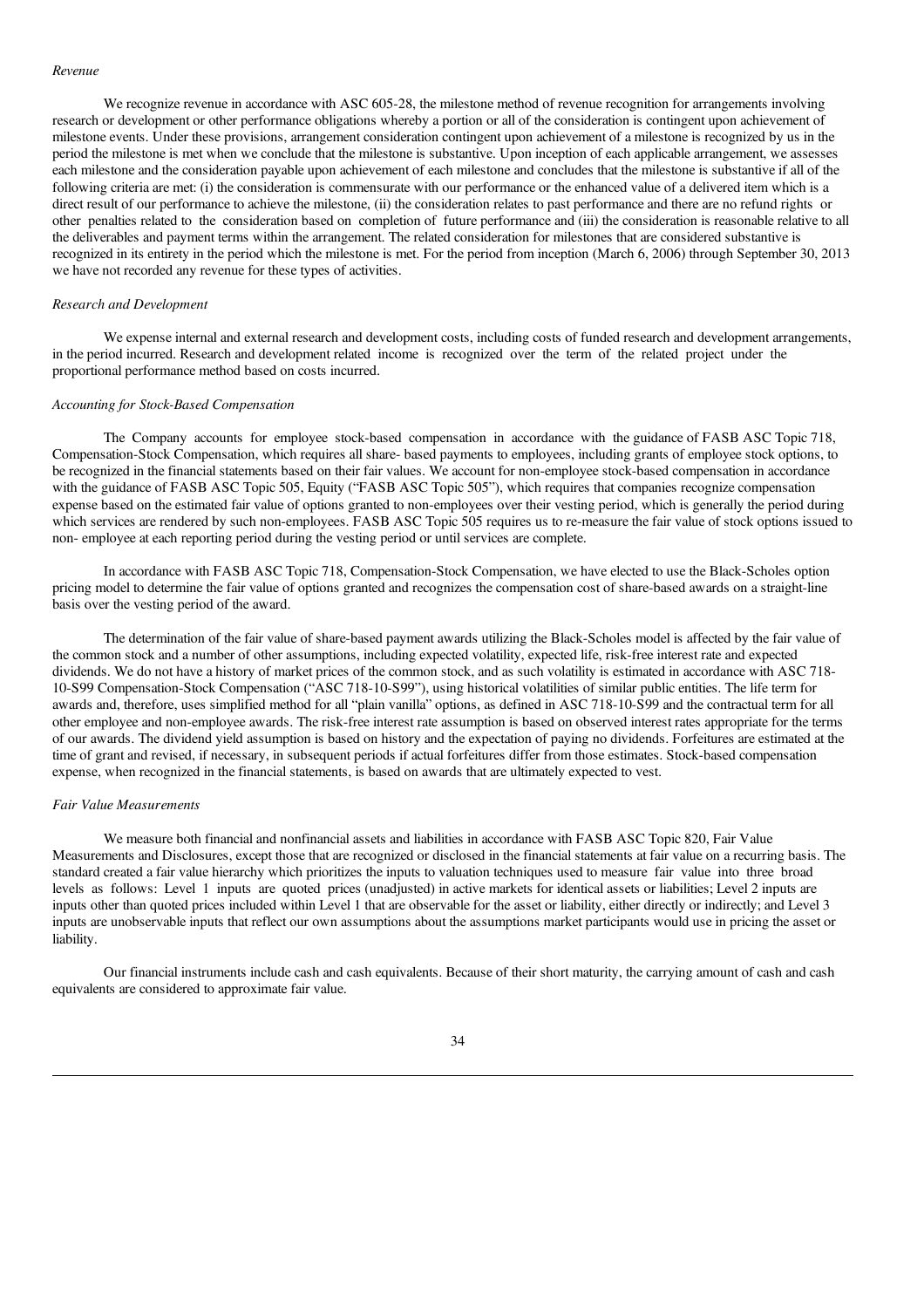*Revenue*

We recognize revenue in accordance with ASC 605-28, the milestone method of revenue recognition for arrangements involving research or development or other performance obligations whereby a portion or all of the consideration is contingent upon achievement of milestone events. Under these provisions, arrangement consideration contingent upon achievement of a milestone is recognized by us in the period the milestone is met when we conclude that the milestone is substantive. Upon inception of each applicable arrangement, we assesses each milestone and the consideration payable upon achievement of each milestone and concludes that the milestone is substantive if all of the following criteria are met: (i) the consideration is commensurate with our performance or the enhanced value of a delivered item which is a direct result of our performance to achieve the milestone, (ii) the consideration relates to past performance and there are no refund rights or other penalties related to the consideration based on completion of future performance and (iii) the consideration is reasonable relative to all the deliverables and payment terms within the arrangement. The related consideration for milestones that are considered substantive is recognized in its entirety in the period which the milestone is met. For the period from inception (March 6, 2006) through September 30, 2013 we have not recorded any revenue for these types of activities.

*Research and Development*

We expense internal and external research and development costs, including costs of funded research and development arrangements, in the period incurred. Research and development related income is recognized over the term of the related project under the proportional performance method based on costs incurred.

*Accounting for Stock-Based Compensation*

The Company accounts for employee stock-based compensation in accordance with the guidance of FASB ASC Topic 718, Compensation-Stock Compensation, which requires all share- based payments to employees, including grants of employee stock options, to be recognized in the financial statements based on their fair values. We account for non-employee stock-based compensation in accordance with the guidance of FASB ASC Topic 505, Equity ("FASB ASC Topic 505"), which requires that companies recognize compensation expense based on the estimated fair value of options granted to non-employees over their vesting period, which is generally the period during which services are rendered by such non-employees. FASB ASC Topic 505 requires us to re-measure the fair value of stock options issued to non- employee at each reporting period during the vesting period or until services are complete.

In accordance with FASB ASC Topic 718, Compensation-Stock Compensation, we have elected to use the Black-Scholes option pricing model to determine the fair value of options granted and recognizes the compensation cost of share-based awards on a straight-line basis over the vesting period of the award.

The determination of the fair value of share-based payment awards utilizing the Black-Scholes model is affected by the fair value of the common stock and a number of other assumptions, including expected volatility, expected life, risk-free interest rate and expected dividends. We do not have a history of market prices of the common stock, and as such volatility is estimated in accordance with ASC 718-10-S99 Compensation-Stock Compensation ("ASC 718-10-S99"), using historical volatilities of similar public entities. The life term for awards and, therefore, uses simplified method for all "plain vanilla" options, as defined in ASC 718-10-S99 and the contractual term for all other employee and non-employee awards. The risk-free interest rate assumption is based on observed interest rates appropriate for the terms of our awards. The dividend yield assumption is based on history and the expectation of paying no dividends. Forfeitures are estimated at the time of grant and revised, if necessary, in subsequent periods if actual forfeitures differ from those estimates. Stock-based compensation expense, when recognized in the financial statements, is based on awards that are ultimately expected to vest.

*Fair Value Measurements*

We measure both financial and nonfinancial assets and liabilities in accordance with FASB ASC Topic 820, Fair Value Measurements and Disclosures, except those that are recognized or disclosed in the financial statements at fair value on a recurring basis. The standard created a fair value hierarchy which prioritizes the inputs to valuation techniques used to measure fair value into three broad levels as follows: Level 1 inputs are quoted prices (unadjusted) in active markets for identical assets or liabilities; Level 2 inputs are inputs other than quoted prices included within Level 1 that are observable for the asset or liability, either directly or indirectly; and Level 3 inputs are unobservable inputs that reflect our own assumptions about the assumptions market participants would use in pricing the asset or liability.

Our financial instruments include cash and cash equivalents. Because of their short maturity, the carrying amount of cash and cash equivalents are considered to approximate fair value.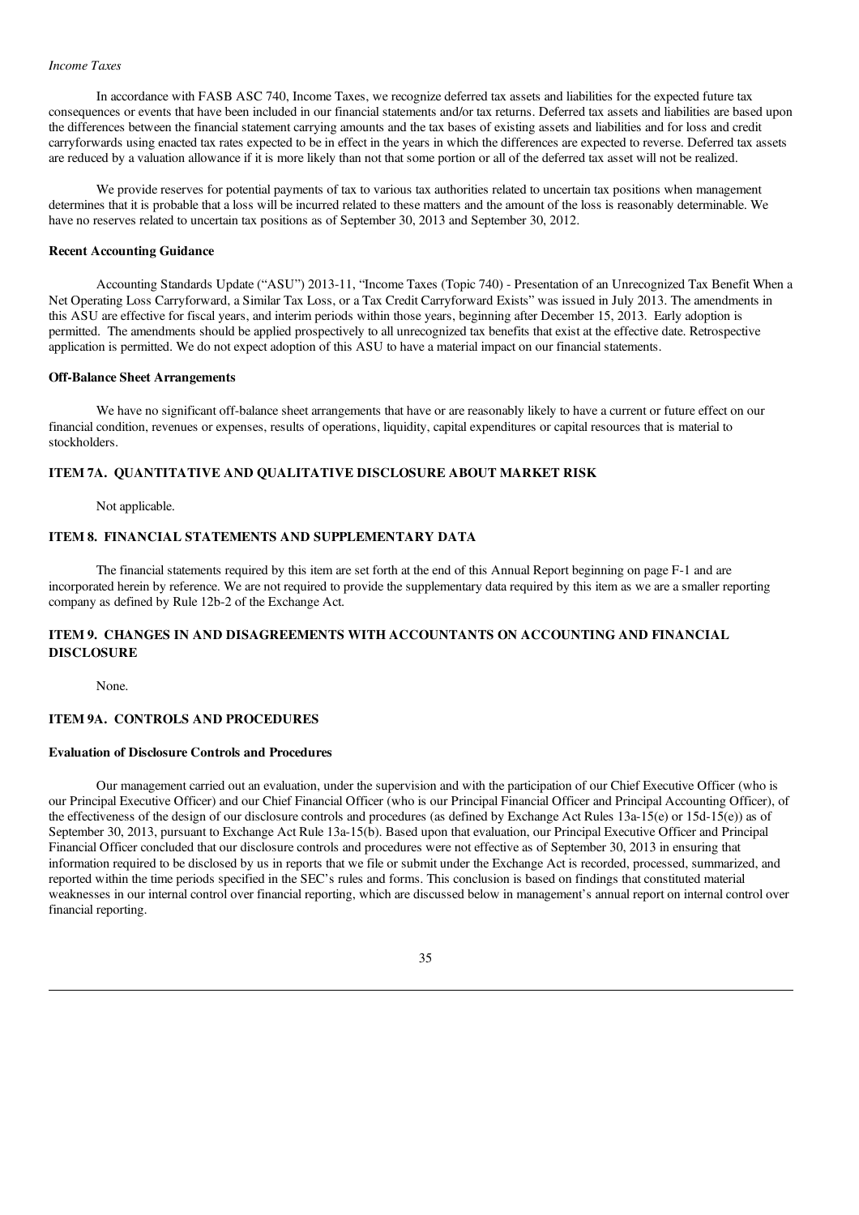*Income Taxes*

In accordance with FASB ASC 740, Income Taxes, we recognize deferred tax assets and liabilities for the expected future tax consequences or events that have been included in our financial statements and/or tax returns. Deferred tax assets and liabilities are based upon the differences between the financial statement carrying amounts and the tax bases of existing assets and liabilities and for loss and credit carryforwards using enacted tax rates expected to be in effect in the years in which the differences are expected to reverse. Deferred tax assets are reduced by a valuation allowance if it is more likely than not that some portion or all of the deferred tax asset will not be realized.

We provide reserves for potential payments of tax to various tax authorities related to uncertain tax positions when management determines that it is probable that a loss will be incurred related to these matters and the amount of the loss is reasonably determinable. We have no reserves related to uncertain tax positions as of September 30, 2013 and September 30, 2012.

**Recent Accounting Guidance**

Accounting Standards Update ("ASU") 2013-11, "Income Taxes (Topic 740) - Presentation of an Unrecognized Tax Benefit When a Net Operating Loss Carryforward, a Similar Tax Loss, or a Tax Credit Carryforward Exists" was issued in July 2013. The amendments in this ASU are effective for fiscal years, and interim periods within those years, beginning after December 15, 2013. Early adoption is permitted. The amendments should be applied prospectively to all unrecognized tax benefits that exist at the effective date. Retrospective application is permitted. We do not expect adoption of this ASU to have a material impact on our financial statements.

**Off-Balance Sheet Arrangements**

We have no significant off-balance sheet arrangements that have or are reasonably likely to have a current or future effect on our financial condition, revenues or expenses, results of operations, liquidity, capital expenditures or capital resources that is material to stockholders.

## ITEM 7A. QUANTITATIVE AND QUALITATIVE DISCLOSURE ABOUT MARKET RISK

Not applicable.

## ITEM 8. FINANCIAL STATEMENTS AND SUPPLEMENTARY DATA

The financial statements required by this item are set forth at the end of this Annual Report beginning on page F-1 and are incorporated herein by reference. We are not required to provide the supplementary data required by this item as we are a smaller reporting company as defined by Rule 12b-2 of the Exchange Act.

## ITEM 9. CHANGES IN AND DISAGREEMENTS WITH ACCOUNTANTS ON ACCOUNTING AND FINANCIAL DISCLOSURE

None.

## ITEM 9A. CONTROLS AND PROCEDURES

**Evaluation of Disclosure Controls and Procedures**

Our management carried out an evaluation, under the supervision and with the participation of our Chief Executive Officer (who is our Principal Executive Officer) and our Chief Financial Officer (who is our Principal Financial Officer and Principal Accounting Officer), of the effectiveness of the design of our disclosure controls and procedures (as defined by Exchange Act Rules 13a-15(e) or 15d-15(e)) as of September 30, 2013, pursuant to Exchange Act Rule 13a-15(b). Based upon that evaluation, our Principal Executive Officer and Principal Financial Officer concluded that our disclosure controls and procedures were not effective as of September 30, 2013 in ensuring that information required to be disclosed by us in reports that we file or submit under the Exchange Act is recorded, processed, summarized, and reported within the time periods specified in the SEC's rules and forms. This conclusion is based on findings that constituted material weaknesses in our internal control over financial reporting, which are discussed below in management's annual report on internal control over financial reporting.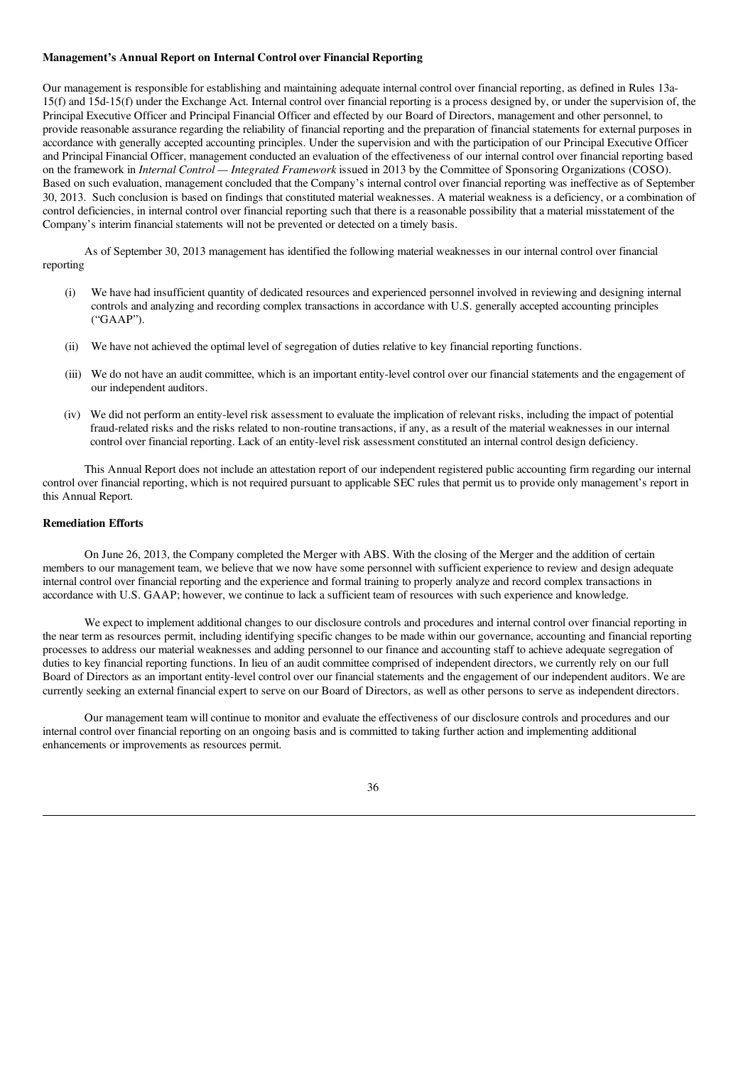**Management's Annual Report on Internal Control over Financial Reporting**

Our management is responsible for establishing and maintaining adequate internal control over financial reporting, as defined in Rules 13a-15(f) and 15d-15(f) under the Exchange Act. Internal control over financial reporting is a process designed by, or under the supervision of, the Principal Executive Officer and Principal Financial Officer and effected by our Board of Directors, management and other personnel, to provide reasonable assurance regarding the reliability of financial reporting and the preparation of financial statements for external purposes in accordance with generally accepted accounting principles. Under the supervision and with the participation of our Principal Executive Officer and Principal Financial Officer, management conducted an evaluation of the effectiveness of our internal control over financial reporting based on the framework in *Internal Control — Integrated Framework* issued in 2013 by the Committee of Sponsoring Organizations (COSO). Based on such evaluation, management concluded that the Company's internal control over financial reporting was ineffective as of September 30, 2013. Such conclusion is based on findings that constituted material weaknesses. A material weakness is a deficiency, or a combination of control deficiencies, in internal control over financial reporting such that there is a reasonable possibility that a material misstatement of the Company's interim financial statements will not be prevented or detected on a timely basis.

As of September 30, 2013 management has identified the following material weaknesses in our internal control over financial reporting

(i) We have had insufficient quantity of dedicated resources and experienced personnel involved in reviewing and designing internal controls and analyzing and recording complex transactions in accordance with U.S. generally accepted accounting principles ("GAAP").

(ii) We have not achieved the optimal level of segregation of duties relative to key financial reporting functions.

(iii) We do not have an audit committee, which is an important entity-level control over our financial statements and the engagement of our independent auditors.

(iv) We did not perform an entity-level risk assessment to evaluate the implication of relevant risks, including the impact of potential fraud-related risks and the risks related to non-routine transactions, if any, as a result of the material weaknesses in our internal control over financial reporting. Lack of an entity-level risk assessment constituted an internal control design deficiency.

This Annual Report does not include an attestation report of our independent registered public accounting firm regarding our internal control over financial reporting, which is not required pursuant to applicable SEC rules that permit us to provide only management's report in this Annual Report.

**Remediation Efforts**

On June 26, 2013, the Company completed the Merger with ABS. With the closing of the Merger and the addition of certain members to our management team, we believe that we now have some personnel with sufficient experience to review and design adequate internal control over financial reporting and the experience and formal training to properly analyze and record complex transactions in accordance with U.S. GAAP; however, we continue to lack a sufficient team of resources with such experience and knowledge.

We expect to implement additional changes to our disclosure controls and procedures and internal control over financial reporting in the near term as resources permit, including identifying specific changes to be made within our governance, accounting and financial reporting processes to address our material weaknesses and adding personnel to our finance and accounting staff to achieve adequate segregation of duties to key financial reporting functions. In lieu of an audit committee comprised of independent directors, we currently rely on our full Board of Directors as an important entity-level control over our financial statements and the engagement of our independent auditors. We are currently seeking an external financial expert to serve on our Board of Directors, as well as other persons to serve as independent directors.

Our management team will continue to monitor and evaluate the effectiveness of our disclosure controls and procedures and our internal control over financial reporting on an ongoing basis and is committed to taking further action and implementing additional enhancements or improvements as resources permit.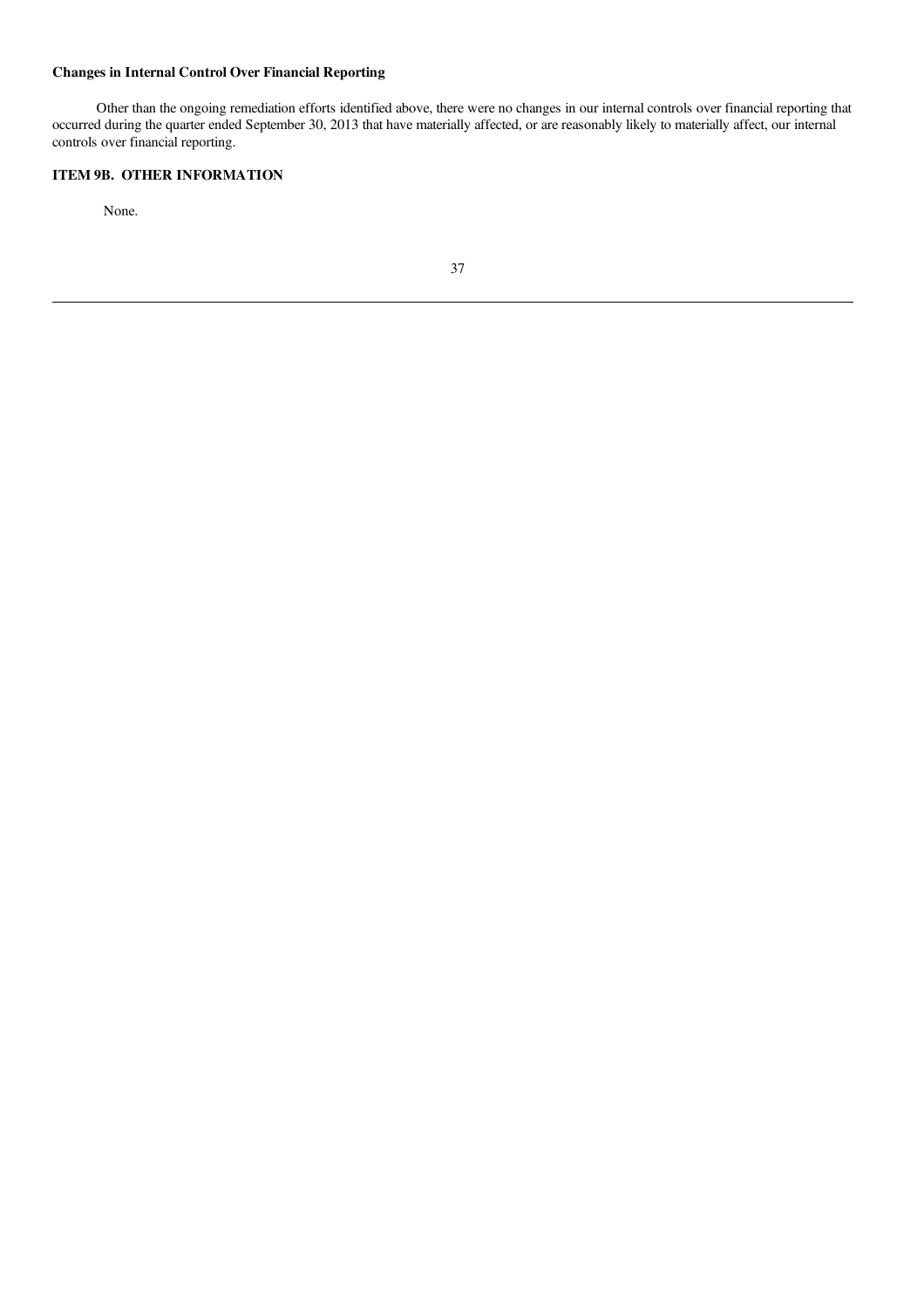**Changes in Internal Control Over Financial Reporting**

Other than the ongoing remediation efforts identified above, there were no changes in our internal controls over financial reporting that occurred during the quarter ended September 30, 2013 that have materially affected, or are reasonably likely to materially affect, our internal controls over financial reporting.

## ITEM 9B. OTHER INFORMATION

None.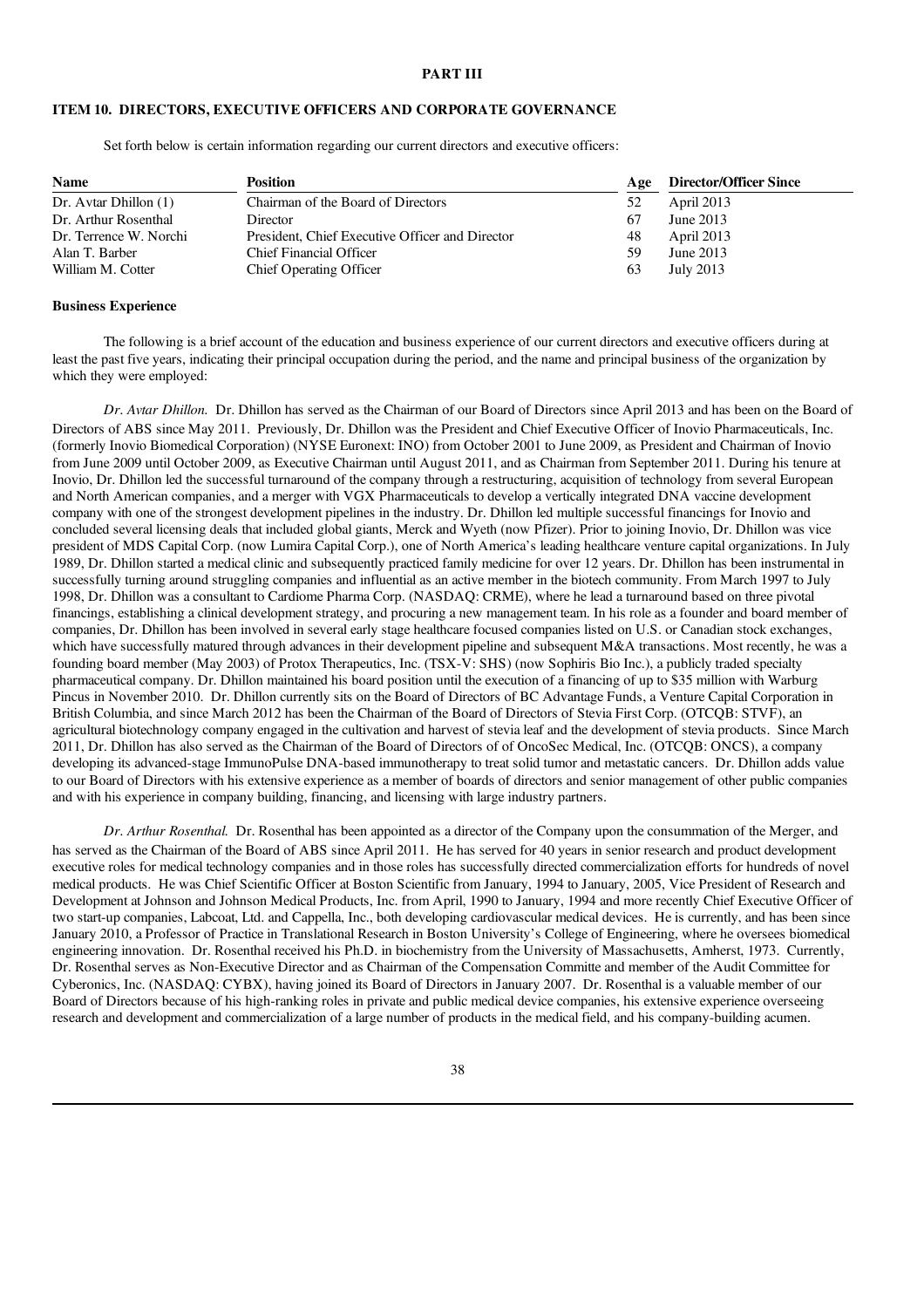**PART III**

**ITEM 10. DIRECTORS, EXECUTIVE OFFICERS AND CORPORATE GOVERNANCE**

Set forth below is certain information regarding our current directors and executive officers:

| Name | Position | Age | Director/Officer Since |
|---|---|---|---|
| Dr. Avtar Dhillon (1) | Chairman of the Board of Directors | 52 | April 2013 |
| Dr. Arthur Rosenthal | Director | 67 | June 2013 |
| Dr. Terrence W. Norchi | President, Chief Executive Officer and Director | 48 | April 2013 |
| Alan T. Barber | Chief Financial Officer | 59 | June 2013 |
| William M. Cotter | Chief Operating Officer | 63 | July 2013 |

**Business Experience**

The following is a brief account of the education and business experience of our current directors and executive officers during at least the past five years, indicating their principal occupation during the period, and the name and principal business of the organization by which they were employed:

*Dr. Avtar Dhillon.* Dr. Dhillon has served as the Chairman of our Board of Directors since April 2013 and has been on the Board of Directors of ABS since May 2011. Previously, Dr. Dhillon was the President and Chief Executive Officer of Inovio Pharmaceuticals, Inc. (formerly Inovio Biomedical Corporation) (NYSE Euronext: INO) from October 2001 to June 2009, as President and Chairman of Inovio from June 2009 until October 2009, as Executive Chairman until August 2011, and as Chairman from September 2011. During his tenure at Inovio, Dr. Dhillon led the successful turnaround of the company through a restructuring, acquisition of technology from several European and North American companies, and a merger with VGX Pharmaceuticals to develop a vertically integrated DNA vaccine development company with one of the strongest development pipelines in the industry. Dr. Dhillon led multiple successful financings for Inovio and concluded several licensing deals that included global giants, Merck and Wyeth (now Pfizer). Prior to joining Inovio, Dr. Dhillon was vice president of MDS Capital Corp. (now Lumira Capital Corp.), one of North America's leading healthcare venture capital organizations. In July 1989, Dr. Dhillon started a medical clinic and subsequently practiced family medicine for over 12 years. Dr. Dhillon has been instrumental in successfully turning around struggling companies and influential as an active member in the biotech community. From March 1997 to July 1998, Dr. Dhillon was a consultant to Cardiome Pharma Corp. (NASDAQ: CRME), where he lead a turnaround based on three pivotal financings, establishing a clinical development strategy, and procuring a new management team. In his role as a founder and board member of companies, Dr. Dhillon has been involved in several early stage healthcare focused companies listed on U.S. or Canadian stock exchanges, which have successfully matured through advances in their development pipeline and subsequent M&A transactions. Most recently, he was a founding board member (May 2003) of Protox Therapeutics, Inc. (TSX-V: SHS) (now Sophiris Bio Inc.), a publicly traded specialty pharmaceutical company. Dr. Dhillon maintained his board position until the execution of a financing of up to $35 million with Warburg Pincus in November 2010. Dr. Dhillon currently sits on the Board of Directors of BC Advantage Funds, a Venture Capital Corporation in British Columbia, and since March 2012 has been the Chairman of the Board of Directors of Stevia First Corp. (OTCQB: STVF), an agricultural biotechnology company engaged in the cultivation and harvest of stevia leaf and the development of stevia products. Since March 2011, Dr. Dhillon has also served as the Chairman of the Board of Directors of of OncoSec Medical, Inc. (OTCQB: ONCS), a company developing its advanced-stage ImmunoPulse DNA-based immunotherapy to treat solid tumor and metastatic cancers. Dr. Dhillon adds value to our Board of Directors with his extensive experience as a member of boards of directors and senior management of other public companies and with his experience in company building, financing, and licensing with large industry partners.

*Dr. Arthur Rosenthal.* Dr. Rosenthal has been appointed as a director of the Company upon the consummation of the Merger, and has served as the Chairman of the Board of ABS since April 2011. He has served for 40 years in senior research and product development executive roles for medical technology companies and in those roles has successfully directed commercialization efforts for hundreds of novel medical products. He was Chief Scientific Officer at Boston Scientific from January, 1994 to January, 2005, Vice President of Research and Development at Johnson and Johnson Medical Products, Inc. from April, 1990 to January, 1994 and more recently Chief Executive Officer of two start-up companies, Labcoat, Ltd. and Cappella, Inc., both developing cardiovascular medical devices. He is currently, and has been since January 2010, a Professor of Practice in Translational Research in Boston University's College of Engineering, where he oversees biomedical engineering innovation. Dr. Rosenthal received his Ph.D. in biochemistry from the University of Massachusetts, Amherst, 1973. Currently, Dr. Rosenthal serves as Non-Executive Director and as Chairman of the Compensation Committe and member of the Audit Committee for Cyberonics, Inc. (NASDAQ: CYBX), having joined its Board of Directors in January 2007. Dr. Rosenthal is a valuable member of our Board of Directors because of his high-ranking roles in private and public medical device companies, his extensive experience overseeing research and development and commercialization of a large number of products in the medical field, and his company-building acumen.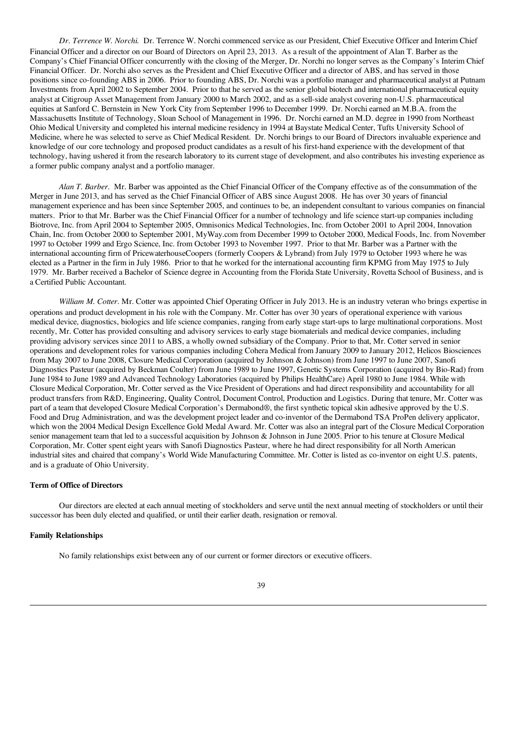*Dr. Terrence W. Norchi.* Dr. Terrence W. Norchi commenced service as our President, Chief Executive Officer and Interim Chief Financial Officer and a director on our Board of Directors on April 23, 2013. As a result of the appointment of Alan T. Barber as the Company's Chief Financial Officer concurrently with the closing of the Merger, Dr. Norchi no longer serves as the Company's Interim Chief Financial Officer. Dr. Norchi also serves as the President and Chief Executive Officer and a director of ABS, and has served in those positions since co-founding ABS in 2006. Prior to founding ABS, Dr. Norchi was a portfolio manager and pharmaceutical analyst at Putnam Investments from April 2002 to September 2004. Prior to that he served as the senior global biotech and international pharmaceutical equity analyst at Citigroup Asset Management from January 2000 to March 2002, and as a sell-side analyst covering non-U.S. pharmaceutical equities at Sanford C. Bernstein in New York City from September 1996 to December 1999. Dr. Norchi earned an M.B.A. from the Massachusetts Institute of Technology, Sloan School of Management in 1996. Dr. Norchi earned an M.D. degree in 1990 from Northeast Ohio Medical University and completed his internal medicine residency in 1994 at Baystate Medical Center, Tufts University School of Medicine, where he was selected to serve as Chief Medical Resident. Dr. Norchi brings to our Board of Directors invaluable experience and knowledge of our core technology and proposed product candidates as a result of his first-hand experience with the development of that technology, having ushered it from the research laboratory to its current stage of development, and also contributes his investing experience as a former public company analyst and a portfolio manager.

*Alan T. Barber.* Mr. Barber was appointed as the Chief Financial Officer of the Company effective as of the consummation of the Merger in June 2013, and has served as the Chief Financial Officer of ABS since August 2008. He has over 30 years of financial management experience and has been since September 2005, and continues to be, an independent consultant to various companies on financial matters. Prior to that Mr. Barber was the Chief Financial Officer for a number of technology and life science start-up companies including Biotrove, Inc. from April 2004 to September 2005, Omnisonics Medical Technologies, Inc. from October 2001 to April 2004, Innovation Chain, Inc. from October 2000 to September 2001, MyWay.com from December 1999 to October 2000, Medical Foods, Inc. from November 1997 to October 1999 and Ergo Science, Inc. from October 1993 to November 1997. Prior to that Mr. Barber was a Partner with the international accounting firm of PricewaterhouseCoopers (formerly Coopers & Lybrand) from July 1979 to October 1993 where he was elected as a Partner in the firm in July 1986. Prior to that he worked for the international accounting firm KPMG from May 1975 to July 1979. Mr. Barber received a Bachelor of Science degree in Accounting from the Florida State University, Rovetta School of Business, and is a Certified Public Accountant.

*William M. Cotter.* Mr. Cotter was appointed Chief Operating Officer in July 2013. He is an industry veteran who brings expertise in operations and product development in his role with the Company. Mr. Cotter has over 30 years of operational experience with various medical device, diagnostics, biologics and life science companies, ranging from early stage start-ups to large multinational corporations. Most recently, Mr. Cotter has provided consulting and advisory services to early stage biomaterials and medical device companies, including providing advisory services since 2011 to ABS, a wholly owned subsidiary of the Company. Prior to that, Mr. Cotter served in senior operations and development roles for various companies including Cohera Medical from January 2009 to January 2012, Helicos Biosciences from May 2007 to June 2008, Closure Medical Corporation (acquired by Johnson & Johnson) from June 1997 to June 2007, Sanofi Diagnostics Pasteur (acquired by Beckman Coulter) from June 1989 to June 1997, Genetic Systems Corporation (acquired by Bio-Rad) from June 1984 to June 1989 and Advanced Technology Laboratories (acquired by Philips HealthCare) April 1980 to June 1984. While with Closure Medical Corporation, Mr. Cotter served as the Vice President of Operations and had direct responsibility and accountability for all product transfers from R&D, Engineering, Quality Control, Document Control, Production and Logistics. During that tenure, Mr. Cotter was part of a team that developed Closure Medical Corporation's Dermabond®, the first synthetic topical skin adhesive approved by the U.S. Food and Drug Administration, and was the development project leader and co-inventor of the Dermabond TSA ProPen delivery applicator, which won the 2004 Medical Design Excellence Gold Medal Award. Mr. Cotter was also an integral part of the Closure Medical Corporation senior management team that led to a successful acquisition by Johnson & Johnson in June 2005. Prior to his tenure at Closure Medical Corporation, Mr. Cotter spent eight years with Sanofi Diagnostics Pasteur, where he had direct responsibility for all North American industrial sites and chaired that company's World Wide Manufacturing Committee. Mr. Cotter is listed as co-inventor on eight U.S. patents, and is a graduate of Ohio University.

**Term of Office of Directors**

Our directors are elected at each annual meeting of stockholders and serve until the next annual meeting of stockholders or until their successor has been duly elected and qualified, or until their earlier death, resignation or removal.

**Family Relationships**

No family relationships exist between any of our current or former directors or executive officers.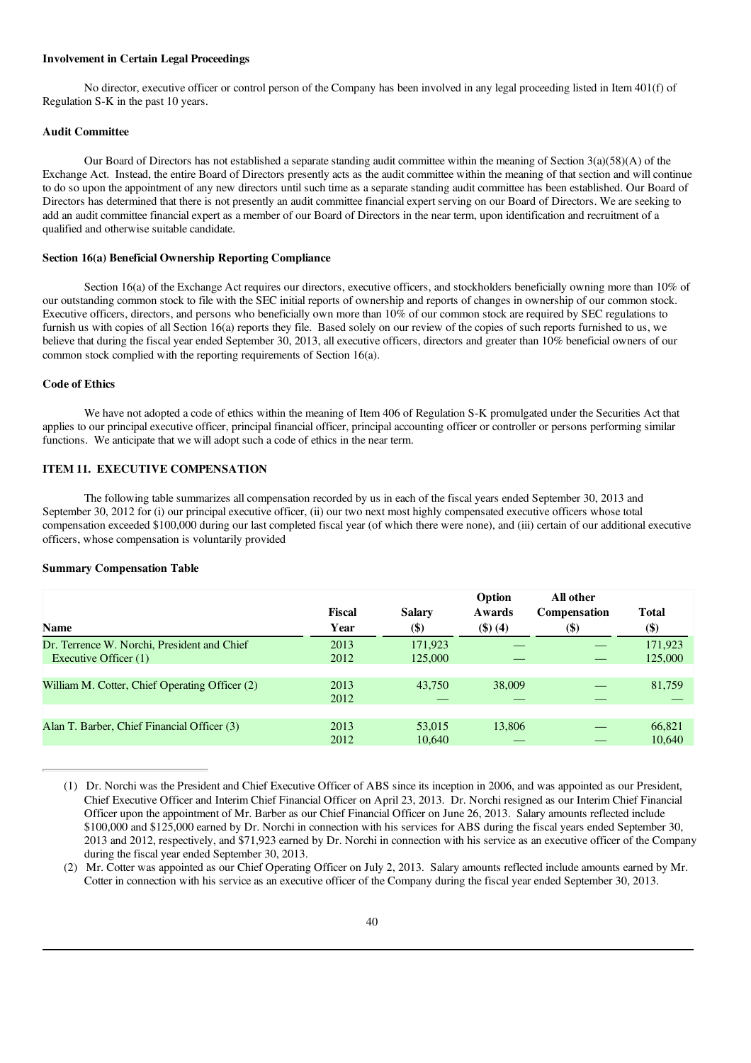**Involvement in Certain Legal Proceedings**

No director, executive officer or control person of the Company has been involved in any legal proceeding listed in Item 401(f) of Regulation S-K in the past 10 years.

**Audit Committee**

Our Board of Directors has not established a separate standing audit committee within the meaning of Section 3(a)(58)(A) of the Exchange Act. Instead, the entire Board of Directors presently acts as the audit committee within the meaning of that section and will continue to do so upon the appointment of any new directors until such time as a separate standing audit committee has been established. Our Board of Directors has determined that there is not presently an audit committee financial expert serving on our Board of Directors. We are seeking to add an audit committee financial expert as a member of our Board of Directors in the near term, upon identification and recruitment of a qualified and otherwise suitable candidate.

**Section 16(a) Beneficial Ownership Reporting Compliance**

Section 16(a) of the Exchange Act requires our directors, executive officers, and stockholders beneficially owning more than 10% of our outstanding common stock to file with the SEC initial reports of ownership and reports of changes in ownership of our common stock. Executive officers, directors, and persons who beneficially own more than 10% of our common stock are required by SEC regulations to furnish us with copies of all Section 16(a) reports they file. Based solely on our review of the copies of such reports furnished to us, we believe that during the fiscal year ended September 30, 2013, all executive officers, directors and greater than 10% beneficial owners of our common stock complied with the reporting requirements of Section 16(a).

**Code of Ethics**

We have not adopted a code of ethics within the meaning of Item 406 of Regulation S-K promulgated under the Securities Act that applies to our principal executive officer, principal financial officer, principal accounting officer or controller or persons performing similar functions. We anticipate that we will adopt such a code of ethics in the near term.

## ITEM 11. EXECUTIVE COMPENSATION

The following table summarizes all compensation recorded by us in each of the fiscal years ended September 30, 2013 and September 30, 2012 for (i) our principal executive officer, (ii) our two next most highly compensated executive officers whose total compensation exceeded $100,000 during our last completed fiscal year (of which there were none), and (iii) certain of our additional executive officers, whose compensation is voluntarily provided

**Summary Compensation Table**

| Name | Fiscal Year | Salary ($) | Option Awards ($) (4) | All other Compensation ($) | Total ($) |
|---|---|---|---|---|---|
| Dr. Terrence W. Norchi, President and Chief Executive Officer (1) | 2013 | 171,923 | — | — | 171,923 |
| | 2012 | 125,000 | — | — | 125,000 |
| William M. Cotter, Chief Operating Officer (2) | 2013 | 43,750 | 38,009 | — | 81,759 |
| | 2012 | — | — | — | — |
| Alan T. Barber, Chief Financial Officer (3) | 2013 | 53,015 | 13,806 | — | 66,821 |
| | 2012 | 10,640 | — | — | 10,640 |

(1) Dr. Norchi was the President and Chief Executive Officer of ABS since its inception in 2006, and was appointed as our President, Chief Executive Officer and Interim Chief Financial Officer on April 23, 2013. Dr. Norchi resigned as our Interim Chief Financial Officer upon the appointment of Mr. Barber as our Chief Financial Officer on June 26, 2013. Salary amounts reflected include $100,000 and $125,000 earned by Dr. Norchi in connection with his services for ABS during the fiscal years ended September 30, 2013 and 2012, respectively, and $71,923 earned by Dr. Norchi in connection with his service as an executive officer of the Company during the fiscal year ended September 30, 2013.

(2) Mr. Cotter was appointed as our Chief Operating Officer on July 2, 2013. Salary amounts reflected include amounts earned by Mr. Cotter in connection with his service as an executive officer of the Company during the fiscal year ended September 30, 2013.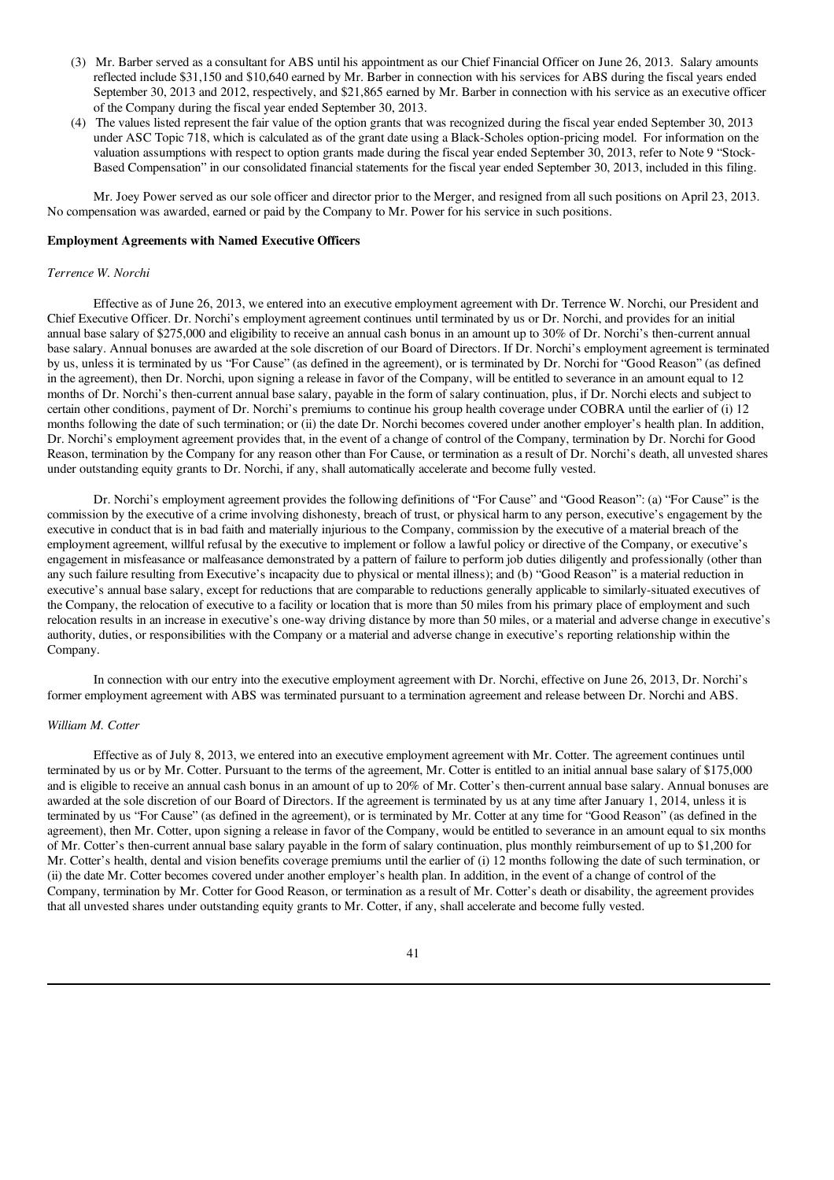(3) Mr. Barber served as a consultant for ABS until his appointment as our Chief Financial Officer on June 26, 2013. Salary amounts reflected include $31,150 and $10,640 earned by Mr. Barber in connection with his services for ABS during the fiscal years ended September 30, 2013 and 2012, respectively, and $21,865 earned by Mr. Barber in connection with his service as an executive officer of the Company during the fiscal year ended September 30, 2013.

(4) The values listed represent the fair value of the option grants that was recognized during the fiscal year ended September 30, 2013 under ASC Topic 718, which is calculated as of the grant date using a Black-Scholes option-pricing model. For information on the valuation assumptions with respect to option grants made during the fiscal year ended September 30, 2013, refer to Note 9 "Stock-Based Compensation" in our consolidated financial statements for the fiscal year ended September 30, 2013, included in this filing.

Mr. Joey Power served as our sole officer and director prior to the Merger, and resigned from all such positions on April 23, 2013. No compensation was awarded, earned or paid by the Company to Mr. Power for his service in such positions.

**Employment Agreements with Named Executive Officers**

*Terrence W. Norchi*

Effective as of June 26, 2013, we entered into an executive employment agreement with Dr. Terrence W. Norchi, our President and Chief Executive Officer. Dr. Norchi's employment agreement continues until terminated by us or Dr. Norchi, and provides for an initial annual base salary of $275,000 and eligibility to receive an annual cash bonus in an amount up to 30% of Dr. Norchi's then-current annual base salary. Annual bonuses are awarded at the sole discretion of our Board of Directors. If Dr. Norchi's employment agreement is terminated by us, unless it is terminated by us "For Cause" (as defined in the agreement), or is terminated by Dr. Norchi for "Good Reason" (as defined in the agreement), then Dr. Norchi, upon signing a release in favor of the Company, will be entitled to severance in an amount equal to 12 months of Dr. Norchi's then-current annual base salary, payable in the form of salary continuation, plus, if Dr. Norchi elects and subject to certain other conditions, payment of Dr. Norchi's premiums to continue his group health coverage under COBRA until the earlier of (i) 12 months following the date of such termination; or (ii) the date Dr. Norchi becomes covered under another employer's health plan. In addition, Dr. Norchi's employment agreement provides that, in the event of a change of control of the Company, termination by Dr. Norchi for Good Reason, termination by the Company for any reason other than For Cause, or termination as a result of Dr. Norchi's death, all unvested shares under outstanding equity grants to Dr. Norchi, if any, shall automatically accelerate and become fully vested.

Dr. Norchi's employment agreement provides the following definitions of "For Cause" and "Good Reason": (a) "For Cause" is the commission by the executive of a crime involving dishonesty, breach of trust, or physical harm to any person, executive's engagement by the executive in conduct that is in bad faith and materially injurious to the Company, commission by the executive of a material breach of the employment agreement, willful refusal by the executive to implement or follow a lawful policy or directive of the Company, or executive's engagement in misfeasance or malfeasance demonstrated by a pattern of failure to perform job duties diligently and professionally (other than any such failure resulting from Executive's incapacity due to physical or mental illness); and (b) "Good Reason" is a material reduction in executive's annual base salary, except for reductions that are comparable to reductions generally applicable to similarly-situated executives of the Company, the relocation of executive to a facility or location that is more than 50 miles from his primary place of employment and such relocation results in an increase in executive's one-way driving distance by more than 50 miles, or a material and adverse change in executive's authority, duties, or responsibilities with the Company or a material and adverse change in executive's reporting relationship within the Company.

In connection with our entry into the executive employment agreement with Dr. Norchi, effective on June 26, 2013, Dr. Norchi's former employment agreement with ABS was terminated pursuant to a termination agreement and release between Dr. Norchi and ABS.

*William M. Cotter*

Effective as of July 8, 2013, we entered into an executive employment agreement with Mr. Cotter. The agreement continues until terminated by us or by Mr. Cotter. Pursuant to the terms of the agreement, Mr. Cotter is entitled to an initial annual base salary of $175,000 and is eligible to receive an annual cash bonus in an amount of up to 20% of Mr. Cotter's then-current annual base salary. Annual bonuses are awarded at the sole discretion of our Board of Directors. If the agreement is terminated by us at any time after January 1, 2014, unless it is terminated by us "For Cause" (as defined in the agreement), or is terminated by Mr. Cotter at any time for "Good Reason" (as defined in the agreement), then Mr. Cotter, upon signing a release in favor of the Company, would be entitled to severance in an amount equal to six months of Mr. Cotter's then-current annual base salary payable in the form of salary continuation, plus monthly reimbursement of up to $1,200 for Mr. Cotter's health, dental and vision benefits coverage premiums until the earlier of (i) 12 months following the date of such termination, or (ii) the date Mr. Cotter becomes covered under another employer's health plan. In addition, in the event of a change of control of the Company, termination by Mr. Cotter for Good Reason, or termination as a result of Mr. Cotter's death or disability, the agreement provides that all unvested shares under outstanding equity grants to Mr. Cotter, if any, shall accelerate and become fully vested.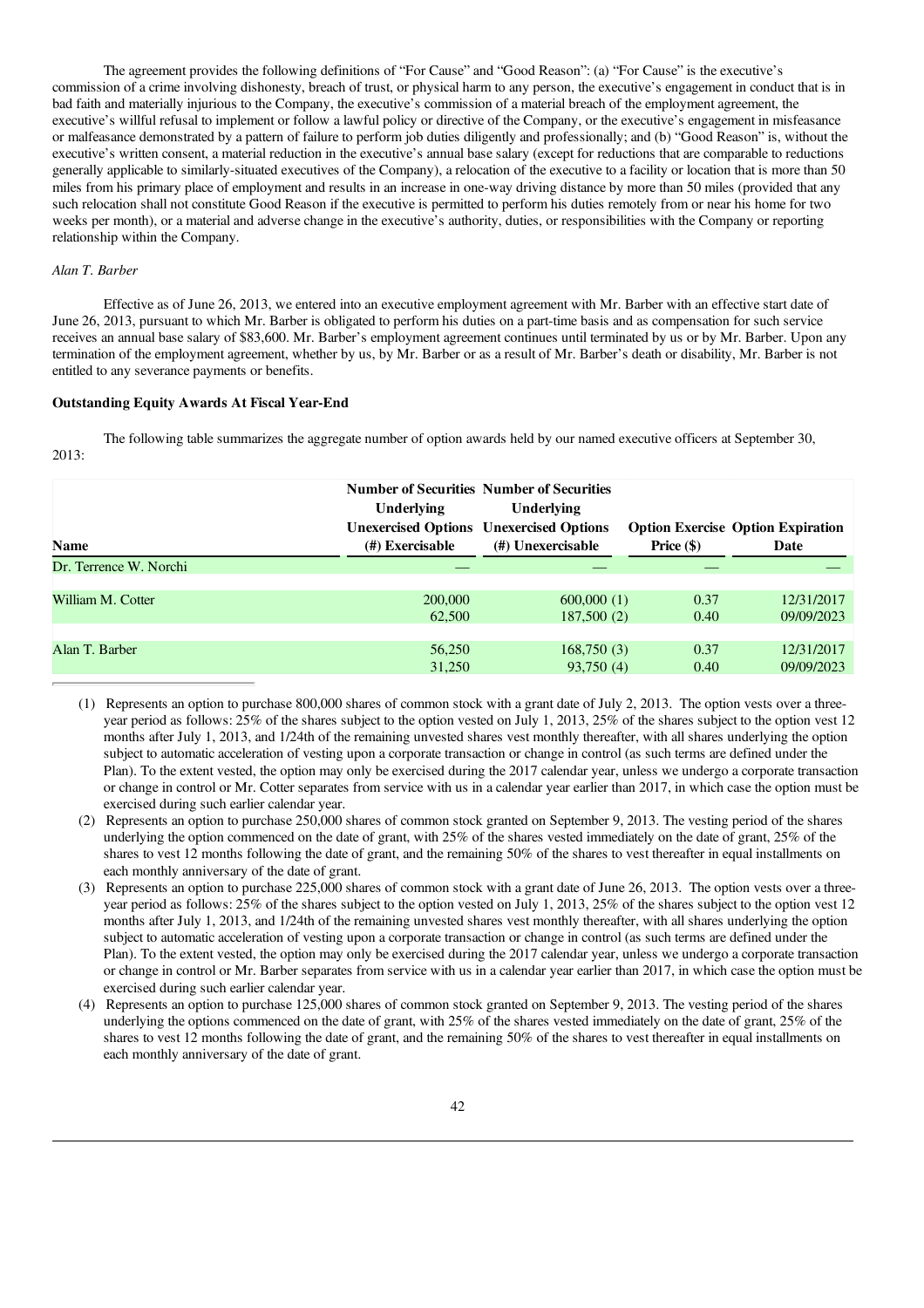The agreement provides the following definitions of "For Cause" and "Good Reason": (a) "For Cause" is the executive's commission of a crime involving dishonesty, breach of trust, or physical harm to any person, the executive's engagement in conduct that is in bad faith and materially injurious to the Company, the executive's commission of a material breach of the employment agreement, the executive's willful refusal to implement or follow a lawful policy or directive of the Company, or the executive's engagement in misfeasance or malfeasance demonstrated by a pattern of failure to perform job duties diligently and professionally; and (b) "Good Reason" is, without the executive's written consent, a material reduction in the executive's annual base salary (except for reductions that are comparable to reductions generally applicable to similarly-situated executives of the Company), a relocation of the executive to a facility or location that is more than 50 miles from his primary place of employment and results in an increase in one-way driving distance by more than 50 miles (provided that any such relocation shall not constitute Good Reason if the executive is permitted to perform his duties remotely from or near his home for two weeks per month), or a material and adverse change in the executive's authority, duties, or responsibilities with the Company or reporting relationship within the Company.

*Alan T. Barber*

Effective as of June 26, 2013, we entered into an executive employment agreement with Mr. Barber with an effective start date of June 26, 2013, pursuant to which Mr. Barber is obligated to perform his duties on a part-time basis and as compensation for such service receives an annual base salary of $83,600. Mr. Barber's employment agreement continues until terminated by us or by Mr. Barber. Upon any termination of the employment agreement, whether by us, by Mr. Barber or as a result of Mr. Barber's death or disability, Mr. Barber is not entitled to any severance payments or benefits.

**Outstanding Equity Awards At Fiscal Year-End**

The following table summarizes the aggregate number of option awards held by our named executive officers at September 30, 2013:

| Name | Number of Securities Underlying Unexercised Options (#) Exercisable | Number of Securities Underlying Unexercised Options (#) Unexercisable | Option Exercise Price ($) | Option Expiration Date |
|---|---|---|---|---|
| Dr. Terrence W. Norchi | — | — | — | — |
| William M. Cotter | 200,000 | 600,000 (1) | 0.37 | 12/31/2017 |
| | 62,500 | 187,500 (2) | 0.40 | 09/09/2023 |
| Alan T. Barber | 56,250 | 168,750 (3) | 0.37 | 12/31/2017 |
| | 31,250 | 93,750 (4) | 0.40 | 09/09/2023 |

(1) Represents an option to purchase 800,000 shares of common stock with a grant date of July 2, 2013. The option vests over a three-year period as follows: 25% of the shares subject to the option vested on July 1, 2013, 25% of the shares subject to the option vest 12 months after July 1, 2013, and 1/24th of the remaining unvested shares vest monthly thereafter, with all shares underlying the option subject to automatic acceleration of vesting upon a corporate transaction or change in control (as such terms are defined under the Plan). To the extent vested, the option may only be exercised during the 2017 calendar year, unless we undergo a corporate transaction or change in control or Mr. Cotter separates from service with us in a calendar year earlier than 2017, in which case the option must be exercised during such earlier calendar year.

(2) Represents an option to purchase 250,000 shares of common stock granted on September 9, 2013. The vesting period of the shares underlying the option commenced on the date of grant, with 25% of the shares vested immediately on the date of grant, 25% of the shares to vest 12 months following the date of grant, and the remaining 50% of the shares to vest thereafter in equal installments on each monthly anniversary of the date of grant.

(3) Represents an option to purchase 225,000 shares of common stock with a grant date of June 26, 2013. The option vests over a three-year period as follows: 25% of the shares subject to the option vested on July 1, 2013, 25% of the shares subject to the option vest 12 months after July 1, 2013, and 1/24th of the remaining unvested shares vest monthly thereafter, with all shares underlying the option subject to automatic acceleration of vesting upon a corporate transaction or change in control (as such terms are defined under the Plan). To the extent vested, the option may only be exercised during the 2017 calendar year, unless we undergo a corporate transaction or change in control or Mr. Barber separates from service with us in a calendar year earlier than 2017, in which case the option must be exercised during such earlier calendar year.

(4) Represents an option to purchase 125,000 shares of common stock granted on September 9, 2013. The vesting period of the shares underlying the options commenced on the date of grant, with 25% of the shares vested immediately on the date of grant, 25% of the shares to vest 12 months following the date of grant, and the remaining 50% of the shares to vest thereafter in equal installments on each monthly anniversary of the date of grant.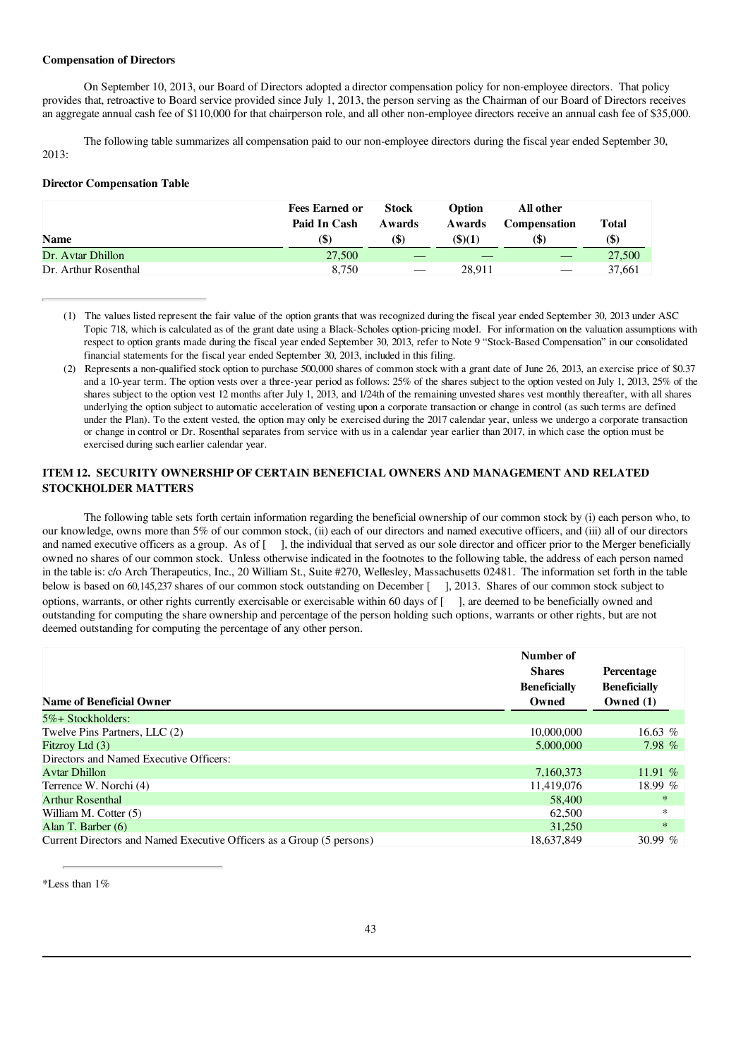**Compensation of Directors**

On September 10, 2013, our Board of Directors adopted a director compensation policy for non-employee directors. That policy provides that, retroactive to Board service provided since July 1, 2013, the person serving as the Chairman of our Board of Directors receives an aggregate annual cash fee of $110,000 for that chairperson role, and all other non-employee directors receive an annual cash fee of $35,000.

The following table summarizes all compensation paid to our non-employee directors during the fiscal year ended September 30, 2013:

**Director Compensation Table**

| Name | Fees Earned or Paid In Cash ($) | Stock Awards ($) | Option Awards ($)(1) | All other Compensation ($) | Total ($) |
|---|---|---|---|---|---|
| Dr. Avtar Dhillon | 27,500 | — | — | — | 27,500 |
| Dr. Arthur Rosenthal | 8,750 | — | 28,911 | — | 37,661 |

(1) The values listed represent the fair value of the option grants that was recognized during the fiscal year ended September 30, 2013 under ASC Topic 718, which is calculated as of the grant date using a Black-Scholes option-pricing model. For information on the valuation assumptions with respect to option grants made during the fiscal year ended September 30, 2013, refer to Note 9 "Stock-Based Compensation" in our consolidated financial statements for the fiscal year ended September 30, 2013, included in this filing.

(2) Represents a non-qualified stock option to purchase 500,000 shares of common stock with a grant date of June 26, 2013, an exercise price of $0.37 and a 10-year term. The option vests over a three-year period as follows: 25% of the shares subject to the option vested on July 1, 2013, 25% of the shares subject to the option vest 12 months after July 1, 2013, and 1/24th of the remaining unvested shares vest monthly thereafter, with all shares underlying the option subject to automatic acceleration of vesting upon a corporate transaction or change in control (as such terms are defined under the Plan). To the extent vested, the option may only be exercised during the 2017 calendar year, unless we undergo a corporate transaction or change in control or Dr. Rosenthal separates from service with us in a calendar year earlier than 2017, in which case the option must be exercised during such earlier calendar year.

## ITEM 12. SECURITY OWNERSHIP OF CERTAIN BENEFICIAL OWNERS AND MANAGEMENT AND RELATED STOCKHOLDER MATTERS

The following table sets forth certain information regarding the beneficial ownership of our common stock by (i) each person who, to our knowledge, owns more than 5% of our common stock, (ii) each of our directors and named executive officers, and (iii) all of our directors and named executive officers as a group. As of [ ], the individual that served as our sole director and officer prior to the Merger beneficially owned no shares of our common stock. Unless otherwise indicated in the footnotes to the following table, the address of each person named in the table is: c/o Arch Therapeutics, Inc., 20 William St., Suite #270, Wellesley, Massachusetts 02481. The information set forth in the table below is based on 60,145,237 shares of our common stock outstanding on December [ ], 2013. Shares of our common stock subject to options, warrants, or other rights currently exercisable or exercisable within 60 days of [ ], are deemed to be beneficially owned and outstanding for computing the share ownership and percentage of the person holding such options, warrants or other rights, but are not deemed outstanding for computing the percentage of any other person.

| Name of Beneficial Owner | Number of Shares Beneficially Owned | Percentage Beneficially Owned (1) |
|---|---|---|
| 5%+ Stockholders: | | |
| Twelve Pins Partners, LLC (2) | 10,000,000 | 16.63 % |
| Fitzroy Ltd (3) | 5,000,000 | 7.98 % |
| Directors and Named Executive Officers: | | |
| Avtar Dhillon | 7,160,373 | 11.91 % |
| Terrence W. Norchi (4) | 11,419,076 | 18.99 % |
| Arthur Rosenthal | 58,400 | * |
| William M. Cotter (5) | 62,500 | * |
| Alan T. Barber (6) | 31,250 | * |
| Current Directors and Named Executive Officers as a Group (5 persons) | 18,637,849 | 30.99 % |

*Less than 1%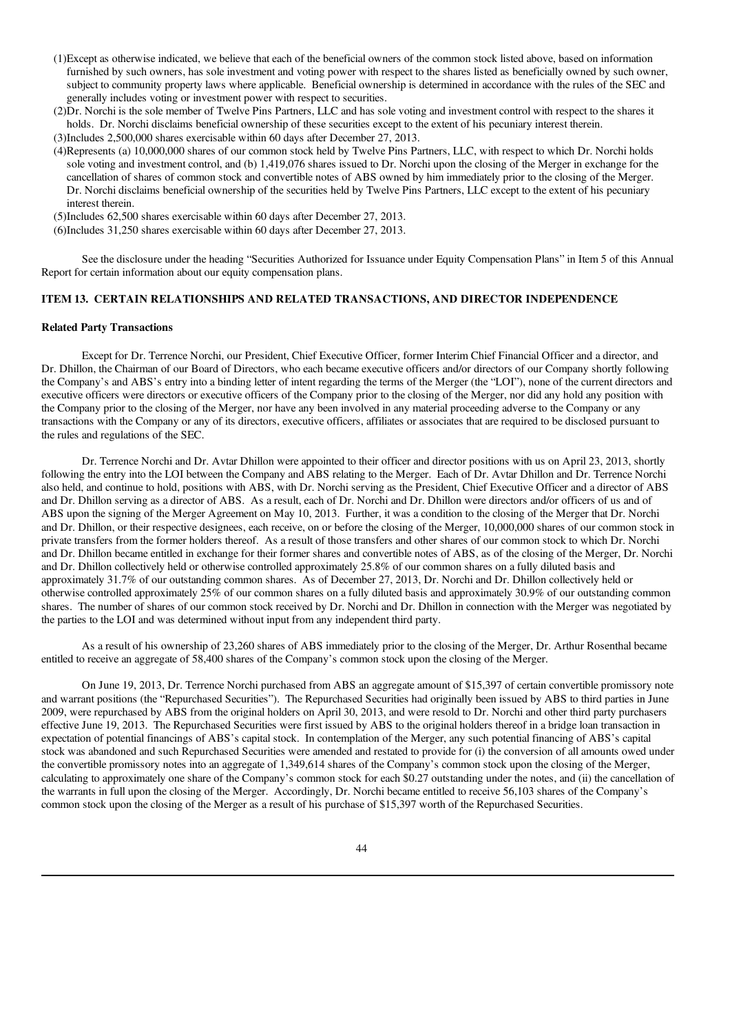(1)Except as otherwise indicated, we believe that each of the beneficial owners of the common stock listed above, based on information furnished by such owners, has sole investment and voting power with respect to the shares listed as beneficially owned by such owner, subject to community property laws where applicable. Beneficial ownership is determined in accordance with the rules of the SEC and generally includes voting or investment power with respect to securities.

(2)Dr. Norchi is the sole member of Twelve Pins Partners, LLC and has sole voting and investment control with respect to the shares it holds. Dr. Norchi disclaims beneficial ownership of these securities except to the extent of his pecuniary interest therein.

(3)Includes 2,500,000 shares exercisable within 60 days after December 27, 2013.

(4)Represents (a) 10,000,000 shares of our common stock held by Twelve Pins Partners, LLC, with respect to which Dr. Norchi holds sole voting and investment control, and (b) 1,419,076 shares issued to Dr. Norchi upon the closing of the Merger in exchange for the cancellation of shares of common stock and convertible notes of ABS owned by him immediately prior to the closing of the Merger. Dr. Norchi disclaims beneficial ownership of the securities held by Twelve Pins Partners, LLC except to the extent of his pecuniary interest therein.

(5)Includes 62,500 shares exercisable within 60 days after December 27, 2013.

(6)Includes 31,250 shares exercisable within 60 days after December 27, 2013.

See the disclosure under the heading "Securities Authorized for Issuance under Equity Compensation Plans" in Item 5 of this Annual Report for certain information about our equity compensation plans.

## ITEM 13. CERTAIN RELATIONSHIPS AND RELATED TRANSACTIONS, AND DIRECTOR INDEPENDENCE

### Related Party Transactions

Except for Dr. Terrence Norchi, our President, Chief Executive Officer, former Interim Chief Financial Officer and a director, and Dr. Dhillon, the Chairman of our Board of Directors, who each became executive officers and/or directors of our Company shortly following the Company's and ABS's entry into a binding letter of intent regarding the terms of the Merger (the "LOI"), none of the current directors and executive officers were directors or executive officers of the Company prior to the closing of the Merger, nor did any hold any position with the Company prior to the closing of the Merger, nor have any been involved in any material proceeding adverse to the Company or any transactions with the Company or any of its directors, executive officers, affiliates or associates that are required to be disclosed pursuant to the rules and regulations of the SEC.

Dr. Terrence Norchi and Dr. Avtar Dhillon were appointed to their officer and director positions with us on April 23, 2013, shortly following the entry into the LOI between the Company and ABS relating to the Merger. Each of Dr. Avtar Dhillon and Dr. Terrence Norchi also held, and continue to hold, positions with ABS, with Dr. Norchi serving as the President, Chief Executive Officer and a director of ABS and Dr. Dhillon serving as a director of ABS. As a result, each of Dr. Norchi and Dr. Dhillon were directors and/or officers of us and of ABS upon the signing of the Merger Agreement on May 10, 2013. Further, it was a condition to the closing of the Merger that Dr. Norchi and Dr. Dhillon, or their respective designees, each receive, on or before the closing of the Merger, 10,000,000 shares of our common stock in private transfers from the former holders thereof. As a result of those transfers and other shares of our common stock to which Dr. Norchi and Dr. Dhillon became entitled in exchange for their former shares and convertible notes of ABS, as of the closing of the Merger, Dr. Norchi and Dr. Dhillon collectively held or otherwise controlled approximately 25.8% of our common shares on a fully diluted basis and approximately 31.7% of our outstanding common shares. As of December 27, 2013, Dr. Norchi and Dr. Dhillon collectively held or otherwise controlled approximately 25% of our common shares on a fully diluted basis and approximately 30.9% of our outstanding common shares. The number of shares of our common stock received by Dr. Norchi and Dr. Dhillon in connection with the Merger was negotiated by the parties to the LOI and was determined without input from any independent third party.

As a result of his ownership of 23,260 shares of ABS immediately prior to the closing of the Merger, Dr. Arthur Rosenthal became entitled to receive an aggregate of 58,400 shares of the Company's common stock upon the closing of the Merger.

On June 19, 2013, Dr. Terrence Norchi purchased from ABS an aggregate amount of $15,397 of certain convertible promissory note and warrant positions (the "Repurchased Securities"). The Repurchased Securities had originally been issued by ABS to third parties in June 2009, were repurchased by ABS from the original holders on April 30, 2013, and were resold to Dr. Norchi and other third party purchasers effective June 19, 2013. The Repurchased Securities were first issued by ABS to the original holders thereof in a bridge loan transaction in expectation of potential financings of ABS's capital stock. In contemplation of the Merger, any such potential financing of ABS's capital stock was abandoned and such Repurchased Securities were amended and restated to provide for (i) the conversion of all amounts owed under the convertible promissory notes into an aggregate of 1,349,614 shares of the Company's common stock upon the closing of the Merger, calculating to approximately one share of the Company's common stock for each $0.27 outstanding under the notes, and (ii) the cancellation of the warrants in full upon the closing of the Merger. Accordingly, Dr. Norchi became entitled to receive 56,103 shares of the Company's common stock upon the closing of the Merger as a result of his purchase of $15,397 worth of the Repurchased Securities.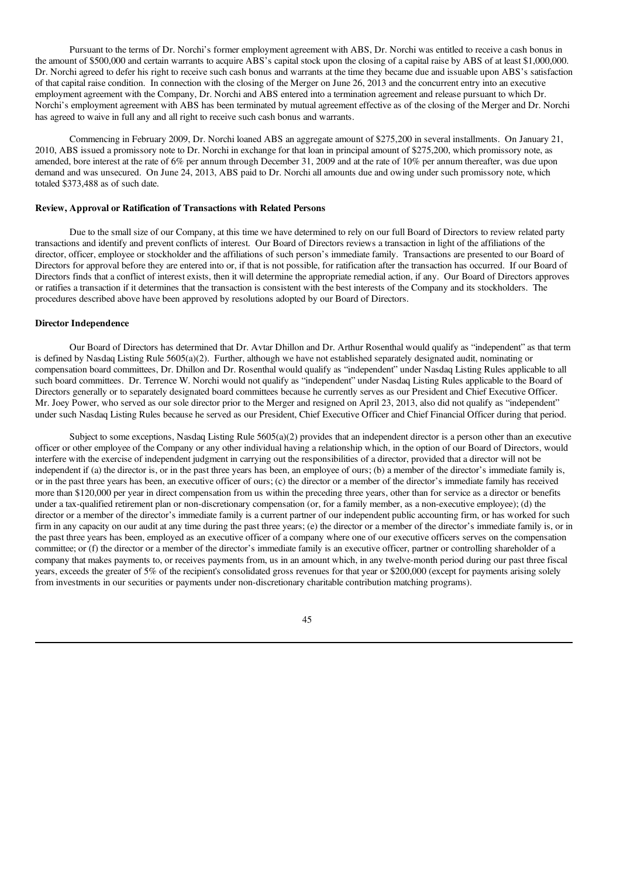Pursuant to the terms of Dr. Norchi's former employment agreement with ABS, Dr. Norchi was entitled to receive a cash bonus in the amount of $500,000 and certain warrants to acquire ABS's capital stock upon the closing of a capital raise by ABS of at least $1,000,000. Dr. Norchi agreed to defer his right to receive such cash bonus and warrants at the time they became due and issuable upon ABS's satisfaction of that capital raise condition. In connection with the closing of the Merger on June 26, 2013 and the concurrent entry into an executive employment agreement with the Company, Dr. Norchi and ABS entered into a termination agreement and release pursuant to which Dr. Norchi's employment agreement with ABS has been terminated by mutual agreement effective as of the closing of the Merger and Dr. Norchi has agreed to waive in full any and all right to receive such cash bonus and warrants.

Commencing in February 2009, Dr. Norchi loaned ABS an aggregate amount of $275,200 in several installments. On January 21, 2010, ABS issued a promissory note to Dr. Norchi in exchange for that loan in principal amount of $275,200, which promissory note, as amended, bore interest at the rate of 6% per annum through December 31, 2009 and at the rate of 10% per annum thereafter, was due upon demand and was unsecured. On June 24, 2013, ABS paid to Dr. Norchi all amounts due and owing under such promissory note, which totaled $373,488 as of such date.

**Review, Approval or Ratification of Transactions with Related Persons**

Due to the small size of our Company, at this time we have determined to rely on our full Board of Directors to review related party transactions and identify and prevent conflicts of interest. Our Board of Directors reviews a transaction in light of the affiliations of the director, officer, employee or stockholder and the affiliations of such person's immediate family. Transactions are presented to our Board of Directors for approval before they are entered into or, if that is not possible, for ratification after the transaction has occurred. If our Board of Directors finds that a conflict of interest exists, then it will determine the appropriate remedial action, if any. Our Board of Directors approves or ratifies a transaction if it determines that the transaction is consistent with the best interests of the Company and its stockholders. The procedures described above have been approved by resolutions adopted by our Board of Directors.

**Director Independence**

Our Board of Directors has determined that Dr. Avtar Dhillon and Dr. Arthur Rosenthal would qualify as "independent" as that term is defined by Nasdaq Listing Rule 5605(a)(2). Further, although we have not established separately designated audit, nominating or compensation board committees, Dr. Dhillon and Dr. Rosenthal would qualify as "independent" under Nasdaq Listing Rules applicable to all such board committees. Dr. Terrence W. Norchi would not qualify as "independent" under Nasdaq Listing Rules applicable to the Board of Directors generally or to separately designated board committees because he currently serves as our President and Chief Executive Officer. Mr. Joey Power, who served as our sole director prior to the Merger and resigned on April 23, 2013, also did not qualify as "independent" under such Nasdaq Listing Rules because he served as our President, Chief Executive Officer and Chief Financial Officer during that period.

Subject to some exceptions, Nasdaq Listing Rule 5605(a)(2) provides that an independent director is a person other than an executive officer or other employee of the Company or any other individual having a relationship which, in the option of our Board of Directors, would interfere with the exercise of independent judgment in carrying out the responsibilities of a director, provided that a director will not be independent if (a) the director is, or in the past three years has been, an employee of ours; (b) a member of the director's immediate family is, or in the past three years has been, an executive officer of ours; (c) the director or a member of the director's immediate family has received more than $120,000 per year in direct compensation from us within the preceding three years, other than for service as a director or benefits under a tax-qualified retirement plan or non-discretionary compensation (or, for a family member, as a non-executive employee); (d) the director or a member of the director's immediate family is a current partner of our independent public accounting firm, or has worked for such firm in any capacity on our audit at any time during the past three years; (e) the director or a member of the director's immediate family is, or in the past three years has been, employed as an executive officer of a company where one of our executive officers serves on the compensation committee; or (f) the director or a member of the director's immediate family is an executive officer, partner or controlling shareholder of a company that makes payments to, or receives payments from, us in an amount which, in any twelve-month period during our past three fiscal years, exceeds the greater of 5% of the recipient's consolidated gross revenues for that year or $200,000 (except for payments arising solely from investments in our securities or payments under non-discretionary charitable contribution matching programs).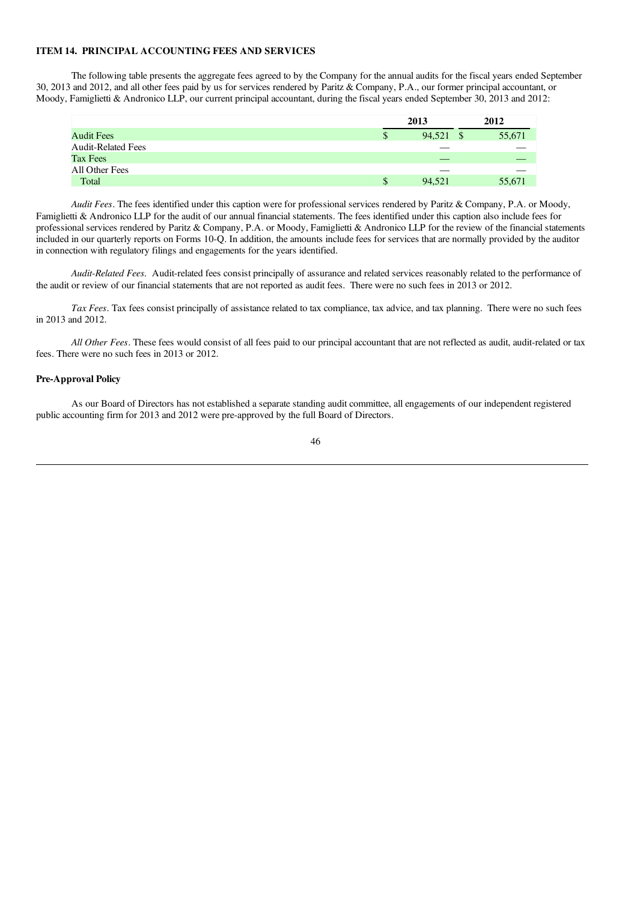## ITEM 14. PRINCIPAL ACCOUNTING FEES AND SERVICES

The following table presents the aggregate fees agreed to by the Company for the annual audits for the fiscal years ended September 30, 2013 and 2012, and all other fees paid by us for services rendered by Paritz & Company, P.A., our former principal accountant, or Moody, Famiglietti & Andronico LLP, our current principal accountant, during the fiscal years ended September 30, 2013 and 2012:

| | 2013 | 2012 |
|---|---|---|
| Audit Fees | $ 94,521 | $ 55,671 |
| Audit-Related Fees | — | — |
| Tax Fees | — | — |
| All Other Fees | — | — |
| Total | $ 94,521 | 55,671 |

*Audit Fees*. The fees identified under this caption were for professional services rendered by Paritz & Company, P.A. or Moody, Famiglietti & Andronico LLP for the audit of our annual financial statements. The fees identified under this caption also include fees for professional services rendered by Paritz & Company, P.A. or Moody, Famiglietti & Andronico LLP for the review of the financial statements included in our quarterly reports on Forms 10-Q. In addition, the amounts include fees for services that are normally provided by the auditor in connection with regulatory filings and engagements for the years identified.

*Audit-Related Fees.* Audit-related fees consist principally of assurance and related services reasonably related to the performance of the audit or review of our financial statements that are not reported as audit fees. There were no such fees in 2013 or 2012.

*Tax Fees*. Tax fees consist principally of assistance related to tax compliance, tax advice, and tax planning. There were no such fees in 2013 and 2012.

*All Other Fees*. These fees would consist of all fees paid to our principal accountant that are not reflected as audit, audit-related or tax fees. There were no such fees in 2013 or 2012.

### Pre-Approval Policy

As our Board of Directors has not established a separate standing audit committee, all engagements of our independent registered public accounting firm for 2013 and 2012 were pre-approved by the full Board of Directors.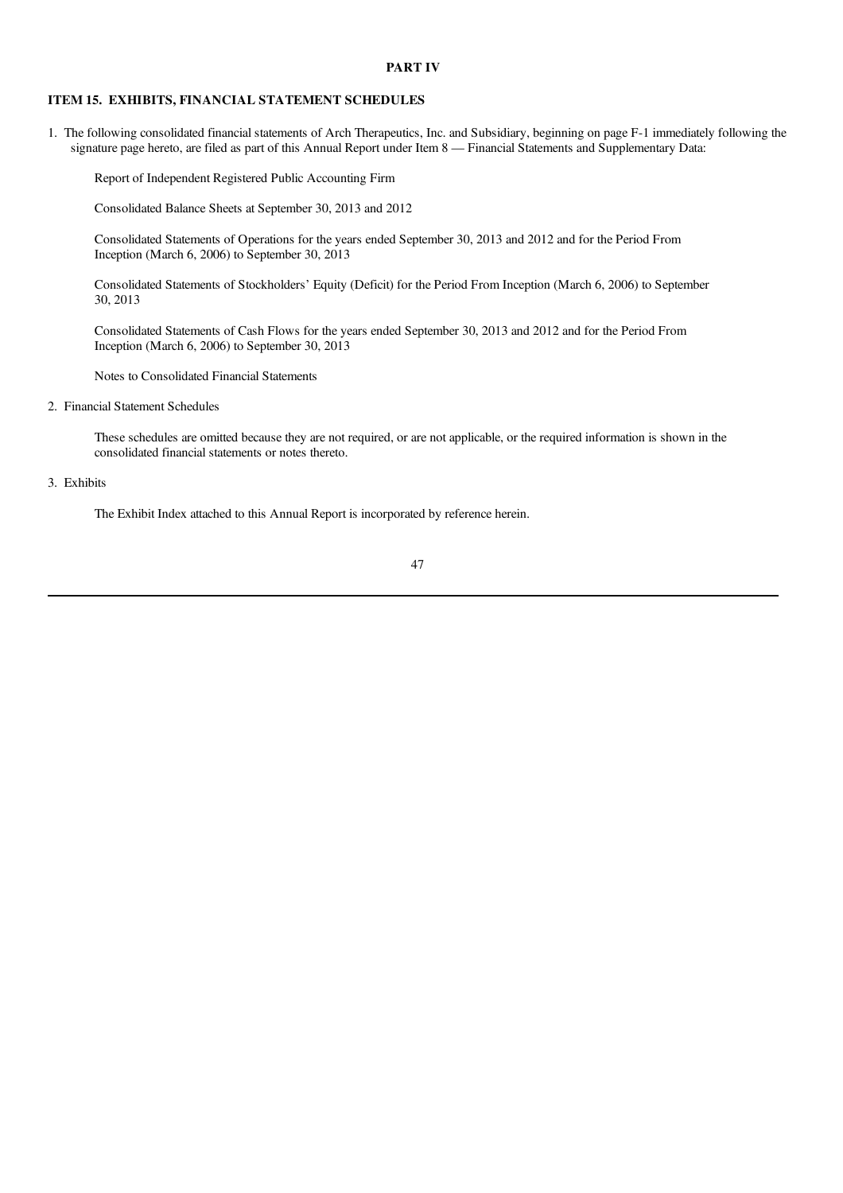# PART IV

## ITEM 15. EXHIBITS, FINANCIAL STATEMENT SCHEDULES

1. The following consolidated financial statements of Arch Therapeutics, Inc. and Subsidiary, beginning on page F-1 immediately following the signature page hereto, are filed as part of this Annual Report under Item 8 — Financial Statements and Supplementary Data:

   Report of Independent Registered Public Accounting Firm

   Consolidated Balance Sheets at September 30, 2013 and 2012

   Consolidated Statements of Operations for the years ended September 30, 2013 and 2012 and for the Period From Inception (March 6, 2006) to September 30, 2013

   Consolidated Statements of Stockholders' Equity (Deficit) for the Period From Inception (March 6, 2006) to September 30, 2013

   Consolidated Statements of Cash Flows for the years ended September 30, 2013 and 2012 and for the Period From Inception (March 6, 2006) to September 30, 2013

   Notes to Consolidated Financial Statements

2. Financial Statement Schedules

   These schedules are omitted because they are not required, or are not applicable, or the required information is shown in the consolidated financial statements or notes thereto.

3. Exhibits

   The Exhibit Index attached to this Annual Report is incorporated by reference herein.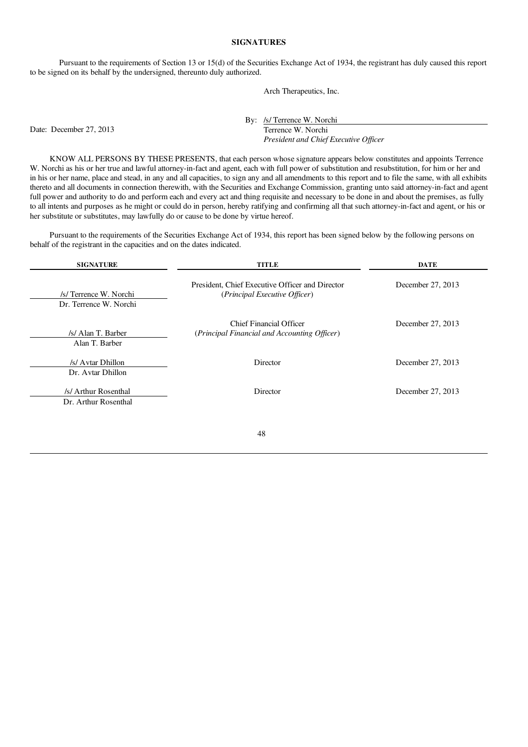## SIGNATURES

Pursuant to the requirements of Section 13 or 15(d) of the Securities Exchange Act of 1934, the registrant has duly caused this report to be signed on its behalf by the undersigned, thereunto duly authorized.

Arch Therapeutics, Inc.

Date: December 27, 2013

By: /s/ Terrence W. Norchi
Terrence W. Norchi
*President and Chief Executive Officer*

KNOW ALL PERSONS BY THESE PRESENTS, that each person whose signature appears below constitutes and appoints Terrence W. Norchi as his or her true and lawful attorney-in-fact and agent, each with full power of substitution and resubstitution, for him or her and in his or her name, place and stead, in any and all capacities, to sign any and all amendments to this report and to file the same, with all exhibits thereto and all documents in connection therewith, with the Securities and Exchange Commission, granting unto said attorney-in-fact and agent full power and authority to do and perform each and every act and thing requisite and necessary to be done in and about the premises, as fully to all intents and purposes as he might or could do in person, hereby ratifying and confirming all that such attorney-in-fact and agent, or his or her substitute or substitutes, may lawfully do or cause to be done by virtue hereof.

Pursuant to the requirements of the Securities Exchange Act of 1934, this report has been signed below by the following persons on behalf of the registrant in the capacities and on the dates indicated.

| SIGNATURE | TITLE | DATE |
|---|---|---|
| /s/ Terrence W. Norchi<br>Dr. Terrence W. Norchi | President, Chief Executive Officer and Director<br>(*Principal Executive Officer*) | December 27, 2013 |
| /s/ Alan T. Barber<br>Alan T. Barber | Chief Financial Officer<br>(*Principal Financial and Accounting Officer*) | December 27, 2013 |
| /s/ Avtar Dhillon<br>Dr. Avtar Dhillon | Director | December 27, 2013 |
| /s/ Arthur Rosenthal<br>Dr. Arthur Rosenthal | Director | December 27, 2013 |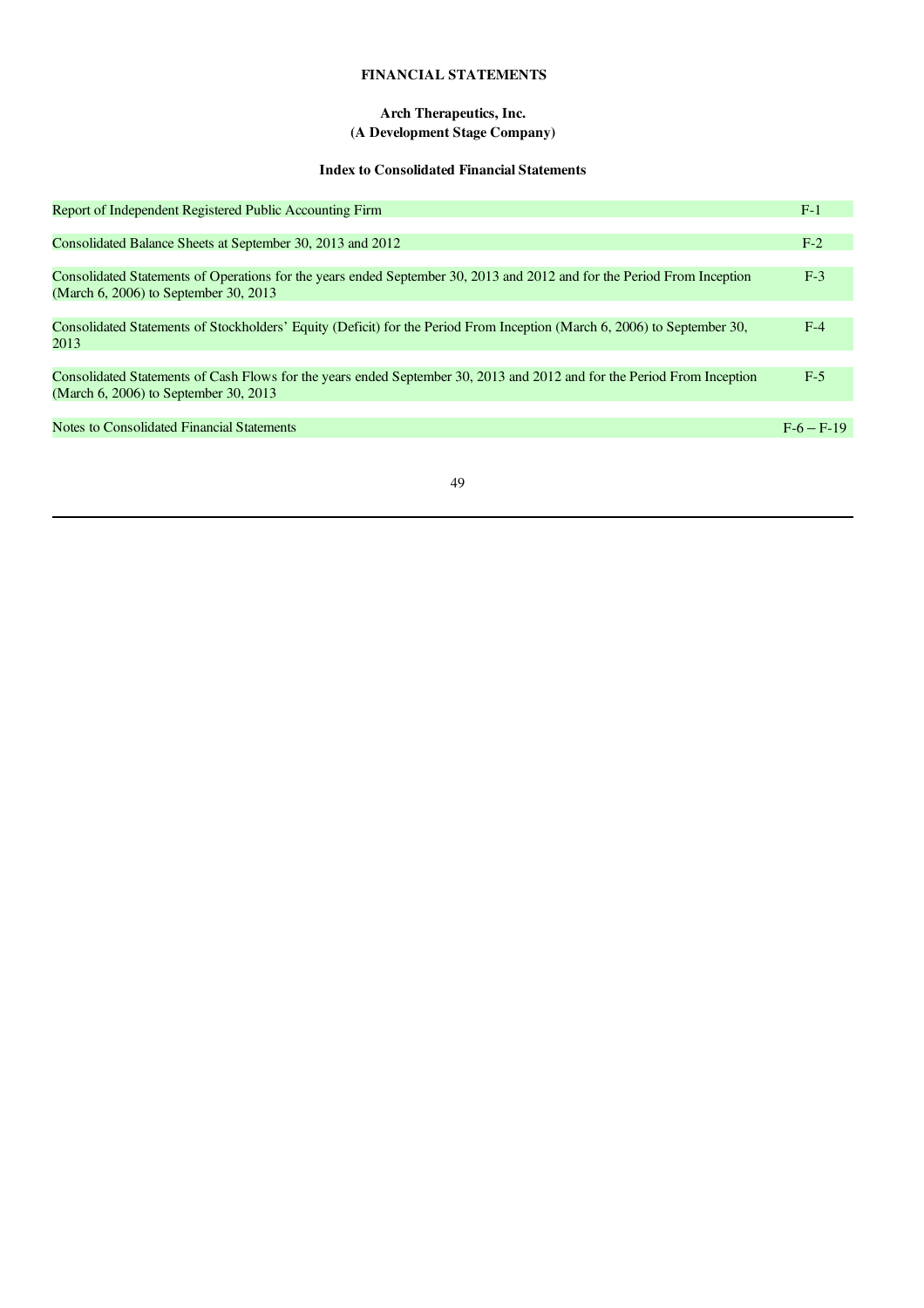# FINANCIAL STATEMENTS

## Arch Therapeutics, Inc.
## (A Development Stage Company)

### Index to Consolidated Financial Statements

| | |
|---|---|
| Report of Independent Registered Public Accounting Firm | F-1 |
| Consolidated Balance Sheets at September 30, 2013 and 2012 | F-2 |
| Consolidated Statements of Operations for the years ended September 30, 2013 and 2012 and for the Period From Inception (March 6, 2006) to September 30, 2013 | F-3 |
| Consolidated Statements of Stockholders' Equity (Deficit) for the Period From Inception (March 6, 2006) to September 30, 2013 | F-4 |
| Consolidated Statements of Cash Flows for the years ended September 30, 2013 and 2012 and for the Period From Inception (March 6, 2006) to September 30, 2013 | F-5 |
| Notes to Consolidated Financial Statements | F-6 – F-19 |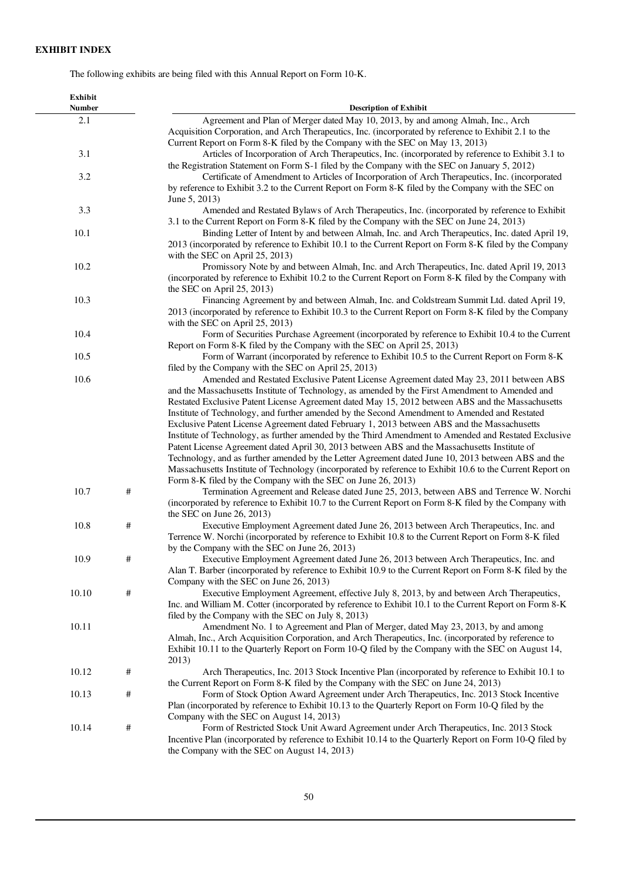**EXHIBIT INDEX**

The following exhibits are being filed with this Annual Report on Form 10-K.

| Exhibit Number | | Description of Exhibit |
|---|---|---|
| 2.1 | | Agreement and Plan of Merger dated May 10, 2013, by and among Almah, Inc., Arch Acquisition Corporation, and Arch Therapeutics, Inc. (incorporated by reference to Exhibit 2.1 to the Current Report on Form 8-K filed by the Company with the SEC on May 13, 2013) |
| 3.1 | | Articles of Incorporation of Arch Therapeutics, Inc. (incorporated by reference to Exhibit 3.1 to the Registration Statement on Form S-1 filed by the Company with the SEC on January 5, 2012) |
| 3.2 | | Certificate of Amendment to Articles of Incorporation of Arch Therapeutics, Inc. (incorporated by reference to Exhibit 3.2 to the Current Report on Form 8-K filed by the Company with the SEC on June 5, 2013) |
| 3.3 | | Amended and Restated Bylaws of Arch Therapeutics, Inc. (incorporated by reference to Exhibit 3.1 to the Current Report on Form 8-K filed by the Company with the SEC on June 24, 2013) |
| 10.1 | | Binding Letter of Intent by and between Almah, Inc. and Arch Therapeutics, Inc. dated April 19, 2013 (incorporated by reference to Exhibit 10.1 to the Current Report on Form 8-K filed by the Company with the SEC on April 25, 2013) |
| 10.2 | | Promissory Note by and between Almah, Inc. and Arch Therapeutics, Inc. dated April 19, 2013 (incorporated by reference to Exhibit 10.2 to the Current Report on Form 8-K filed by the Company with the SEC on April 25, 2013) |
| 10.3 | | Financing Agreement by and between Almah, Inc. and Coldstream Summit Ltd. dated April 19, 2013 (incorporated by reference to Exhibit 10.3 to the Current Report on Form 8-K filed by the Company with the SEC on April 25, 2013) |
| 10.4 | | Form of Securities Purchase Agreement (incorporated by reference to Exhibit 10.4 to the Current Report on Form 8-K filed by the Company with the SEC on April 25, 2013) |
| 10.5 | | Form of Warrant (incorporated by reference to Exhibit 10.5 to the Current Report on Form 8-K filed by the Company with the SEC on April 25, 2013) |
| 10.6 | | Amended and Restated Exclusive Patent License Agreement dated May 23, 2011 between ABS and the Massachusetts Institute of Technology, as amended by the First Amendment to Amended and Restated Exclusive Patent License Agreement dated May 15, 2012 between ABS and the Massachusetts Institute of Technology, and further amended by the Second Amendment to Amended and Restated Exclusive Patent License Agreement dated February 1, 2013 between ABS and the Massachusetts Institute of Technology, as further amended by the Third Amendment to Amended and Restated Exclusive Patent License Agreement dated April 30, 2013 between ABS and the Massachusetts Institute of Technology, and as further amended by the Letter Agreement dated June 10, 2013 between ABS and the Massachusetts Institute of Technology (incorporated by reference to Exhibit 10.6 to the Current Report on Form 8-K filed by the Company with the SEC on June 26, 2013) |
| 10.7 | # | Termination Agreement and Release dated June 25, 2013, between ABS and Terrence W. Norchi (incorporated by reference to Exhibit 10.7 to the Current Report on Form 8-K filed by the Company with the SEC on June 26, 2013) |
| 10.8 | # | Executive Employment Agreement dated June 26, 2013 between Arch Therapeutics, Inc. and Terrence W. Norchi (incorporated by reference to Exhibit 10.8 to the Current Report on Form 8-K filed by the Company with the SEC on June 26, 2013) |
| 10.9 | # | Executive Employment Agreement dated June 26, 2013 between Arch Therapeutics, Inc. and Alan T. Barber (incorporated by reference to Exhibit 10.9 to the Current Report on Form 8-K filed by the Company with the SEC on June 26, 2013) |
| 10.10 | # | Executive Employment Agreement, effective July 8, 2013, by and between Arch Therapeutics, Inc. and William M. Cotter (incorporated by reference to Exhibit 10.1 to the Current Report on Form 8-K filed by the Company with the SEC on July 8, 2013) |
| 10.11 | | Amendment No. 1 to Agreement and Plan of Merger, dated May 23, 2013, by and among Almah, Inc., Arch Acquisition Corporation, and Arch Therapeutics, Inc. (incorporated by reference to Exhibit 10.11 to the Quarterly Report on Form 10-Q filed by the Company with the SEC on August 14, 2013) |
| 10.12 | # | Arch Therapeutics, Inc. 2013 Stock Incentive Plan (incorporated by reference to Exhibit 10.1 to the Current Report on Form 8-K filed by the Company with the SEC on June 24, 2013) |
| 10.13 | # | Form of Stock Option Award Agreement under Arch Therapeutics, Inc. 2013 Stock Incentive Plan (incorporated by reference to Exhibit 10.13 to the Quarterly Report on Form 10-Q filed by the Company with the SEC on August 14, 2013) |
| 10.14 | # | Form of Restricted Stock Unit Award Agreement under Arch Therapeutics, Inc. 2013 Stock Incentive Plan (incorporated by reference to Exhibit 10.14 to the Quarterly Report on Form 10-Q filed by the Company with the SEC on August 14, 2013) |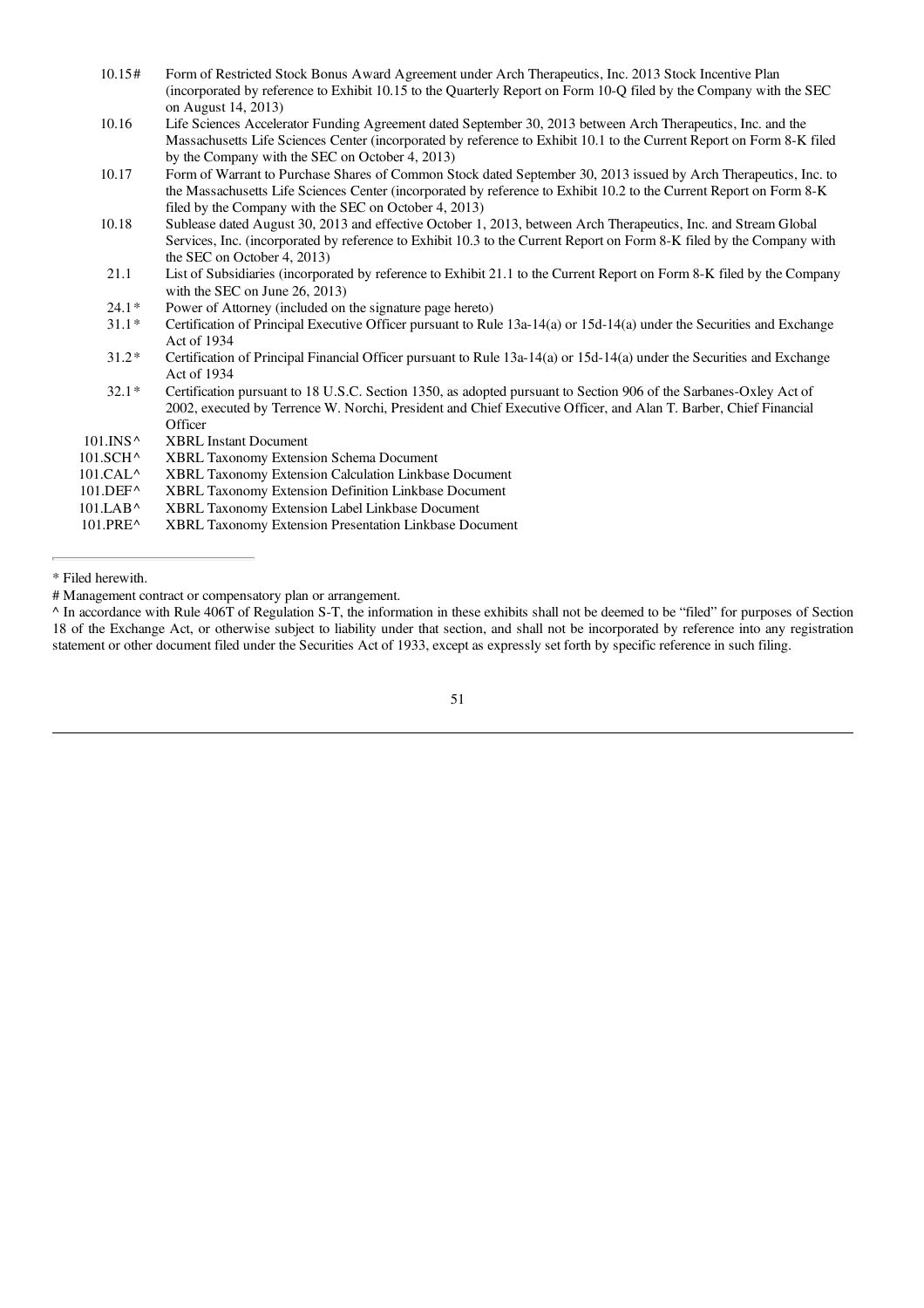| | |
|---|---|
| 10.15# | Form of Restricted Stock Bonus Award Agreement under Arch Therapeutics, Inc. 2013 Stock Incentive Plan (incorporated by reference to Exhibit 10.15 to the Quarterly Report on Form 10-Q filed by the Company with the SEC on August 14, 2013) |
| 10.16 | Life Sciences Accelerator Funding Agreement dated September 30, 2013 between Arch Therapeutics, Inc. and the Massachusetts Life Sciences Center (incorporated by reference to Exhibit 10.1 to the Current Report on Form 8-K filed by the Company with the SEC on October 4, 2013) |
| 10.17 | Form of Warrant to Purchase Shares of Common Stock dated September 30, 2013 issued by Arch Therapeutics, Inc. to the Massachusetts Life Sciences Center (incorporated by reference to Exhibit 10.2 to the Current Report on Form 8-K filed by the Company with the SEC on October 4, 2013) |
| 10.18 | Sublease dated August 30, 2013 and effective October 1, 2013, between Arch Therapeutics, Inc. and Stream Global Services, Inc. (incorporated by reference to Exhibit 10.3 to the Current Report on Form 8-K filed by the Company with the SEC on October 4, 2013) |
| 21.1 | List of Subsidiaries (incorporated by reference to Exhibit 21.1 to the Current Report on Form 8-K filed by the Company with the SEC on June 26, 2013) |
| 24.1* | Power of Attorney (included on the signature page hereto) |
| 31.1* | Certification of Principal Executive Officer pursuant to Rule 13a-14(a) or 15d-14(a) under the Securities and Exchange Act of 1934 |
| 31.2* | Certification of Principal Financial Officer pursuant to Rule 13a-14(a) or 15d-14(a) under the Securities and Exchange Act of 1934 |
| 32.1* | Certification pursuant to 18 U.S.C. Section 1350, as adopted pursuant to Section 906 of the Sarbanes-Oxley Act of 2002, executed by Terrence W. Norchi, President and Chief Executive Officer, and Alan T. Barber, Chief Financial Officer |
| 101.INS^ | XBRL Instant Document |
| 101.SCH^ | XBRL Taxonomy Extension Schema Document |
| 101.CAL^ | XBRL Taxonomy Extension Calculation Linkbase Document |
| 101.DEF^ | XBRL Taxonomy Extension Definition Linkbase Document |
| 101.LAB^ | XBRL Taxonomy Extension Label Linkbase Document |
| 101.PRE^ | XBRL Taxonomy Extension Presentation Linkbase Document |

---

* Filed herewith.

# Management contract or compensatory plan or arrangement.

^ In accordance with Rule 406T of Regulation S-T, the information in these exhibits shall not be deemed to be "filed" for purposes of Section 18 of the Exchange Act, or otherwise subject to liability under that section, and shall not be incorporated by reference into any registration statement or other document filed under the Securities Act of 1933, except as expressly set forth by specific reference in such filing.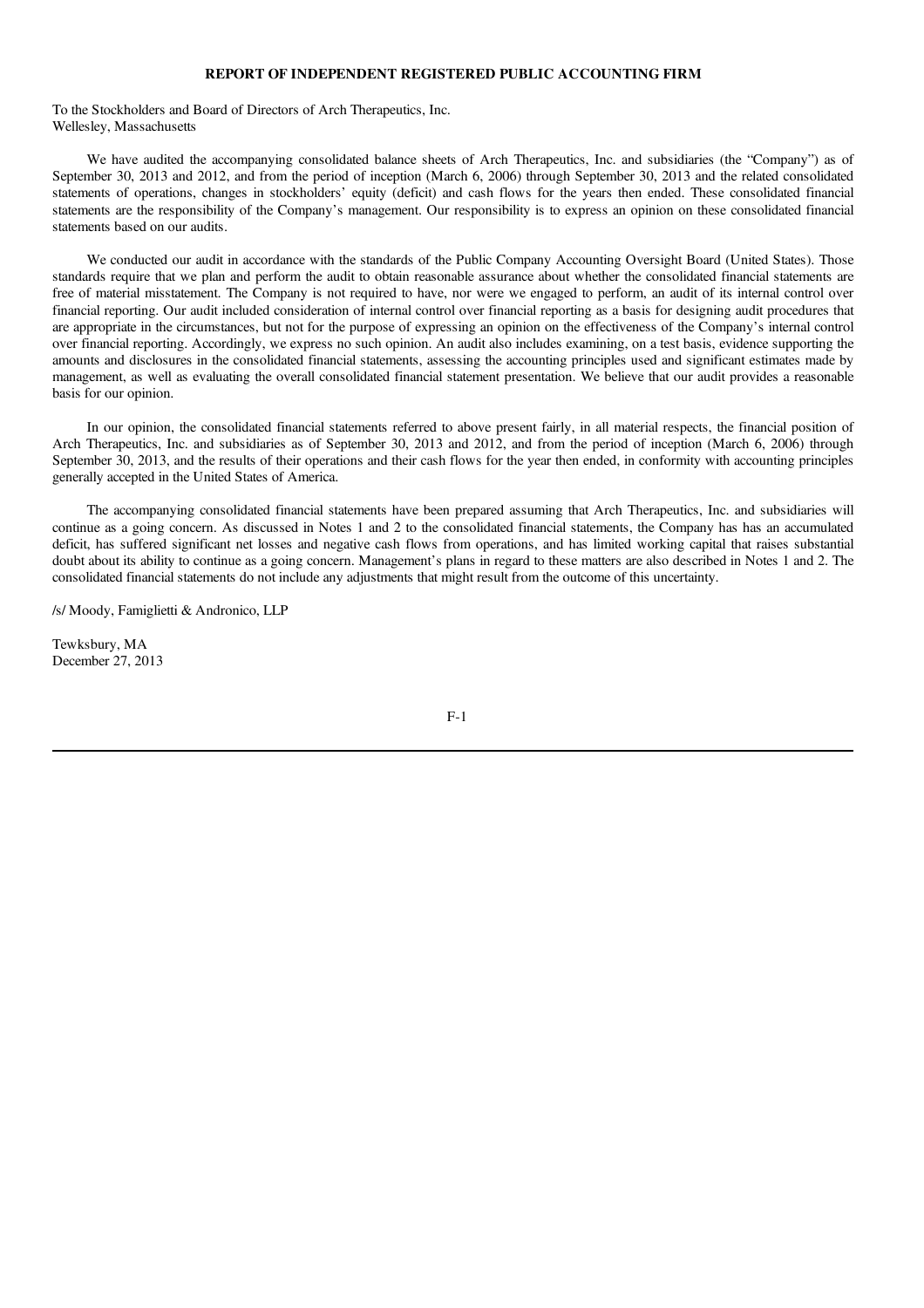**REPORT OF INDEPENDENT REGISTERED PUBLIC ACCOUNTING FIRM**

To the Stockholders and Board of Directors of Arch Therapeutics, Inc.
Wellesley, Massachusetts

We have audited the accompanying consolidated balance sheets of Arch Therapeutics, Inc. and subsidiaries (the "Company") as of September 30, 2013 and 2012, and from the period of inception (March 6, 2006) through September 30, 2013 and the related consolidated statements of operations, changes in stockholders' equity (deficit) and cash flows for the years then ended. These consolidated financial statements are the responsibility of the Company's management. Our responsibility is to express an opinion on these consolidated financial statements based on our audits.

We conducted our audit in accordance with the standards of the Public Company Accounting Oversight Board (United States). Those standards require that we plan and perform the audit to obtain reasonable assurance about whether the consolidated financial statements are free of material misstatement. The Company is not required to have, nor were we engaged to perform, an audit of its internal control over financial reporting. Our audit included consideration of internal control over financial reporting as a basis for designing audit procedures that are appropriate in the circumstances, but not for the purpose of expressing an opinion on the effectiveness of the Company's internal control over financial reporting. Accordingly, we express no such opinion. An audit also includes examining, on a test basis, evidence supporting the amounts and disclosures in the consolidated financial statements, assessing the accounting principles used and significant estimates made by management, as well as evaluating the overall consolidated financial statement presentation. We believe that our audit provides a reasonable basis for our opinion.

In our opinion, the consolidated financial statements referred to above present fairly, in all material respects, the financial position of Arch Therapeutics, Inc. and subsidiaries as of September 30, 2013 and 2012, and from the period of inception (March 6, 2006) through September 30, 2013, and the results of their operations and their cash flows for the year then ended, in conformity with accounting principles generally accepted in the United States of America.

The accompanying consolidated financial statements have been prepared assuming that Arch Therapeutics, Inc. and subsidiaries will continue as a going concern. As discussed in Notes 1 and 2 to the consolidated financial statements, the Company has has an accumulated deficit, has suffered significant net losses and negative cash flows from operations, and has limited working capital that raises substantial doubt about its ability to continue as a going concern. Management's plans in regard to these matters are also described in Notes 1 and 2. The consolidated financial statements do not include any adjustments that might result from the outcome of this uncertainty.

/s/ Moody, Famiglietti & Andronico, LLP

Tewksbury, MA
December 27, 2013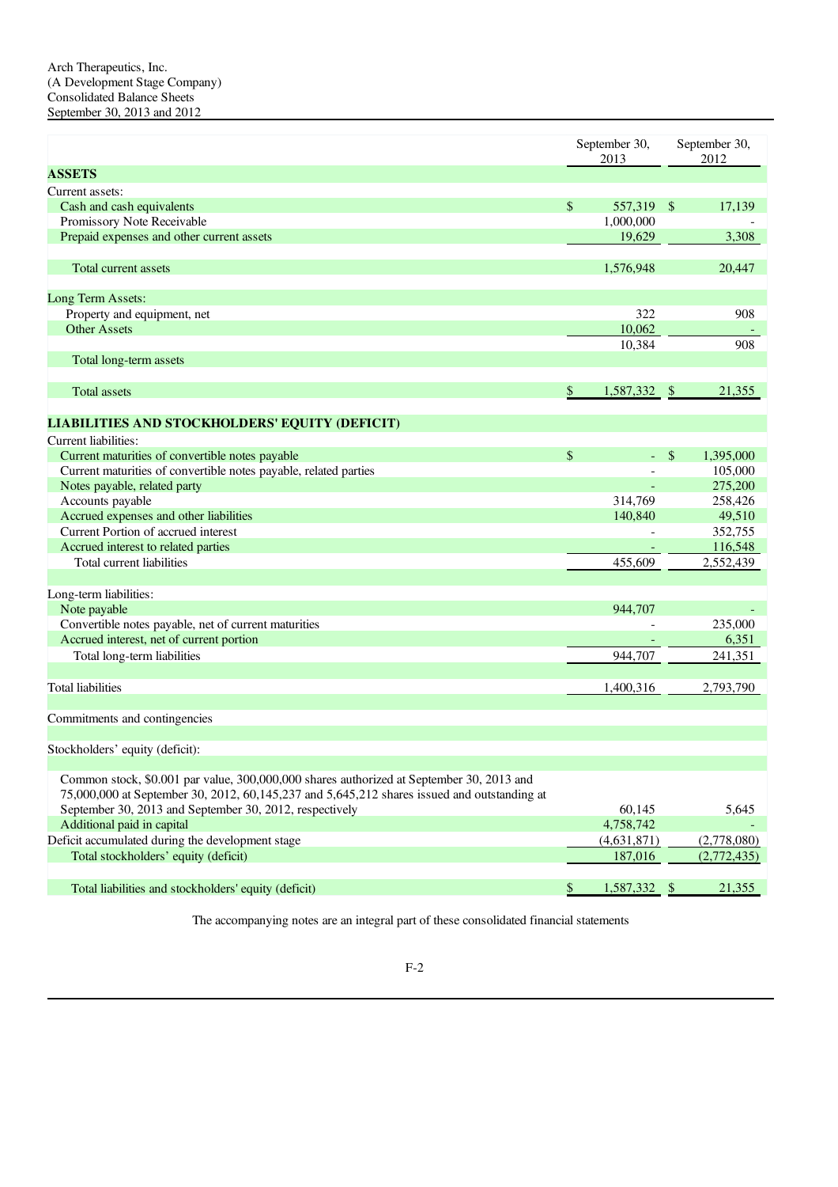Arch Therapeutics, Inc.
(A Development Stage Company)
Consolidated Balance Sheets
September 30, 2013 and 2012

| | September 30, 2013 | September 30, 2012 |
|---|---|---|
| **ASSETS** | | |
| Current assets: | | |
| Cash and cash equivalents | $ 557,319 | $ 17,139 |
| Promissory Note Receivable | 1,000,000 | - |
| Prepaid expenses and other current assets | 19,629 | 3,308 |
| Total current assets | 1,576,948 | 20,447 |
| Long Term Assets: | | |
| Property and equipment, net | 322 | 908 |
| Other Assets | 10,062 | - |
| Total long-term assets | 10,384 | 908 |
| Total assets | $ 1,587,332 | $ 21,355 |
| **LIABILITIES AND STOCKHOLDERS' EQUITY (DEFICIT)** | | |
| Current liabilities: | | |
| Current maturities of convertible notes payable | $ - | $ 1,395,000 |
| Current maturities of convertible notes payable, related parties | - | 105,000 |
| Notes payable, related party | - | 275,200 |
| Accounts payable | 314,769 | 258,426 |
| Accrued expenses and other liabilities | 140,840 | 49,510 |
| Current Portion of accrued interest | - | 352,755 |
| Accrued interest to related parties | - | 116,548 |
| Total current liabilities | 455,609 | 2,552,439 |
| Long-term liabilities: | | |
| Note payable | 944,707 | - |
| Convertible notes payable, net of current maturities | - | 235,000 |
| Accrued interest, net of current portion | - | 6,351 |
| Total long-term liabilities | 944,707 | 241,351 |
| Total liabilities | 1,400,316 | 2,793,790 |
| Commitments and contingencies | | |
| Stockholders' equity (deficit): | | |
| Common stock, $0.001 par value, 300,000,000 shares authorized at September 30, 2013 and 75,000,000 at September 30, 2012, 60,145,237 and 5,645,212 shares issued and outstanding at September 30, 2013 and September 30, 2012, respectively | 60,145 | 5,645 |
| Additional paid in capital | 4,758,742 | - |
| Deficit accumulated during the development stage | (4,631,871) | (2,778,080) |
| Total stockholders' equity (deficit) | 187,016 | (2,772,435) |
| Total liabilities and stockholders' equity (deficit) | $ 1,587,332 | $ 21,355 |

The accompanying notes are an integral part of these consolidated financial statements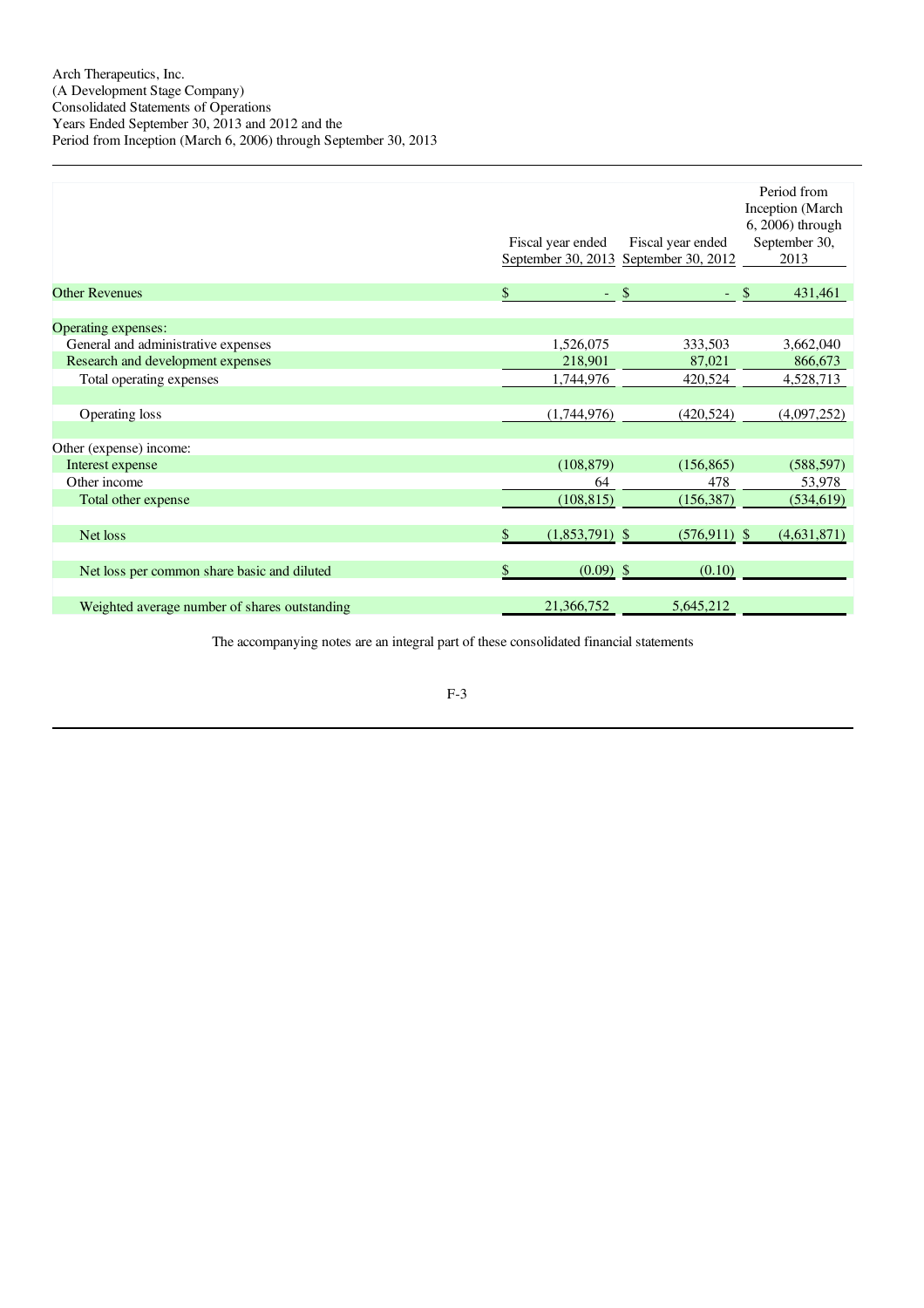Arch Therapeutics, Inc.
(A Development Stage Company)
Consolidated Statements of Operations
Years Ended September 30, 2013 and 2012 and the
Period from Inception (March 6, 2006) through September 30, 2013

| | Fiscal year ended September 30, 2013 | Fiscal year ended September 30, 2012 | Period from Inception (March 6, 2006) through September 30, 2013 |
|---|---|---|---|
| Other Revenues | $ - | $ - | $ 431,461 |
| Operating expenses: | | | |
| General and administrative expenses | 1,526,075 | 333,503 | 3,662,040 |
| Research and development expenses | 218,901 | 87,021 | 866,673 |
| Total operating expenses | 1,744,976 | 420,524 | 4,528,713 |
| Operating loss | (1,744,976) | (420,524) | (4,097,252) |
| Other (expense) income: | | | |
| Interest expense | (108,879) | (156,865) | (588,597) |
| Other income | 64 | 478 | 53,978 |
| Total other expense | (108,815) | (156,387) | (534,619) |
| Net loss | $ (1,853,791) | $ (576,911) | $ (4,631,871) |
| Net loss per common share basic and diluted | $ (0.09) | $ (0.10) | |
| Weighted average number of shares outstanding | 21,366,752 | 5,645,212 | |

The accompanying notes are an integral part of these consolidated financial statements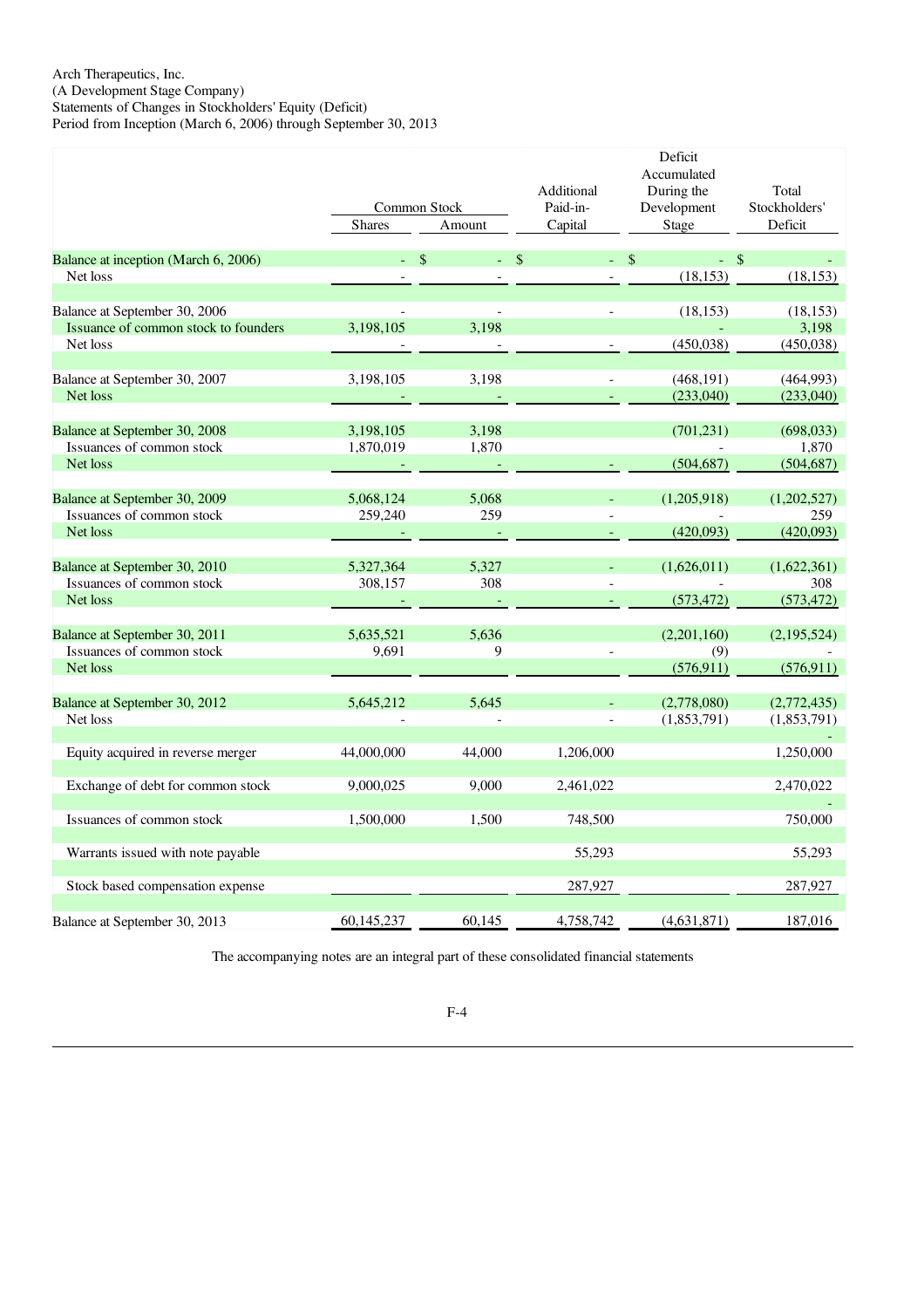Arch Therapeutics, Inc.
(A Development Stage Company)
Statements of Changes in Stockholders' Equity (Deficit)
Period from Inception (March 6, 2006) through September 30, 2013

| | Common Stock | | Additional Paid-in-Capital | Deficit Accumulated During the Development Stage | Total Stockholders' Deficit |
|---|---|---|---|---|---|
| | Shares | Amount | | | |
| Balance at inception (March 6, 2006) | - | $ - | $ - | $ - | $ - |
| Net loss | - | - | - | (18,153) | (18,153) |
| Balance at September 30, 2006 | - | - | - | (18,153) | (18,153) |
| Issuance of common stock to founders | 3,198,105 | 3,198 | | - | 3,198 |
| Net loss | - | - | - | (450,038) | (450,038) |
| Balance at September 30, 2007 | 3,198,105 | 3,198 | - | (468,191) | (464,993) |
| Net loss | - | - | - | (233,040) | (233,040) |
| Balance at September 30, 2008 | 3,198,105 | 3,198 | | (701,231) | (698,033) |
| Issuances of common stock | 1,870,019 | 1,870 | | - | 1,870 |
| Net loss | - | - | - | (504,687) | (504,687) |
| Balance at September 30, 2009 | 5,068,124 | 5,068 | - | (1,205,918) | (1,202,527) |
| Issuances of common stock | 259,240 | 259 | - | - | 259 |
| Net loss | - | - | - | (420,093) | (420,093) |
| Balance at September 30, 2010 | 5,327,364 | 5,327 | - | (1,626,011) | (1,622,361) |
| Issuances of common stock | 308,157 | 308 | - | - | 308 |
| Net loss | - | - | - | (573,472) | (573,472) |
| Balance at September 30, 2011 | 5,635,521 | 5,636 | | (2,201,160) | (2,195,524) |
| Issuances of common stock | 9,691 | 9 | - | (9) | - |
| Net loss | | | | (576,911) | (576,911) |
| Balance at September 30, 2012 | 5,645,212 | 5,645 | - | (2,778,080) | (2,772,435) |
| Net loss | - | - | - | (1,853,791) | (1,853,791) |
| | | | | | - |
| Equity acquired in reverse merger | 44,000,000 | 44,000 | 1,206,000 | | 1,250,000 |
| Exchange of debt for common stock | 9,000,025 | 9,000 | 2,461,022 | | 2,470,022 |
| | | | | | - |
| Issuances of common stock | 1,500,000 | 1,500 | 748,500 | | 750,000 |
| Warrants issued with note payable | | | 55,293 | | 55,293 |
| Stock based compensation expense | | | 287,927 | | 287,927 |
| Balance at September 30, 2013 | 60,145,237 | 60,145 | 4,758,742 | (4,631,871) | 187,016 |

The accompanying notes are an integral part of these consolidated financial statements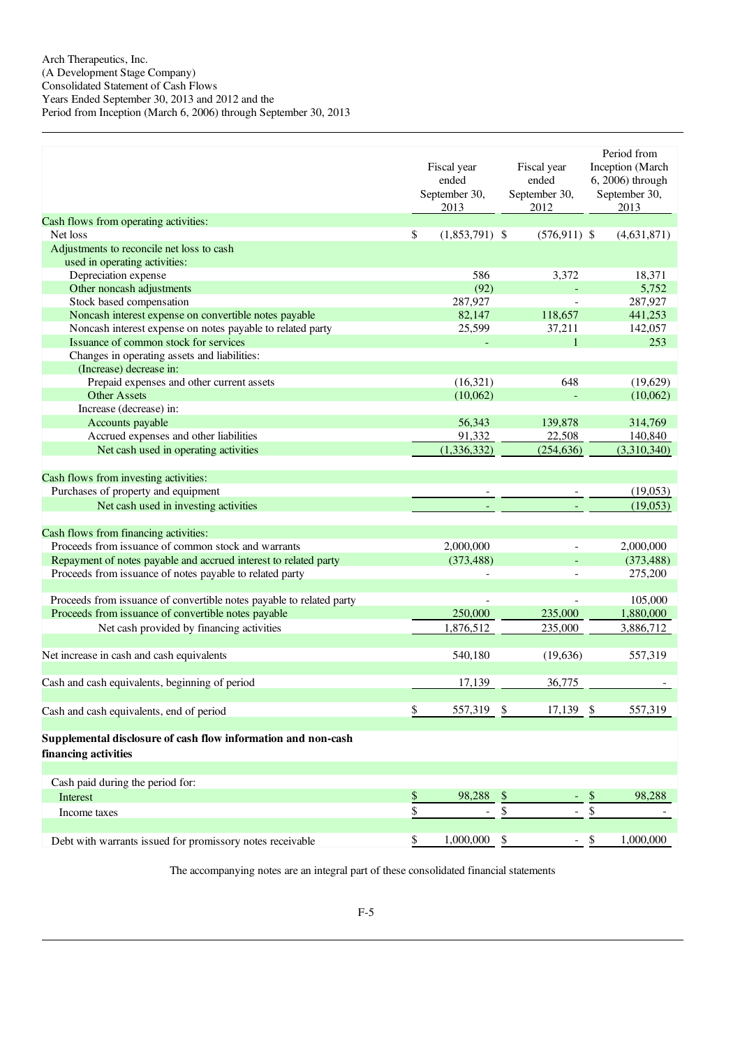Arch Therapeutics, Inc.
(A Development Stage Company)
Consolidated Statement of Cash Flows
Years Ended September 30, 2013 and 2012 and the
Period from Inception (March 6, 2006) through September 30, 2013

| | Fiscal year ended September 30, 2013 | Fiscal year ended September 30, 2012 | Period from Inception (March 6, 2006) through September 30, 2013 |
|---|---|---|---|
| Cash flows from operating activities: | | | |
| Net loss | $ (1,853,791) | $ (576,911) | $ (4,631,871) |
| Adjustments to reconcile net loss to cash used in operating activities: | | | |
| Depreciation expense | 586 | 3,372 | 18,371 |
| Other noncash adjustments | (92) | - | 5,752 |
| Stock based compensation | 287,927 | - | 287,927 |
| Noncash interest expense on convertible notes payable | 82,147 | 118,657 | 441,253 |
| Noncash interest expense on notes payable to related party | 25,599 | 37,211 | 142,057 |
| Issuance of common stock for services | - | 1 | 253 |
| Changes in operating assets and liabilities: | | | |
| (Increase) decrease in: | | | |
| Prepaid expenses and other current assets | (16,321) | 648 | (19,629) |
| Other Assets | (10,062) | - | (10,062) |
| Increase (decrease) in: | | | |
| Accounts payable | 56,343 | 139,878 | 314,769 |
| Accrued expenses and other liabilities | 91,332 | 22,508 | 140,840 |
| Net cash used in operating activities | (1,336,332) | (254,636) | (3,310,340) |
| | | | |
| Cash flows from investing activities: | | | |
| Purchases of property and equipment | - | - | (19,053) |
| Net cash used in investing activities | - | - | (19,053) |
| | | | |
| Cash flows from financing activities: | | | |
| Proceeds from issuance of common stock and warrants | 2,000,000 | - | 2,000,000 |
| Repayment of notes payable and accrued interest to related party | (373,488) | - | (373,488) |
| Proceeds from issuance of notes payable to related party | - | - | 275,200 |
| Proceeds from issuance of convertible notes payable to related party | - | - | 105,000 |
| Proceeds from issuance of convertible notes payable | 250,000 | 235,000 | 1,880,000 |
| Net cash provided by financing activities | 1,876,512 | 235,000 | 3,886,712 |
| | | | |
| Net increase in cash and cash equivalents | 540,180 | (19,636) | 557,319 |
| | | | |
| Cash and cash equivalents, beginning of period | 17,139 | 36,775 | - |
| | | | |
| Cash and cash equivalents, end of period | $ 557,319 | $ 17,139 | $ 557,319 |
| | | | |
| **Supplemental disclosure of cash flow information and non-cash financing activities** | | | |
| Cash paid during the period for: | | | |
| Interest | $ 98,288 | $ - | $ 98,288 |
| Income taxes | $ - | $ - | $ - |
| | | | |
| Debt with warrants issued for promissory notes receivable | $ 1,000,000 | $ - | $ 1,000,000 |

The accompanying notes are an integral part of these consolidated financial statements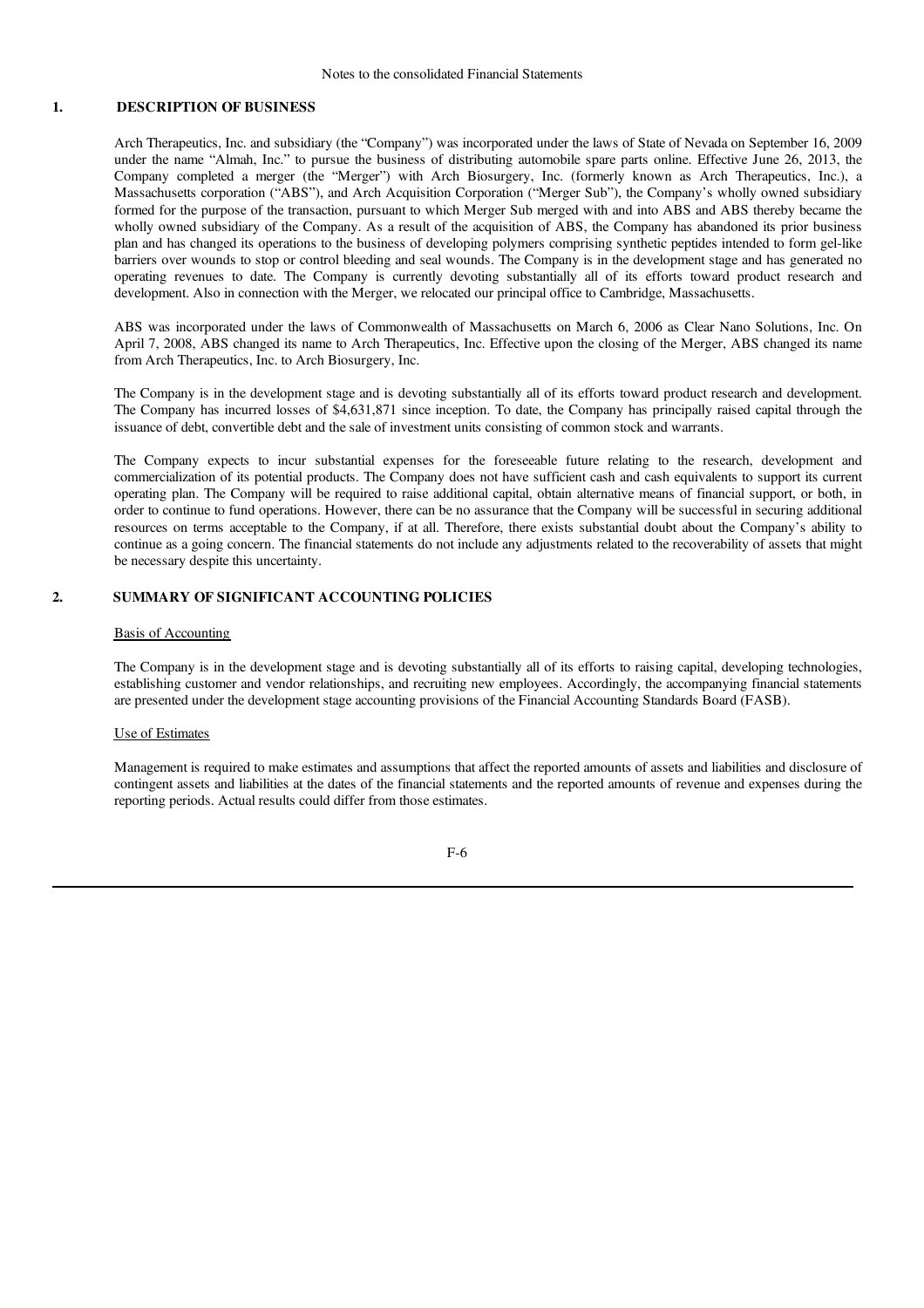Notes to the consolidated Financial Statements

## 1. DESCRIPTION OF BUSINESS

Arch Therapeutics, Inc. and subsidiary (the "Company") was incorporated under the laws of State of Nevada on September 16, 2009 under the name "Almah, Inc." to pursue the business of distributing automobile spare parts online. Effective June 26, 2013, the Company completed a merger (the "Merger") with Arch Biosurgery, Inc. (formerly known as Arch Therapeutics, Inc.), a Massachusetts corporation ("ABS"), and Arch Acquisition Corporation ("Merger Sub"), the Company's wholly owned subsidiary formed for the purpose of the transaction, pursuant to which Merger Sub merged with and into ABS and ABS thereby became the wholly owned subsidiary of the Company. As a result of the acquisition of ABS, the Company has abandoned its prior business plan and has changed its operations to the business of developing polymers comprising synthetic peptides intended to form gel-like barriers over wounds to stop or control bleeding and seal wounds. The Company is in the development stage and has generated no operating revenues to date. The Company is currently devoting substantially all of its efforts toward product research and development. Also in connection with the Merger, we relocated our principal office to Cambridge, Massachusetts.

ABS was incorporated under the laws of Commonwealth of Massachusetts on March 6, 2006 as Clear Nano Solutions, Inc. On April 7, 2008, ABS changed its name to Arch Therapeutics, Inc. Effective upon the closing of the Merger, ABS changed its name from Arch Therapeutics, Inc. to Arch Biosurgery, Inc.

The Company is in the development stage and is devoting substantially all of its efforts toward product research and development. The Company has incurred losses of $4,631,871 since inception. To date, the Company has principally raised capital through the issuance of debt, convertible debt and the sale of investment units consisting of common stock and warrants.

The Company expects to incur substantial expenses for the foreseeable future relating to the research, development and commercialization of its potential products. The Company does not have sufficient cash and cash equivalents to support its current operating plan. The Company will be required to raise additional capital, obtain alternative means of financial support, or both, in order to continue to fund operations. However, there can be no assurance that the Company will be successful in securing additional resources on terms acceptable to the Company, if at all. Therefore, there exists substantial doubt about the Company's ability to continue as a going concern. The financial statements do not include any adjustments related to the recoverability of assets that might be necessary despite this uncertainty.

## 2. SUMMARY OF SIGNIFICANT ACCOUNTING POLICIES

### Basis of Accounting

The Company is in the development stage and is devoting substantially all of its efforts to raising capital, developing technologies, establishing customer and vendor relationships, and recruiting new employees. Accordingly, the accompanying financial statements are presented under the development stage accounting provisions of the Financial Accounting Standards Board (FASB).

### Use of Estimates

Management is required to make estimates and assumptions that affect the reported amounts of assets and liabilities and disclosure of contingent assets and liabilities at the dates of the financial statements and the reported amounts of revenue and expenses during the reporting periods. Actual results could differ from those estimates.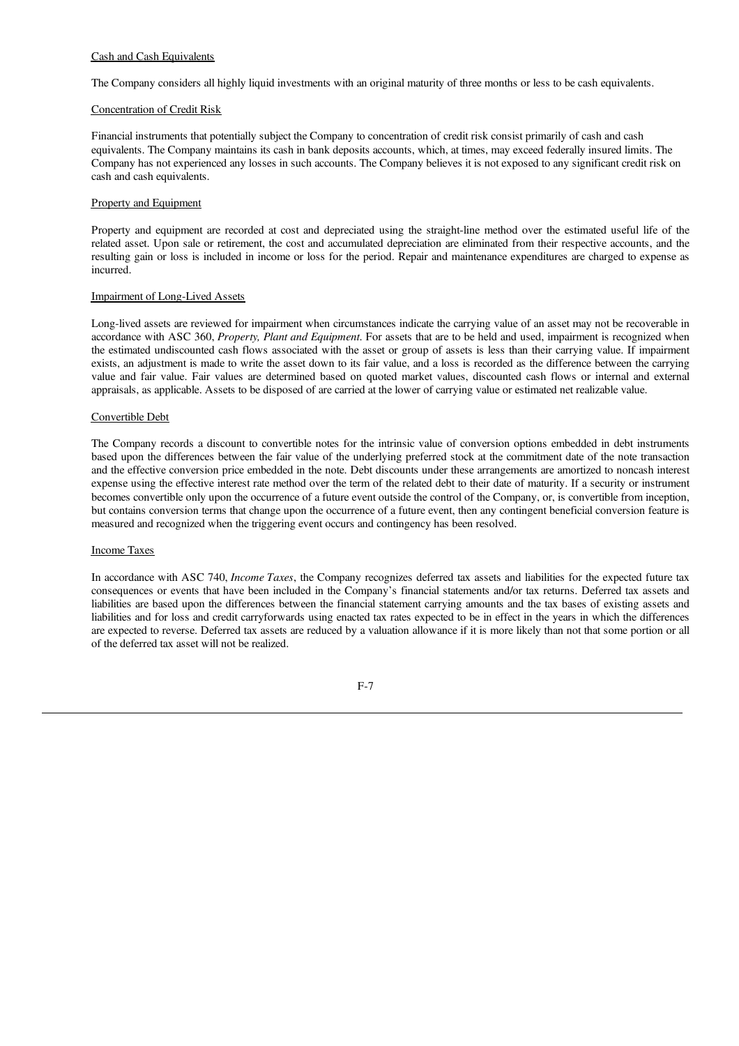Cash and Cash Equivalents

The Company considers all highly liquid investments with an original maturity of three months or less to be cash equivalents.

Concentration of Credit Risk

Financial instruments that potentially subject the Company to concentration of credit risk consist primarily of cash and cash equivalents. The Company maintains its cash in bank deposits accounts, which, at times, may exceed federally insured limits. The Company has not experienced any losses in such accounts. The Company believes it is not exposed to any significant credit risk on cash and cash equivalents.

Property and Equipment

Property and equipment are recorded at cost and depreciated using the straight-line method over the estimated useful life of the related asset. Upon sale or retirement, the cost and accumulated depreciation are eliminated from their respective accounts, and the resulting gain or loss is included in income or loss for the period. Repair and maintenance expenditures are charged to expense as incurred.

Impairment of Long-Lived Assets

Long-lived assets are reviewed for impairment when circumstances indicate the carrying value of an asset may not be recoverable in accordance with ASC 360, *Property, Plant and Equipment*. For assets that are to be held and used, impairment is recognized when the estimated undiscounted cash flows associated with the asset or group of assets is less than their carrying value. If impairment exists, an adjustment is made to write the asset down to its fair value, and a loss is recorded as the difference between the carrying value and fair value. Fair values are determined based on quoted market values, discounted cash flows or internal and external appraisals, as applicable. Assets to be disposed of are carried at the lower of carrying value or estimated net realizable value.

Convertible Debt

The Company records a discount to convertible notes for the intrinsic value of conversion options embedded in debt instruments based upon the differences between the fair value of the underlying preferred stock at the commitment date of the note transaction and the effective conversion price embedded in the note. Debt discounts under these arrangements are amortized to noncash interest expense using the effective interest rate method over the term of the related debt to their date of maturity. If a security or instrument becomes convertible only upon the occurrence of a future event outside the control of the Company, or, is convertible from inception, but contains conversion terms that change upon the occurrence of a future event, then any contingent beneficial conversion feature is measured and recognized when the triggering event occurs and contingency has been resolved.

Income Taxes

In accordance with ASC 740, *Income Taxes*, the Company recognizes deferred tax assets and liabilities for the expected future tax consequences or events that have been included in the Company's financial statements and/or tax returns. Deferred tax assets and liabilities are based upon the differences between the financial statement carrying amounts and the tax bases of existing assets and liabilities and for loss and credit carryforwards using enacted tax rates expected to be in effect in the years in which the differences are expected to reverse. Deferred tax assets are reduced by a valuation allowance if it is more likely than not that some portion or all of the deferred tax asset will not be realized.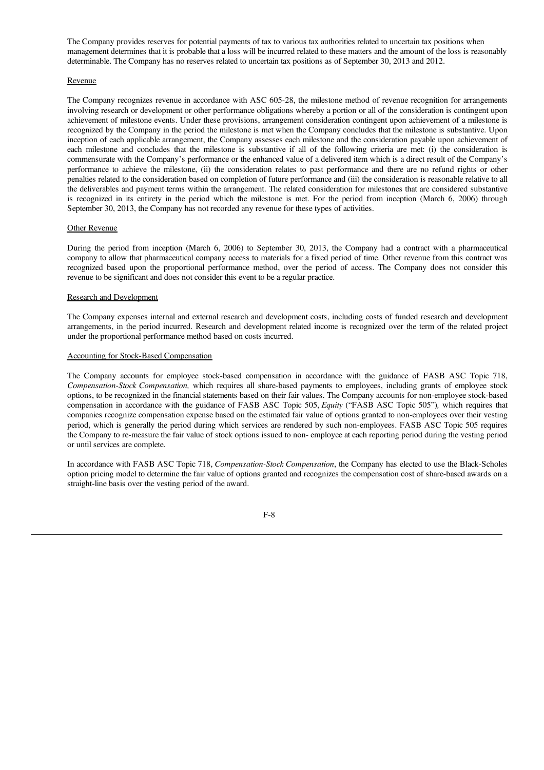The Company provides reserves for potential payments of tax to various tax authorities related to uncertain tax positions when management determines that it is probable that a loss will be incurred related to these matters and the amount of the loss is reasonably determinable. The Company has no reserves related to uncertain tax positions as of September 30, 2013 and 2012.

Revenue

The Company recognizes revenue in accordance with ASC 605-28, the milestone method of revenue recognition for arrangements involving research or development or other performance obligations whereby a portion or all of the consideration is contingent upon achievement of milestone events. Under these provisions, arrangement consideration contingent upon achievement of a milestone is recognized by the Company in the period the milestone is met when the Company concludes that the milestone is substantive. Upon inception of each applicable arrangement, the Company assesses each milestone and the consideration payable upon achievement of each milestone and concludes that the milestone is substantive if all of the following criteria are met: (i) the consideration is commensurate with the Company's performance or the enhanced value of a delivered item which is a direct result of the Company's performance to achieve the milestone, (ii) the consideration relates to past performance and there are no refund rights or other penalties related to the consideration based on completion of future performance and (iii) the consideration is reasonable relative to all the deliverables and payment terms within the arrangement. The related consideration for milestones that are considered substantive is recognized in its entirety in the period which the milestone is met. For the period from inception (March 6, 2006) through September 30, 2013, the Company has not recorded any revenue for these types of activities.

Other Revenue

During the period from inception (March 6, 2006) to September 30, 2013, the Company had a contract with a pharmaceutical company to allow that pharmaceutical company access to materials for a fixed period of time. Other revenue from this contract was recognized based upon the proportional performance method, over the period of access. The Company does not consider this revenue to be significant and does not consider this event to be a regular practice.

Research and Development

The Company expenses internal and external research and development costs, including costs of funded research and development arrangements, in the period incurred. Research and development related income is recognized over the term of the related project under the proportional performance method based on costs incurred.

Accounting for Stock-Based Compensation

The Company accounts for employee stock-based compensation in accordance with the guidance of FASB ASC Topic 718, *Compensation-Stock Compensation,* which requires all share-based payments to employees, including grants of employee stock options, to be recognized in the financial statements based on their fair values. The Company accounts for non-employee stock-based compensation in accordance with the guidance of FASB ASC Topic 505, *Equity* ("FASB ASC Topic 505"), which requires that companies recognize compensation expense based on the estimated fair value of options granted to non-employees over their vesting period, which is generally the period during which services are rendered by such non-employees. FASB ASC Topic 505 requires the Company to re-measure the fair value of stock options issued to non- employee at each reporting period during the vesting period or until services are complete.

In accordance with FASB ASC Topic 718, *Compensation-Stock Compensation*, the Company has elected to use the Black-Scholes option pricing model to determine the fair value of options granted and recognizes the compensation cost of share-based awards on a straight-line basis over the vesting period of the award.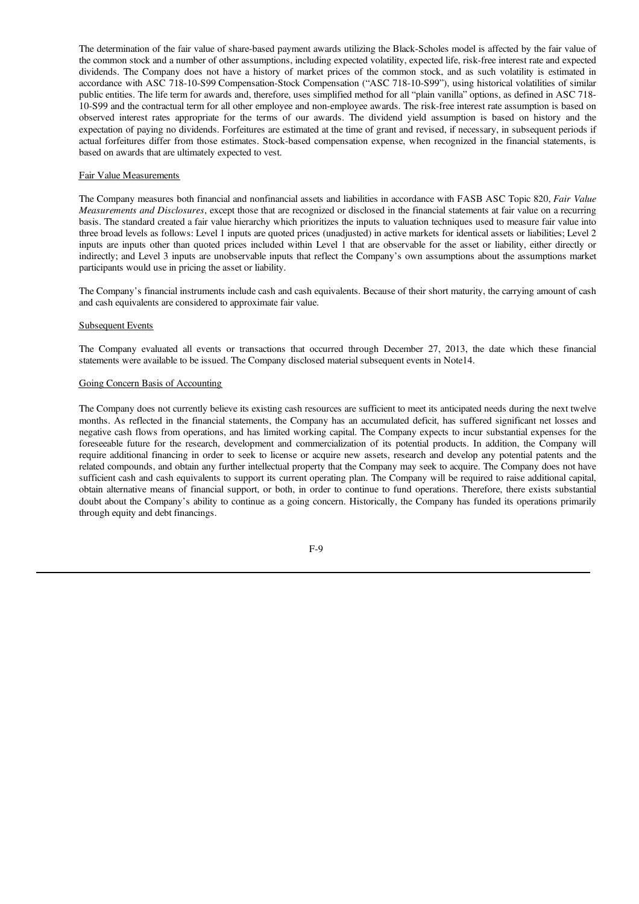The determination of the fair value of share-based payment awards utilizing the Black-Scholes model is affected by the fair value of the common stock and a number of other assumptions, including expected volatility, expected life, risk-free interest rate and expected dividends. The Company does not have a history of market prices of the common stock, and as such volatility is estimated in accordance with ASC 718-10-S99 Compensation-Stock Compensation ("ASC 718-10-S99"), using historical volatilities of similar public entities. The life term for awards and, therefore, uses simplified method for all "plain vanilla" options, as defined in ASC 718-10-S99 and the contractual term for all other employee and non-employee awards. The risk-free interest rate assumption is based on observed interest rates appropriate for the terms of our awards. The dividend yield assumption is based on history and the expectation of paying no dividends. Forfeitures are estimated at the time of grant and revised, if necessary, in subsequent periods if actual forfeitures differ from those estimates. Stock-based compensation expense, when recognized in the financial statements, is based on awards that are ultimately expected to vest.

Fair Value Measurements

The Company measures both financial and nonfinancial assets and liabilities in accordance with FASB ASC Topic 820, *Fair Value Measurements and Disclosures*, except those that are recognized or disclosed in the financial statements at fair value on a recurring basis. The standard created a fair value hierarchy which prioritizes the inputs to valuation techniques used to measure fair value into three broad levels as follows: Level 1 inputs are quoted prices (unadjusted) in active markets for identical assets or liabilities; Level 2 inputs are inputs other than quoted prices included within Level 1 that are observable for the asset or liability, either directly or indirectly; and Level 3 inputs are unobservable inputs that reflect the Company's own assumptions about the assumptions market participants would use in pricing the asset or liability.

The Company's financial instruments include cash and cash equivalents. Because of their short maturity, the carrying amount of cash and cash equivalents are considered to approximate fair value.

Subsequent Events

The Company evaluated all events or transactions that occurred through December 27, 2013, the date which these financial statements were available to be issued. The Company disclosed material subsequent events in Note14.

Going Concern Basis of Accounting

The Company does not currently believe its existing cash resources are sufficient to meet its anticipated needs during the next twelve months. As reflected in the financial statements, the Company has an accumulated deficit, has suffered significant net losses and negative cash flows from operations, and has limited working capital. The Company expects to incur substantial expenses for the foreseeable future for the research, development and commercialization of its potential products. In addition, the Company will require additional financing in order to seek to license or acquire new assets, research and develop any potential patents and the related compounds, and obtain any further intellectual property that the Company may seek to acquire. The Company does not have sufficient cash and cash equivalents to support its current operating plan. The Company will be required to raise additional capital, obtain alternative means of financial support, or both, in order to continue to fund operations. Therefore, there exists substantial doubt about the Company's ability to continue as a going concern. Historically, the Company has funded its operations primarily through equity and debt financings.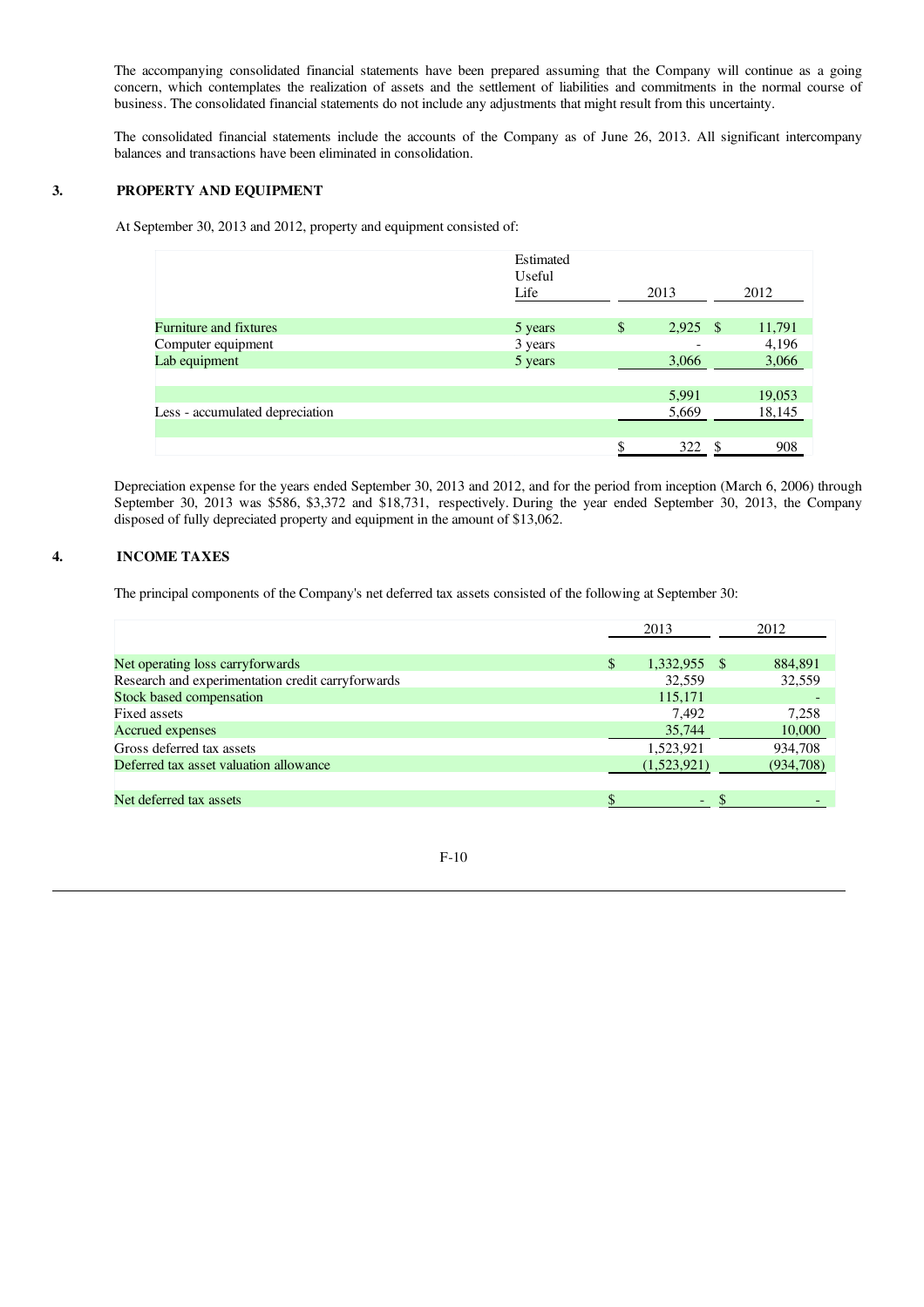The accompanying consolidated financial statements have been prepared assuming that the Company will continue as a going concern, which contemplates the realization of assets and the settlement of liabilities and commitments in the normal course of business. The consolidated financial statements do not include any adjustments that might result from this uncertainty.

The consolidated financial statements include the accounts of the Company as of June 26, 2013. All significant intercompany balances and transactions have been eliminated in consolidation.

## 3. PROPERTY AND EQUIPMENT

At September 30, 2013 and 2012, property and equipment consisted of:

| | Estimated Useful Life | 2013 | 2012 |
|---|---|---|---|
| Furniture and fixtures | 5 years | $ 2,925 | $ 11,791 |
| Computer equipment | 3 years | - | 4,196 |
| Lab equipment | 5 years | 3,066 | 3,066 |
| | | 5,991 | 19,053 |
| Less - accumulated depreciation | | 5,669 | 18,145 |
| | | $ 322 | $ 908 |

Depreciation expense for the years ended September 30, 2013 and 2012, and for the period from inception (March 6, 2006) through September 30, 2013 was $586, $3,372 and $18,731, respectively. During the year ended September 30, 2013, the Company disposed of fully depreciated property and equipment in the amount of $13,062.

## 4. INCOME TAXES

The principal components of the Company's net deferred tax assets consisted of the following at September 30:

| | 2013 | 2012 |
|---|---|---|
| Net operating loss carryforwards | $ 1,332,955 | $ 884,891 |
| Research and experimentation credit carryforwards | 32,559 | 32,559 |
| Stock based compensation | 115,171 | - |
| Fixed assets | 7,492 | 7,258 |
| Accrued expenses | 35,744 | 10,000 |
| Gross deferred tax assets | 1,523,921 | 934,708 |
| Deferred tax asset valuation allowance | (1,523,921) | (934,708) |
| Net deferred tax assets | $ - | $ - |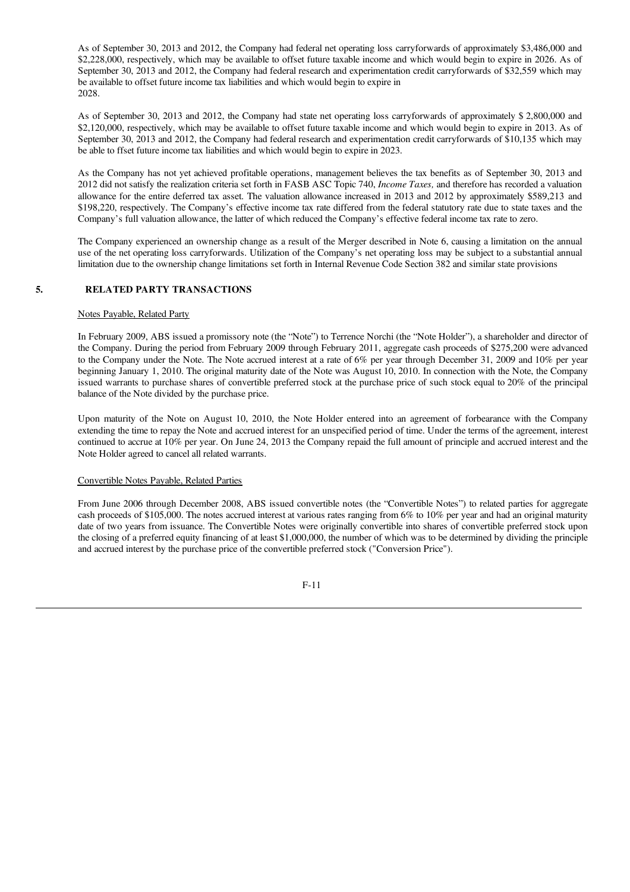As of September 30, 2013 and 2012, the Company had federal net operating loss carryforwards of approximately $3,486,000 and $2,228,000, respectively, which may be available to offset future taxable income and which would begin to expire in 2026. As of September 30, 2013 and 2012, the Company had federal research and experimentation credit carryforwards of $32,559 which may be available to offset future income tax liabilities and which would begin to expire in 2028.

As of September 30, 2013 and 2012, the Company had state net operating loss carryforwards of approximately $ 2,800,000 and $2,120,000, respectively, which may be available to offset future taxable income and which would begin to expire in 2013. As of September 30, 2013 and 2012, the Company had federal research and experimentation credit carryforwards of $10,135 which may be able to ffset future income tax liabilities and which would begin to expire in 2023.

As the Company has not yet achieved profitable operations, management believes the tax benefits as of September 30, 2013 and 2012 did not satisfy the realization criteria set forth in FASB ASC Topic 740, *Income Taxes,* and therefore has recorded a valuation allowance for the entire deferred tax asset. The valuation allowance increased in 2013 and 2012 by approximately $589,213 and $198,220, respectively. The Company's effective income tax rate differed from the federal statutory rate due to state taxes and the Company's full valuation allowance, the latter of which reduced the Company's effective federal income tax rate to zero.

The Company experienced an ownership change as a result of the Merger described in Note 6, causing a limitation on the annual use of the net operating loss carryforwards. Utilization of the Company's net operating loss may be subject to a substantial annual limitation due to the ownership change limitations set forth in Internal Revenue Code Section 382 and similar state provisions

## 5. RELATED PARTY TRANSACTIONS

Notes Payable, Related Party

In February 2009, ABS issued a promissory note (the "Note") to Terrence Norchi (the "Note Holder"), a shareholder and director of the Company. During the period from February 2009 through February 2011, aggregate cash proceeds of $275,200 were advanced to the Company under the Note. The Note accrued interest at a rate of 6% per year through December 31, 2009 and 10% per year beginning January 1, 2010. The original maturity date of the Note was August 10, 2010. In connection with the Note, the Company issued warrants to purchase shares of convertible preferred stock at the purchase price of such stock equal to 20% of the principal balance of the Note divided by the purchase price.

Upon maturity of the Note on August 10, 2010, the Note Holder entered into an agreement of forbearance with the Company extending the time to repay the Note and accrued interest for an unspecified period of time. Under the terms of the agreement, interest continued to accrue at 10% per year. On June 24, 2013 the Company repaid the full amount of principle and accrued interest and the Note Holder agreed to cancel all related warrants.

Convertible Notes Payable, Related Parties

From June 2006 through December 2008, ABS issued convertible notes (the "Convertible Notes") to related parties for aggregate cash proceeds of $105,000. The notes accrued interest at various rates ranging from 6% to 10% per year and had an original maturity date of two years from issuance. The Convertible Notes were originally convertible into shares of convertible preferred stock upon the closing of a preferred equity financing of at least $1,000,000, the number of which was to be determined by dividing the principle and accrued interest by the purchase price of the convertible preferred stock ("Conversion Price").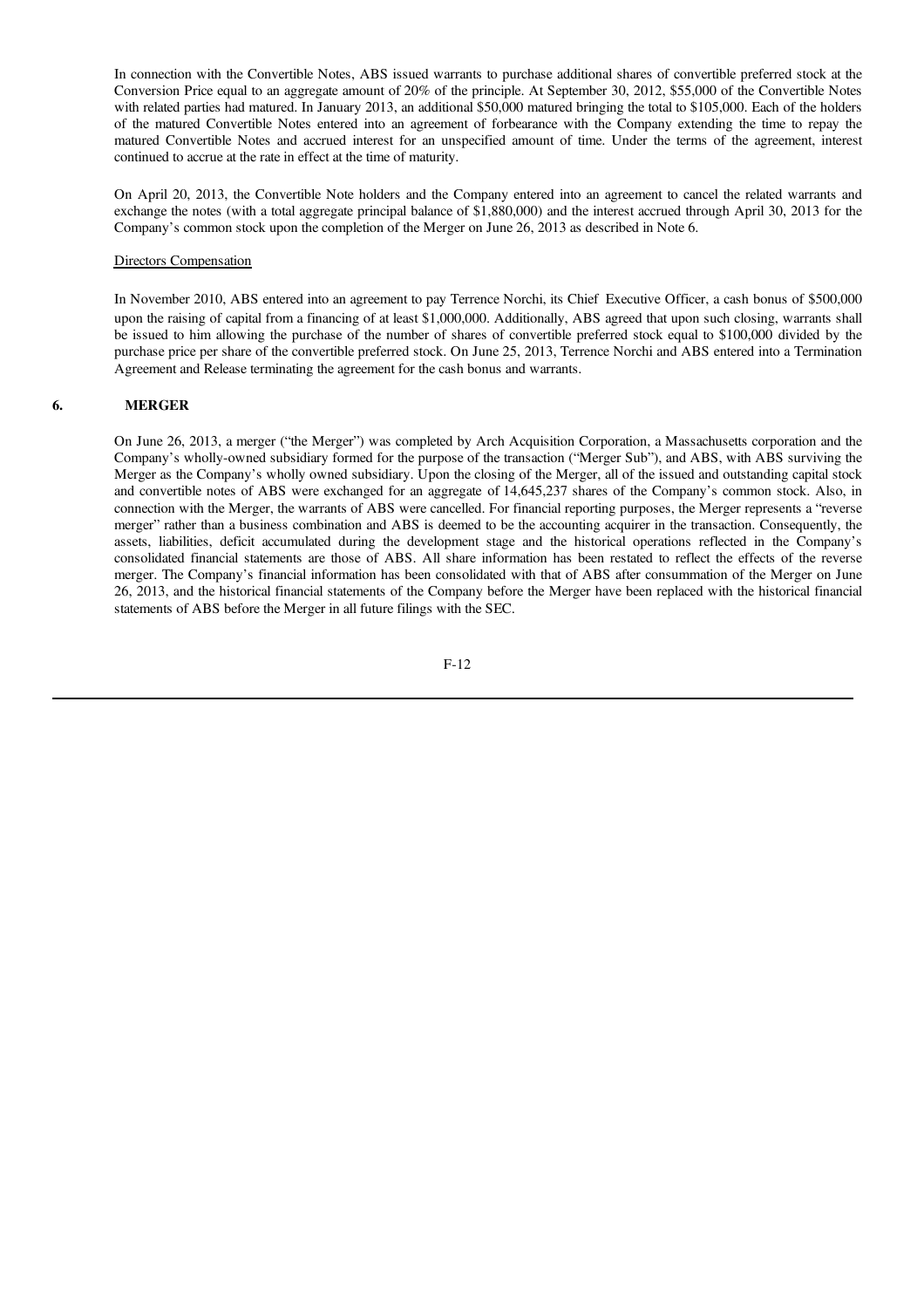In connection with the Convertible Notes, ABS issued warrants to purchase additional shares of convertible preferred stock at the Conversion Price equal to an aggregate amount of 20% of the principle. At September 30, 2012, $55,000 of the Convertible Notes with related parties had matured. In January 2013, an additional $50,000 matured bringing the total to $105,000. Each of the holders of the matured Convertible Notes entered into an agreement of forbearance with the Company extending the time to repay the matured Convertible Notes and accrued interest for an unspecified amount of time. Under the terms of the agreement, interest continued to accrue at the rate in effect at the time of maturity.

On April 20, 2013, the Convertible Note holders and the Company entered into an agreement to cancel the related warrants and exchange the notes (with a total aggregate principal balance of $1,880,000) and the interest accrued through April 30, 2013 for the Company's common stock upon the completion of the Merger on June 26, 2013 as described in Note 6.

Directors Compensation

In November 2010, ABS entered into an agreement to pay Terrence Norchi, its Chief Executive Officer, a cash bonus of $500,000 upon the raising of capital from a financing of at least $1,000,000. Additionally, ABS agreed that upon such closing, warrants shall be issued to him allowing the purchase of the number of shares of convertible preferred stock equal to $100,000 divided by the purchase price per share of the convertible preferred stock. On June 25, 2013, Terrence Norchi and ABS entered into a Termination Agreement and Release terminating the agreement for the cash bonus and warrants.

## 6. MERGER

On June 26, 2013, a merger ("the Merger") was completed by Arch Acquisition Corporation, a Massachusetts corporation and the Company's wholly-owned subsidiary formed for the purpose of the transaction ("Merger Sub"), and ABS, with ABS surviving the Merger as the Company's wholly owned subsidiary. Upon the closing of the Merger, all of the issued and outstanding capital stock and convertible notes of ABS were exchanged for an aggregate of 14,645,237 shares of the Company's common stock. Also, in connection with the Merger, the warrants of ABS were cancelled. For financial reporting purposes, the Merger represents a "reverse merger" rather than a business combination and ABS is deemed to be the accounting acquirer in the transaction. Consequently, the assets, liabilities, deficit accumulated during the development stage and the historical operations reflected in the Company's consolidated financial statements are those of ABS. All share information has been restated to reflect the effects of the reverse merger. The Company's financial information has been consolidated with that of ABS after consummation of the Merger on June 26, 2013, and the historical financial statements of the Company before the Merger have been replaced with the historical financial statements of ABS before the Merger in all future filings with the SEC.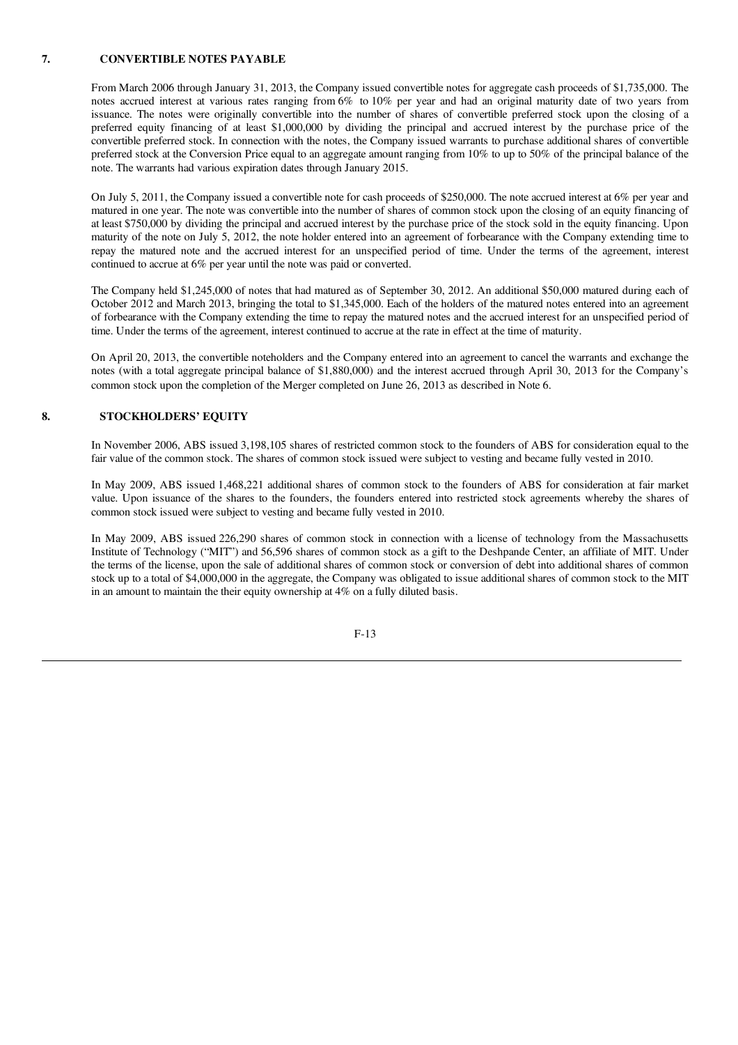## 7. CONVERTIBLE NOTES PAYABLE

From March 2006 through January 31, 2013, the Company issued convertible notes for aggregate cash proceeds of $1,735,000. The notes accrued interest at various rates ranging from 6% to 10% per year and had an original maturity date of two years from issuance. The notes were originally convertible into the number of shares of convertible preferred stock upon the closing of a preferred equity financing of at least $1,000,000 by dividing the principal and accrued interest by the purchase price of the convertible preferred stock. In connection with the notes, the Company issued warrants to purchase additional shares of convertible preferred stock at the Conversion Price equal to an aggregate amount ranging from 10% to up to 50% of the principal balance of the note. The warrants had various expiration dates through January 2015.

On July 5, 2011, the Company issued a convertible note for cash proceeds of $250,000. The note accrued interest at 6% per year and matured in one year. The note was convertible into the number of shares of common stock upon the closing of an equity financing of at least $750,000 by dividing the principal and accrued interest by the purchase price of the stock sold in the equity financing. Upon maturity of the note on July 5, 2012, the note holder entered into an agreement of forbearance with the Company extending time to repay the matured note and the accrued interest for an unspecified period of time. Under the terms of the agreement, interest continued to accrue at 6% per year until the note was paid or converted.

The Company held $1,245,000 of notes that had matured as of September 30, 2012. An additional $50,000 matured during each of October 2012 and March 2013, bringing the total to $1,345,000. Each of the holders of the matured notes entered into an agreement of forbearance with the Company extending the time to repay the matured notes and the accrued interest for an unspecified period of time. Under the terms of the agreement, interest continued to accrue at the rate in effect at the time of maturity.

On April 20, 2013, the convertible noteholders and the Company entered into an agreement to cancel the warrants and exchange the notes (with a total aggregate principal balance of $1,880,000) and the interest accrued through April 30, 2013 for the Company's common stock upon the completion of the Merger completed on June 26, 2013 as described in Note 6.

## 8. STOCKHOLDERS' EQUITY

In November 2006, ABS issued 3,198,105 shares of restricted common stock to the founders of ABS for consideration equal to the fair value of the common stock. The shares of common stock issued were subject to vesting and became fully vested in 2010.

In May 2009, ABS issued 1,468,221 additional shares of common stock to the founders of ABS for consideration at fair market value. Upon issuance of the shares to the founders, the founders entered into restricted stock agreements whereby the shares of common stock issued were subject to vesting and became fully vested in 2010.

In May 2009, ABS issued 226,290 shares of common stock in connection with a license of technology from the Massachusetts Institute of Technology ("MIT") and 56,596 shares of common stock as a gift to the Deshpande Center, an affiliate of MIT. Under the terms of the license, upon the sale of additional shares of common stock or conversion of debt into additional shares of common stock up to a total of $4,000,000 in the aggregate, the Company was obligated to issue additional shares of common stock to the MIT in an amount to maintain the their equity ownership at 4% on a fully diluted basis.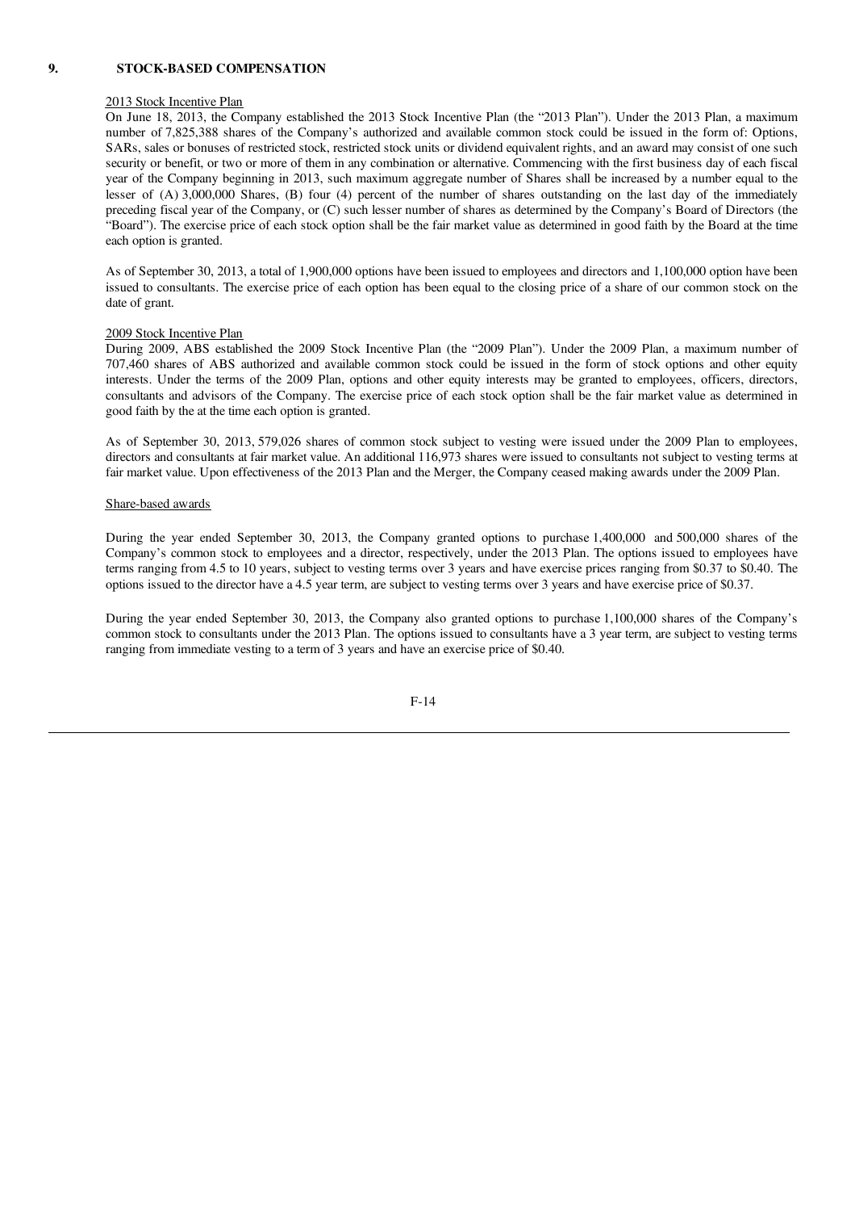## 9. STOCK-BASED COMPENSATION

2013 Stock Incentive Plan

On June 18, 2013, the Company established the 2013 Stock Incentive Plan (the "2013 Plan"). Under the 2013 Plan, a maximum number of 7,825,388 shares of the Company's authorized and available common stock could be issued in the form of: Options, SARs, sales or bonuses of restricted stock, restricted stock units or dividend equivalent rights, and an award may consist of one such security or benefit, or two or more of them in any combination or alternative. Commencing with the first business day of each fiscal year of the Company beginning in 2013, such maximum aggregate number of Shares shall be increased by a number equal to the lesser of (A) 3,000,000 Shares, (B) four (4) percent of the number of shares outstanding on the last day of the immediately preceding fiscal year of the Company, or (C) such lesser number of shares as determined by the Company's Board of Directors (the "Board"). The exercise price of each stock option shall be the fair market value as determined in good faith by the Board at the time each option is granted.

As of September 30, 2013, a total of 1,900,000 options have been issued to employees and directors and 1,100,000 option have been issued to consultants. The exercise price of each option has been equal to the closing price of a share of our common stock on the date of grant.

2009 Stock Incentive Plan

During 2009, ABS established the 2009 Stock Incentive Plan (the "2009 Plan"). Under the 2009 Plan, a maximum number of 707,460 shares of ABS authorized and available common stock could be issued in the form of stock options and other equity interests. Under the terms of the 2009 Plan, options and other equity interests may be granted to employees, officers, directors, consultants and advisors of the Company. The exercise price of each stock option shall be the fair market value as determined in good faith by the at the time each option is granted.

As of September 30, 2013, 579,026 shares of common stock subject to vesting were issued under the 2009 Plan to employees, directors and consultants at fair market value. An additional 116,973 shares were issued to consultants not subject to vesting terms at fair market value. Upon effectiveness of the 2013 Plan and the Merger, the Company ceased making awards under the 2009 Plan.

Share-based awards

During the year ended September 30, 2013, the Company granted options to purchase 1,400,000 and 500,000 shares of the Company's common stock to employees and a director, respectively, under the 2013 Plan. The options issued to employees have terms ranging from 4.5 to 10 years, subject to vesting terms over 3 years and have exercise prices ranging from $0.37 to $0.40. The options issued to the director have a 4.5 year term, are subject to vesting terms over 3 years and have exercise price of $0.37.

During the year ended September 30, 2013, the Company also granted options to purchase 1,100,000 shares of the Company's common stock to consultants under the 2013 Plan. The options issued to consultants have a 3 year term, are subject to vesting terms ranging from immediate vesting to a term of 3 years and have an exercise price of $0.40.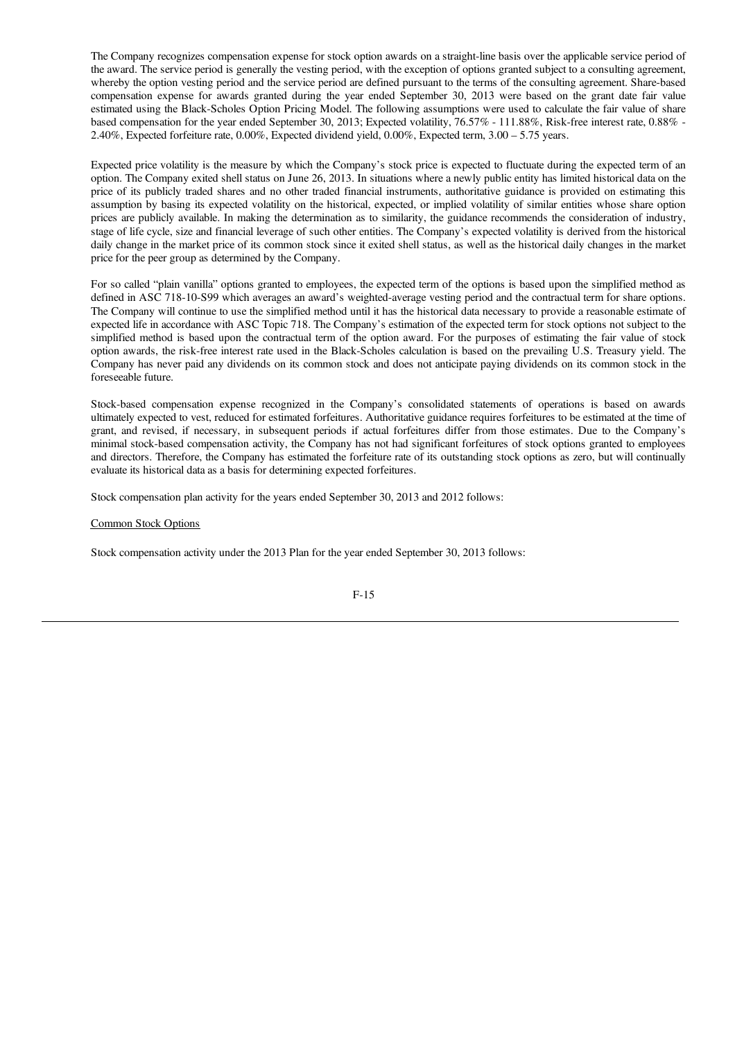The Company recognizes compensation expense for stock option awards on a straight-line basis over the applicable service period of the award. The service period is generally the vesting period, with the exception of options granted subject to a consulting agreement, whereby the option vesting period and the service period are defined pursuant to the terms of the consulting agreement. Share-based compensation expense for awards granted during the year ended September 30, 2013 were based on the grant date fair value estimated using the Black-Scholes Option Pricing Model. The following assumptions were used to calculate the fair value of share based compensation for the year ended September 30, 2013; Expected volatility, 76.57% - 111.88%, Risk-free interest rate, 0.88% - 2.40%, Expected forfeiture rate, 0.00%, Expected dividend yield, 0.00%, Expected term, 3.00 – 5.75 years.

Expected price volatility is the measure by which the Company's stock price is expected to fluctuate during the expected term of an option. The Company exited shell status on June 26, 2013. In situations where a newly public entity has limited historical data on the price of its publicly traded shares and no other traded financial instruments, authoritative guidance is provided on estimating this assumption by basing its expected volatility on the historical, expected, or implied volatility of similar entities whose share option prices are publicly available. In making the determination as to similarity, the guidance recommends the consideration of industry, stage of life cycle, size and financial leverage of such other entities. The Company's expected volatility is derived from the historical daily change in the market price of its common stock since it exited shell status, as well as the historical daily changes in the market price for the peer group as determined by the Company.

For so called "plain vanilla" options granted to employees, the expected term of the options is based upon the simplified method as defined in ASC 718-10-S99 which averages an award's weighted-average vesting period and the contractual term for share options. The Company will continue to use the simplified method until it has the historical data necessary to provide a reasonable estimate of expected life in accordance with ASC Topic 718. The Company's estimation of the expected term for stock options not subject to the simplified method is based upon the contractual term of the option award. For the purposes of estimating the fair value of stock option awards, the risk-free interest rate used in the Black-Scholes calculation is based on the prevailing U.S. Treasury yield. The Company has never paid any dividends on its common stock and does not anticipate paying dividends on its common stock in the foreseeable future.

Stock-based compensation expense recognized in the Company's consolidated statements of operations is based on awards ultimately expected to vest, reduced for estimated forfeitures. Authoritative guidance requires forfeitures to be estimated at the time of grant, and revised, if necessary, in subsequent periods if actual forfeitures differ from those estimates. Due to the Company's minimal stock-based compensation activity, the Company has not had significant forfeitures of stock options granted to employees and directors. Therefore, the Company has estimated the forfeiture rate of its outstanding stock options as zero, but will continually evaluate its historical data as a basis for determining expected forfeitures.

Stock compensation plan activity for the years ended September 30, 2013 and 2012 follows:

Common Stock Options

Stock compensation activity under the 2013 Plan for the year ended September 30, 2013 follows: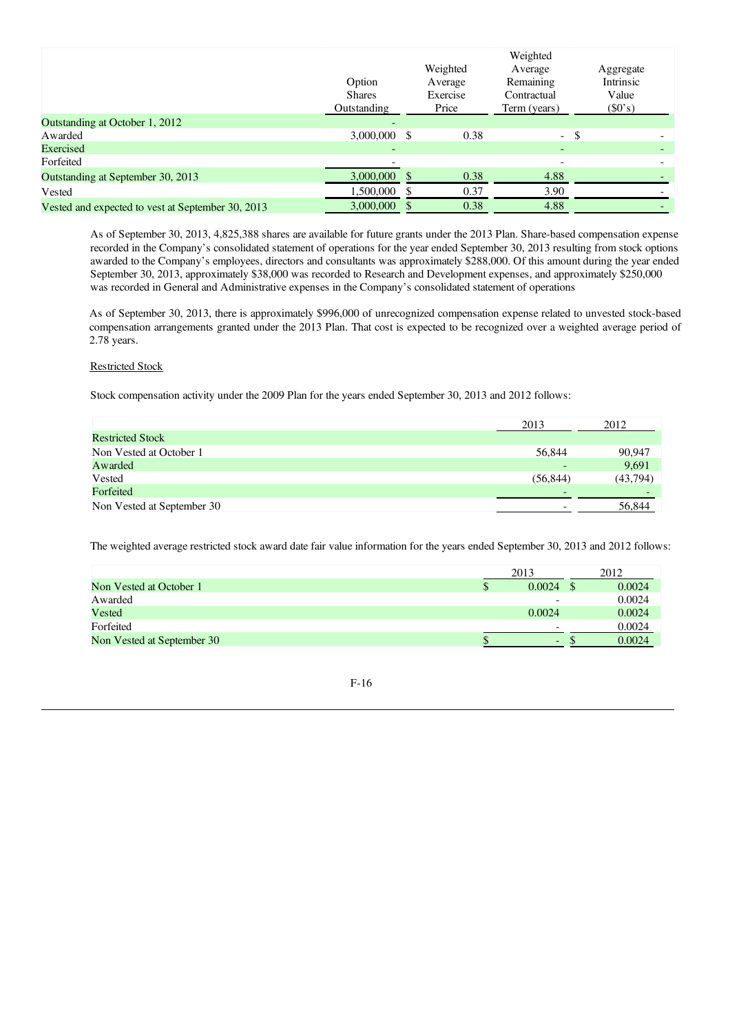| | Option Shares Outstanding | Weighted Average Exercise Price | Weighted Average Remaining Contractual Term (years) | Aggregate Intrinsic Value ($0's) |
|---|---|---|---|---|
| Outstanding at October 1, 2012 | - | | | |
| Awarded | 3,000,000 | $ 0.38 | - | $ - |
| Exercised | - | | - | - |
| Forfeited | - | | - | - |
| Outstanding at September 30, 2013 | 3,000,000 | $ 0.38 | 4.88 | - |
| Vested | 1,500,000 | $ 0.37 | 3.90 | - |
| Vested and expected to vest at September 30, 2013 | 3,000,000 | $ 0.38 | 4.88 | - |

As of September 30, 2013, 4,825,388 shares are available for future grants under the 2013 Plan. Share-based compensation expense recorded in the Company's consolidated statement of operations for the year ended September 30, 2013 resulting from stock options awarded to the Company's employees, directors and consultants was approximately $288,000. Of this amount during the year ended September 30, 2013, approximately $38,000 was recorded to Research and Development expenses, and approximately $250,000 was recorded in General and Administrative expenses in the Company's consolidated statement of operations

As of September 30, 2013, there is approximately $996,000 of unrecognized compensation expense related to unvested stock-based compensation arrangements granted under the 2013 Plan. That cost is expected to be recognized over a weighted average period of 2.78 years.

Restricted Stock

Stock compensation activity under the 2009 Plan for the years ended September 30, 2013 and 2012 follows:

| | 2013 | 2012 |
|---|---|---|
| Restricted Stock | | |
| Non Vested at October 1 | 56,844 | 90,947 |
| Awarded | - | 9,691 |
| Vested | (56,844) | (43,794) |
| Forfeited | - | - |
| Non Vested at September 30 | - | 56,844 |

The weighted average restricted stock award date fair value information for the years ended September 30, 2013 and 2012 follows:

| | 2013 | 2012 |
|---|---|---|
| Non Vested at October 1 | $ 0.0024 | $ 0.0024 |
| Awarded | - | 0.0024 |
| Vested | 0.0024 | 0.0024 |
| Forfeited | - | 0.0024 |
| Non Vested at September 30 | $ - | $ 0.0024 |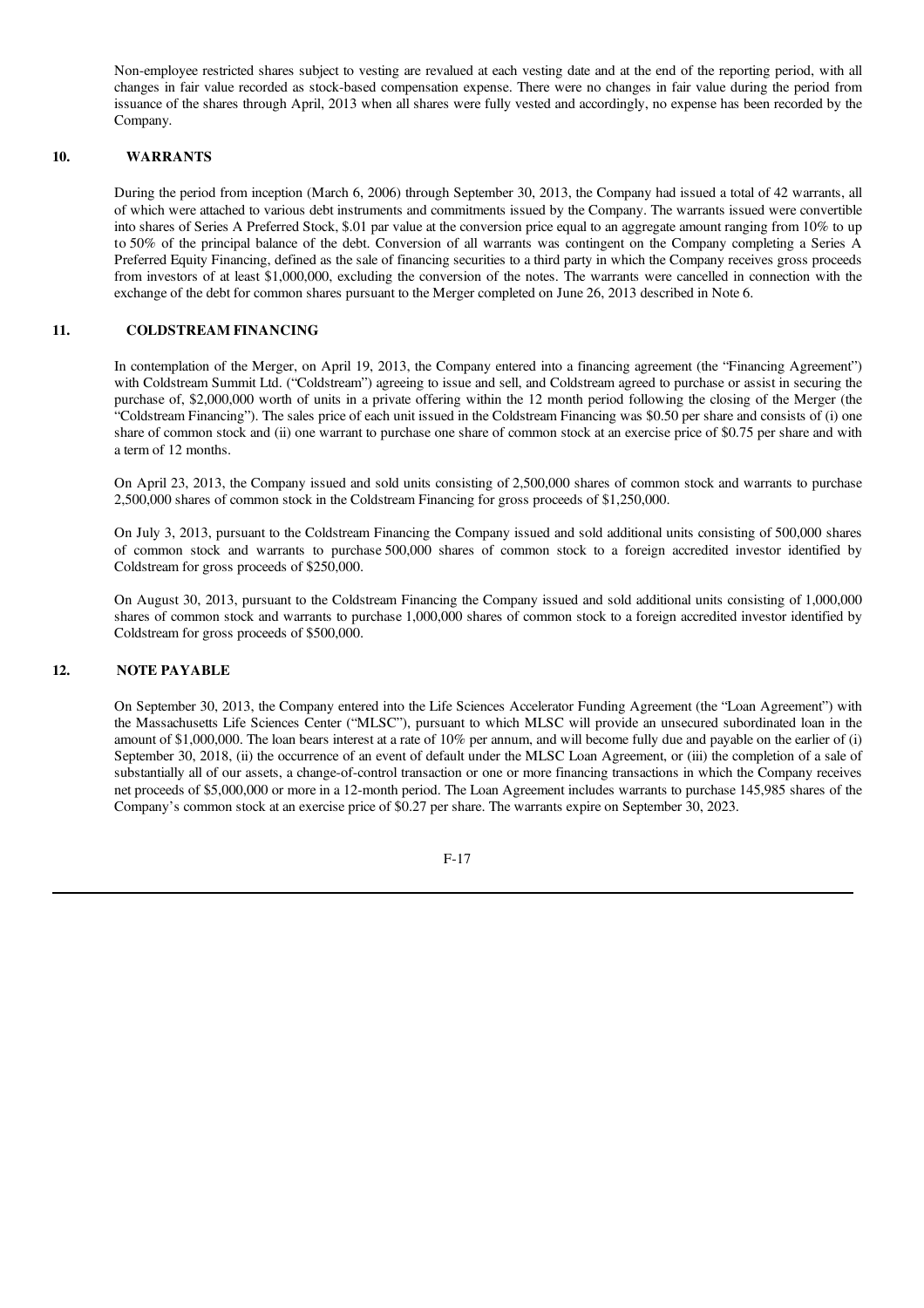Non-employee restricted shares subject to vesting are revalued at each vesting date and at the end of the reporting period, with all changes in fair value recorded as stock-based compensation expense. There were no changes in fair value during the period from issuance of the shares through April, 2013 when all shares were fully vested and accordingly, no expense has been recorded by the Company.

## 10. WARRANTS

During the period from inception (March 6, 2006) through September 30, 2013, the Company had issued a total of 42 warrants, all of which were attached to various debt instruments and commitments issued by the Company. The warrants issued were convertible into shares of Series A Preferred Stock, $.01 par value at the conversion price equal to an aggregate amount ranging from 10% to up to 50% of the principal balance of the debt. Conversion of all warrants was contingent on the Company completing a Series A Preferred Equity Financing, defined as the sale of financing securities to a third party in which the Company receives gross proceeds from investors of at least $1,000,000, excluding the conversion of the notes. The warrants were cancelled in connection with the exchange of the debt for common shares pursuant to the Merger completed on June 26, 2013 described in Note 6.

## 11. COLDSTREAM FINANCING

In contemplation of the Merger, on April 19, 2013, the Company entered into a financing agreement (the "Financing Agreement") with Coldstream Summit Ltd. ("Coldstream") agreeing to issue and sell, and Coldstream agreed to purchase or assist in securing the purchase of, $2,000,000 worth of units in a private offering within the 12 month period following the closing of the Merger (the "Coldstream Financing"). The sales price of each unit issued in the Coldstream Financing was $0.50 per share and consists of (i) one share of common stock and (ii) one warrant to purchase one share of common stock at an exercise price of $0.75 per share and with a term of 12 months.

On April 23, 2013, the Company issued and sold units consisting of 2,500,000 shares of common stock and warrants to purchase 2,500,000 shares of common stock in the Coldstream Financing for gross proceeds of $1,250,000.

On July 3, 2013, pursuant to the Coldstream Financing the Company issued and sold additional units consisting of 500,000 shares of common stock and warrants to purchase 500,000 shares of common stock to a foreign accredited investor identified by Coldstream for gross proceeds of $250,000.

On August 30, 2013, pursuant to the Coldstream Financing the Company issued and sold additional units consisting of 1,000,000 shares of common stock and warrants to purchase 1,000,000 shares of common stock to a foreign accredited investor identified by Coldstream for gross proceeds of $500,000.

## 12. NOTE PAYABLE

On September 30, 2013, the Company entered into the Life Sciences Accelerator Funding Agreement (the "Loan Agreement") with the Massachusetts Life Sciences Center ("MLSC"), pursuant to which MLSC will provide an unsecured subordinated loan in the amount of $1,000,000. The loan bears interest at a rate of 10% per annum, and will become fully due and payable on the earlier of (i) September 30, 2018, (ii) the occurrence of an event of default under the MLSC Loan Agreement, or (iii) the completion of a sale of substantially all of our assets, a change-of-control transaction or one or more financing transactions in which the Company receives net proceeds of $5,000,000 or more in a 12-month period. The Loan Agreement includes warrants to purchase 145,985 shares of the Company's common stock at an exercise price of $0.27 per share. The warrants expire on September 30, 2023.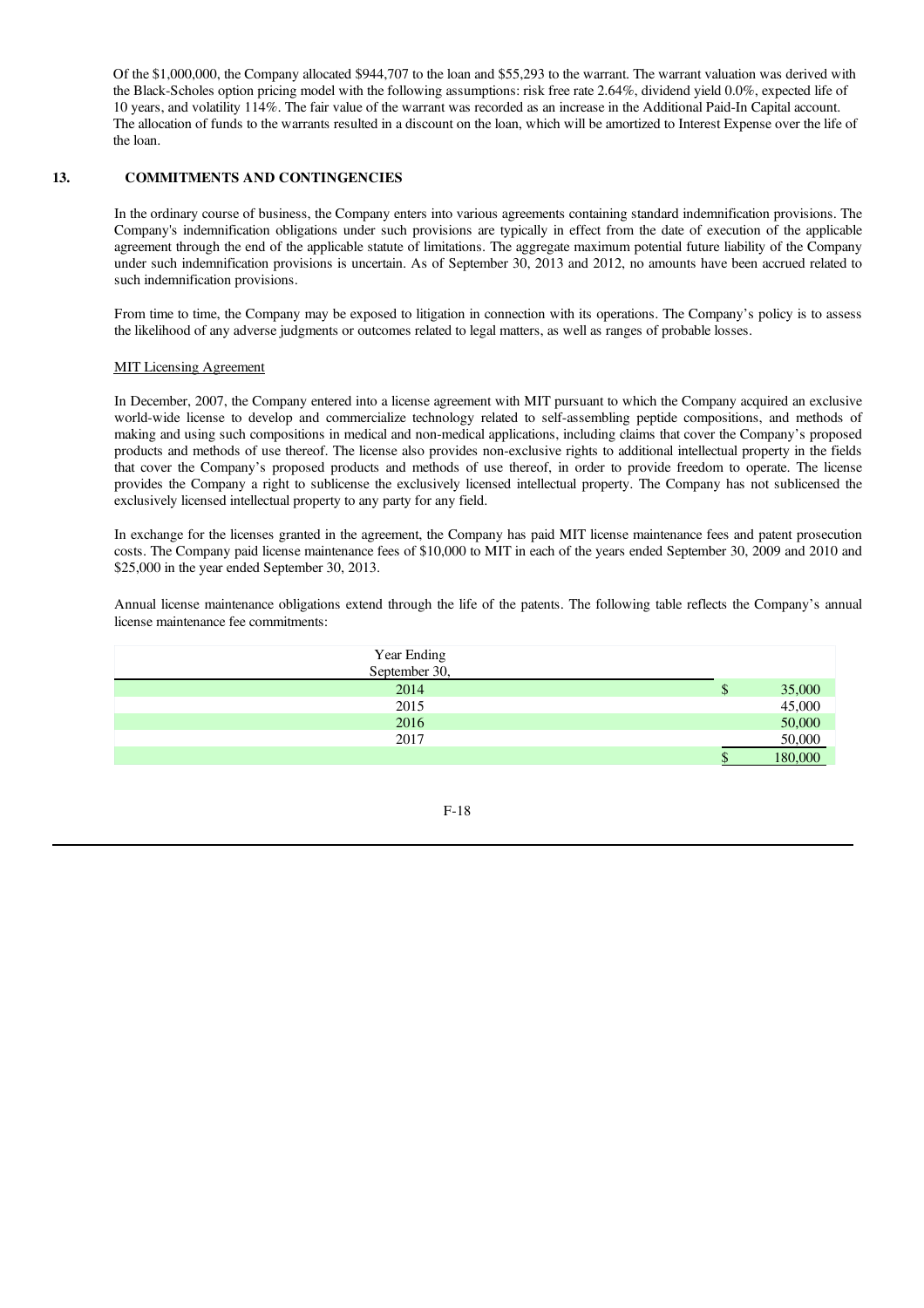Of the $1,000,000, the Company allocated $944,707 to the loan and $55,293 to the warrant. The warrant valuation was derived with the Black-Scholes option pricing model with the following assumptions: risk free rate 2.64%, dividend yield 0.0%, expected life of 10 years, and volatility 114%. The fair value of the warrant was recorded as an increase in the Additional Paid-In Capital account. The allocation of funds to the warrants resulted in a discount on the loan, which will be amortized to Interest Expense over the life of the loan.

## 13. COMMITMENTS AND CONTINGENCIES

In the ordinary course of business, the Company enters into various agreements containing standard indemnification provisions. The Company's indemnification obligations under such provisions are typically in effect from the date of execution of the applicable agreement through the end of the applicable statute of limitations. The aggregate maximum potential future liability of the Company under such indemnification provisions is uncertain. As of September 30, 2013 and 2012, no amounts have been accrued related to such indemnification provisions.

From time to time, the Company may be exposed to litigation in connection with its operations. The Company's policy is to assess the likelihood of any adverse judgments or outcomes related to legal matters, as well as ranges of probable losses.

MIT Licensing Agreement

In December, 2007, the Company entered into a license agreement with MIT pursuant to which the Company acquired an exclusive world-wide license to develop and commercialize technology related to self-assembling peptide compositions, and methods of making and using such compositions in medical and non-medical applications, including claims that cover the Company's proposed products and methods of use thereof. The license also provides non-exclusive rights to additional intellectual property in the fields that cover the Company's proposed products and methods of use thereof, in order to provide freedom to operate. The license provides the Company a right to sublicense the exclusively licensed intellectual property. The Company has not sublicensed the exclusively licensed intellectual property to any party for any field.

In exchange for the licenses granted in the agreement, the Company has paid MIT license maintenance fees and patent prosecution costs. The Company paid license maintenance fees of $10,000 to MIT in each of the years ended September 30, 2009 and 2010 and $25,000 in the year ended September 30, 2013.

Annual license maintenance obligations extend through the life of the patents. The following table reflects the Company's annual license maintenance fee commitments:

| Year Ending September 30, | |
|---|---|
| 2014 | $ 35,000 |
| 2015 | 45,000 |
| 2016 | 50,000 |
| 2017 | 50,000 |
| | $ 180,000 |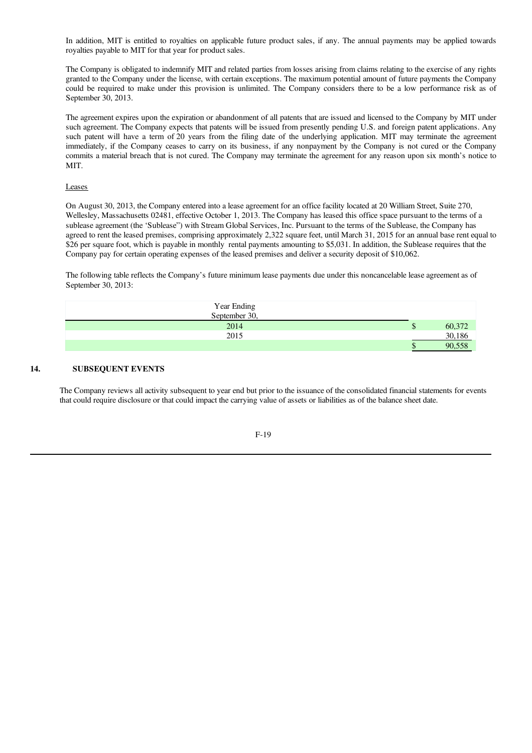In addition, MIT is entitled to royalties on applicable future product sales, if any. The annual payments may be applied towards royalties payable to MIT for that year for product sales.

The Company is obligated to indemnify MIT and related parties from losses arising from claims relating to the exercise of any rights granted to the Company under the license, with certain exceptions. The maximum potential amount of future payments the Company could be required to make under this provision is unlimited. The Company considers there to be a low performance risk as of September 30, 2013.

The agreement expires upon the expiration or abandonment of all patents that are issued and licensed to the Company by MIT under such agreement. The Company expects that patents will be issued from presently pending U.S. and foreign patent applications. Any such patent will have a term of 20 years from the filing date of the underlying application. MIT may terminate the agreement immediately, if the Company ceases to carry on its business, if any nonpayment by the Company is not cured or the Company commits a material breach that is not cured. The Company may terminate the agreement for any reason upon six month's notice to MIT.

Leases

On August 30, 2013, the Company entered into a lease agreement for an office facility located at 20 William Street, Suite 270, Wellesley, Massachusetts 02481, effective October 1, 2013. The Company has leased this office space pursuant to the terms of a sublease agreement (the 'Sublease") with Stream Global Services, Inc. Pursuant to the terms of the Sublease, the Company has agreed to rent the leased premises, comprising approximately 2,322 square feet, until March 31, 2015 for an annual base rent equal to $26 per square foot, which is payable in monthly rental payments amounting to $5,031. In addition, the Sublease requires that the Company pay for certain operating expenses of the leased premises and deliver a security deposit of $10,062.

The following table reflects the Company's future minimum lease payments due under this noncancelable lease agreement as of September 30, 2013:

| Year Ending September 30, | | |
|---|---|---|
| 2014 | $ | 60,372 |
| 2015 | | 30,186 |
| | $ | 90,558 |

## 14. SUBSEQUENT EVENTS

The Company reviews all activity subsequent to year end but prior to the issuance of the consolidated financial statements for events that could require disclosure or that could impact the carrying value of assets or liabilities as of the balance sheet date.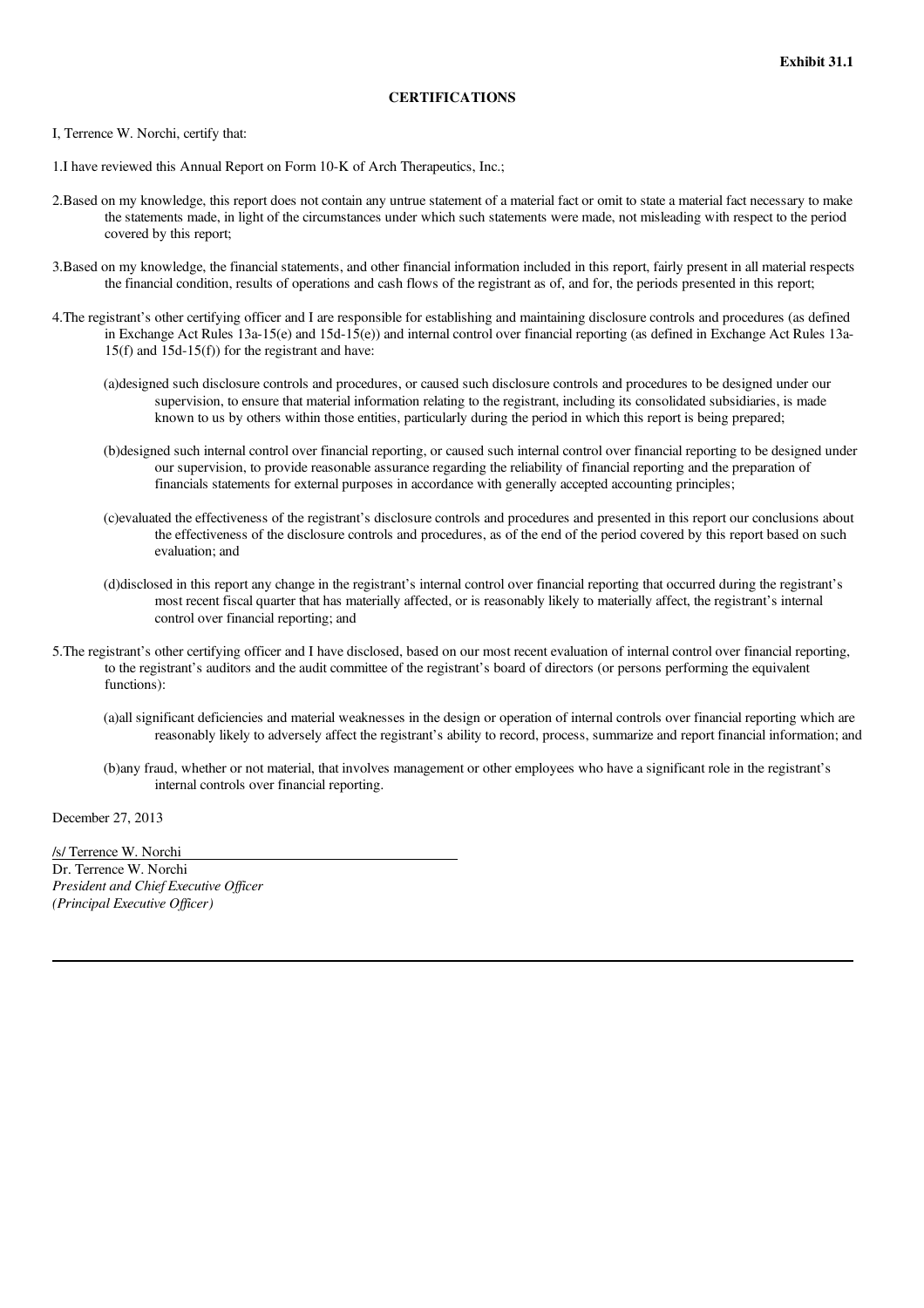**Exhibit 31.1**

**CERTIFICATIONS**

I, Terrence W. Norchi, certify that:

1.I have reviewed this Annual Report on Form 10-K of Arch Therapeutics, Inc.;

2.Based on my knowledge, this report does not contain any untrue statement of a material fact or omit to state a material fact necessary to make the statements made, in light of the circumstances under which such statements were made, not misleading with respect to the period covered by this report;

3.Based on my knowledge, the financial statements, and other financial information included in this report, fairly present in all material respects the financial condition, results of operations and cash flows of the registrant as of, and for, the periods presented in this report;

4.The registrant's other certifying officer and I are responsible for establishing and maintaining disclosure controls and procedures (as defined in Exchange Act Rules 13a-15(e) and 15d-15(e)) and internal control over financial reporting (as defined in Exchange Act Rules 13a-15(f) and 15d-15(f)) for the registrant and have:

(a)designed such disclosure controls and procedures, or caused such disclosure controls and procedures to be designed under our supervision, to ensure that material information relating to the registrant, including its consolidated subsidiaries, is made known to us by others within those entities, particularly during the period in which this report is being prepared;

(b)designed such internal control over financial reporting, or caused such internal control over financial reporting to be designed under our supervision, to provide reasonable assurance regarding the reliability of financial reporting and the preparation of financials statements for external purposes in accordance with generally accepted accounting principles;

(c)evaluated the effectiveness of the registrant's disclosure controls and procedures and presented in this report our conclusions about the effectiveness of the disclosure controls and procedures, as of the end of the period covered by this report based on such evaluation; and

(d)disclosed in this report any change in the registrant's internal control over financial reporting that occurred during the registrant's most recent fiscal quarter that has materially affected, or is reasonably likely to materially affect, the registrant's internal control over financial reporting; and

5.The registrant's other certifying officer and I have disclosed, based on our most recent evaluation of internal control over financial reporting, to the registrant's auditors and the audit committee of the registrant's board of directors (or persons performing the equivalent functions):

(a)all significant deficiencies and material weaknesses in the design or operation of internal controls over financial reporting which are reasonably likely to adversely affect the registrant's ability to record, process, summarize and report financial information; and

(b)any fraud, whether or not material, that involves management or other employees who have a significant role in the registrant's internal controls over financial reporting.

December 27, 2013

/s/ Terrence W. Norchi

Dr. Terrence W. Norchi

*President and Chief Executive Officer*

*(Principal Executive Officer)*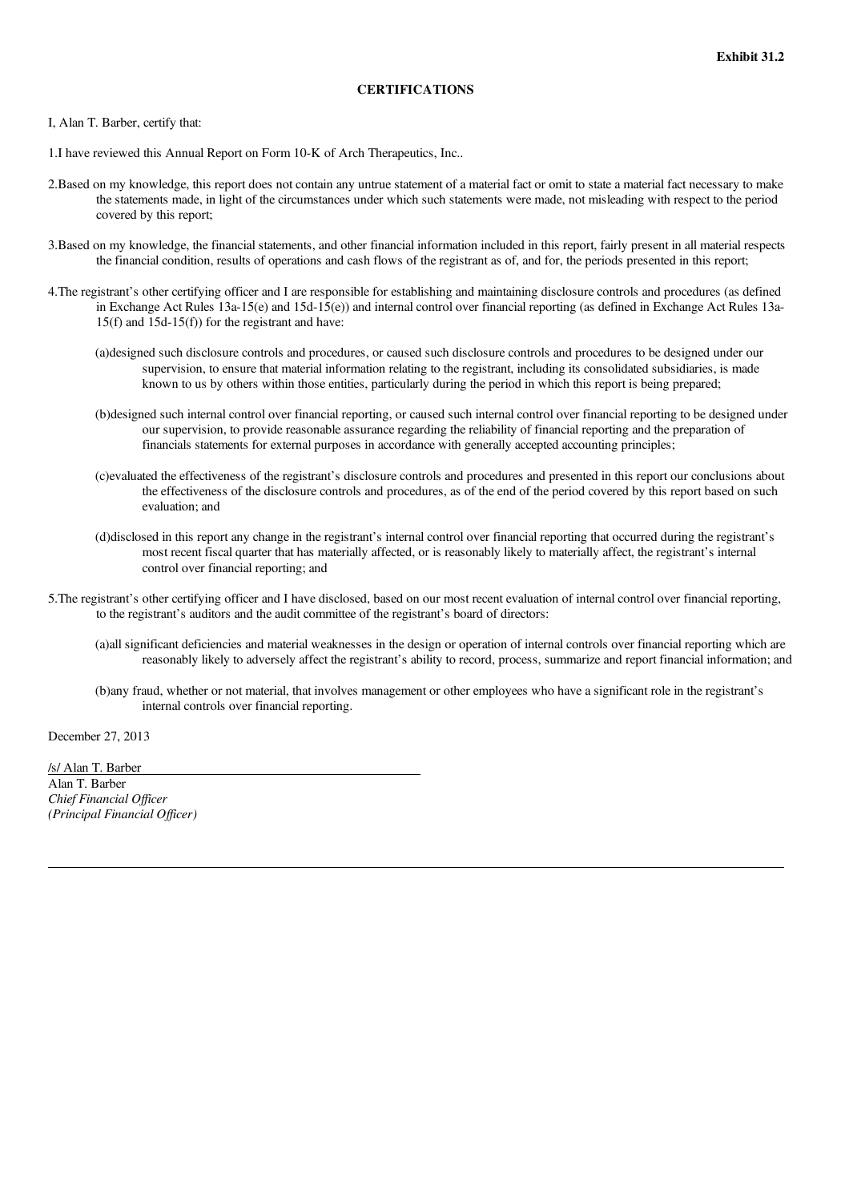**Exhibit 31.2**

**CERTIFICATIONS**

I, Alan T. Barber, certify that:

1.I have reviewed this Annual Report on Form 10-K of Arch Therapeutics, Inc..

2.Based on my knowledge, this report does not contain any untrue statement of a material fact or omit to state a material fact necessary to make the statements made, in light of the circumstances under which such statements were made, not misleading with respect to the period covered by this report;

3.Based on my knowledge, the financial statements, and other financial information included in this report, fairly present in all material respects the financial condition, results of operations and cash flows of the registrant as of, and for, the periods presented in this report;

4.The registrant's other certifying officer and I are responsible for establishing and maintaining disclosure controls and procedures (as defined in Exchange Act Rules 13a-15(e) and 15d-15(e)) and internal control over financial reporting (as defined in Exchange Act Rules 13a-15(f) and 15d-15(f)) for the registrant and have:

(a)designed such disclosure controls and procedures, or caused such disclosure controls and procedures to be designed under our supervision, to ensure that material information relating to the registrant, including its consolidated subsidiaries, is made known to us by others within those entities, particularly during the period in which this report is being prepared;

(b)designed such internal control over financial reporting, or caused such internal control over financial reporting to be designed under our supervision, to provide reasonable assurance regarding the reliability of financial reporting and the preparation of financials statements for external purposes in accordance with generally accepted accounting principles;

(c)evaluated the effectiveness of the registrant's disclosure controls and procedures and presented in this report our conclusions about the effectiveness of the disclosure controls and procedures, as of the end of the period covered by this report based on such evaluation; and

(d)disclosed in this report any change in the registrant's internal control over financial reporting that occurred during the registrant's most recent fiscal quarter that has materially affected, or is reasonably likely to materially affect, the registrant's internal control over financial reporting; and

5.The registrant's other certifying officer and I have disclosed, based on our most recent evaluation of internal control over financial reporting, to the registrant's auditors and the audit committee of the registrant's board of directors:

(a)all significant deficiencies and material weaknesses in the design or operation of internal controls over financial reporting which are reasonably likely to adversely affect the registrant's ability to record, process, summarize and report financial information; and

(b)any fraud, whether or not material, that involves management or other employees who have a significant role in the registrant's internal controls over financial reporting.

December 27, 2013

/s/ Alan T. Barber

Alan T. Barber
*Chief Financial Officer*
*(Principal Financial Officer)*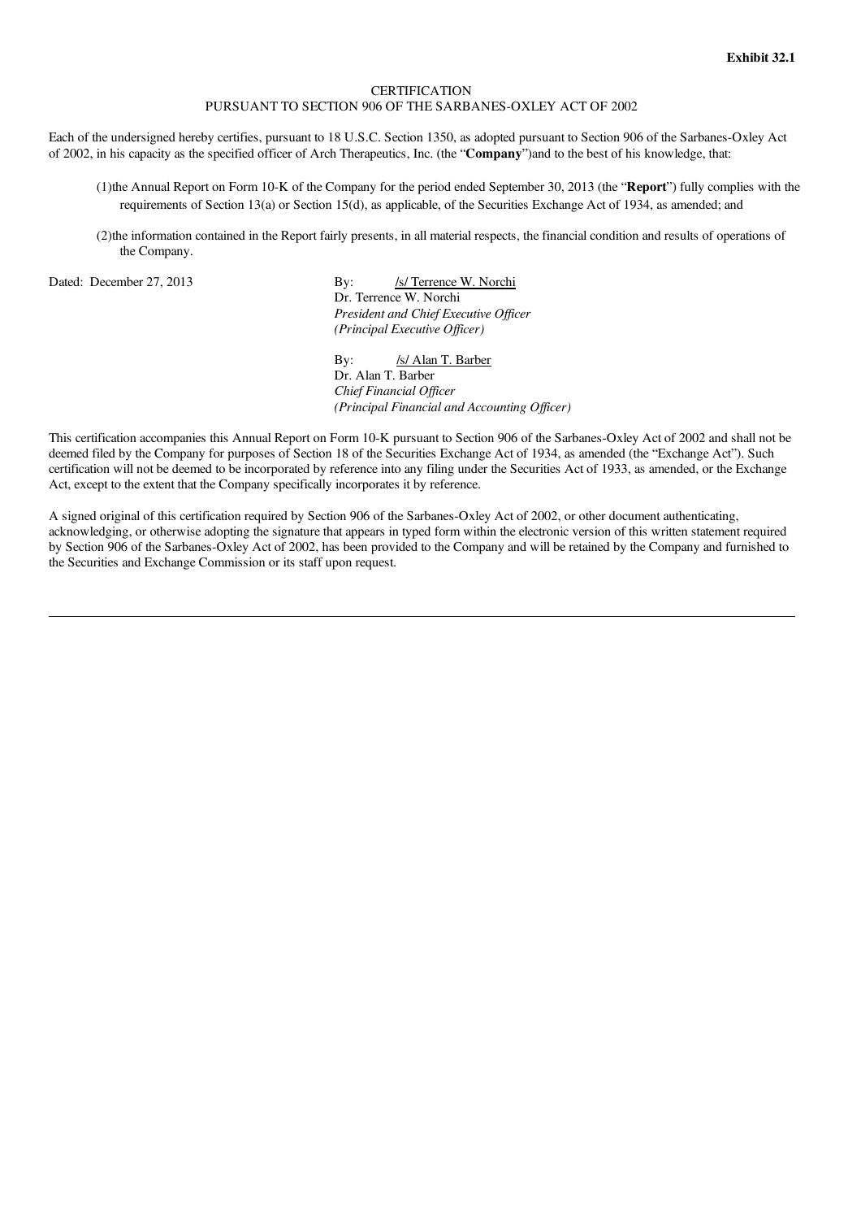**Exhibit 32.1**

CERTIFICATION
PURSUANT TO SECTION 906 OF THE SARBANES-OXLEY ACT OF 2002

Each of the undersigned hereby certifies, pursuant to 18 U.S.C. Section 1350, as adopted pursuant to Section 906 of the Sarbanes-Oxley Act of 2002, in his capacity as the specified officer of Arch Therapeutics, Inc. (the "**Company**")and to the best of his knowledge, that:

(1)the Annual Report on Form 10-K of the Company for the period ended September 30, 2013 (the "**Report**") fully complies with the requirements of Section 13(a) or Section 15(d), as applicable, of the Securities Exchange Act of 1934, as amended; and

(2)the information contained in the Report fairly presents, in all material respects, the financial condition and results of operations of the Company.

Dated: December 27, 2013

By: /s/ Terrence W. Norchi
Dr. Terrence W. Norchi
*President and Chief Executive Officer*
*(Principal Executive Officer)*

By: /s/ Alan T. Barber
Dr. Alan T. Barber
*Chief Financial Officer*
*(Principal Financial and Accounting Officer)*

This certification accompanies this Annual Report on Form 10-K pursuant to Section 906 of the Sarbanes-Oxley Act of 2002 and shall not be deemed filed by the Company for purposes of Section 18 of the Securities Exchange Act of 1934, as amended (the "Exchange Act"). Such certification will not be deemed to be incorporated by reference into any filing under the Securities Act of 1933, as amended, or the Exchange Act, except to the extent that the Company specifically incorporates it by reference.

A signed original of this certification required by Section 906 of the Sarbanes-Oxley Act of 2002, or other document authenticating, acknowledging, or otherwise adopting the signature that appears in typed form within the electronic version of this written statement required by Section 906 of the Sarbanes-Oxley Act of 2002, has been provided to the Company and will be retained by the Company and furnished to the Securities and Exchange Commission or its staff upon request.